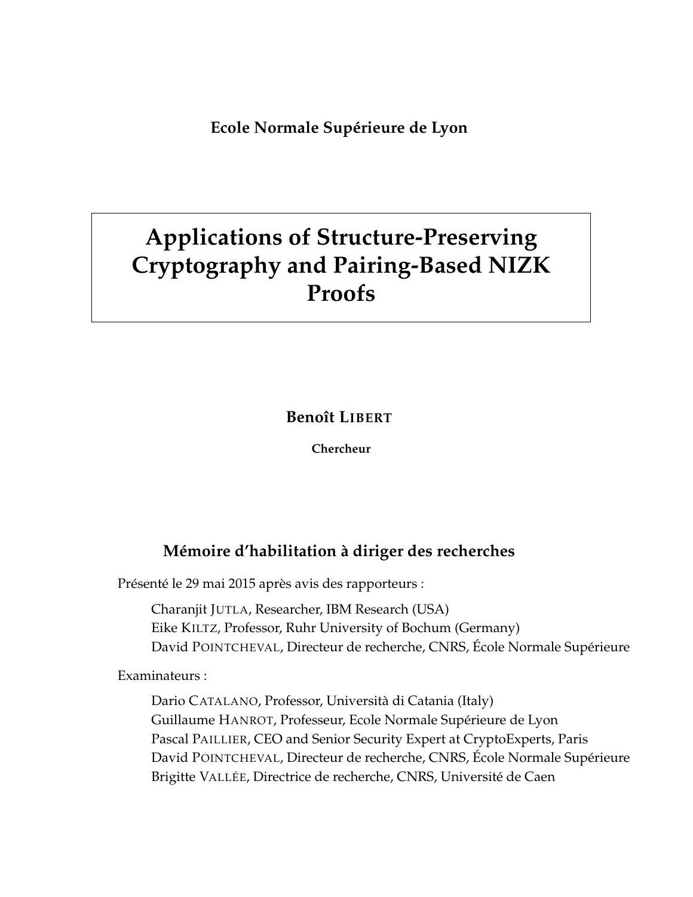**Ecole Normale Supérieure de Lyon**

# Applications of Structure-Preserving Cryptography and Pairing-Based NIZK Proofs

**Benoît LIBERT**

**Chercheur**

## Mémoire d'habilitation à diriger des recherches

Présenté le 29 mai 2015 après avis des rapporteurs :

Charanjit JUTLA, Researcher, IBM Research (USA)
Eike KILTZ, Professor, Ruhr University of Bochum (Germany)
David POINTCHEVAL, Directeur de recherche, CNRS, École Normale Supérieure

Examinateurs :

Dario CATALANO, Professor, Università di Catania (Italy)
Guillaume HANROT, Professeur, Ecole Normale Supérieure de Lyon
Pascal PAILLIER, CEO and Senior Security Expert at CryptoExperts, Paris
David POINTCHEVAL, Directeur de recherche, CNRS, École Normale Supérieure
Brigitte VALLÉE, Directrice de recherche, CNRS, Université de Caen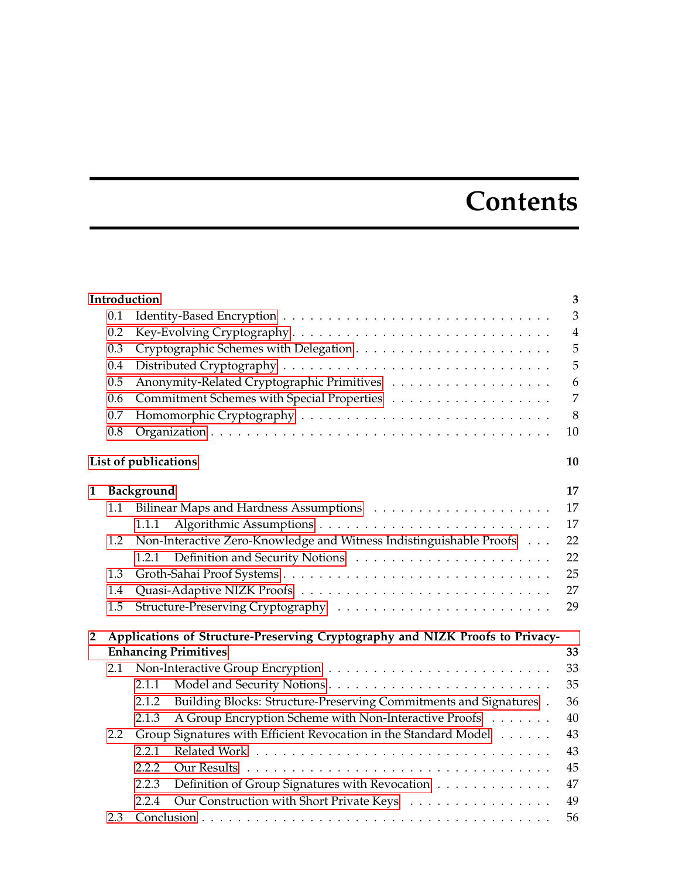# Contents

**Introduction** **3**

- 0.1 Identity-Based Encryption . . . 3
- 0.2 Key-Evolving Cryptography . . . 4
- 0.3 Cryptographic Schemes with Delegation . . . 5
- 0.4 Distributed Cryptography . . . 5
- 0.5 Anonymity-Related Cryptographic Primitives . . . 6
- 0.6 Commitment Schemes with Special Properties . . . 7
- 0.7 Homomorphic Cryptography . . . 8
- 0.8 Organization . . . 10

**List of publications** **10**

**1 Background** **17**

- 1.1 Bilinear Maps and Hardness Assumptions . . . 17
  - 1.1.1 Algorithmic Assumptions . . . 17
- 1.2 Non-Interactive Zero-Knowledge and Witness Indistinguishable Proofs . . . 22
  - 1.2.1 Definition and Security Notions . . . 22
- 1.3 Groth-Sahai Proof Systems . . . 25
- 1.4 Quasi-Adaptive NIZK Proofs . . . 27
- 1.5 Structure-Preserving Cryptography . . . 29

**2 Applications of Structure-Preserving Cryptography and NIZK Proofs to Privacy-Enhancing Primitives** **33**

- 2.1 Non-Interactive Group Encryption . . . 33
  - 2.1.1 Model and Security Notions . . . 35
  - 2.1.2 Building Blocks: Structure-Preserving Commitments and Signatures . . . 36
  - 2.1.3 A Group Encryption Scheme with Non-Interactive Proofs . . . 40
- 2.2 Group Signatures with Efficient Revocation in the Standard Model . . . 43
  - 2.2.1 Related Work . . . 43
  - 2.2.2 Our Results . . . 45
  - 2.2.3 Definition of Group Signatures with Revocation . . . 47
  - 2.2.4 Our Construction with Short Private Keys . . . 49
- 2.3 Conclusion . . . 56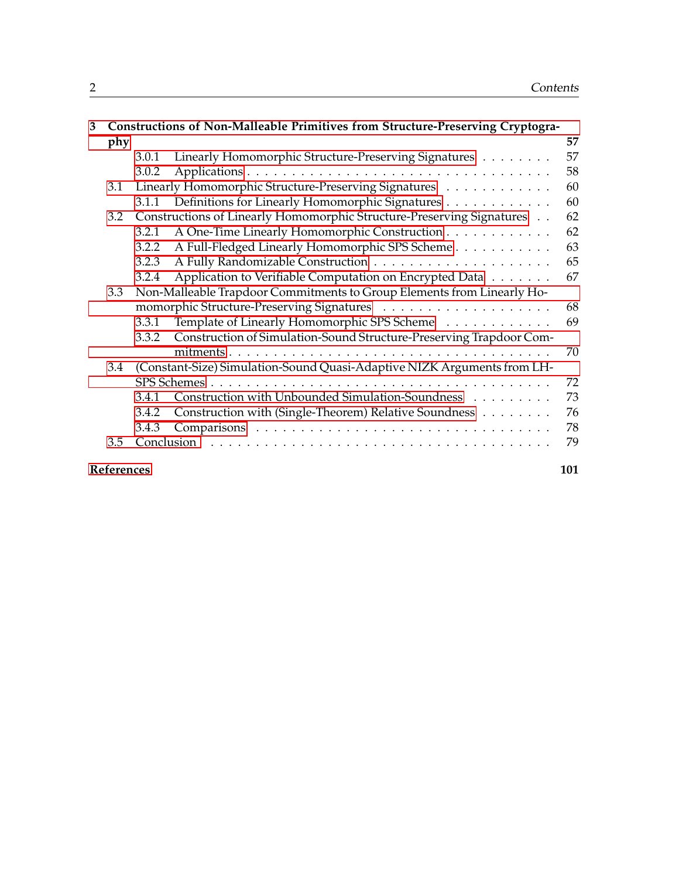**3 Constructions of Non-Malleable Primitives from Structure-Preserving Cryptography** **57**

- 3.0.1 Linearly Homomorphic Structure-Preserving Signatures . . . . . . . . 57
- 3.0.2 Applications . . . . . . . . . . . . . . . . . . . . . . . . . . . . . . . . 58
- 3.1 Linearly Homomorphic Structure-Preserving Signatures . . . . . . . . . . . . 60
  - 3.1.1 Definitions for Linearly Homomorphic Signatures . . . . . . . . . . . . 60
- 3.2 Constructions of Linearly Homomorphic Structure-Preserving Signatures . . 62
  - 3.2.1 A One-Time Linearly Homomorphic Construction . . . . . . . . . . . . 62
  - 3.2.2 A Full-Fledged Linearly Homomorphic SPS Scheme . . . . . . . . . . . 63
  - 3.2.3 A Fully Randomizable Construction . . . . . . . . . . . . . . . . . . . 65
  - 3.2.4 Application to Verifiable Computation on Encrypted Data . . . . . . . 67
- 3.3 Non-Malleable Trapdoor Commitments to Group Elements from Linearly Homomorphic Structure-Preserving Signatures . . . . . . . . . . . . . . . . . . . 68
  - 3.3.1 Template of Linearly Homomorphic SPS Scheme . . . . . . . . . . . . 69
  - 3.3.2 Construction of Simulation-Sound Structure-Preserving Trapdoor Commitments . . . . . . . . . . . . . . . . . . . . . . . . . . . . . . . . . 70
- 3.4 (Constant-Size) Simulation-Sound Quasi-Adaptive NIZK Arguments from LH-SPS Schemes . . . . . . . . . . . . . . . . . . . . . . . . . . . . . . . . . . . 72
  - 3.4.1 Construction with Unbounded Simulation-Soundness . . . . . . . . . 73
  - 3.4.2 Construction with (Single-Theorem) Relative Soundness . . . . . . . . 76
  - 3.4.3 Comparisons . . . . . . . . . . . . . . . . . . . . . . . . . . . . . . . . 78
- 3.5 Conclusion . . . . . . . . . . . . . . . . . . . . . . . . . . . . . . . . . . . . 79

**References** **101**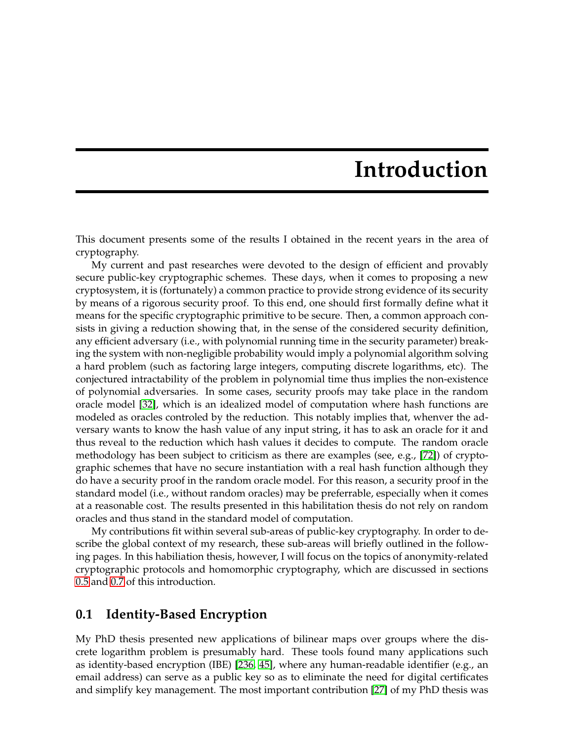# Introduction

This document presents some of the results I obtained in the recent years in the area of cryptography.

My current and past researches were devoted to the design of efficient and provably secure public-key cryptographic schemes. These days, when it comes to proposing a new cryptosystem, it is (fortunately) a common practice to provide strong evidence of its security by means of a rigorous security proof. To this end, one should first formally define what it means for the specific cryptographic primitive to be secure. Then, a common approach consists in giving a reduction showing that, in the sense of the considered security definition, any efficient adversary (i.e., with polynomial running time in the security parameter) breaking the system with non-negligible probability would imply a polynomial algorithm solving a hard problem (such as factoring large integers, computing discrete logarithms, etc). The conjectured intractability of the problem in polynomial time thus implies the non-existence of polynomial adversaries. In some cases, security proofs may take place in the random oracle model [32], which is an idealized model of computation where hash functions are modeled as oracles controled by the reduction. This notably implies that, whenver the adversary wants to know the hash value of any input string, it has to ask an oracle for it and thus reveal to the reduction which hash values it decides to compute. The random oracle methodology has been subject to criticism as there are examples (see, e.g., [72]) of cryptographic schemes that have no secure instantiation with a real hash function although they do have a security proof in the random oracle model. For this reason, a security proof in the standard model (i.e., without random oracles) may be preferrable, especially when it comes at a reasonable cost. The results presented in this habilitation thesis do not rely on random oracles and thus stand in the standard model of computation.

My contributions fit within several sub-areas of public-key cryptography. In order to describe the global context of my research, these sub-areas will briefly outlined in the following pages. In this habiliation thesis, however, I will focus on the topics of anonymity-related cryptographic protocols and homomorphic cryptography, which are discussed in sections 0.5 and 0.7 of this introduction.

## 0.1 Identity-Based Encryption

My PhD thesis presented new applications of bilinear maps over groups where the discrete logarithm problem is presumably hard. These tools found many applications such as identity-based encryption (IBE) [236, 45], where any human-readable identifier (e.g., an email address) can serve as a public key so as to eliminate the need for digital certificates and simplify key management. The most important contribution [27] of my PhD thesis was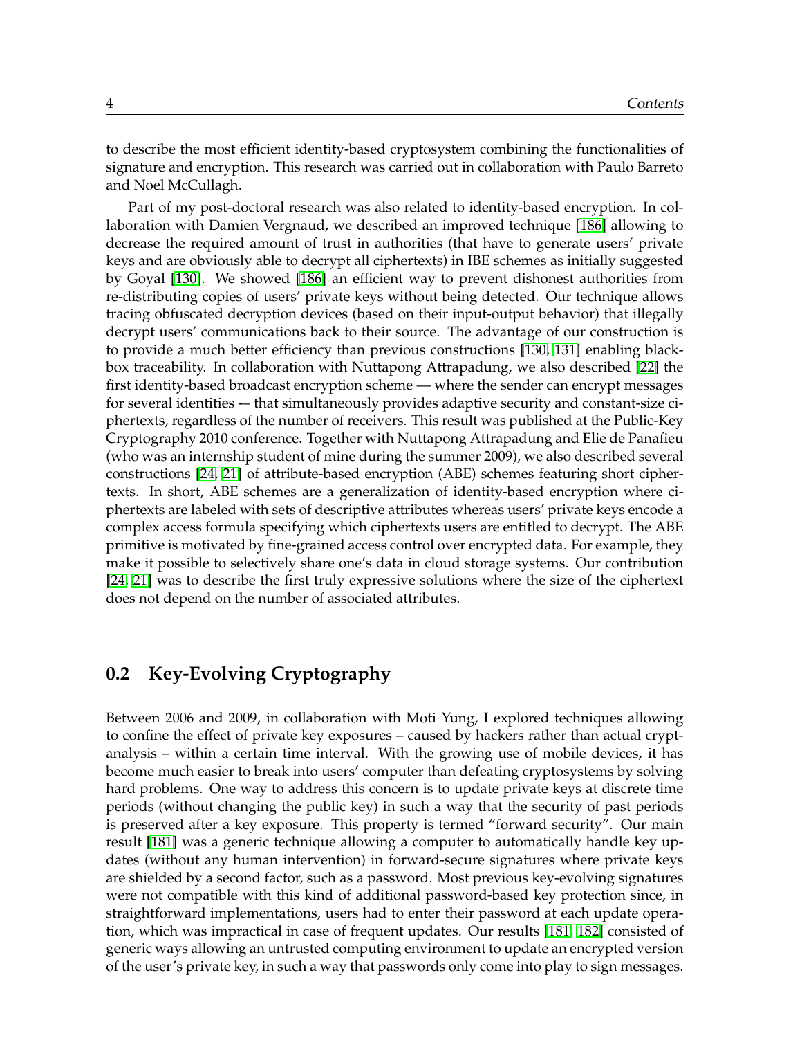to describe the most efficient identity-based cryptosystem combining the functionalities of signature and encryption. This research was carried out in collaboration with Paulo Barreto and Noel McCullagh.

Part of my post-doctoral research was also related to identity-based encryption. In collaboration with Damien Vergnaud, we described an improved technique [186] allowing to decrease the required amount of trust in authorities (that have to generate users' private keys and are obviously able to decrypt all ciphertexts) in IBE schemes as initially suggested by Goyal [130]. We showed [186] an efficient way to prevent dishonest authorities from re-distributing copies of users' private keys without being detected. Our technique allows tracing obfuscated decryption devices (based on their input-output behavior) that illegally decrypt users' communications back to their source. The advantage of our construction is to provide a much better efficiency than previous constructions [130, 131] enabling black-box traceability. In collaboration with Nuttapong Attrapadung, we also described [22] the first identity-based broadcast encryption scheme — where the sender can encrypt messages for several identities -– that simultaneously provides adaptive security and constant-size ciphertexts, regardless of the number of receivers. This result was published at the Public-Key Cryptography 2010 conference. Together with Nuttapong Attrapadung and Elie de Panafieu (who was an internship student of mine during the summer 2009), we also described several constructions [24, 21] of attribute-based encryption (ABE) schemes featuring short ciphertexts. In short, ABE schemes are a generalization of identity-based encryption where ciphertexts are labeled with sets of descriptive attributes whereas users' private keys encode a complex access formula specifying which ciphertexts users are entitled to decrypt. The ABE primitive is motivated by fine-grained access control over encrypted data. For example, they make it possible to selectively share one's data in cloud storage systems. Our contribution [24, 21] was to describe the first truly expressive solutions where the size of the ciphertext does not depend on the number of associated attributes.

## 0.2 Key-Evolving Cryptography

Between 2006 and 2009, in collaboration with Moti Yung, I explored techniques allowing to confine the effect of private key exposures – caused by hackers rather than actual cryptanalysis – within a certain time interval. With the growing use of mobile devices, it has become much easier to break into users' computer than defeating cryptosystems by solving hard problems. One way to address this concern is to update private keys at discrete time periods (without changing the public key) in such a way that the security of past periods is preserved after a key exposure. This property is termed "forward security". Our main result [181] was a generic technique allowing a computer to automatically handle key updates (without any human intervention) in forward-secure signatures where private keys are shielded by a second factor, such as a password. Most previous key-evolving signatures were not compatible with this kind of additional password-based key protection since, in straightforward implementations, users had to enter their password at each update operation, which was impractical in case of frequent updates. Our results [181, 182] consisted of generic ways allowing an untrusted computing environment to update an encrypted version of the user's private key, in such a way that passwords only come into play to sign messages.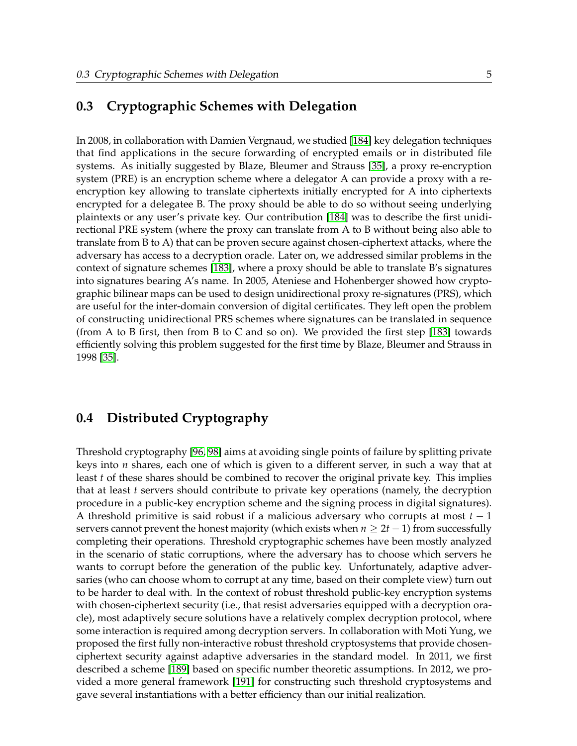## 0.3 Cryptographic Schemes with Delegation

In 2008, in collaboration with Damien Vergnaud, we studied [184] key delegation techniques that find applications in the secure forwarding of encrypted emails or in distributed file systems. As initially suggested by Blaze, Bleumer and Strauss [35], a proxy re-encryption system (PRE) is an encryption scheme where a delegator A can provide a proxy with a re-encryption key allowing to translate ciphertexts initially encrypted for A into ciphertexts encrypted for a delegatee B. The proxy should be able to do so without seeing underlying plaintexts or any user's private key. Our contribution [184] was to describe the first unidirectional PRE system (where the proxy can translate from A to B without being also able to translate from B to A) that can be proven secure against chosen-ciphertext attacks, where the adversary has access to a decryption oracle. Later on, we addressed similar problems in the context of signature schemes [183], where a proxy should be able to translate B's signatures into signatures bearing A's name. In 2005, Ateniese and Hohenberger showed how cryptographic bilinear maps can be used to design unidirectional proxy re-signatures (PRS), which are useful for the inter-domain conversion of digital certificates. They left open the problem of constructing unidirectional PRS schemes where signatures can be translated in sequence (from A to B first, then from B to C and so on). We provided the first step [183] towards efficiently solving this problem suggested for the first time by Blaze, Bleumer and Strauss in 1998 [35].

## 0.4 Distributed Cryptography

Threshold cryptography [96, 98] aims at avoiding single points of failure by splitting private keys into $n$ shares, each one of which is given to a different server, in such a way that at least $t$ of these shares should be combined to recover the original private key. This implies that at least $t$ servers should contribute to private key operations (namely, the decryption procedure in a public-key encryption scheme and the signing process in digital signatures). A threshold primitive is said robust if a malicious adversary who corrupts at most $t-1$ servers cannot prevent the honest majority (which exists when $n \geq 2t-1$) from successfully completing their operations. Threshold cryptographic schemes have been mostly analyzed in the scenario of static corruptions, where the adversary has to choose which servers he wants to corrupt before the generation of the public key. Unfortunately, adaptive adversaries (who can choose whom to corrupt at any time, based on their complete view) turn out to be harder to deal with. In the context of robust threshold public-key encryption systems with chosen-ciphertext security (i.e., that resist adversaries equipped with a decryption oracle), most adaptively secure solutions have a relatively complex decryption protocol, where some interaction is required among decryption servers. In collaboration with Moti Yung, we proposed the first fully non-interactive robust threshold cryptosystems that provide chosen-ciphertext security against adaptive adversaries in the standard model. In 2011, we first described a scheme [189] based on specific number theoretic assumptions. In 2012, we provided a more general framework [191] for constructing such threshold cryptosystems and gave several instantiations with a better efficiency than our initial realization.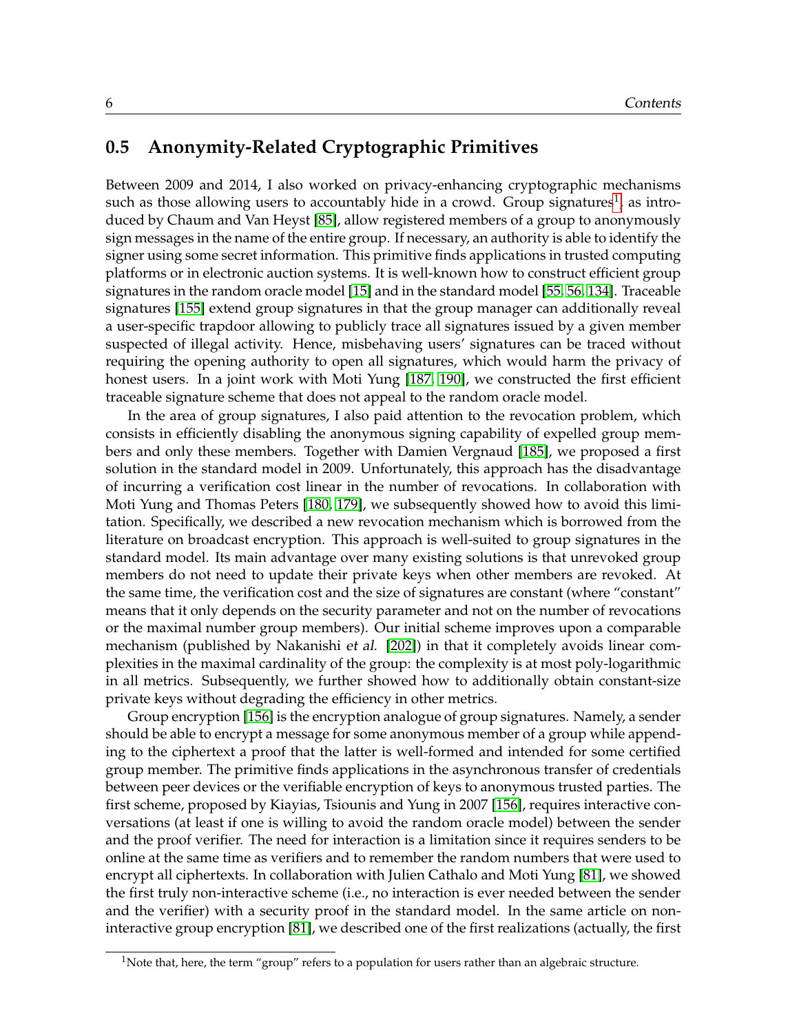## 0.5 Anonymity-Related Cryptographic Primitives

Between 2009 and 2014, I also worked on privacy-enhancing cryptographic mechanisms such as those allowing users to accountably hide in a crowd. Group signatures[1], as introduced by Chaum and Van Heyst [85], allow registered members of a group to anonymously sign messages in the name of the entire group. If necessary, an authority is able to identify the signer using some secret information. This primitive finds applications in trusted computing platforms or in electronic auction systems. It is well-known how to construct efficient group signatures in the random oracle model [15] and in the standard model [55, 56, 134]. Traceable signatures [155] extend group signatures in that the group manager can additionally reveal a user-specific trapdoor allowing to publicly trace all signatures issued by a given member suspected of illegal activity. Hence, misbehaving users' signatures can be traced without requiring the opening authority to open all signatures, which would harm the privacy of honest users. In a joint work with Moti Yung [187, 190], we constructed the first efficient traceable signature scheme that does not appeal to the random oracle model.

In the area of group signatures, I also paid attention to the revocation problem, which consists in efficiently disabling the anonymous signing capability of expelled group members and only these members. Together with Damien Vergnaud [185], we proposed a first solution in the standard model in 2009. Unfortunately, this approach has the disadvantage of incurring a verification cost linear in the number of revocations. In collaboration with Moti Yung and Thomas Peters [180, 179], we subsequently showed how to avoid this limitation. Specifically, we described a new revocation mechanism which is borrowed from the literature on broadcast encryption. This approach is well-suited to group signatures in the standard model. Its main advantage over many existing solutions is that unrevoked group members do not need to update their private keys when other members are revoked. At the same time, the verification cost and the size of signatures are constant (where "constant" means that it only depends on the security parameter and not on the number of revocations or the maximal number group members). Our initial scheme improves upon a comparable mechanism (published by Nakanishi *et al.* [202]) in that it completely avoids linear complexities in the maximal cardinality of the group: the complexity is at most poly-logarithmic in all metrics. Subsequently, we further showed how to additionally obtain constant-size private keys without degrading the efficiency in other metrics.

Group encryption [156] is the encryption analogue of group signatures. Namely, a sender should be able to encrypt a message for some anonymous member of a group while appending to the ciphertext a proof that the latter is well-formed and intended for some certified group member. The primitive finds applications in the asynchronous transfer of credentials between peer devices or the verifiable encryption of keys to anonymous trusted parties. The first scheme, proposed by Kiayias, Tsiounis and Yung in 2007 [156], requires interactive conversations (at least if one is willing to avoid the random oracle model) between the sender and the proof verifier. The need for interaction is a limitation since it requires senders to be online at the same time as verifiers and to remember the random numbers that were used to encrypt all ciphertexts. In collaboration with Julien Cathalo and Moti Yung [81], we showed the first truly non-interactive scheme (i.e., no interaction is ever needed between the sender and the verifier) with a security proof in the standard model. In the same article on non-interactive group encryption [81], we described one of the first realizations (actually, the first

[1]Note that, here, the term "group" refers to a population for users rather than an algebraic structure.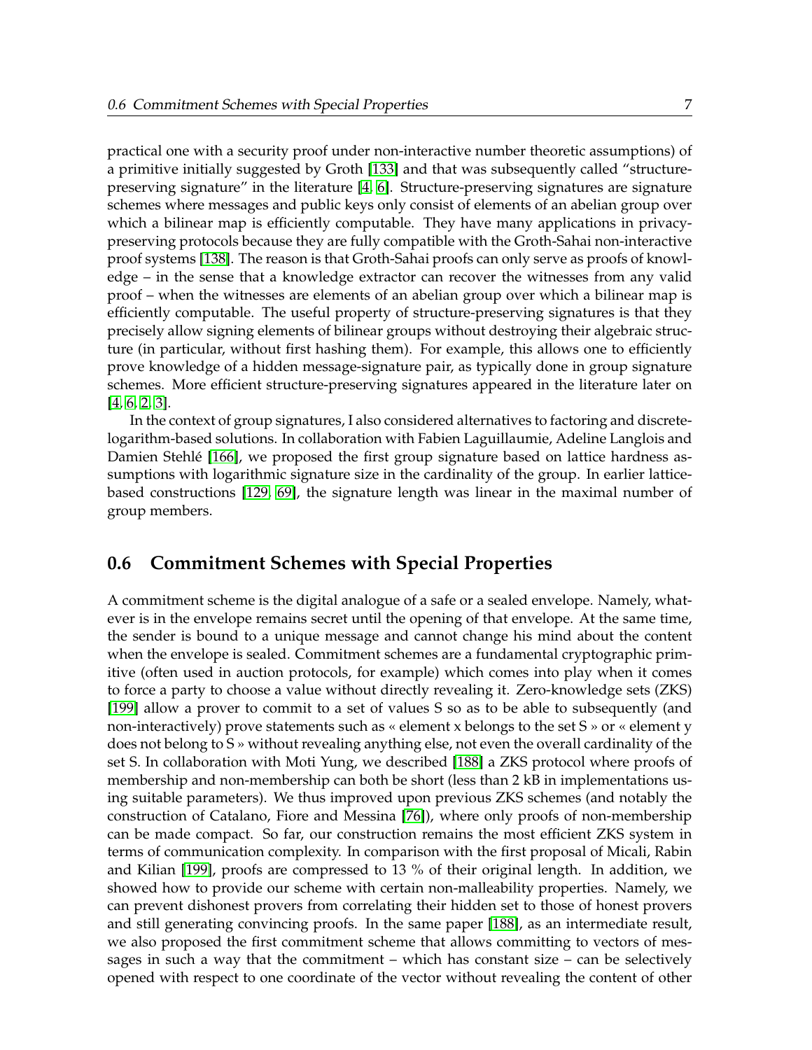practical one with a security proof under non-interactive number theoretic assumptions) of a primitive initially suggested by Groth [133] and that was subsequently called "structure-preserving signature" in the literature [4, 6]. Structure-preserving signatures are signature schemes where messages and public keys only consist of elements of an abelian group over which a bilinear map is efficiently computable. They have many applications in privacy-preserving protocols because they are fully compatible with the Groth-Sahai non-interactive proof systems [138]. The reason is that Groth-Sahai proofs can only serve as proofs of knowledge – in the sense that a knowledge extractor can recover the witnesses from any valid proof – when the witnesses are elements of an abelian group over which a bilinear map is efficiently computable. The useful property of structure-preserving signatures is that they precisely allow signing elements of bilinear groups without destroying their algebraic structure (in particular, without first hashing them). For example, this allows one to efficiently prove knowledge of a hidden message-signature pair, as typically done in group signature schemes. More efficient structure-preserving signatures appeared in the literature later on [4, 6, 2, 3].

In the context of group signatures, I also considered alternatives to factoring and discrete-logarithm-based solutions. In collaboration with Fabien Laguillaumie, Adeline Langlois and Damien Stehlé [166], we proposed the first group signature based on lattice hardness assumptions with logarithmic signature size in the cardinality of the group. In earlier lattice-based constructions [129, 69], the signature length was linear in the maximal number of group members.

## 0.6 Commitment Schemes with Special Properties

A commitment scheme is the digital analogue of a safe or a sealed envelope. Namely, whatever is in the envelope remains secret until the opening of that envelope. At the same time, the sender is bound to a unique message and cannot change his mind about the content when the envelope is sealed. Commitment schemes are a fundamental cryptographic primitive (often used in auction protocols, for example) which comes into play when it comes to force a party to choose a value without directly revealing it. Zero-knowledge sets (ZKS) [199] allow a prover to commit to a set of values S so as to be able to subsequently (and non-interactively) prove statements such as « element x belongs to the set S » or « element y does not belong to S » without revealing anything else, not even the overall cardinality of the set S. In collaboration with Moti Yung, we described [188] a ZKS protocol where proofs of membership and non-membership can both be short (less than 2 kB in implementations using suitable parameters). We thus improved upon previous ZKS schemes (and notably the construction of Catalano, Fiore and Messina [76]), where only proofs of non-membership can be made compact. So far, our construction remains the most efficient ZKS system in terms of communication complexity. In comparison with the first proposal of Micali, Rabin and Kilian [199], proofs are compressed to 13 % of their original length. In addition, we showed how to provide our scheme with certain non-malleability properties. Namely, we can prevent dishonest provers from correlating their hidden set to those of honest provers and still generating convincing proofs. In the same paper [188], as an intermediate result, we also proposed the first commitment scheme that allows committing to vectors of messages in such a way that the commitment – which has constant size – can be selectively opened with respect to one coordinate of the vector without revealing the content of other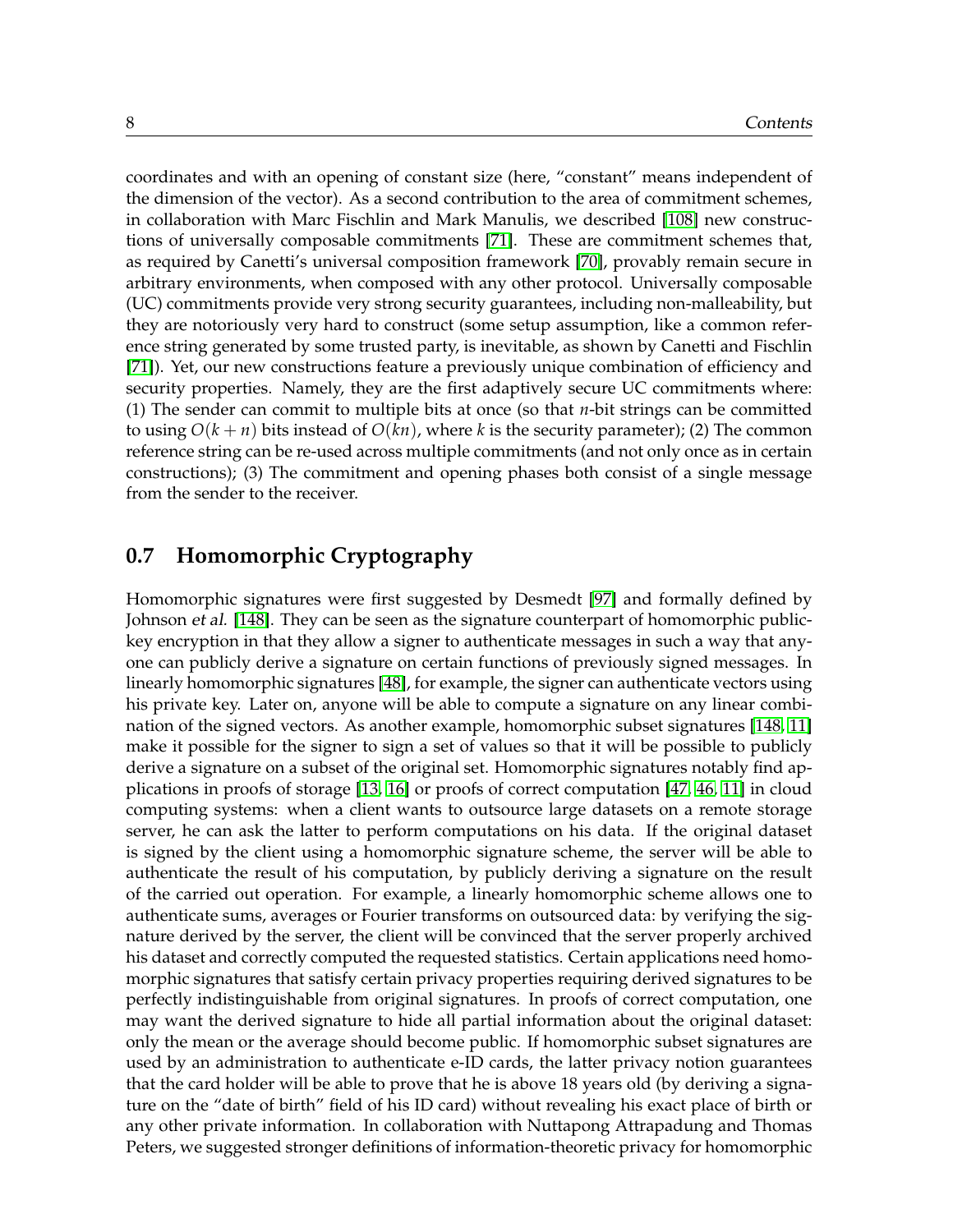coordinates and with an opening of constant size (here, "constant" means independent of the dimension of the vector). As a second contribution to the area of commitment schemes, in collaboration with Marc Fischlin and Mark Manulis, we described [108] new constructions of universally composable commitments [71]. These are commitment schemes that, as required by Canetti's universal composition framework [70], provably remain secure in arbitrary environments, when composed with any other protocol. Universally composable (UC) commitments provide very strong security guarantees, including non-malleability, but they are notoriously very hard to construct (some setup assumption, like a common reference string generated by some trusted party, is inevitable, as shown by Canetti and Fischlin [71]). Yet, our new constructions feature a previously unique combination of efficiency and security properties. Namely, they are the first adaptively secure UC commitments where: (1) The sender can commit to multiple bits at once (so that $n$-bit strings can be committed to using $O(k + n)$ bits instead of $O(kn)$, where $k$ is the security parameter); (2) The common reference string can be re-used across multiple commitments (and not only once as in certain constructions); (3) The commitment and opening phases both consist of a single message from the sender to the receiver.

## 0.7 Homomorphic Cryptography

Homomorphic signatures were first suggested by Desmedt [97] and formally defined by Johnson *et al.* [148]. They can be seen as the signature counterpart of homomorphic public-key encryption in that they allow a signer to authenticate messages in such a way that anyone can publicly derive a signature on certain functions of previously signed messages. In linearly homomorphic signatures [48], for example, the signer can authenticate vectors using his private key. Later on, anyone will be able to compute a signature on any linear combination of the signed vectors. As another example, homomorphic subset signatures [148, 11] make it possible for the signer to sign a set of values so that it will be possible to publicly derive a signature on a subset of the original set. Homomorphic signatures notably find applications in proofs of storage [13, 16] or proofs of correct computation [47, 46, 11] in cloud computing systems: when a client wants to outsource large datasets on a remote storage server, he can ask the latter to perform computations on his data. If the original dataset is signed by the client using a homomorphic signature scheme, the server will be able to authenticate the result of his computation, by publicly deriving a signature on the result of the carried out operation. For example, a linearly homomorphic scheme allows one to authenticate sums, averages or Fourier transforms on outsourced data: by verifying the signature derived by the server, the client will be convinced that the server properly archived his dataset and correctly computed the requested statistics. Certain applications need homomorphic signatures that satisfy certain privacy properties requiring derived signatures to be perfectly indistinguishable from original signatures. In proofs of correct computation, one may want the derived signature to hide all partial information about the original dataset: only the mean or the average should become public. If homomorphic subset signatures are used by an administration to authenticate e-ID cards, the latter privacy notion guarantees that the card holder will be able to prove that he is above 18 years old (by deriving a signature on the "date of birth" field of his ID card) without revealing his exact place of birth or any other private information. In collaboration with Nuttapong Attrapadung and Thomas Peters, we suggested stronger definitions of information-theoretic privacy for homomorphic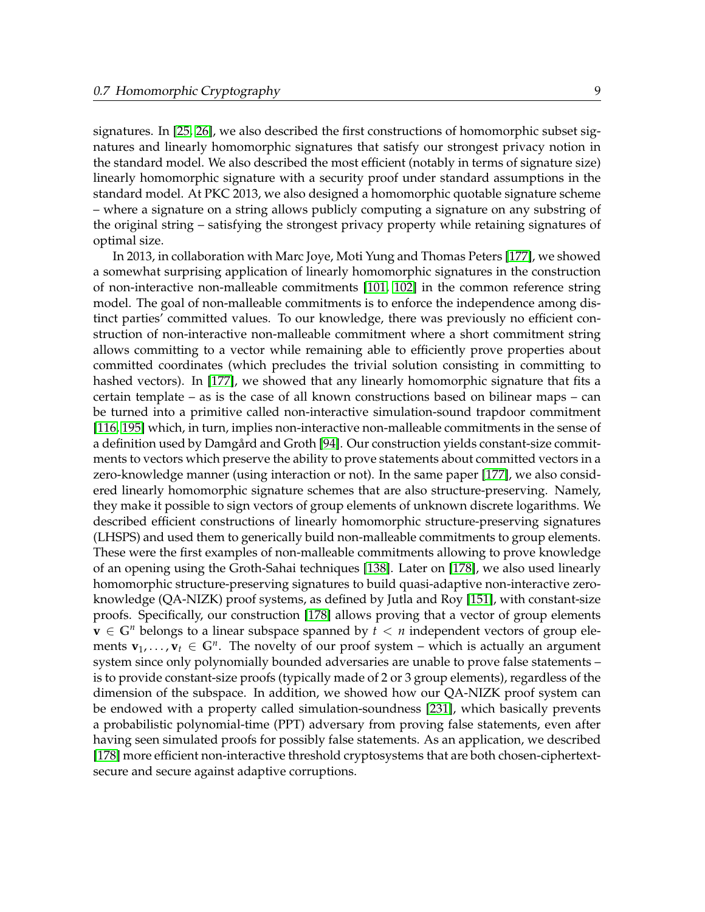signatures. In [25, 26], we also described the first constructions of homomorphic subset signatures and linearly homomorphic signatures that satisfy our strongest privacy notion in the standard model. We also described the most efficient (notably in terms of signature size) linearly homomorphic signature with a security proof under standard assumptions in the standard model. At PKC 2013, we also designed a homomorphic quotable signature scheme – where a signature on a string allows publicly computing a signature on any substring of the original string – satisfying the strongest privacy property while retaining signatures of optimal size.

In 2013, in collaboration with Marc Joye, Moti Yung and Thomas Peters [177], we showed a somewhat surprising application of linearly homomorphic signatures in the construction of non-interactive non-malleable commitments [101, 102] in the common reference string model. The goal of non-malleable commitments is to enforce the independence among distinct parties' committed values. To our knowledge, there was previously no efficient construction of non-interactive non-malleable commitment where a short commitment string allows committing to a vector while remaining able to efficiently prove properties about committed coordinates (which precludes the trivial solution consisting in committing to hashed vectors). In [177], we showed that any linearly homomorphic signature that fits a certain template – as is the case of all known constructions based on bilinear maps – can be turned into a primitive called non-interactive simulation-sound trapdoor commitment [116, 195] which, in turn, implies non-interactive non-malleable commitments in the sense of a definition used by Damgård and Groth [94]. Our construction yields constant-size commitments to vectors which preserve the ability to prove statements about committed vectors in a zero-knowledge manner (using interaction or not). In the same paper [177], we also considered linearly homomorphic signature schemes that are also structure-preserving. Namely, they make it possible to sign vectors of group elements of unknown discrete logarithms. We described efficient constructions of linearly homomorphic structure-preserving signatures (LHSPS) and used them to generically build non-malleable commitments to group elements. These were the first examples of non-malleable commitments allowing to prove knowledge of an opening using the Groth-Sahai techniques [138]. Later on [178], we also used linearly homomorphic structure-preserving signatures to build quasi-adaptive non-interactive zero-knowledge (QA-NIZK) proof systems, as defined by Jutla and Roy [151], with constant-size proofs. Specifically, our construction [178] allows proving that a vector of group elements $\mathbf{v} \in \mathbb{G}^n$ belongs to a linear subspace spanned by $t < n$ independent vectors of group elements $\mathbf{v}_1, \ldots, \mathbf{v}_t \in \mathbb{G}^n$. The novelty of our proof system – which is actually an argument system since only polynomially bounded adversaries are unable to prove false statements – is to provide constant-size proofs (typically made of 2 or 3 group elements), regardless of the dimension of the subspace. In addition, we showed how our QA-NIZK proof system can be endowed with a property called simulation-soundness [231], which basically prevents a probabilistic polynomial-time (PPT) adversary from proving false statements, even after having seen simulated proofs for possibly false statements. As an application, we described [178] more efficient non-interactive threshold cryptosystems that are both chosen-ciphertext-secure and secure against adaptive corruptions.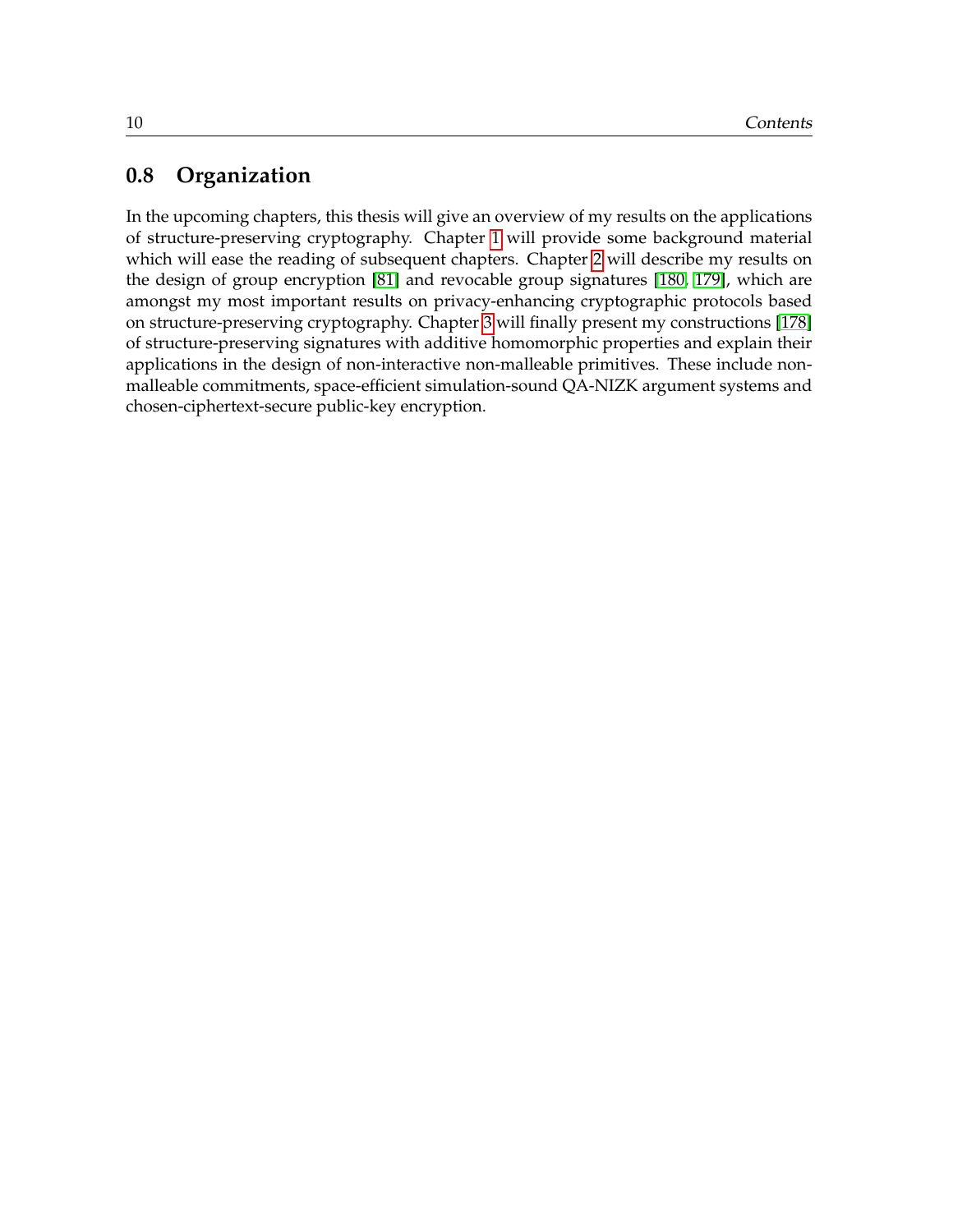## 0.8 Organization

In the upcoming chapters, this thesis will give an overview of my results on the applications of structure-preserving cryptography. Chapter 1 will provide some background material which will ease the reading of subsequent chapters. Chapter 2 will describe my results on the design of group encryption [81] and revocable group signatures [180, 179], which are amongst my most important results on privacy-enhancing cryptographic protocols based on structure-preserving cryptography. Chapter 3 will finally present my constructions [178] of structure-preserving signatures with additive homomorphic properties and explain their applications in the design of non-interactive non-malleable primitives. These include non-malleable commitments, space-efficient simulation-sound QA-NIZK argument systems and chosen-ciphertext-secure public-key encryption.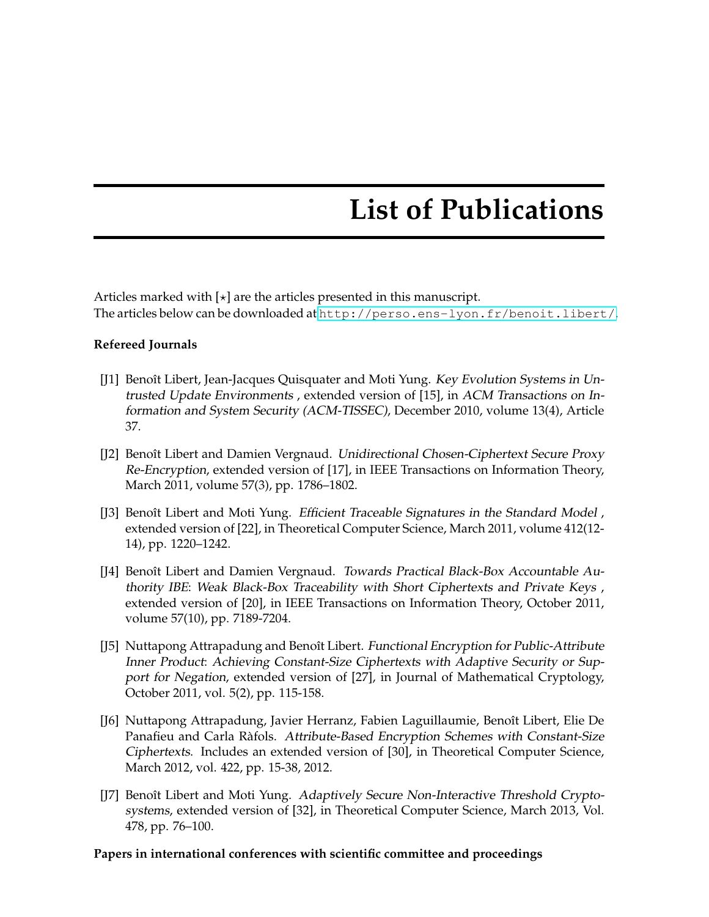# List of Publications

Articles marked with [⋆] are the articles presented in this manuscript.
The articles below can be downloaded at http://perso.ens-lyon.fr/benoit.libert/.

**Refereed Journals**

[J1] Benoît Libert, Jean-Jacques Quisquater and Moti Yung. *Key Evolution Systems in Untrusted Update Environments* , extended version of [15], in *ACM Transactions on Information and System Security (ACM-TISSEC)*, December 2010, volume 13(4), Article 37.

[J2] Benoît Libert and Damien Vergnaud. *Unidirectional Chosen-Ciphertext Secure Proxy Re-Encryption*, extended version of [17], in IEEE Transactions on Information Theory, March 2011, volume 57(3), pp. 1786–1802.

[J3] Benoît Libert and Moti Yung. *Efficient Traceable Signatures in the Standard Model* , extended version of [22], in Theoretical Computer Science, March 2011, volume 412(12-14), pp. 1220–1242.

[J4] Benoît Libert and Damien Vergnaud. *Towards Practical Black-Box Accountable Authority IBE*: *Weak Black-Box Traceability with Short Ciphertexts and Private Keys* , extended version of [20], in IEEE Transactions on Information Theory, October 2011, volume 57(10), pp. 7189-7204.

[J5] Nuttapong Attrapadung and Benoît Libert. *Functional Encryption for Public-Attribute Inner Product*: *Achieving Constant-Size Ciphertexts with Adaptive Security or Support for Negation*, extended version of [27], in Journal of Mathematical Cryptology, October 2011, vol. 5(2), pp. 115-158.

[J6] Nuttapong Attrapadung, Javier Herranz, Fabien Laguillaumie, Benoît Libert, Elie De Panafieu and Carla Ràfols. *Attribute-Based Encryption Schemes with Constant-Size Ciphertexts*. Includes an extended version of [30], in Theoretical Computer Science, March 2012, vol. 422, pp. 15-38, 2012.

[J7] Benoît Libert and Moti Yung. *Adaptively Secure Non-Interactive Threshold Cryptosystems*, extended version of [32], in Theoretical Computer Science, March 2013, Vol. 478, pp. 76–100.

**Papers in international conferences with scientific committee and proceedings**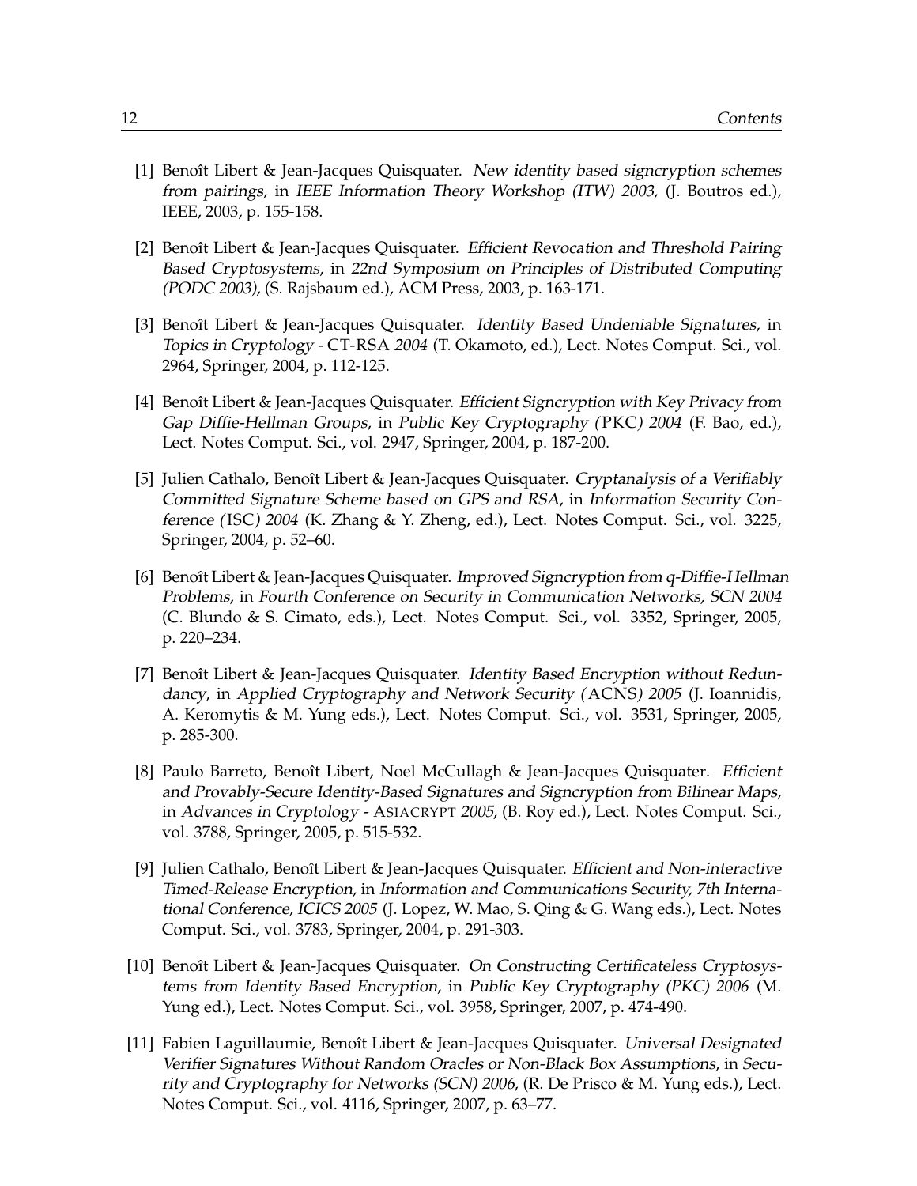[1] Benoît Libert & Jean-Jacques Quisquater. *New identity based signcryption schemes from pairings*, in *IEEE Information Theory Workshop (ITW) 2003*, (J. Boutros ed.), IEEE, 2003, p. 155-158.

[2] Benoît Libert & Jean-Jacques Quisquater. *Efficient Revocation and Threshold Pairing Based Cryptosystems*, in *22nd Symposium on Principles of Distributed Computing (PODC 2003)*, (S. Rajsbaum ed.), ACM Press, 2003, p. 163-171.

[3] Benoît Libert & Jean-Jacques Quisquater. *Identity Based Undeniable Signatures*, in *Topics in Cryptology -* CT-RSA *2004* (T. Okamoto, ed.), Lect. Notes Comput. Sci., vol. 2964, Springer, 2004, p. 112-125.

[4] Benoît Libert & Jean-Jacques Quisquater. *Efficient Signcryption with Key Privacy from Gap Diffie-Hellman Groups*, in *Public Key Cryptography (*PKC*) 2004* (F. Bao, ed.), Lect. Notes Comput. Sci., vol. 2947, Springer, 2004, p. 187-200.

[5] Julien Cathalo, Benoît Libert & Jean-Jacques Quisquater. *Cryptanalysis of a Verifiably Committed Signature Scheme based on GPS and RSA*, in *Information Security Conference (*ISC*) 2004* (K. Zhang & Y. Zheng, ed.), Lect. Notes Comput. Sci., vol. 3225, Springer, 2004, p. 52–60.

[6] Benoît Libert & Jean-Jacques Quisquater. *Improved Signcryption from q-Diffie-Hellman Problems*, in *Fourth Conference on Security in Communication Networks, SCN 2004* (C. Blundo & S. Cimato, eds.), Lect. Notes Comput. Sci., vol. 3352, Springer, 2005, p. 220–234.

[7] Benoît Libert & Jean-Jacques Quisquater. *Identity Based Encryption without Redundancy*, in *Applied Cryptography and Network Security (*ACNS*) 2005* (J. Ioannidis, A. Keromytis & M. Yung eds.), Lect. Notes Comput. Sci., vol. 3531, Springer, 2005, p. 285-300.

[8] Paulo Barreto, Benoît Libert, Noel McCullagh & Jean-Jacques Quisquater. *Efficient and Provably-Secure Identity-Based Signatures and Signcryption from Bilinear Maps*, in *Advances in Cryptology -* ASIACRYPT *2005*, (B. Roy ed.), Lect. Notes Comput. Sci., vol. 3788, Springer, 2005, p. 515-532.

[9] Julien Cathalo, Benoît Libert & Jean-Jacques Quisquater. *Efficient and Non-interactive Timed-Release Encryption*, in *Information and Communications Security, 7th International Conference, ICICS 2005* (J. Lopez, W. Mao, S. Qing & G. Wang eds.), Lect. Notes Comput. Sci., vol. 3783, Springer, 2004, p. 291-303.

[10] Benoît Libert & Jean-Jacques Quisquater. *On Constructing Certificateless Cryptosystems from Identity Based Encryption*, in *Public Key Cryptography (PKC) 2006* (M. Yung ed.), Lect. Notes Comput. Sci., vol. 3958, Springer, 2007, p. 474-490.

[11] Fabien Laguillaumie, Benoît Libert & Jean-Jacques Quisquater. *Universal Designated Verifier Signatures Without Random Oracles or Non-Black Box Assumptions*, in *Security and Cryptography for Networks (SCN) 2006*, (R. De Prisco & M. Yung eds.), Lect. Notes Comput. Sci., vol. 4116, Springer, 2007, p. 63–77.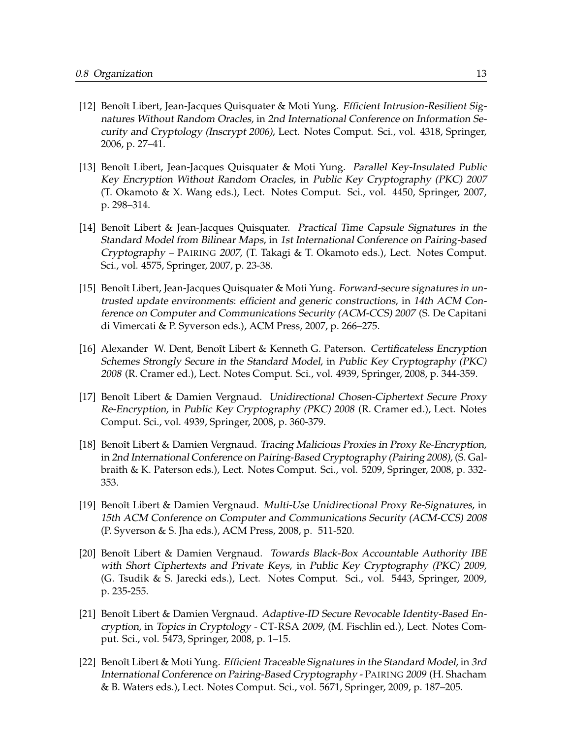[12] Benoît Libert, Jean-Jacques Quisquater & Moti Yung. *Efficient Intrusion-Resilient Signatures Without Random Oracles*, in *2nd International Conference on Information Security and Cryptology (Inscrypt 2006)*, Lect. Notes Comput. Sci., vol. 4318, Springer, 2006, p. 27–41.

[13] Benoît Libert, Jean-Jacques Quisquater & Moti Yung. *Parallel Key-Insulated Public Key Encryption Without Random Oracles*, in *Public Key Cryptography (PKC) 2007* (T. Okamoto & X. Wang eds.), Lect. Notes Comput. Sci., vol. 4450, Springer, 2007, p. 298–314.

[14] Benoît Libert & Jean-Jacques Quisquater. *Practical Time Capsule Signatures in the Standard Model from Bilinear Maps*, in *1st International Conference on Pairing-based Cryptography – PAIRING 2007*, (T. Takagi & T. Okamoto eds.), Lect. Notes Comput. Sci., vol. 4575, Springer, 2007, p. 23-38.

[15] Benoît Libert, Jean-Jacques Quisquater & Moti Yung. *Forward-secure signatures in untrusted update environments: efficient and generic constructions*, in *14th ACM Conference on Computer and Communications Security (ACM-CCS) 2007* (S. De Capitani di Vimercati & P. Syverson eds.), ACM Press, 2007, p. 266–275.

[16] Alexander W. Dent, Benoît Libert & Kenneth G. Paterson. *Certificateless Encryption Schemes Strongly Secure in the Standard Model*, in *Public Key Cryptography (PKC) 2008* (R. Cramer ed.), Lect. Notes Comput. Sci., vol. 4939, Springer, 2008, p. 344-359.

[17] Benoît Libert & Damien Vergnaud. *Unidirectional Chosen-Ciphertext Secure Proxy Re-Encryption*, in *Public Key Cryptography (PKC) 2008* (R. Cramer ed.), Lect. Notes Comput. Sci., vol. 4939, Springer, 2008, p. 360-379.

[18] Benoît Libert & Damien Vergnaud. *Tracing Malicious Proxies in Proxy Re-Encryption*, in *2nd International Conference on Pairing-Based Cryptography (Pairing 2008)*, (S. Galbraith & K. Paterson eds.), Lect. Notes Comput. Sci., vol. 5209, Springer, 2008, p. 332-353.

[19] Benoît Libert & Damien Vergnaud. *Multi-Use Unidirectional Proxy Re-Signatures*, in *15th ACM Conference on Computer and Communications Security (ACM-CCS) 2008* (P. Syverson & S. Jha eds.), ACM Press, 2008, p. 511-520.

[20] Benoît Libert & Damien Vergnaud. *Towards Black-Box Accountable Authority IBE with Short Ciphertexts and Private Keys*, in *Public Key Cryptography (PKC) 2009*, (G. Tsudik & S. Jarecki eds.), Lect. Notes Comput. Sci., vol. 5443, Springer, 2009, p. 235-255.

[21] Benoît Libert & Damien Vergnaud. *Adaptive-ID Secure Revocable Identity-Based Encryption*, in *Topics in Cryptology - CT-RSA 2009*, (M. Fischlin ed.), Lect. Notes Comput. Sci., vol. 5473, Springer, 2008, p. 1–15.

[22] Benoît Libert & Moti Yung. *Efficient Traceable Signatures in the Standard Model*, in *3rd International Conference on Pairing-Based Cryptography - PAIRING 2009* (H. Shacham & B. Waters eds.), Lect. Notes Comput. Sci., vol. 5671, Springer, 2009, p. 187–205.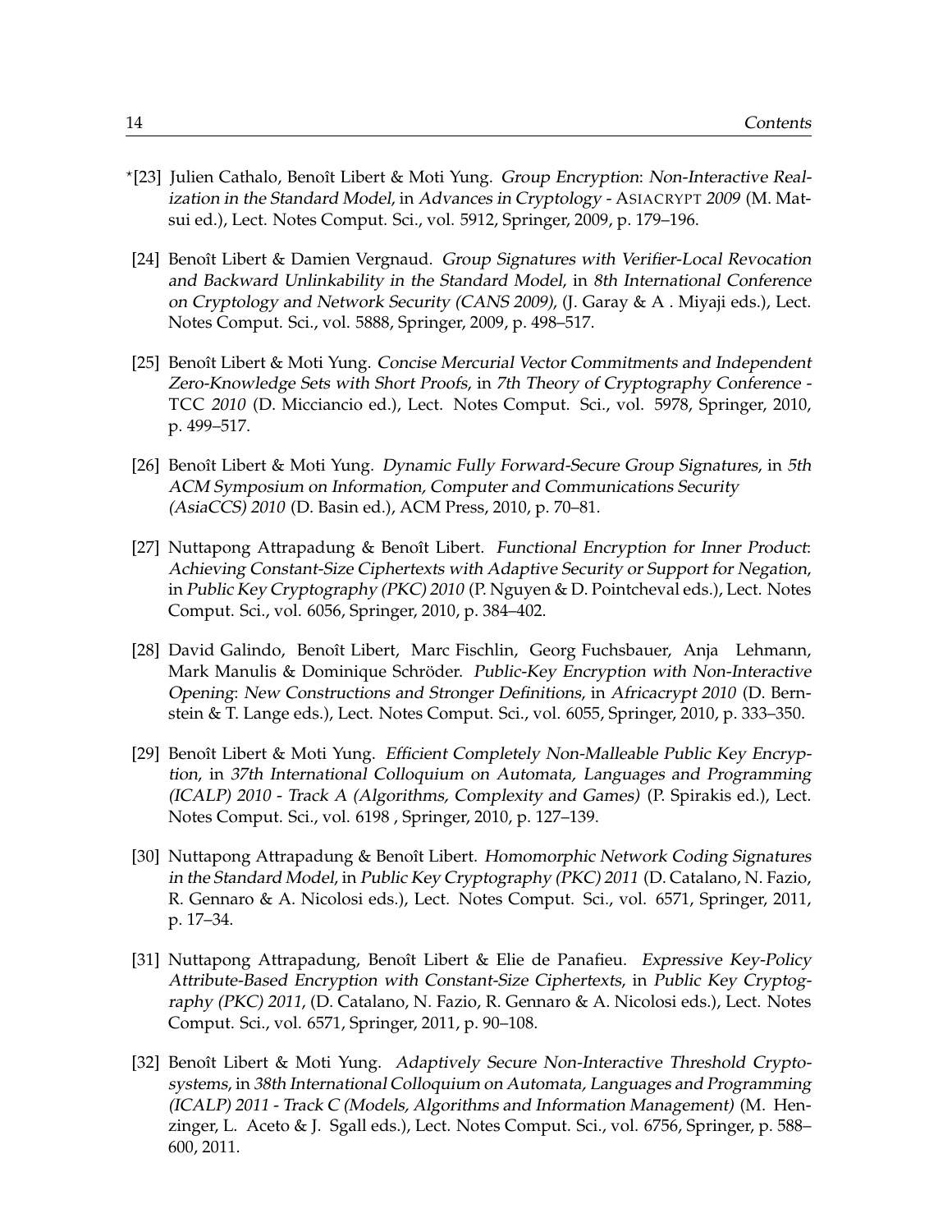*[23] Julien Cathalo, Benoît Libert & Moti Yung. *Group Encryption: Non-Interactive Realization in the Standard Model*, in *Advances in Cryptology - ASIACRYPT 2009* (M. Matsui ed.), Lect. Notes Comput. Sci., vol. 5912, Springer, 2009, p. 179–196.

[24] Benoît Libert & Damien Vergnaud. *Group Signatures with Verifier-Local Revocation and Backward Unlinkability in the Standard Model*, in *8th International Conference on Cryptology and Network Security (CANS 2009)*, (J. Garay & A . Miyaji eds.), Lect. Notes Comput. Sci., vol. 5888, Springer, 2009, p. 498–517.

[25] Benoît Libert & Moti Yung. *Concise Mercurial Vector Commitments and Independent Zero-Knowledge Sets with Short Proofs*, in *7th Theory of Cryptography Conference - TCC 2010* (D. Micciancio ed.), Lect. Notes Comput. Sci., vol. 5978, Springer, 2010, p. 499–517.

[26] Benoît Libert & Moti Yung. *Dynamic Fully Forward-Secure Group Signatures*, in *5th ACM Symposium on Information, Computer and Communications Security (AsiaCCS) 2010* (D. Basin ed.), ACM Press, 2010, p. 70–81.

[27] Nuttapong Attrapadung & Benoît Libert. *Functional Encryption for Inner Product: Achieving Constant-Size Ciphertexts with Adaptive Security or Support for Negation*, in *Public Key Cryptography (PKC) 2010* (P. Nguyen & D. Pointcheval eds.), Lect. Notes Comput. Sci., vol. 6056, Springer, 2010, p. 384–402.

[28] David Galindo, Benoît Libert, Marc Fischlin, Georg Fuchsbauer, Anja Lehmann, Mark Manulis & Dominique Schröder. *Public-Key Encryption with Non-Interactive Opening: New Constructions and Stronger Definitions*, in *Africacrypt 2010* (D. Bernstein & T. Lange eds.), Lect. Notes Comput. Sci., vol. 6055, Springer, 2010, p. 333–350.

[29] Benoît Libert & Moti Yung. *Efficient Completely Non-Malleable Public Key Encryption*, in *37th International Colloquium on Automata, Languages and Programming (ICALP) 2010 - Track A (Algorithms, Complexity and Games)* (P. Spirakis ed.), Lect. Notes Comput. Sci., vol. 6198 , Springer, 2010, p. 127–139.

[30] Nuttapong Attrapadung & Benoît Libert. *Homomorphic Network Coding Signatures in the Standard Model*, in *Public Key Cryptography (PKC) 2011* (D. Catalano, N. Fazio, R. Gennaro & A. Nicolosi eds.), Lect. Notes Comput. Sci., vol. 6571, Springer, 2011, p. 17–34.

[31] Nuttapong Attrapadung, Benoît Libert & Elie de Panafieu. *Expressive Key-Policy Attribute-Based Encryption with Constant-Size Ciphertexts*, in *Public Key Cryptography (PKC) 2011*, (D. Catalano, N. Fazio, R. Gennaro & A. Nicolosi eds.), Lect. Notes Comput. Sci., vol. 6571, Springer, 2011, p. 90–108.

[32] Benoît Libert & Moti Yung. *Adaptively Secure Non-Interactive Threshold Cryptosystems*, in *38th International Colloquium on Automata, Languages and Programming (ICALP) 2011 - Track C (Models, Algorithms and Information Management)* (M. Henzinger, L. Aceto & J. Sgall eds.), Lect. Notes Comput. Sci., vol. 6756, Springer, p. 588–600, 2011.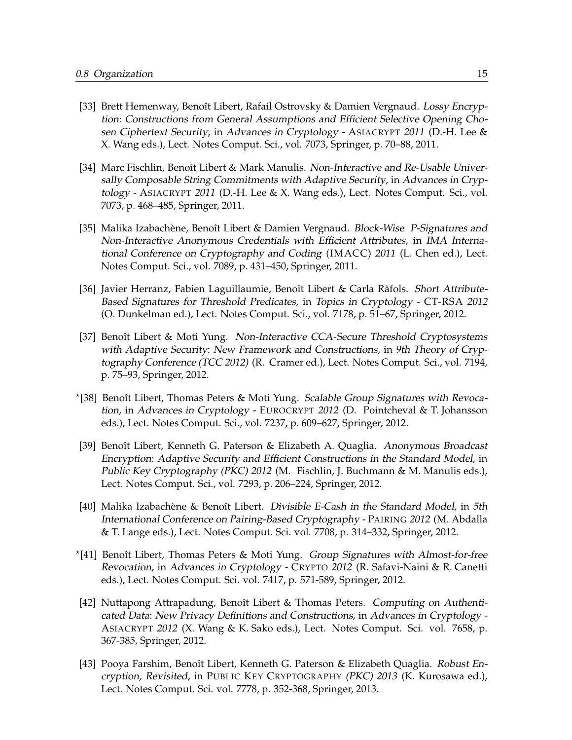[33] Brett Hemenway, Benoît Libert, Rafail Ostrovsky & Damien Vergnaud. *Lossy Encryption: Constructions from General Assumptions and Efficient Selective Opening Chosen Ciphertext Security*, in *Advances in Cryptology -* ASIACRYPT *2011* (D.-H. Lee & X. Wang eds.), Lect. Notes Comput. Sci., vol. 7073, Springer, p. 70–88, 2011.

[34] Marc Fischlin, Benoît Libert & Mark Manulis. *Non-Interactive and Re-Usable Universally Composable String Commitments with Adaptive Security*, in *Advances in Cryptology -* ASIACRYPT *2011* (D.-H. Lee & X. Wang eds.), Lect. Notes Comput. Sci., vol. 7073, p. 468–485, Springer, 2011.

[35] Malika Izabachène, Benoît Libert & Damien Vergnaud. *Block-Wise P-Signatures and Non-Interactive Anonymous Credentials with Efficient Attributes*, in *IMA International Conference on Cryptography and Coding* (IMACC) *2011* (L. Chen ed.), Lect. Notes Comput. Sci., vol. 7089, p. 431–450, Springer, 2011.

[36] Javier Herranz, Fabien Laguillaumie, Benoît Libert & Carla Ràfols. *Short Attribute-Based Signatures for Threshold Predicates*, in *Topics in Cryptology -* CT-RSA *2012* (O. Dunkelman ed.), Lect. Notes Comput. Sci., vol. 7178, p. 51–67, Springer, 2012.

[37] Benoît Libert & Moti Yung. *Non-Interactive CCA-Secure Threshold Cryptosystems with Adaptive Security: New Framework and Constructions*, in *9th Theory of Cryptography Conference (TCC 2012)* (R. Cramer ed.), Lect. Notes Comput. Sci., vol. 7194, p. 75–93, Springer, 2012.

*[38] Benoît Libert, Thomas Peters & Moti Yung. *Scalable Group Signatures with Revocation*, in *Advances in Cryptology -* EUROCRYPT *2012* (D. Pointcheval & T. Johansson eds.), Lect. Notes Comput. Sci., vol. 7237, p. 609–627, Springer, 2012.

[39] Benoît Libert, Kenneth G. Paterson & Elizabeth A. Quaglia. *Anonymous Broadcast Encryption: Adaptive Security and Efficient Constructions in the Standard Model*, in *Public Key Cryptography (PKC) 2012* (M. Fischlin, J. Buchmann & M. Manulis eds.), Lect. Notes Comput. Sci., vol. 7293, p. 206–224, Springer, 2012.

[40] Malika Izabachène & Benoît Libert. *Divisible E-Cash in the Standard Model*, in *5th International Conference on Pairing-Based Cryptography -* PAIRING *2012* (M. Abdalla & T. Lange eds.), Lect. Notes Comput. Sci. vol. 7708, p. 314–332, Springer, 2012.

*[41] Benoît Libert, Thomas Peters & Moti Yung. *Group Signatures with Almost-for-free Revocation*, in *Advances in Cryptology -* CRYPTO *2012* (R. Safavi-Naini & R. Canetti eds.), Lect. Notes Comput. Sci. vol. 7417, p. 571-589, Springer, 2012.

[42] Nuttapong Attrapadung, Benoît Libert & Thomas Peters. *Computing on Authenticated Data: New Privacy Definitions and Constructions*, in *Advances in Cryptology -* ASIACRYPT *2012* (X. Wang & K. Sako eds.), Lect. Notes Comput. Sci. vol. 7658, p. 367-385, Springer, 2012.

[43] Pooya Farshim, Benoît Libert, Kenneth G. Paterson & Elizabeth Quaglia. *Robust Encryption, Revisited*, in PUBLIC KEY CRYPTOGRAPHY *(PKC) 2013* (K. Kurosawa ed.), Lect. Notes Comput. Sci. vol. 7778, p. 352-368, Springer, 2013.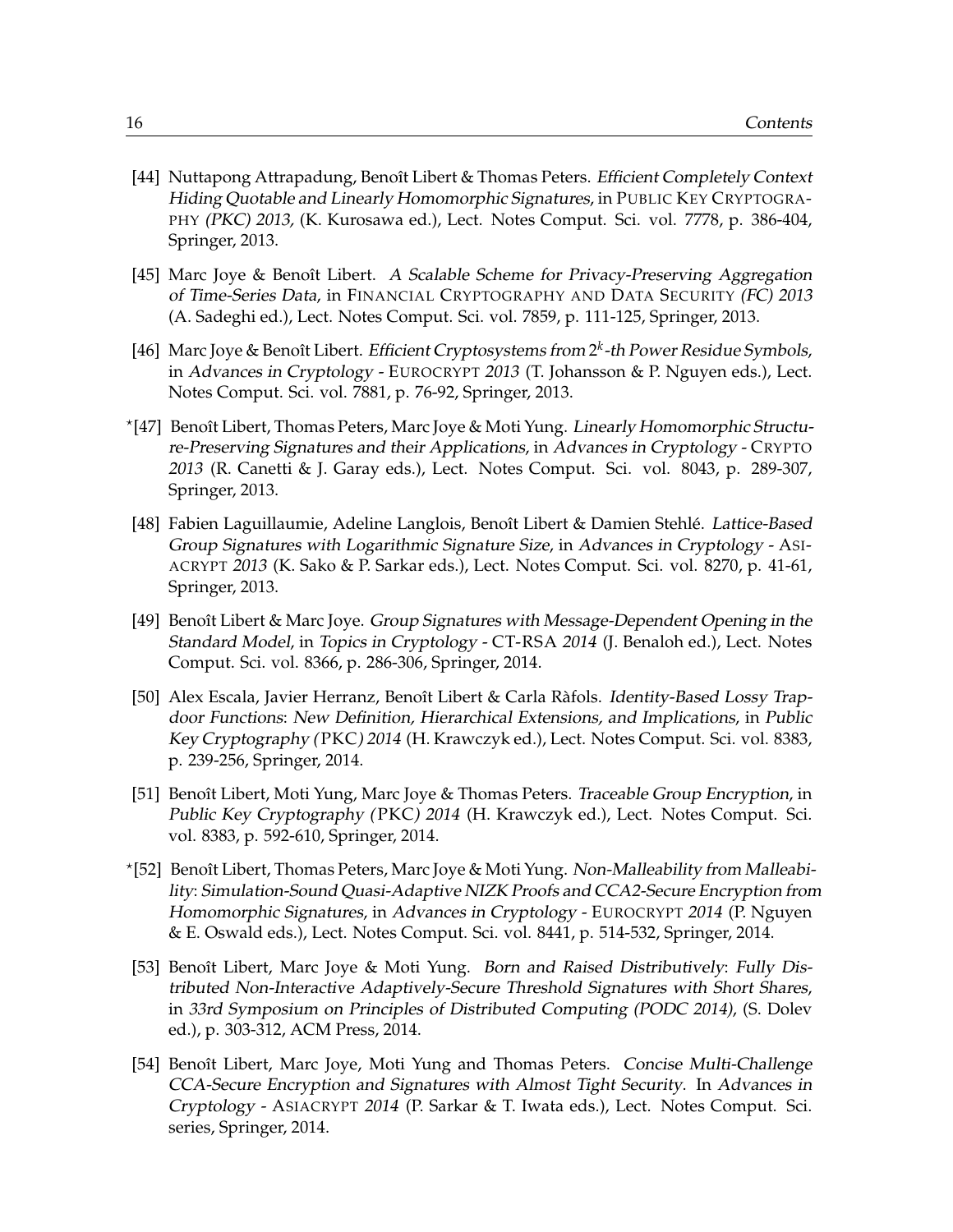[44] Nuttapong Attrapadung, Benoît Libert & Thomas Peters. *Efficient Completely Context Hiding Quotable and Linearly Homomorphic Signatures*, in PUBLIC KEY CRYPTOGRAPHY *(PKC) 2013*, (K. Kurosawa ed.), Lect. Notes Comput. Sci. vol. 7778, p. 386-404, Springer, 2013.

[45] Marc Joye & Benoît Libert. *A Scalable Scheme for Privacy-Preserving Aggregation of Time-Series Data*, in FINANCIAL CRYPTOGRAPHY AND DATA SECURITY *(FC) 2013* (A. Sadeghi ed.), Lect. Notes Comput. Sci. vol. 7859, p. 111-125, Springer, 2013.

[46] Marc Joye & Benoît Libert. *Efficient Cryptosystems from $2^k$-th Power Residue Symbols*, in *Advances in Cryptology* - EUROCRYPT *2013* (T. Johansson & P. Nguyen eds.), Lect. Notes Comput. Sci. vol. 7881, p. 76-92, Springer, 2013.

*[47] Benoît Libert, Thomas Peters, Marc Joye & Moti Yung. *Linearly Homomorphic Structure-Preserving Signatures and their Applications*, in *Advances in Cryptology* - CRYPTO *2013* (R. Canetti & J. Garay eds.), Lect. Notes Comput. Sci. vol. 8043, p. 289-307, Springer, 2013.

[48] Fabien Laguillaumie, Adeline Langlois, Benoît Libert & Damien Stehlé. *Lattice-Based Group Signatures with Logarithmic Signature Size*, in *Advances in Cryptology* - ASIACRYPT *2013* (K. Sako & P. Sarkar eds.), Lect. Notes Comput. Sci. vol. 8270, p. 41-61, Springer, 2013.

[49] Benoît Libert & Marc Joye. *Group Signatures with Message-Dependent Opening in the Standard Model*, in *Topics in Cryptology* - CT-RSA *2014* (J. Benaloh ed.), Lect. Notes Comput. Sci. vol. 8366, p. 286-306, Springer, 2014.

[50] Alex Escala, Javier Herranz, Benoît Libert & Carla Ràfols. *Identity-Based Lossy Trapdoor Functions: New Definition, Hierarchical Extensions, and Implications*, in *Public Key Cryptography (*PKC*) 2014* (H. Krawczyk ed.), Lect. Notes Comput. Sci. vol. 8383, p. 239-256, Springer, 2014.

[51] Benoît Libert, Moti Yung, Marc Joye & Thomas Peters. *Traceable Group Encryption*, in *Public Key Cryptography (*PKC*) 2014* (H. Krawczyk ed.), Lect. Notes Comput. Sci. vol. 8383, p. 592-610, Springer, 2014.

*[52] Benoît Libert, Thomas Peters, Marc Joye & Moti Yung. *Non-Malleability from Malleability: Simulation-Sound Quasi-Adaptive NIZK Proofs and CCA2-Secure Encryption from Homomorphic Signatures*, in *Advances in Cryptology* - EUROCRYPT *2014* (P. Nguyen & E. Oswald eds.), Lect. Notes Comput. Sci. vol. 8441, p. 514-532, Springer, 2014.

[53] Benoît Libert, Marc Joye & Moti Yung. *Born and Raised Distributively: Fully Distributed Non-Interactive Adaptively-Secure Threshold Signatures with Short Shares*, in *33rd Symposium on Principles of Distributed Computing (PODC 2014)*, (S. Dolev ed.), p. 303-312, ACM Press, 2014.

[54] Benoît Libert, Marc Joye, Moti Yung and Thomas Peters. *Concise Multi-Challenge CCA-Secure Encryption and Signatures with Almost Tight Security.* In *Advances in Cryptology* - ASIACRYPT *2014* (P. Sarkar & T. Iwata eds.), Lect. Notes Comput. Sci. series, Springer, 2014.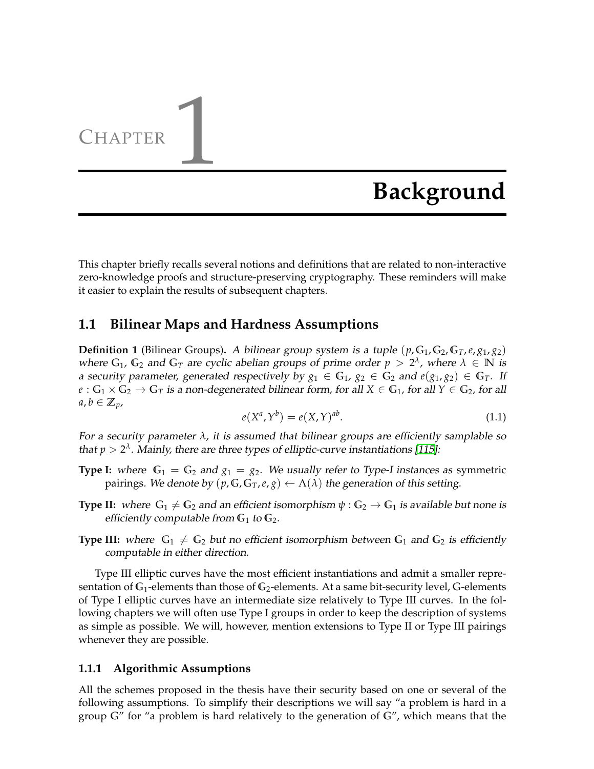# Chapter 1

# Background

This chapter briefly recalls several notions and definitions that are related to non-interactive zero-knowledge proofs and structure-preserving cryptography. These reminders will make it easier to explain the results of subsequent chapters.

## 1.1 Bilinear Maps and Hardness Assumptions

**Definition 1** (Bilinear Groups)**.** *A bilinear group system is a tuple $(p, \mathbb{G}_1, \mathbb{G}_2, \mathbb{G}_T, e, g_1, g_2)$ where $\mathbb{G}_1$, $\mathbb{G}_2$ and $\mathbb{G}_T$ are cyclic abelian groups of prime order $p > 2^\lambda$, where $\lambda \in \mathbb{N}$ is a security parameter, generated respectively by $g_1 \in \mathbb{G}_1$, $g_2 \in \mathbb{G}_2$ and $e(g_1, g_2) \in \mathbb{G}_T$. If $e : \mathbb{G}_1 \times \mathbb{G}_2 \to \mathbb{G}_T$ is a non-degenerated bilinear form, for all $X \in \mathbb{G}_1$, for all $Y \in \mathbb{G}_2$, for all $a, b \in \mathbb{Z}_p$,*

$$e(X^a, Y^b) = e(X, Y)^{ab}. \tag{1.1}$$

*For a security parameter $\lambda$, it is assumed that bilinear groups are efficiently samplable so that $p > 2^\lambda$. Mainly, there are three types of elliptic-curve instantiations [115]:*

**Type I:** *where $\mathbb{G}_1 = \mathbb{G}_2$ and $g_1 = g_2$. We usually refer to Type-I instances as* symmetric pairings. *We denote by $(p, \mathbb{G}, \mathbb{G}_T, e, g) \leftarrow \Lambda(\lambda)$ the generation of this setting.*

**Type II:** *where $\mathbb{G}_1 \neq \mathbb{G}_2$ and an efficient isomorphism $\psi : \mathbb{G}_2 \to \mathbb{G}_1$ is available but none is efficiently computable from $\mathbb{G}_1$ to $\mathbb{G}_2$.*

**Type III:** *where $\mathbb{G}_1 \neq \mathbb{G}_2$ but no efficient isomorphism between $\mathbb{G}_1$ and $\mathbb{G}_2$ is efficiently computable in either direction.*

Type III elliptic curves have the most efficient instantiations and admit a smaller representation of $\mathbb{G}_1$-elements than those of $\mathbb{G}_2$-elements. At a same bit-security level, $\mathbb{G}$-elements of Type I elliptic curves have an intermediate size relatively to Type III curves. In the following chapters we will often use Type I groups in order to keep the description of systems as simple as possible. We will, however, mention extensions to Type II or Type III pairings whenever they are possible.

### 1.1.1 Algorithmic Assumptions

All the schemes proposed in the thesis have their security based on one or several of the following assumptions. To simplify their descriptions we will say "a problem is hard in a group $\mathbb{G}$" for "a problem is hard relatively to the generation of $\mathbb{G}$", which means that the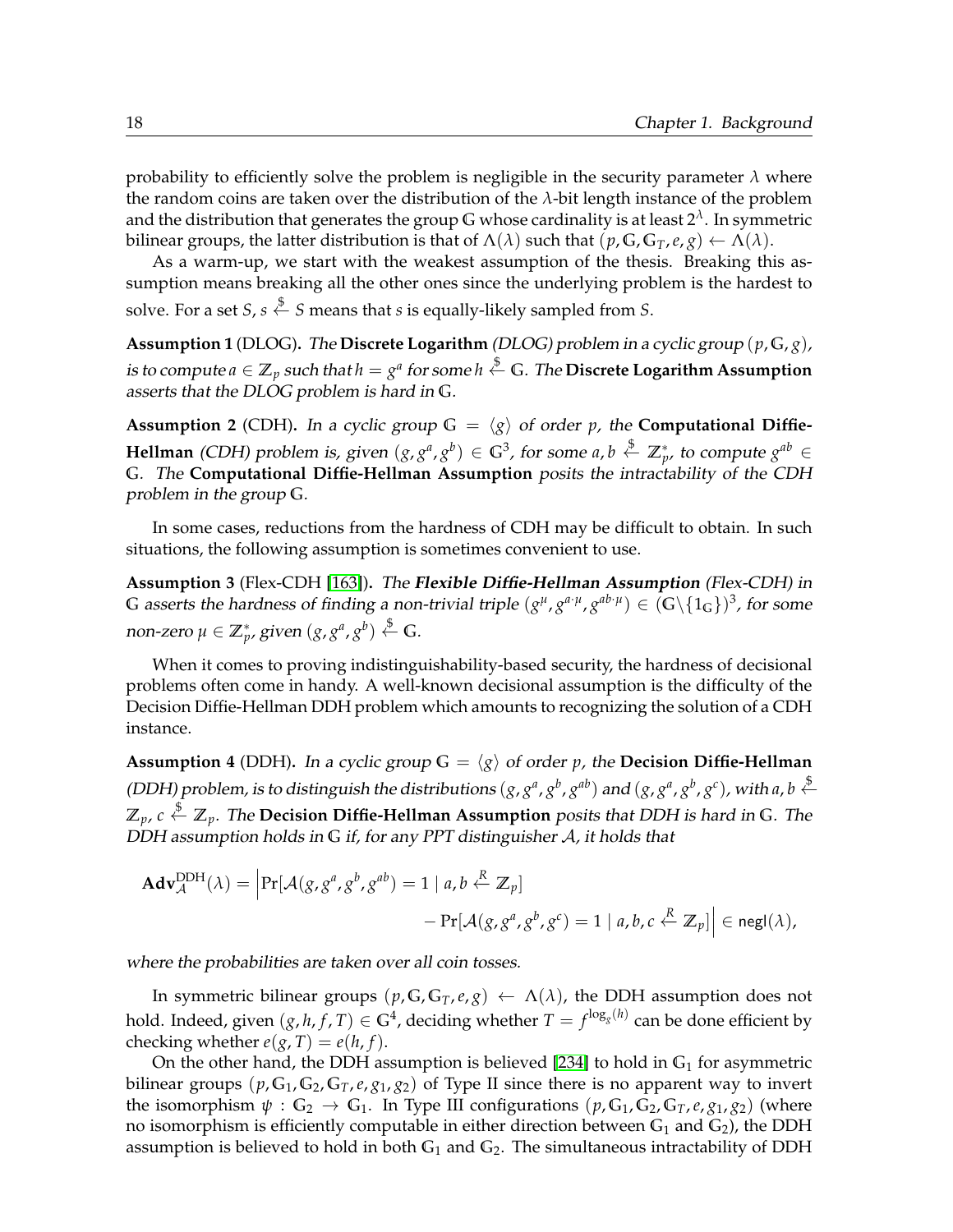probability to efficiently solve the problem is negligible in the security parameter $\lambda$ where the random coins are taken over the distribution of the $\lambda$-bit length instance of the problem and the distribution that generates the group $\mathbb{G}$ whose cardinality is at least $2^\lambda$. In symmetric bilinear groups, the latter distribution is that of $\Lambda(\lambda)$ such that $(p, \mathbb{G}, \mathbb{G}_T, e, g) \leftarrow \Lambda(\lambda)$.

As a warm-up, we start with the weakest assumption of the thesis. Breaking this assumption means breaking all the other ones since the underlying problem is the hardest to solve. For a set $S$, $s \stackrel{\$}{\leftarrow} S$ means that $s$ is equally-likely sampled from $S$.

**Assumption 1** (DLOG)**.** *The* **Discrete Logarithm** *(DLOG) problem in a cyclic group $(p, \mathbb{G}, g)$, is to compute $a \in \mathbb{Z}_p$ such that $h = g^a$ for some $h \stackrel{\$}{\leftarrow} \mathbb{G}$. The* **Discrete Logarithm Assumption** *asserts that the DLOG problem is hard in $\mathbb{G}$.*

**Assumption 2** (CDH)**.** *In a cyclic group $\mathbb{G} = \langle g \rangle$ of order $p$, the* **Computational Diffie-Hellman** *(CDH) problem is, given $(g, g^a, g^b) \in \mathbb{G}^3$, for some $a, b \stackrel{\$}{\leftarrow} \mathbb{Z}_p^*$, to compute $g^{ab} \in \mathbb{G}$. The* **Computational Diffie-Hellman Assumption** *posits the intractability of the CDH problem in the group $\mathbb{G}$.*

In some cases, reductions from the hardness of CDH may be difficult to obtain. In such situations, the following assumption is sometimes convenient to use.

**Assumption 3** (Flex-CDH [163])**.** *The* ***Flexible Diffie-Hellman Assumption*** *(Flex-CDH) in $\mathbb{G}$ asserts the hardness of finding a non-trivial triple $(g^\mu, g^{a \cdot \mu}, g^{ab \cdot \mu}) \in (\mathbb{G} \backslash \{1_\mathbb{G}\})^3$, for some non-zero $\mu \in \mathbb{Z}_p^*$, given $(g, g^a, g^b) \stackrel{\$}{\leftarrow} \mathbb{G}$.*

When it comes to proving indistinguishability-based security, the hardness of decisional problems often come in handy. A well-known decisional assumption is the difficulty of the Decision Diffie-Hellman DDH problem which amounts to recognizing the solution of a CDH instance.

**Assumption 4** (DDH)**.** *In a cyclic group $\mathbb{G} = \langle g \rangle$ of order $p$, the* **Decision Diffie-Hellman** *(DDH) problem, is to distinguish the distributions $(g, g^a, g^b, g^{ab})$ and $(g, g^a, g^b, g^c)$, with $a, b \stackrel{\$}{\leftarrow} \mathbb{Z}_p$, $c \stackrel{\$}{\leftarrow} \mathbb{Z}_p$. The* **Decision Diffie-Hellman Assumption** *posits that DDH is hard in $\mathbb{G}$. The DDH assumption holds in $\mathbb{G}$ if, for any PPT distinguisher $\mathcal{A}$, it holds that*

$$\mathbf{Adv}_{\mathcal{A}}^{\mathrm{DDH}}(\lambda) = \Big| \Pr[\mathcal{A}(g, g^a, g^b, g^{ab}) = 1 \mid a, b \stackrel{R}{\leftarrow} \mathbb{Z}_p] - \Pr[\mathcal{A}(g, g^a, g^b, g^c) = 1 \mid a, b, c \stackrel{R}{\leftarrow} \mathbb{Z}_p] \Big| \in \mathsf{negl}(\lambda),$$

*where the probabilities are taken over all coin tosses.*

In symmetric bilinear groups $(p, \mathbb{G}, \mathbb{G}_T, e, g) \leftarrow \Lambda(\lambda)$, the DDH assumption does not hold. Indeed, given $(g, h, f, T) \in \mathbb{G}^4$, deciding whether $T = f^{\log_g(h)}$ can be done efficient by checking whether $e(g, T) = e(h, f)$.

On the other hand, the DDH assumption is believed [234] to hold in $\mathbb{G}_1$ for asymmetric bilinear groups $(p, \mathbb{G}_1, \mathbb{G}_2, \mathbb{G}_T, e, g_1, g_2)$ of Type II since there is no apparent way to invert the isomorphism $\psi : \mathbb{G}_2 \to \mathbb{G}_1$. In Type III configurations $(p, \mathbb{G}_1, \mathbb{G}_2, \mathbb{G}_T, e, g_1, g_2)$ (where no isomorphism is efficiently computable in either direction between $\mathbb{G}_1$ and $\mathbb{G}_2$), the DDH assumption is believed to hold in both $\mathbb{G}_1$ and $\mathbb{G}_2$. The simultaneous intractability of DDH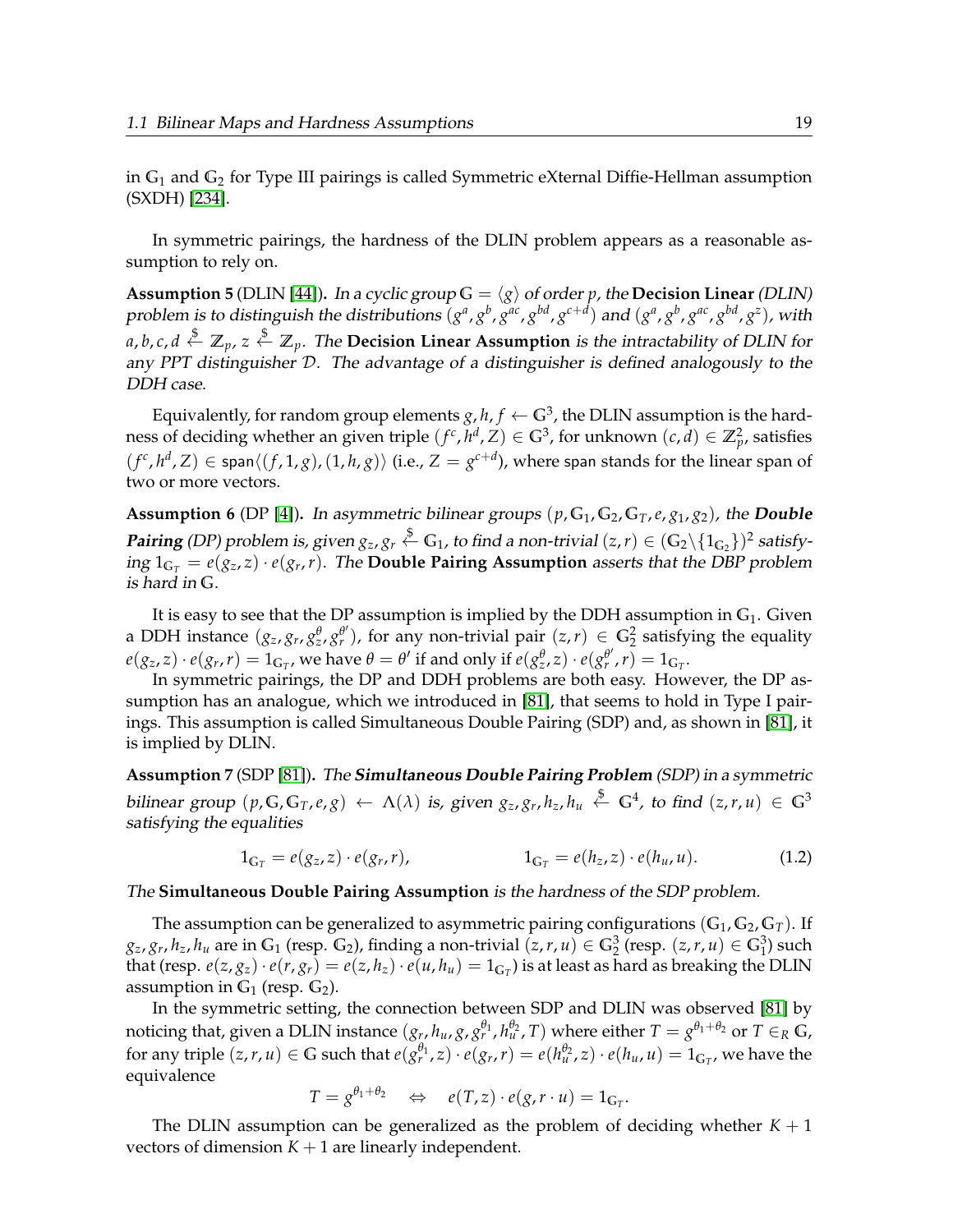in $\mathbb{G}_1$ and $\mathbb{G}_2$ for Type III pairings is called Symmetric eXternal Diffie-Hellman assumption (SXDH) [234].

In symmetric pairings, the hardness of the DLIN problem appears as a reasonable assumption to rely on.

**Assumption 5** (DLIN [44]). *In a cyclic group $\mathbb{G} = \langle g \rangle$ of order $p$, the* **Decision Linear** *(DLIN) problem is to distinguish the distributions $(g^a, g^b, g^{ac}, g^{bd}, g^{c+d})$ and $(g^a, g^b, g^{ac}, g^{bd}, g^z)$, with $a, b, c, d \stackrel{\$}{\leftarrow} \mathbb{Z}_p$, $z \stackrel{\$}{\leftarrow} \mathbb{Z}_p$. The* **Decision Linear Assumption** *is the intractability of DLIN for any PPT distinguisher $\mathcal{D}$. The advantage of a distinguisher is defined analogously to the DDH case.*

Equivalently, for random group elements $g, h, f \leftarrow \mathbb{G}^3$, the DLIN assumption is the hardness of deciding whether an given triple $(f^c, h^d, Z) \in \mathbb{G}^3$, for unknown $(c, d) \in \mathbb{Z}_p^2$, satisfies $(f^c, h^d, Z) \in \mathsf{span}\langle (f, 1, g), (1, h, g) \rangle$ (i.e., $Z = g^{c+d}$), where $\mathsf{span}$ stands for the linear span of two or more vectors.

**Assumption 6** (DP [4]). *In asymmetric bilinear groups $(p, \mathbb{G}_1, \mathbb{G}_2, \mathbb{G}_T, e, g_1, g_2)$, the* ***Double Pairing*** *(DP) problem is, given $g_z, g_r \stackrel{\$}{\leftarrow} \mathbb{G}_1$, to find a non-trivial $(z, r) \in (\mathbb{G}_2 \backslash \{1_{\mathbb{G}_2}\})^2$ satisfying $1_{\mathbb{G}_T} = e(g_z, z) \cdot e(g_r, r)$. The* **Double Pairing Assumption** *asserts that the DBP problem is hard in $\mathbb{G}$.*

It is easy to see that the DP assumption is implied by the DDH assumption in $\mathbb{G}_1$. Given a DDH instance $(g_z, g_r, g_z^{\theta}, g_r^{\theta'})$, for any non-trivial pair $(z, r) \in \mathbb{G}_2^2$ satisfying the equality $e(g_z, z) \cdot e(g_r, r) = 1_{\mathbb{G}_T}$, we have $\theta = \theta'$ if and only if $e(g_z^{\theta}, z) \cdot e(g_r^{\theta'}, r) = 1_{\mathbb{G}_T}$.

In symmetric pairings, the DP and DDH problems are both easy. However, the DP assumption has an analogue, which we introduced in [81], that seems to hold in Type I pairings. This assumption is called Simultaneous Double Pairing (SDP) and, as shown in [81], it is implied by DLIN.

**Assumption 7** (SDP [81]). *The* ***Simultaneous Double Pairing Problem*** *(SDP) in a symmetric bilinear group $(p, \mathbb{G}, \mathbb{G}_T, e, g) \leftarrow \Lambda(\lambda)$ is, given $g_z, g_r, h_z, h_u \stackrel{\$}{\leftarrow} \mathbb{G}^4$, to find $(z, r, u) \in \mathbb{G}^3$ satisfying the equalities*

$$1_{\mathbb{G}_T} = e(g_z, z) \cdot e(g_r, r), \qquad\qquad 1_{\mathbb{G}_T} = e(h_z, z) \cdot e(h_u, u). \tag{1.2}$$

*The* **Simultaneous Double Pairing Assumption** *is the hardness of the SDP problem.*

The assumption can be generalized to asymmetric pairing configurations $(\mathbb{G}_1, \mathbb{G}_2, \mathbb{G}_T)$. If $g_z, g_r, h_z, h_u$ are in $\mathbb{G}_1$ (resp. $\mathbb{G}_2$), finding a non-trivial $(z, r, u) \in \mathbb{G}_2^3$ (resp. $(z, r, u) \in \mathbb{G}_1^3$) such that (resp. $e(z, g_z) \cdot e(r, g_r) = e(z, h_z) \cdot e(u, h_u) = 1_{\mathbb{G}_T}$) is at least as hard as breaking the DLIN assumption in $\mathbb{G}_1$ (resp. $\mathbb{G}_2$).

In the symmetric setting, the connection between SDP and DLIN was observed [81] by noticing that, given a DLIN instance $(g_r, h_u, g, g_r^{\theta_1}, h_u^{\theta_2}, T)$ where either $T = g^{\theta_1+\theta_2}$ or $T \in_R \mathbb{G}$, for any triple $(z, r, u) \in \mathbb{G}$ such that $e(g_r^{\theta_1}, z) \cdot e(g_r, r) = e(h_u^{\theta_2}, z) \cdot e(h_u, u) = 1_{\mathbb{G}_T}$, we have the equivalence

$$T = g^{\theta_1+\theta_2} \quad \Leftrightarrow \quad e(T, z) \cdot e(g, r \cdot u) = 1_{\mathbb{G}_T}.$$

The DLIN assumption can be generalized as the problem of deciding whether $K+1$ vectors of dimension $K+1$ are linearly independent.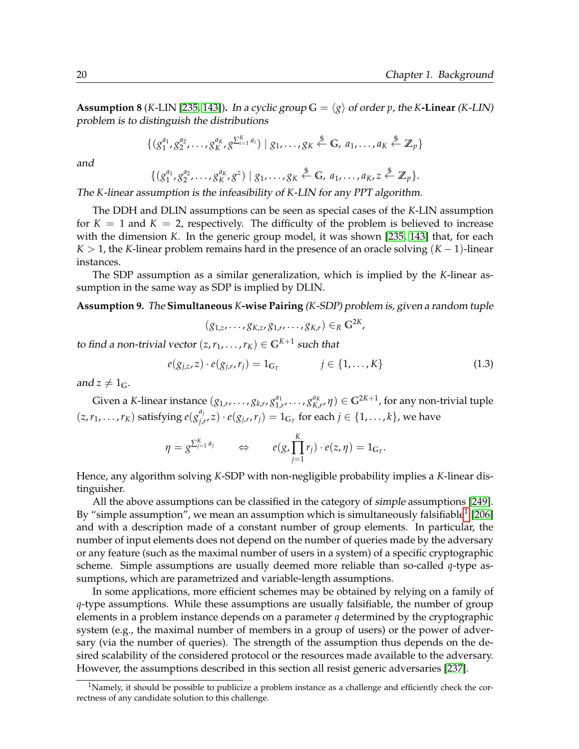**Assumption 8** ($K$-LIN [235, 143]). *In a cyclic group $\mathbb{G} = \langle g \rangle$ of order $p$, the* **$K$-Linear** *($K$-LIN) problem is to distinguish the distributions*

$$\{(g_1^{a_1}, g_2^{a_2}, \ldots, g_K^{a_K}, g^{\sum_{i=1}^K a_i}) \mid g_1, \ldots, g_K \xleftarrow{\$} \mathbb{G},\ a_1, \ldots, a_K \xleftarrow{\$} \mathbb{Z}_p\}$$

*and*

$$\{(g_1^{a_1}, g_2^{a_2}, \ldots, g_K^{a_K}, g^{z}) \mid g_1, \ldots, g_K \xleftarrow{\$} \mathbb{G},\ a_1, \ldots, a_K, z \xleftarrow{\$} \mathbb{Z}_p\}.$$

*The $K$-linear assumption is the infeasibility of $K$-LIN for any PPT algorithm.*

The DDH and DLIN assumptions can be seen as special cases of the $K$-LIN assumption for $K = 1$ and $K = 2$, respectively. The difficulty of the problem is believed to increase with the dimension $K$. In the generic group model, it was shown [235, 143] that, for each $K > 1$, the $K$-linear problem remains hard in the presence of an oracle solving $(K-1)$-linear instances.

The SDP assumption as a similar generalization, which is implied by the $K$-linear assumption in the same way as SDP is implied by DLIN.

**Assumption 9.** *The* **Simultaneous $K$-wise Pairing** *($K$-SDP) problem is, given a random tuple*

$$(g_{1,z}, \ldots, g_{K,z}, g_{1,r}, \ldots, g_{K,r}) \in_R \mathbb{G}^{2K},$$

*to find a non-trivial vector $(z, r_1, \ldots, r_K) \in \mathbb{G}^{K+1}$ such that*

$$e(g_{j,z}, z) \cdot e(g_{j,r}, r_j) = 1_{\mathbb{G}_T} \qquad j \in \{1, \ldots, K\} \tag{1.3}$$

*and $z \neq 1_{\mathbb{G}}$.*

Given a $K$-linear instance $(g_{1,r}, \ldots, g_{k,r}, g_{1,r}^{a_1}, \ldots, g_{K,r}^{a_K}, \eta) \in \mathbb{G}^{2K+1}$, for any non-trivial tuple $(z, r_1, \ldots, r_K)$ satisfying $e(g_{j,r}^{a_j}, z) \cdot e(g_{j,r}, r_j) = 1_{\mathbb{G}_T}$ for each $j \in \{1, \ldots, k\}$, we have

$$\eta = g^{\sum_{j=1}^K a_j} \qquad \Leftrightarrow \qquad e(g, \prod_{j=1}^K r_j) \cdot e(z, \eta) = 1_{\mathbb{G}_T}.$$

Hence, any algorithm solving $K$-SDP with non-negligible probability implies a $K$-linear distinguisher.

All the above assumptions can be classified in the category of *simple* assumptions [249]. By "simple assumption", we mean an assumption which is simultaneously falsifiable[1] [206] and with a description made of a constant number of group elements. In particular, the number of input elements does not depend on the number of queries made by the adversary or any feature (such as the maximal number of users in a system) of a specific cryptographic scheme. Simple assumptions are usually deemed more reliable than so-called $q$-type assumptions, which are parametrized and variable-length assumptions.

In some applications, more efficient schemes may be obtained by relying on a family of $q$-type assumptions. While these assumptions are usually falsifiable, the number of group elements in a problem instance depends on a parameter $q$ determined by the cryptographic system (e.g., the maximal number of members in a group of users) or the power of adversary (via the number of queries). The strength of the assumption thus depends on the desired scalability of the considered protocol or the resources made available to the adversary. However, the assumptions described in this section all resist generic adversaries [237].

[1] Namely, it should be possible to publicize a problem instance as a challenge and efficiently check the correctness of any candidate solution to this challenge.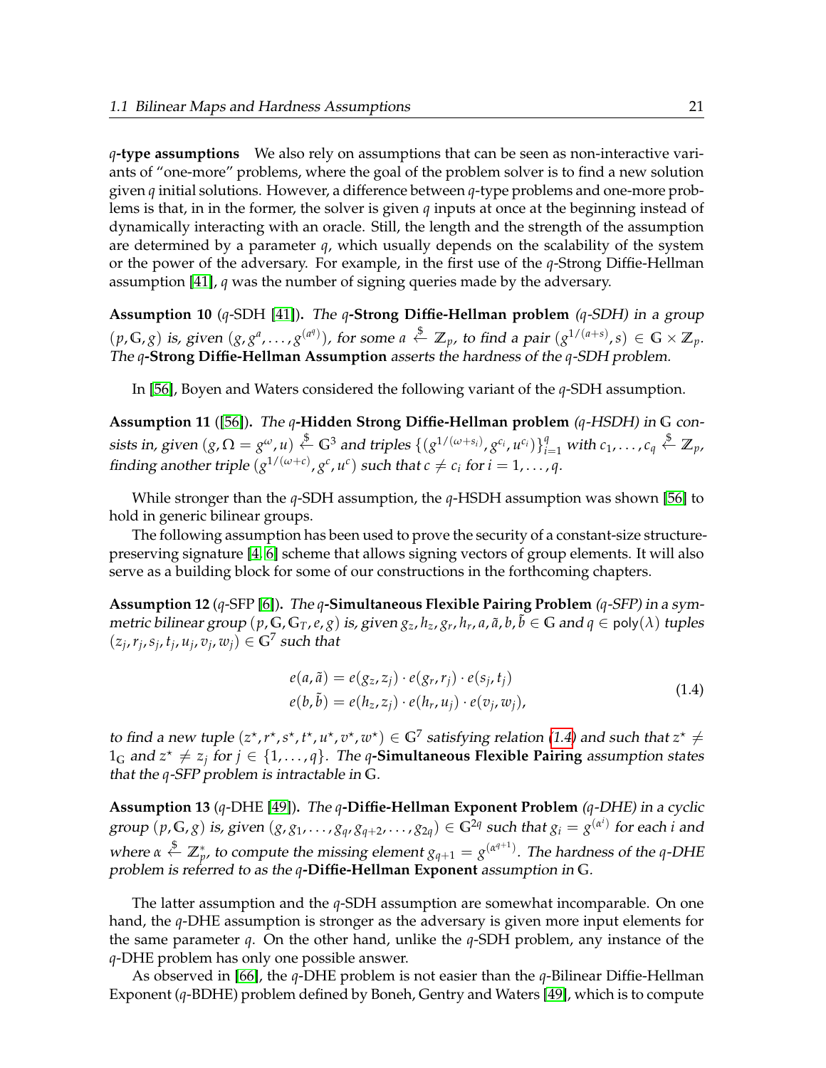**$q$-type assumptions** We also rely on assumptions that can be seen as non-interactive variants of "one-more" problems, where the goal of the problem solver is to find a new solution given $q$ initial solutions. However, a difference between $q$-type problems and one-more problems is that, in in the former, the solver is given $q$ inputs at once at the beginning instead of dynamically interacting with an oracle. Still, the length and the strength of the assumption are determined by a parameter $q$, which usually depends on the scalability of the system or the power of the adversary. For example, in the first use of the $q$-Strong Diffie-Hellman assumption [41], $q$ was the number of signing queries made by the adversary.

**Assumption 10** ($q$-SDH [41]). *The* **$q$-Strong Diffie-Hellman problem** *($q$-SDH) in a group $(p, \mathbb{G}, g)$ is, given $(g, g^a, \ldots, g^{(a^q)})$, for some $a \stackrel{\$}{\leftarrow} \mathbb{Z}_p$, to find a pair $(g^{1/(a+s)}, s) \in \mathbb{G} \times \mathbb{Z}_p$. The* **$q$-Strong Diffie-Hellman Assumption** *asserts the hardness of the $q$-SDH problem.*

In [56], Boyen and Waters considered the following variant of the $q$-SDH assumption.

**Assumption 11** ([56]). *The* **$q$-Hidden Strong Diffie-Hellman problem** *($q$-HSDH) in $\mathbb{G}$ consists in, given $(g, \Omega = g^{\omega}, u) \stackrel{\$}{\leftarrow} \mathbb{G}^3$ and triples $\{(g^{1/(\omega+s_i)}, g^{c_i}, u^{c_i})\}_{i=1}^{q}$ with $c_1, \ldots, c_q \stackrel{\$}{\leftarrow} \mathbb{Z}_p$, finding another triple $(g^{1/(\omega+c)}, g^c, u^c)$ such that $c \neq c_i$ for $i = 1, \ldots, q$.*

While stronger than the $q$-SDH assumption, the $q$-HSDH assumption was shown [56] to hold in generic bilinear groups.

The following assumption has been used to prove the security of a constant-size structure-preserving signature [4, 6] scheme that allows signing vectors of group elements. It will also serve as a building block for some of our constructions in the forthcoming chapters.

**Assumption 12** ($q$-SFP [6]). *The* **$q$-Simultaneous Flexible Pairing Problem** *($q$-SFP) in a symmetric bilinear group $(p, \mathbb{G}, \mathbb{G}_T, e, g)$ is, given $g_z, h_z, g_r, h_r, a, \tilde{a}, b, \tilde{b} \in \mathbb{G}$ and $q \in \mathsf{poly}(\lambda)$ tuples $(z_j, r_j, s_j, t_j, u_j, v_j, w_j) \in \mathbb{G}^7$ such that*

$$
\begin{aligned}
e(a, \tilde{a}) &= e(g_z, z_j) \cdot e(g_r, r_j) \cdot e(s_j, t_j) \\
e(b, \tilde{b}) &= e(h_z, z_j) \cdot e(h_r, u_j) \cdot e(v_j, w_j),
\end{aligned}
\tag{1.4}
$$

*to find a new tuple $(z^\star, r^\star, s^\star, t^\star, u^\star, v^\star, w^\star) \in \mathbb{G}^7$ satisfying relation (1.4) and such that $z^\star \neq 1_{\mathbb{G}}$ and $z^\star \neq z_j$ for $j \in \{1, \ldots, q\}$. The* **$q$-Simultaneous Flexible Pairing** *assumption states that the $q$-SFP problem is intractable in $\mathbb{G}$.*

**Assumption 13** ($q$-DHE [49]). *The* **$q$-Diffie-Hellman Exponent Problem** *($q$-DHE) in a cyclic group $(p, \mathbb{G}, g)$ is, given $(g, g_1, \ldots, g_q, g_{q+2}, \ldots, g_{2q}) \in \mathbb{G}^{2q}$ such that $g_i = g^{(\alpha^i)}$ for each $i$ and where $\alpha \stackrel{\$}{\leftarrow} \mathbb{Z}_p^*$, to compute the missing element $g_{q+1} = g^{(\alpha^{q+1})}$. The hardness of the $q$-DHE problem is referred to as the* **$q$-Diffie-Hellman Exponent** *assumption in $\mathbb{G}$.*

The latter assumption and the $q$-SDH assumption are somewhat incomparable. On one hand, the $q$-DHE assumption is stronger as the adversary is given more input elements for the same parameter $q$. On the other hand, unlike the $q$-SDH problem, any instance of the $q$-DHE problem has only one possible answer.

As observed in [66], the $q$-DHE problem is not easier than the $q$-Bilinear Diffie-Hellman Exponent ($q$-BDHE) problem defined by Boneh, Gentry and Waters [49], which is to compute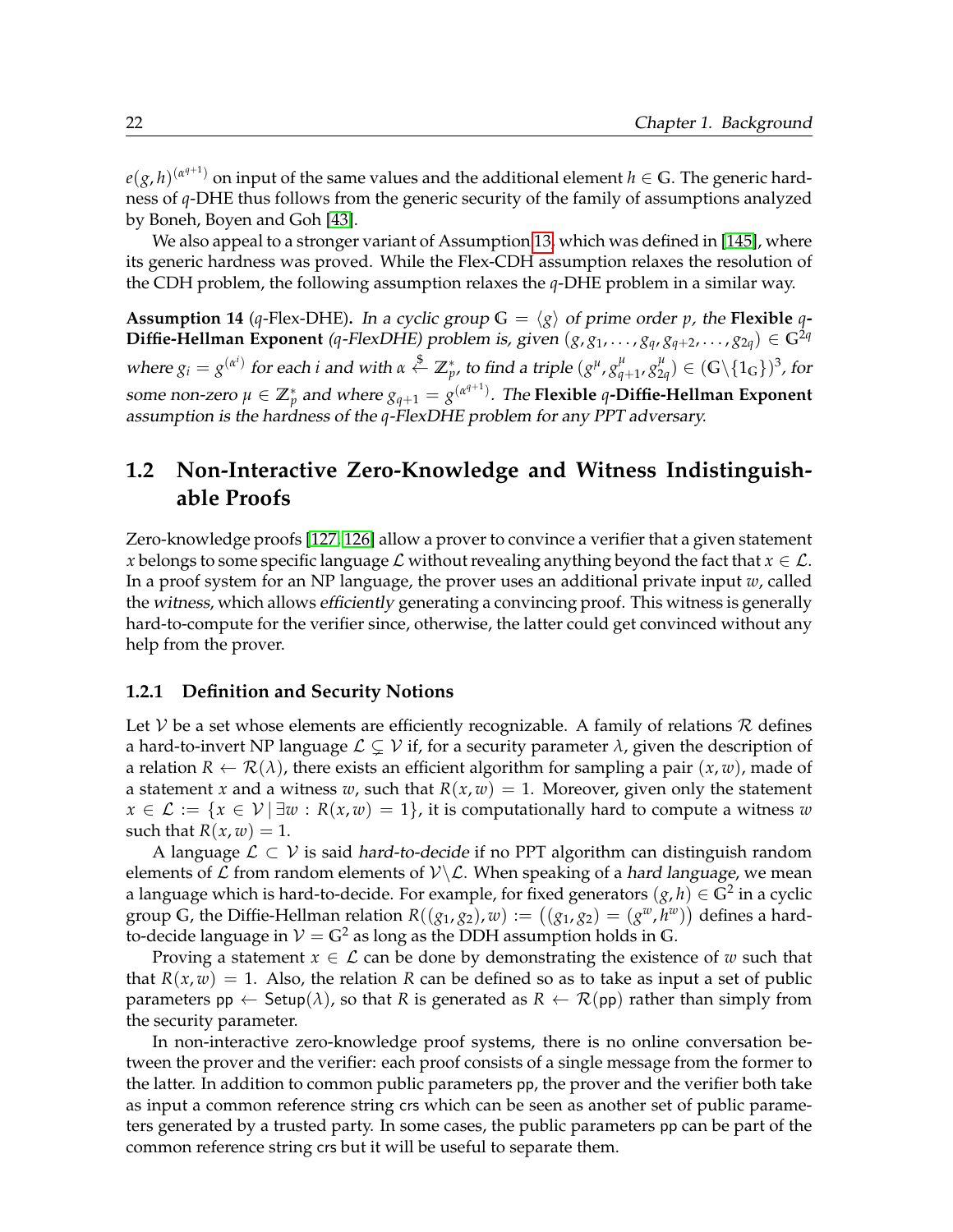$e(g,h)^{(\alpha^{q+1})}$ on input of the same values and the additional element $h \in \mathbb{G}$. The generic hardness of $q$-DHE thus follows from the generic security of the family of assumptions analyzed by Boneh, Boyen and Goh [43].

We also appeal to a stronger variant of Assumption 13, which was defined in [145], where its generic hardness was proved. While the Flex-CDH assumption relaxes the resolution of the CDH problem, the following assumption relaxes the $q$-DHE problem in a similar way.

**Assumption 14** ($q$-Flex-DHE)**.** *In a cyclic group $\mathbb{G} = \langle g \rangle$ of prime order $p$, the* **Flexible $q$-Diffie-Hellman Exponent** *($q$-FlexDHE) problem is, given $(g, g_1, \ldots, g_q, g_{q+2}, \ldots, g_{2q}) \in \mathbb{G}^{2q}$ where $g_i = g^{(\alpha^i)}$ for each $i$ and with $\alpha \stackrel{\$}{\leftarrow} \mathbb{Z}_p^*$, to find a triple $(g^\mu, g_{q+1}^\mu, g_{2q}^\mu) \in (\mathbb{G}\backslash\{1_\mathbb{G}\})^3$, for some non-zero $\mu \in \mathbb{Z}_p^*$ and where $g_{q+1} = g^{(\alpha^{q+1})}$. The* **Flexible $q$-Diffie-Hellman Exponent** *assumption is the hardness of the $q$-FlexDHE problem for any PPT adversary.*

## 1.2 Non-Interactive Zero-Knowledge and Witness Indistinguishable Proofs

Zero-knowledge proofs [127, 126] allow a prover to convince a verifier that a given statement $x$ belongs to some specific language $\mathcal{L}$ without revealing anything beyond the fact that $x \in \mathcal{L}$. In a proof system for an NP language, the prover uses an additional private input $w$, called the *witness*, which allows *efficiently* generating a convincing proof. This witness is generally hard-to-compute for the verifier since, otherwise, the latter could get convinced without any help from the prover.

### 1.2.1 Definition and Security Notions

Let $\mathcal{V}$ be a set whose elements are efficiently recognizable. A family of relations $\mathcal{R}$ defines a hard-to-invert NP language $\mathcal{L} \subsetneq \mathcal{V}$ if, for a security parameter $\lambda$, given the description of a relation $R \leftarrow \mathcal{R}(\lambda)$, there exists an efficient algorithm for sampling a pair $(x, w)$, made of a statement $x$ and a witness $w$, such that $R(x, w) = 1$. Moreover, given only the statement $x \in \mathcal{L} := \{x \in \mathcal{V} \mid \exists w : R(x, w) = 1\}$, it is computationally hard to compute a witness $w$ such that $R(x, w) = 1$.

A language $\mathcal{L} \subset \mathcal{V}$ is said *hard-to-decide* if no PPT algorithm can distinguish random elements of $\mathcal{L}$ from random elements of $\mathcal{V}\backslash\mathcal{L}$. When speaking of a *hard language*, we mean a language which is hard-to-decide. For example, for fixed generators $(g, h) \in \mathbb{G}^2$ in a cyclic group $\mathbb{G}$, the Diffie-Hellman relation $R((g_1, g_2), w) := \big((g_1, g_2) = (g^w, h^w)\big)$ defines a hard-to-decide language in $\mathcal{V} = \mathbb{G}^2$ as long as the DDH assumption holds in $\mathbb{G}$.

Proving a statement $x \in \mathcal{L}$ can be done by demonstrating the existence of $w$ such that that $R(x, w) = 1$. Also, the relation $R$ can be defined so as to take as input a set of public parameters $\mathsf{pp} \leftarrow \mathsf{Setup}(\lambda)$, so that $R$ is generated as $R \leftarrow \mathcal{R}(\mathsf{pp})$ rather than simply from the security parameter.

In non-interactive zero-knowledge proof systems, there is no online conversation between the prover and the verifier: each proof consists of a single message from the former to the latter. In addition to common public parameters $\mathsf{pp}$, the prover and the verifier both take as input a common reference string $\mathsf{crs}$ which can be seen as another set of public parameters generated by a trusted party. In some cases, the public parameters $\mathsf{pp}$ can be part of the common reference string $\mathsf{crs}$ but it will be useful to separate them.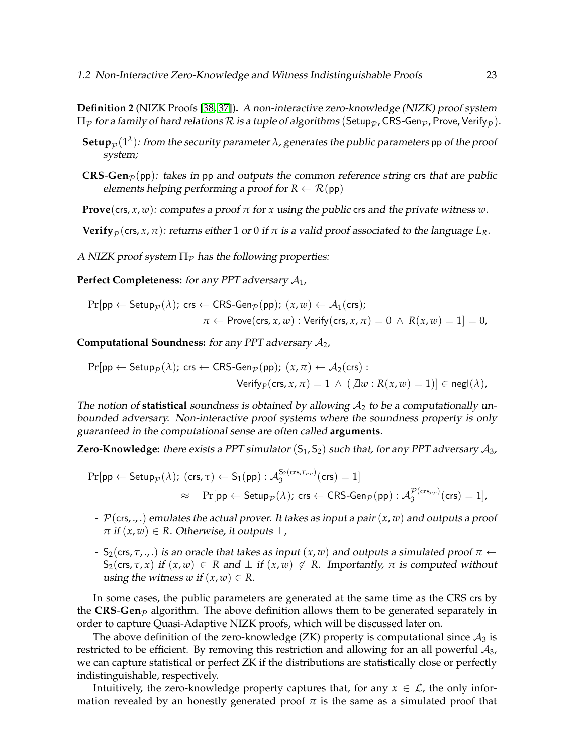**Definition 2** (NIZK Proofs [38, 37]). *A non-interactive zero-knowledge (NIZK) proof system $\Pi_{\mathcal{P}}$ for a family of hard relations $\mathcal{R}$ is a tuple of algorithms* $(\mathsf{Setup}_{\mathcal{P}}, \mathsf{CRS\text{-}Gen}_{\mathcal{P}}, \mathsf{Prove}, \mathsf{Verify}_{\mathcal{P}})$.

- **Setup**$_{\mathcal{P}}(1^{\lambda})$*: from the security parameter $\lambda$, generates the public parameters* $\mathsf{pp}$ *of the proof system;*
- **CRS-Gen**$_{\mathcal{P}}(\mathsf{pp})$*: takes in* $\mathsf{pp}$ *and outputs the common reference string* $\mathsf{crs}$ *that are public elements helping performing a proof for $R \leftarrow \mathcal{R}(\mathsf{pp})$*
- **Prove**$(\mathsf{crs}, x, w)$*: computes a proof $\pi$ for $x$ using the public* $\mathsf{crs}$ *and the private witness $w$.*
- **Verify**$_{\mathcal{P}}(\mathsf{crs}, x, \pi)$*: returns either 1 or 0 if $\pi$ is a valid proof associated to the language $L_R$.*

*A NIZK proof system $\Pi_{\mathcal{P}}$ has the following properties:*

**Perfect Completeness:** *for any PPT adversary $\mathcal{A}_1$,*

$$\Pr[\mathsf{pp} \leftarrow \mathsf{Setup}_{\mathcal{P}}(\lambda);\ \mathsf{crs} \leftarrow \mathsf{CRS\text{-}Gen}_{\mathcal{P}}(\mathsf{pp});\ (x, w) \leftarrow \mathcal{A}_1(\mathsf{crs}); \\ \pi \leftarrow \mathsf{Prove}(\mathsf{crs}, x, w) : \mathsf{Verify}(\mathsf{crs}, x, \pi) = 0 \ \wedge\ R(x, w) = 1] = 0,$$

**Computational Soundness:** *for any PPT adversary $\mathcal{A}_2$,*

$$\Pr[\mathsf{pp} \leftarrow \mathsf{Setup}_{\mathcal{P}}(\lambda);\ \mathsf{crs} \leftarrow \mathsf{CRS\text{-}Gen}_{\mathcal{P}}(\mathsf{pp});\ (x, \pi) \leftarrow \mathcal{A}_2(\mathsf{crs}) : \\ \mathsf{Verify}_{P}(\mathsf{crs}, x, \pi) = 1 \ \wedge\ (\nexists w : R(x, w) = 1)] \in \mathsf{negl}(\lambda),$$

*The notion of* **statistical** *soundness is obtained by allowing $\mathcal{A}_2$ to be a computationally unbounded adversary. Non-interactive proof systems where the soundness property is only guaranteed in the computational sense are often called* **arguments**.

**Zero-Knowledge:** *there exists a PPT simulator $(\mathsf{S}_1, \mathsf{S}_2)$ such that, for any PPT adversary $\mathcal{A}_3$,*

$$\Pr[\mathsf{pp} \leftarrow \mathsf{Setup}_{\mathcal{P}}(\lambda);\ (\mathsf{crs}, \tau) \leftarrow \mathsf{S}_1(\mathsf{pp}) : \mathcal{A}_3^{\mathsf{S}_2(\mathsf{crs}, \tau, ., .)}(\mathsf{crs}) = 1] \\ \approx \quad \Pr[\mathsf{pp} \leftarrow \mathsf{Setup}_{\mathcal{P}}(\lambda);\ \mathsf{crs} \leftarrow \mathsf{CRS\text{-}Gen}_{\mathcal{P}}(\mathsf{pp}) : \mathcal{A}_3^{\mathcal{P}(\mathsf{crs}, ., .)}(\mathsf{crs}) = 1],$$

- *$\mathcal{P}(\mathsf{crs}, ., .)$ emulates the actual prover. It takes as input a pair $(x, w)$ and outputs a proof $\pi$ if $(x, w) \in R$. Otherwise, it outputs $\perp$,*
- *$\mathsf{S}_2(\mathsf{crs}, \tau, ., .)$ is an oracle that takes as input $(x, w)$ and outputs a simulated proof $\pi \leftarrow \mathsf{S}_2(\mathsf{crs}, \tau, x)$ if $(x, w) \in R$ and $\perp$ if $(x, w) \notin R$. Importantly, $\pi$ is computed without using the witness $w$ if $(x, w) \in R$.*

In some cases, the public parameters are generated at the same time as the CRS $\mathsf{crs}$ by the **CRS-Gen**$_{\mathcal{P}}$ algorithm. The above definition allows them to be generated separately in order to capture Quasi-Adaptive NIZK proofs, which will be discussed later on.

The above definition of the zero-knowledge (ZK) property is computational since $\mathcal{A}_3$ is restricted to be efficient. By removing this restriction and allowing for an all powerful $\mathcal{A}_3$, we can capture statistical or perfect ZK if the distributions are statistically close or perfectly indistinguishable, respectively.

Intuitively, the zero-knowledge property captures that, for any $x \in \mathcal{L}$, the only information revealed by an honestly generated proof $\pi$ is the same as a simulated proof that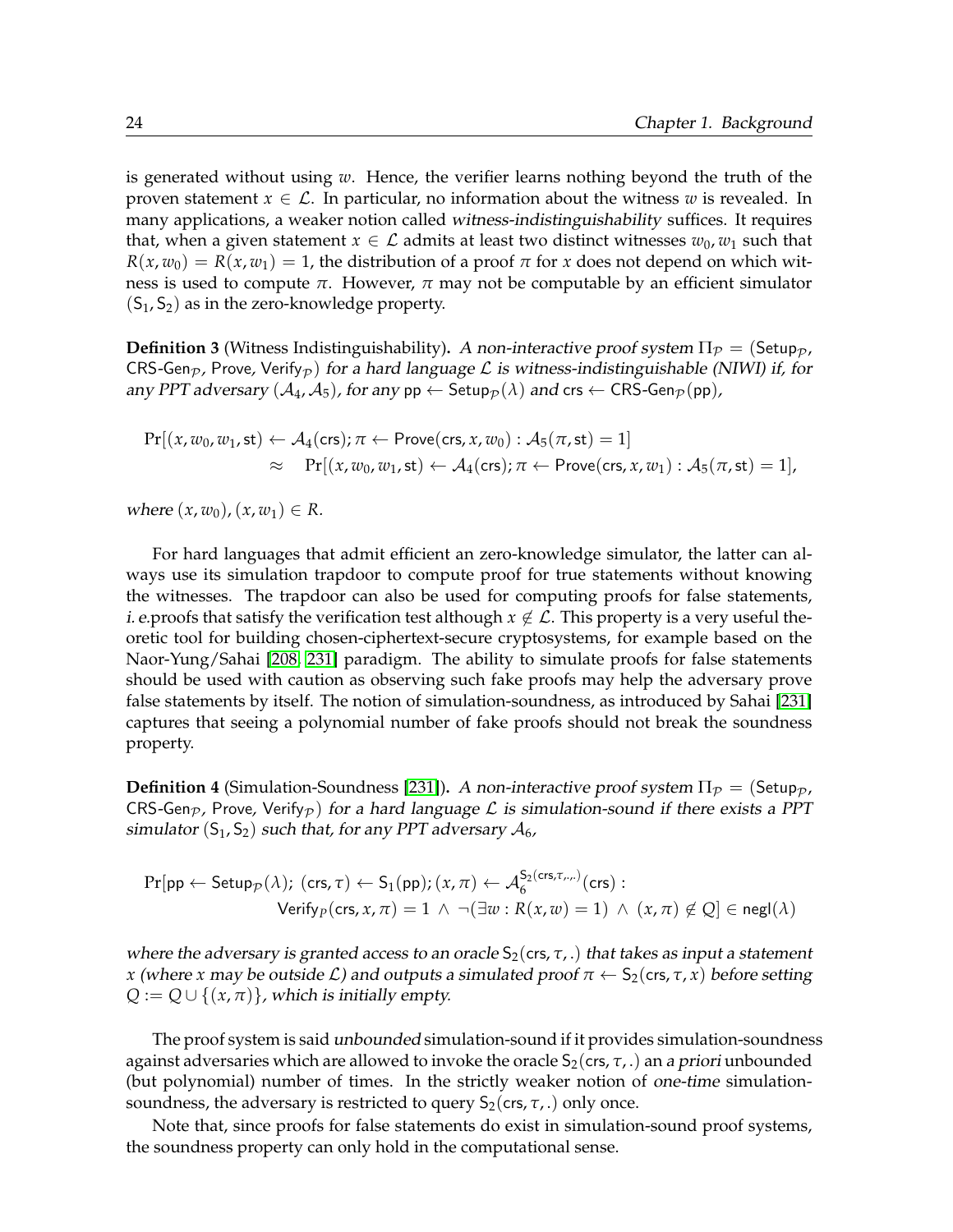is generated without using $w$. Hence, the verifier learns nothing beyond the truth of the proven statement $x \in \mathcal{L}$. In particular, no information about the witness $w$ is revealed. In many applications, a weaker notion called *witness-indistinguishability* suffices. It requires that, when a given statement $x \in \mathcal{L}$ admits at least two distinct witnesses $w_0, w_1$ such that $R(x, w_0) = R(x, w_1) = 1$, the distribution of a proof $\pi$ for $x$ does not depend on which witness is used to compute $\pi$. However, $\pi$ may not be computable by an efficient simulator $(\mathsf{S}_1, \mathsf{S}_2)$ as in the zero-knowledge property.

**Definition 3** (Witness Indistinguishability). *A non-interactive proof system $\Pi_{\mathcal{P}} = (\mathsf{Setup}_{\mathcal{P}}, \mathsf{CRS\text{-}Gen}_{\mathcal{P}}, \mathsf{Prove}, \mathsf{Verify}_{\mathcal{P}})$ for a hard language $\mathcal{L}$ is witness-indistinguishable (NIWI) if, for any PPT adversary $(\mathcal{A}_4, \mathcal{A}_5)$, for any $\mathsf{pp} \leftarrow \mathsf{Setup}_{\mathcal{P}}(\lambda)$ and $\mathsf{crs} \leftarrow \mathsf{CRS\text{-}Gen}_{\mathcal{P}}(\mathsf{pp})$,*

$$\begin{aligned}\Pr[(x, w_0, w_1, \mathsf{st}) \leftarrow \mathcal{A}_4(\mathsf{crs}); \pi \leftarrow \mathsf{Prove}(\mathsf{crs}, x, w_0) : \mathcal{A}_5(\pi, \mathsf{st}) = 1] \\ \approx \quad \Pr[(x, w_0, w_1, \mathsf{st}) \leftarrow \mathcal{A}_4(\mathsf{crs}); \pi \leftarrow \mathsf{Prove}(\mathsf{crs}, x, w_1) : \mathcal{A}_5(\pi, \mathsf{st}) = 1],\end{aligned}$$

*where $(x, w_0), (x, w_1) \in R$.*

For hard languages that admit efficient an zero-knowledge simulator, the latter can always use its simulation trapdoor to compute proof for true statements without knowing the witnesses. The trapdoor can also be used for computing proofs for false statements, *i. e.*proofs that satisfy the verification test although $x \notin \mathcal{L}$. This property is a very useful theoretic tool for building chosen-ciphertext-secure cryptosystems, for example based on the Naor-Yung/Sahai [208, 231] paradigm. The ability to simulate proofs for false statements should be used with caution as observing such fake proofs may help the adversary prove false statements by itself. The notion of simulation-soundness, as introduced by Sahai [231] captures that seeing a polynomial number of fake proofs should not break the soundness property.

**Definition 4** (Simulation-Soundness [231]). *A non-interactive proof system $\Pi_{\mathcal{P}} = (\mathsf{Setup}_{\mathcal{P}}, \mathsf{CRS\text{-}Gen}_{\mathcal{P}}, \mathsf{Prove}, \mathsf{Verify}_{\mathcal{P}})$ for a hard language $\mathcal{L}$ is simulation-sound if there exists a PPT simulator $(\mathsf{S}_1, \mathsf{S}_2)$ such that, for any PPT adversary $\mathcal{A}_6$,*

$$\begin{aligned}\Pr[\mathsf{pp} \leftarrow \mathsf{Setup}_{\mathcal{P}}(\lambda);\ (\mathsf{crs}, \tau) \leftarrow \mathsf{S}_1(\mathsf{pp}); (x, \pi) \leftarrow \mathcal{A}_6^{\mathsf{S}_2(\mathsf{crs}, \tau, ., .)}(\mathsf{crs}) : \\ \mathsf{Verify}_P(\mathsf{crs}, x, \pi) = 1 \ \wedge \ \neg(\exists w : R(x, w) = 1) \ \wedge \ (x, \pi) \notin Q] \in \mathsf{negl}(\lambda)\end{aligned}$$

*where the adversary is granted access to an oracle $\mathsf{S}_2(\mathsf{crs}, \tau, .)$ that takes as input a statement $x$ (where $x$ may be outside $\mathcal{L}$) and outputs a simulated proof $\pi \leftarrow \mathsf{S}_2(\mathsf{crs}, \tau, x)$ before setting $Q := Q \cup \{(x, \pi)\}$, which is initially empty.*

The proof system is said *unbounded* simulation-sound if it provides simulation-soundness against adversaries which are allowed to invoke the oracle $\mathsf{S}_2(\mathsf{crs}, \tau, .)$ an *a priori* unbounded (but polynomial) number of times. In the strictly weaker notion of *one-time* simulation-soundness, the adversary is restricted to query $\mathsf{S}_2(\mathsf{crs}, \tau, .)$ only once.

Note that, since proofs for false statements do exist in simulation-sound proof systems, the soundness property can only hold in the computational sense.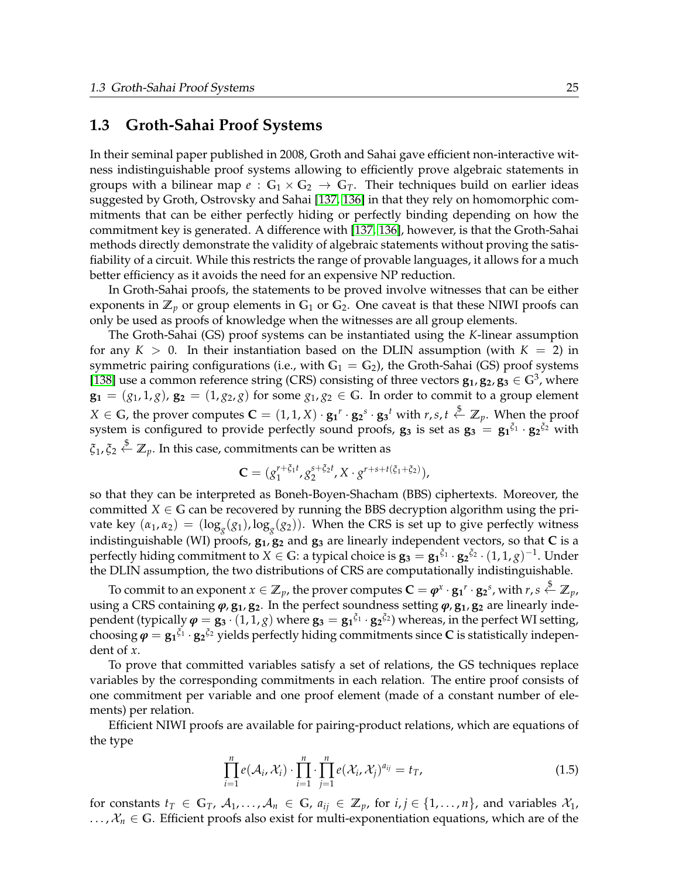## 1.3 Groth-Sahai Proof Systems

In their seminal paper published in 2008, Groth and Sahai gave efficient non-interactive witness indistinguishable proof systems allowing to efficiently prove algebraic statements in groups with a bilinear map $e : \mathbb{G}_1 \times \mathbb{G}_2 \to \mathbb{G}_T$. Their techniques build on earlier ideas suggested by Groth, Ostrovsky and Sahai [137, 136] in that they rely on homomorphic commitments that can be either perfectly hiding or perfectly binding depending on how the commitment key is generated. A difference with [137, 136], however, is that the Groth-Sahai methods directly demonstrate the validity of algebraic statements without proving the satisfiability of a circuit. While this restricts the range of provable languages, it allows for a much better efficiency as it avoids the need for an expensive NP reduction.

In Groth-Sahai proofs, the statements to be proved involve witnesses that can be either exponents in $\mathbb{Z}_p$ or group elements in $\mathbb{G}_1$ or $\mathbb{G}_2$. One caveat is that these NIWI proofs can only be used as proofs of knowledge when the witnesses are all group elements.

The Groth-Sahai (GS) proof systems can be instantiated using the $K$-linear assumption for any $K > 0$. In their instantiation based on the DLIN assumption (with $K = 2$) in symmetric pairing configurations (i.e., with $\mathbb{G}_1 = \mathbb{G}_2$), the Groth-Sahai (GS) proof systems [138] use a common reference string (CRS) consisting of three vectors $\mathbf{g_1}, \mathbf{g_2}, \mathbf{g_3} \in \mathbb{G}^3$, where $\mathbf{g_1} = (g_1, 1, g)$, $\mathbf{g_2} = (1, g_2, g)$ for some $g_1, g_2 \in \mathbb{G}$. In order to commit to a group element $X \in \mathbb{G}$, the prover computes $\mathbf{C} = (1, 1, X) \cdot \mathbf{g_1}^r \cdot \mathbf{g_2}^s \cdot \mathbf{g_3}^t$ with $r, s, t \stackrel{\$}{\leftarrow} \mathbb{Z}_p$. When the proof system is configured to provide perfectly sound proofs, $\mathbf{g_3}$ is set as $\mathbf{g_3} = \mathbf{g_1}^{\xi_1} \cdot \mathbf{g_2}^{\xi_2}$ with $\xi_1, \xi_2 \stackrel{\$}{\leftarrow} \mathbb{Z}_p$. In this case, commitments can be written as

$$\mathbf{C} = (g_1^{r+\xi_1 t}, g_2^{s+\xi_2 t}, X \cdot g^{r+s+t(\xi_1+\xi_2)}),$$

so that they can be interpreted as Boneh-Boyen-Shacham (BBS) ciphertexts. Moreover, the committed $X \in \mathbb{G}$ can be recovered by running the BBS decryption algorithm using the private key $(\alpha_1, \alpha_2) = (\log_g(g_1), \log_g(g_2))$. When the CRS is set up to give perfectly witness indistinguishable (WI) proofs, $\mathbf{g_1}, \mathbf{g_2}$ and $\mathbf{g_3}$ are linearly independent vectors, so that $\mathbf{C}$ is a perfectly hiding commitment to $X \in \mathbb{G}$: a typical choice is $\mathbf{g_3} = \mathbf{g_1}^{\xi_1} \cdot \mathbf{g_2}^{\xi_2} \cdot (1, 1, g)^{-1}$. Under the DLIN assumption, the two distributions of CRS are computationally indistinguishable.

To commit to an exponent $x \in \mathbb{Z}_p$, the prover computes $\mathbf{C} = \boldsymbol{\varphi}^x \cdot \mathbf{g_1}^r \cdot \mathbf{g_2}^s$, with $r, s \stackrel{\$}{\leftarrow} \mathbb{Z}_p$, using a CRS containing $\boldsymbol{\varphi}, \mathbf{g_1}, \mathbf{g_2}$. In the perfect soundness setting $\boldsymbol{\varphi}, \mathbf{g_1}, \mathbf{g_2}$ are linearly independent (typically $\boldsymbol{\varphi} = \mathbf{g_3} \cdot (1, 1, g)$ where $\mathbf{g_3} = \mathbf{g_1}^{\xi_1} \cdot \mathbf{g_2}^{\xi_2}$) whereas, in the perfect WI setting, choosing $\boldsymbol{\varphi} = \mathbf{g_1}^{\xi_1} \cdot \mathbf{g_2}^{\xi_2}$ yields perfectly hiding commitments since $\mathbf{C}$ is statistically independent of $x$.

To prove that committed variables satisfy a set of relations, the GS techniques replace variables by the corresponding commitments in each relation. The entire proof consists of one commitment per variable and one proof element (made of a constant number of elements) per relation.

Efficient NIWI proofs are available for pairing-product relations, which are equations of the type

$$\prod_{i=1}^{n} e(\mathcal{A}_i, \mathcal{X}_i) \cdot \prod_{i=1}^{n} \cdot \prod_{j=1}^{n} e(\mathcal{X}_i, \mathcal{X}_j)^{a_{ij}} = t_T, \tag{1.5}$$

for constants $t_T \in \mathbb{G}_T$, $\mathcal{A}_1, \ldots, \mathcal{A}_n \in \mathbb{G}$, $a_{ij} \in \mathbb{Z}_p$, for $i, j \in \{1, \ldots, n\}$, and variables $\mathcal{X}_1, \ldots, \mathcal{X}_n \in \mathbb{G}$. Efficient proofs also exist for multi-exponentiation equations, which are of the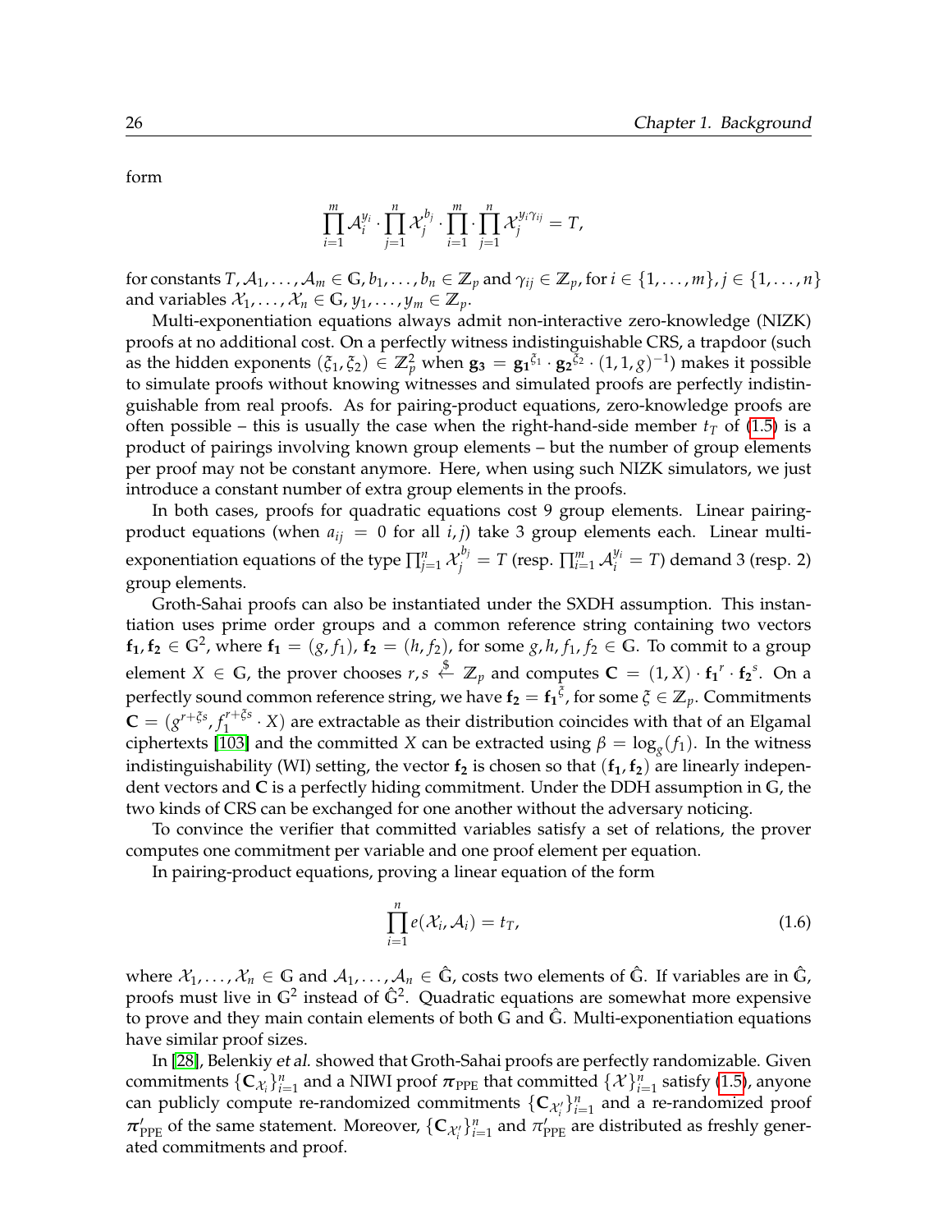form

$$\prod_{i=1}^{m} \mathcal{A}_i^{y_i} \cdot \prod_{j=1}^{n} \mathcal{X}_j^{b_j} \cdot \prod_{i=1}^{m} \cdot \prod_{j=1}^{n} \mathcal{X}_j^{y_i \gamma_{ij}} = T,$$

for constants $T, \mathcal{A}_1, \ldots, \mathcal{A}_m \in \mathbb{G}$, $b_1, \ldots, b_n \in \mathbb{Z}_p$ and $\gamma_{ij} \in \mathbb{Z}_p$, for $i \in \{1, \ldots, m\}$, $j \in \{1, \ldots, n\}$ and variables $\mathcal{X}_1, \ldots, \mathcal{X}_n \in \mathbb{G}$, $y_1, \ldots, y_m \in \mathbb{Z}_p$.

Multi-exponentiation equations always admit non-interactive zero-knowledge (NIZK) proofs at no additional cost. On a perfectly witness indistinguishable CRS, a trapdoor (such as the hidden exponents $(\xi_1, \xi_2) \in \mathbb{Z}_p^2$ when $\mathbf{g_3} = \mathbf{g_1}^{\xi_1} \cdot \mathbf{g_2}^{\xi_2} \cdot (1, 1, g)^{-1}$) makes it possible to simulate proofs without knowing witnesses and simulated proofs are perfectly indistinguishable from real proofs. As for pairing-product equations, zero-knowledge proofs are often possible – this is usually the case when the right-hand-side member $t_T$ of (1.5) is a product of pairings involving known group elements – but the number of group elements per proof may not be constant anymore. Here, when using such NIZK simulators, we just introduce a constant number of extra group elements in the proofs.

In both cases, proofs for quadratic equations cost 9 group elements. Linear pairing-product equations (when $a_{ij} = 0$ for all $i, j$) take 3 group elements each. Linear multi-exponentiation equations of the type $\prod_{j=1}^{n} \mathcal{X}_j^{b_j} = T$ (resp. $\prod_{i=1}^{m} \mathcal{A}_i^{y_i} = T$) demand 3 (resp. 2) group elements.

Groth-Sahai proofs can also be instantiated under the SXDH assumption. This instantiation uses prime order groups and a common reference string containing two vectors $\mathbf{f_1}, \mathbf{f_2} \in \mathbb{G}^2$, where $\mathbf{f_1} = (g, f_1)$, $\mathbf{f_2} = (h, f_2)$, for some $g, h, f_1, f_2 \in \mathbb{G}$. To commit to a group element $X \in \mathbb{G}$, the prover chooses $r, s \xleftarrow{\$} \mathbb{Z}_p$ and computes $\mathbf{C} = (1, X) \cdot \mathbf{f_1}^r \cdot \mathbf{f_2}^s$. On a perfectly sound common reference string, we have $\mathbf{f_2} = \mathbf{f_1}^{\xi}$, for some $\xi \in \mathbb{Z}_p$. Commitments $\mathbf{C} = (g^{r+\xi s}, f_1^{r+\xi s} \cdot X)$ are extractable as their distribution coincides with that of an Elgamal ciphertexts [103] and the committed $X$ can be extracted using $\beta = \log_g(f_1)$. In the witness indistinguishability (WI) setting, the vector $\mathbf{f_2}$ is chosen so that $(\mathbf{f_1}, \mathbf{f_2})$ are linearly independent vectors and $\mathbf{C}$ is a perfectly hiding commitment. Under the DDH assumption in $\mathbb{G}$, the two kinds of CRS can be exchanged for one another without the adversary noticing.

To convince the verifier that committed variables satisfy a set of relations, the prover computes one commitment per variable and one proof element per equation.

In pairing-product equations, proving a linear equation of the form

$$\prod_{i=1}^{n} e(\mathcal{X}_i, \mathcal{A}_i) = t_T, \tag{1.6}$$

where $\mathcal{X}_1, \ldots, \mathcal{X}_n \in \mathbb{G}$ and $\mathcal{A}_1, \ldots, \mathcal{A}_n \in \hat{\mathbb{G}}$, costs two elements of $\hat{\mathbb{G}}$. If variables are in $\hat{\mathbb{G}}$, proofs must live in $\mathbb{G}^2$ instead of $\hat{\mathbb{G}}^2$. Quadratic equations are somewhat more expensive to prove and they main contain elements of both $\mathbb{G}$ and $\hat{\mathbb{G}}$. Multi-exponentiation equations have similar proof sizes.

In [28], Belenkiy *et al.* showed that Groth-Sahai proofs are perfectly randomizable. Given commitments $\{\mathbf{C}_{\mathcal{X}_i}\}_{i=1}^n$ and a NIWI proof $\boldsymbol{\pi}_{\mathrm{PPE}}$ that committed $\{\mathcal{X}\}_{i=1}^n$ satisfy (1.5), anyone can publicly compute re-randomized commitments $\{\mathbf{C}_{\mathcal{X}_i'}\}_{i=1}^n$ and a re-randomized proof $\boldsymbol{\pi}'_{\mathrm{PPE}}$ of the same statement. Moreover, $\{\mathbf{C}_{\mathcal{X}_i'}\}_{i=1}^n$ and $\pi'_{\mathrm{PPE}}$ are distributed as freshly generated commitments and proof.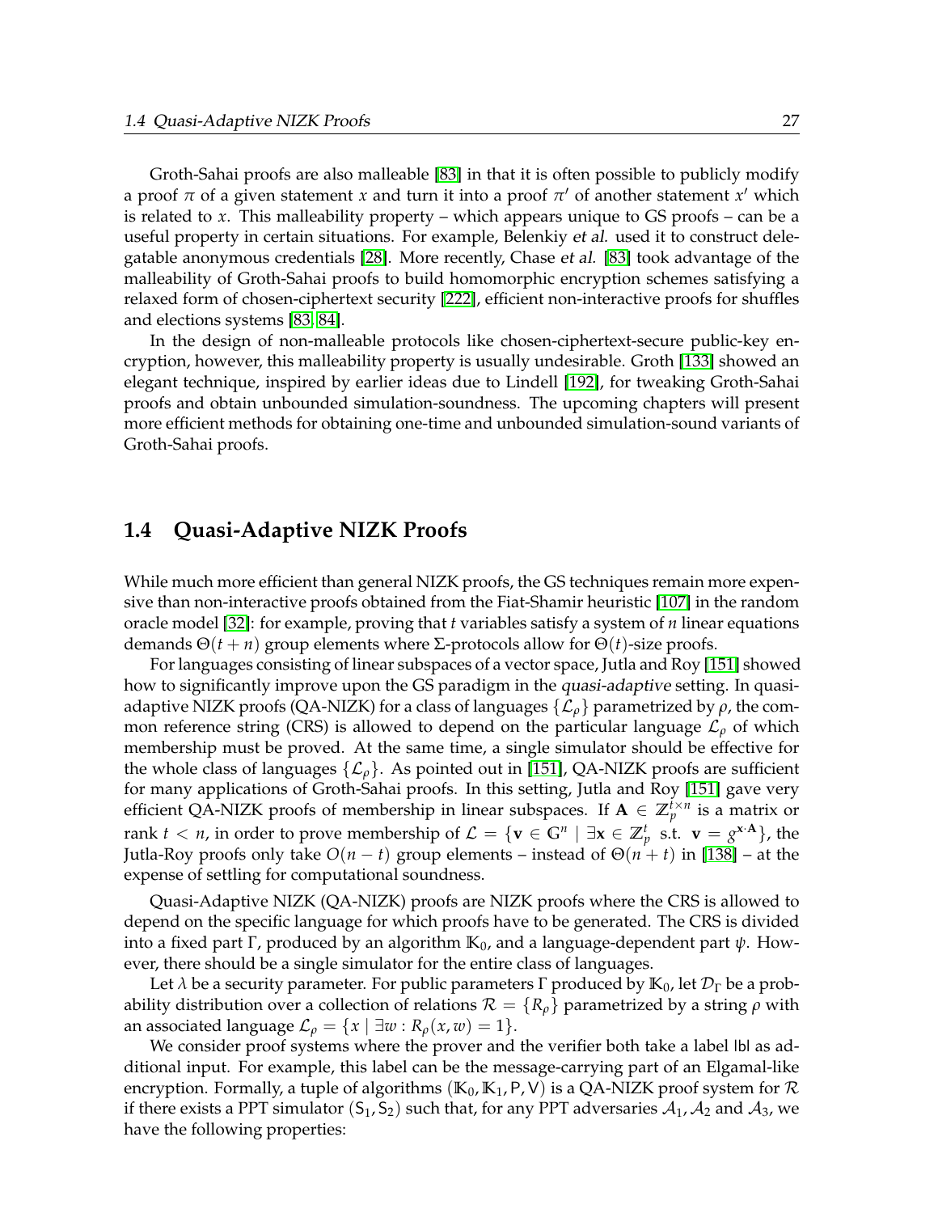Groth-Sahai proofs are also malleable [83] in that it is often possible to publicly modify a proof $\pi$ of a given statement $x$ and turn it into a proof $\pi'$ of another statement $x'$ which is related to $x$. This malleability property – which appears unique to GS proofs – can be a useful property in certain situations. For example, Belenkiy *et al.* used it to construct delegatable anonymous credentials [28]. More recently, Chase *et al.* [83] took advantage of the malleability of Groth-Sahai proofs to build homomorphic encryption schemes satisfying a relaxed form of chosen-ciphertext security [222], efficient non-interactive proofs for shuffles and elections systems [83, 84].

In the design of non-malleable protocols like chosen-ciphertext-secure public-key encryption, however, this malleability property is usually undesirable. Groth [133] showed an elegant technique, inspired by earlier ideas due to Lindell [192], for tweaking Groth-Sahai proofs and obtain unbounded simulation-soundness. The upcoming chapters will present more efficient methods for obtaining one-time and unbounded simulation-sound variants of Groth-Sahai proofs.

## 1.4 Quasi-Adaptive NIZK Proofs

While much more efficient than general NIZK proofs, the GS techniques remain more expensive than non-interactive proofs obtained from the Fiat-Shamir heuristic [107] in the random oracle model [32]: for example, proving that $t$ variables satisfy a system of $n$ linear equations demands $\Theta(t+n)$ group elements where $\Sigma$-protocols allow for $\Theta(t)$-size proofs.

For languages consisting of linear subspaces of a vector space, Jutla and Roy [151] showed how to significantly improve upon the GS paradigm in the *quasi-adaptive* setting. In quasi-adaptive NIZK proofs (QA-NIZK) for a class of languages $\{\mathcal{L}_\rho\}$ parametrized by $\rho$, the common reference string (CRS) is allowed to depend on the particular language $\mathcal{L}_\rho$ of which membership must be proved. At the same time, a single simulator should be effective for the whole class of languages $\{\mathcal{L}_\rho\}$. As pointed out in [151], QA-NIZK proofs are sufficient for many applications of Groth-Sahai proofs. In this setting, Jutla and Roy [151] gave very efficient QA-NIZK proofs of membership in linear subspaces. If $\mathbf{A} \in \mathbb{Z}_p^{t \times n}$ is a matrix or rank $t < n$, in order to prove membership of $\mathcal{L} = \{\mathbf{v} \in \mathbb{G}^n \mid \exists \mathbf{x} \in \mathbb{Z}_p^t \text{ s.t. } \mathbf{v} = g^{\mathbf{x} \cdot \mathbf{A}}\}$, the Jutla-Roy proofs only take $O(n-t)$ group elements – instead of $\Theta(n+t)$ in [138] – at the expense of settling for computational soundness.

Quasi-Adaptive NIZK (QA-NIZK) proofs are NIZK proofs where the CRS is allowed to depend on the specific language for which proofs have to be generated. The CRS is divided into a fixed part $\Gamma$, produced by an algorithm $\mathbb{K}_0$, and a language-dependent part $\psi$. However, there should be a single simulator for the entire class of languages.

Let $\lambda$ be a security parameter. For public parameters $\Gamma$ produced by $\mathbb{K}_0$, let $\mathcal{D}_\Gamma$ be a probability distribution over a collection of relations $\mathcal{R} = \{R_\rho\}$ parametrized by a string $\rho$ with an associated language $\mathcal{L}_\rho = \{x \mid \exists w : R_\rho(x, w) = 1\}$.

We consider proof systems where the prover and the verifier both take a label $\mathsf{lbl}$ as additional input. For example, this label can be the message-carrying part of an Elgamal-like encryption. Formally, a tuple of algorithms $(\mathbb{K}_0, \mathbb{K}_1, \mathsf{P}, \mathsf{V})$ is a QA-NIZK proof system for $\mathcal{R}$ if there exists a PPT simulator $(\mathsf{S}_1, \mathsf{S}_2)$ such that, for any PPT adversaries $\mathcal{A}_1, \mathcal{A}_2$ and $\mathcal{A}_3$, we have the following properties: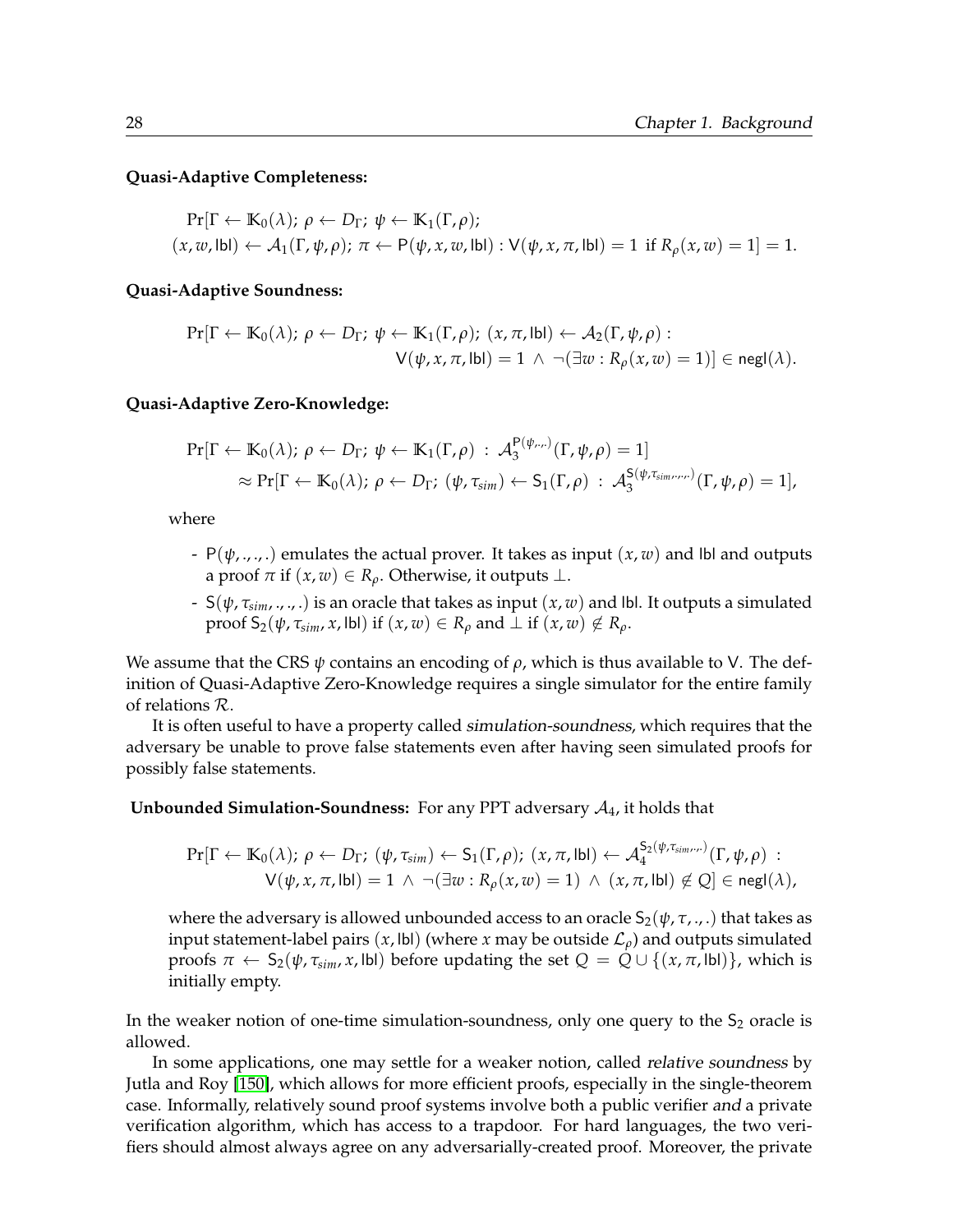**Quasi-Adaptive Completeness:**

$$\Pr[\Gamma \leftarrow \mathbb{K}_0(\lambda);\ \rho \leftarrow D_\Gamma;\ \psi \leftarrow \mathbb{K}_1(\Gamma,\rho);$$
$$(x,w,\mathsf{lbl}) \leftarrow \mathcal{A}_1(\Gamma,\psi,\rho);\ \pi \leftarrow \mathsf{P}(\psi,x,w,\mathsf{lbl}) : \mathsf{V}(\psi,x,\pi,\mathsf{lbl}) = 1 \text{ if } R_\rho(x,w) = 1] = 1.$$

**Quasi-Adaptive Soundness:**

$$\Pr[\Gamma \leftarrow \mathbb{K}_0(\lambda);\ \rho \leftarrow D_\Gamma;\ \psi \leftarrow \mathbb{K}_1(\Gamma,\rho);\ (x,\pi,\mathsf{lbl}) \leftarrow \mathcal{A}_2(\Gamma,\psi,\rho) :$$
$$\mathsf{V}(\psi,x,\pi,\mathsf{lbl}) = 1 \ \wedge\ \neg(\exists w : R_\rho(x,w) = 1)] \in \mathsf{negl}(\lambda).$$

**Quasi-Adaptive Zero-Knowledge:**

$$\Pr[\Gamma \leftarrow \mathbb{K}_0(\lambda);\ \rho \leftarrow D_\Gamma;\ \psi \leftarrow \mathbb{K}_1(\Gamma,\rho)\ :\ \mathcal{A}_3^{\mathsf{P}(\psi,.,.,.)}(\Gamma,\psi,\rho) = 1]$$
$$\approx \Pr[\Gamma \leftarrow \mathbb{K}_0(\lambda);\ \rho \leftarrow D_\Gamma;\ (\psi,\tau_{sim}) \leftarrow \mathsf{S}_1(\Gamma,\rho)\ :\ \mathcal{A}_3^{\mathsf{S}(\psi,\tau_{sim},.,.,.)}(\Gamma,\psi,\rho) = 1],$$

where

- $\mathsf{P}(\psi,.,.,.)$ emulates the actual prover. It takes as input $(x,w)$ and $\mathsf{lbl}$ and outputs a proof $\pi$ if $(x,w) \in R_\rho$. Otherwise, it outputs $\perp$.
- $\mathsf{S}(\psi,\tau_{sim},.,.,.)$ is an oracle that takes as input $(x,w)$ and $\mathsf{lbl}$. It outputs a simulated proof $\mathsf{S}_2(\psi,\tau_{sim},x,\mathsf{lbl})$ if $(x,w) \in R_\rho$ and $\perp$ if $(x,w) \notin R_\rho$.

We assume that the CRS $\psi$ contains an encoding of $\rho$, which is thus available to $\mathsf{V}$. The definition of Quasi-Adaptive Zero-Knowledge requires a single simulator for the entire family of relations $\mathcal{R}$.

It is often useful to have a property called *simulation-soundness*, which requires that the adversary be unable to prove false statements even after having seen simulated proofs for possibly false statements.

**Unbounded Simulation-Soundness:** For any PPT adversary $\mathcal{A}_4$, it holds that

$$\Pr[\Gamma \leftarrow \mathbb{K}_0(\lambda);\ \rho \leftarrow D_\Gamma;\ (\psi,\tau_{sim}) \leftarrow \mathsf{S}_1(\Gamma,\rho);\ (x,\pi,\mathsf{lbl}) \leftarrow \mathcal{A}_4^{\mathsf{S}_2(\psi,\tau_{sim},.,.)}(\Gamma,\psi,\rho)\ :$$
$$\mathsf{V}(\psi,x,\pi,\mathsf{lbl}) = 1 \ \wedge\ \neg(\exists w : R_\rho(x,w) = 1)\ \wedge\ (x,\pi,\mathsf{lbl}) \notin Q] \in \mathsf{negl}(\lambda),$$

where the adversary is allowed unbounded access to an oracle $\mathsf{S}_2(\psi,\tau,.,.)$ that takes as input statement-label pairs $(x,\mathsf{lbl})$ (where $x$ may be outside $\mathcal{L}_\rho$) and outputs simulated proofs $\pi \leftarrow \mathsf{S}_2(\psi,\tau_{sim},x,\mathsf{lbl})$ before updating the set $Q = Q \cup \{(x,\pi,\mathsf{lbl})\}$, which is initially empty.

In the weaker notion of one-time simulation-soundness, only one query to the $\mathsf{S}_2$ oracle is allowed.

In some applications, one may settle for a weaker notion, called *relative soundness* by Jutla and Roy [150], which allows for more efficient proofs, especially in the single-theorem case. Informally, relatively sound proof systems involve both a public verifier *and* a private verification algorithm, which has access to a trapdoor. For hard languages, the two verifiers should almost always agree on any adversarially-created proof. Moreover, the private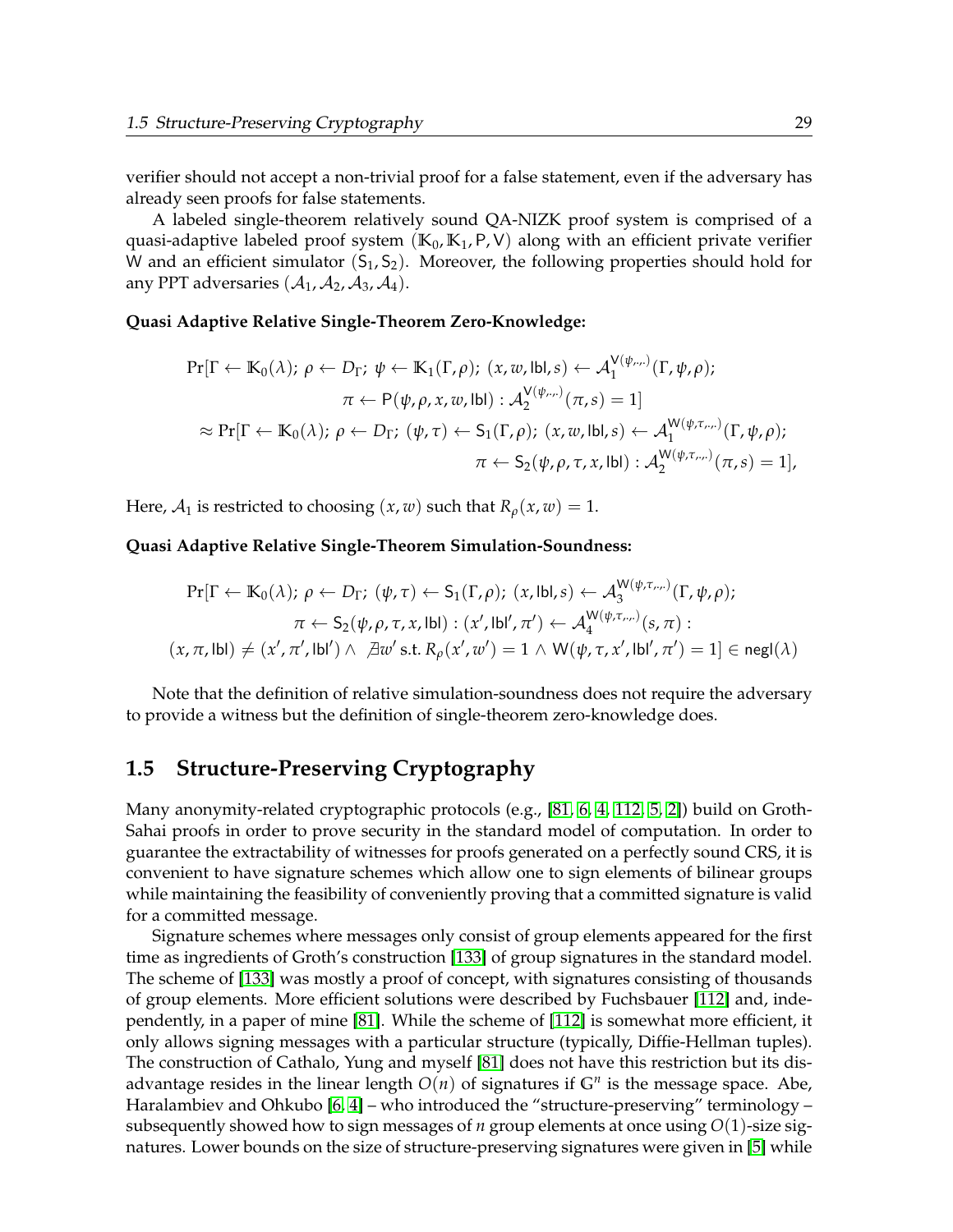verifier should not accept a non-trivial proof for a false statement, even if the adversary has already seen proofs for false statements.

A labeled single-theorem relatively sound QA-NIZK proof system is comprised of a quasi-adaptive labeled proof system $(\mathbb{K}_0, \mathbb{K}_1, \mathsf{P}, \mathsf{V})$ along with an efficient private verifier $\mathsf{W}$ and an efficient simulator $(\mathsf{S}_1, \mathsf{S}_2)$. Moreover, the following properties should hold for any PPT adversaries $(\mathcal{A}_1, \mathcal{A}_2, \mathcal{A}_3, \mathcal{A}_4)$.

**Quasi Adaptive Relative Single-Theorem Zero-Knowledge:**

$$
\begin{aligned}
&\Pr[\Gamma \leftarrow \mathbb{K}_0(\lambda);\ \rho \leftarrow D_\Gamma;\ \psi \leftarrow \mathbb{K}_1(\Gamma, \rho);\ (x, w, \mathsf{lbl}, s) \leftarrow \mathcal{A}_1^{\mathsf{V}(\psi,\cdot,\cdot)}(\Gamma, \psi, \rho); \\
&\qquad \pi \leftarrow \mathsf{P}(\psi, \rho, x, w, \mathsf{lbl}) : \mathcal{A}_2^{\mathsf{V}(\psi,\cdot,\cdot)}(\pi, s) = 1] \\
&\approx \Pr[\Gamma \leftarrow \mathbb{K}_0(\lambda);\ \rho \leftarrow D_\Gamma;\ (\psi, \tau) \leftarrow \mathsf{S}_1(\Gamma, \rho);\ (x, w, \mathsf{lbl}, s) \leftarrow \mathcal{A}_1^{\mathsf{W}(\psi,\tau,\cdot,\cdot)}(\Gamma, \psi, \rho); \\
&\qquad \pi \leftarrow \mathsf{S}_2(\psi, \rho, \tau, x, \mathsf{lbl}) : \mathcal{A}_2^{\mathsf{W}(\psi,\tau,\cdot,\cdot)}(\pi, s) = 1],
\end{aligned}
$$

Here, $\mathcal{A}_1$ is restricted to choosing $(x, w)$ such that $R_\rho(x, w) = 1$.

**Quasi Adaptive Relative Single-Theorem Simulation-Soundness:**

$$
\begin{aligned}
&\Pr[\Gamma \leftarrow \mathbb{K}_0(\lambda);\ \rho \leftarrow D_\Gamma;\ (\psi, \tau) \leftarrow \mathsf{S}_1(\Gamma, \rho);\ (x, \mathsf{lbl}, s) \leftarrow \mathcal{A}_3^{\mathsf{W}(\psi,\tau,\cdot,\cdot)}(\Gamma, \psi, \rho); \\
&\qquad \pi \leftarrow \mathsf{S}_2(\psi, \rho, \tau, x, \mathsf{lbl}) : (x', \mathsf{lbl}', \pi') \leftarrow \mathcal{A}_4^{\mathsf{W}(\psi,\tau,\cdot,\cdot)}(s, \pi) : \\
&(x, \pi, \mathsf{lbl}) \neq (x', \pi', \mathsf{lbl}') \wedge\ \nexists w' \text{ s.t. } R_\rho(x', w') = 1 \wedge \mathsf{W}(\psi, \tau, x', \mathsf{lbl}', \pi') = 1] \in \mathsf{negl}(\lambda)
\end{aligned}
$$

Note that the definition of relative simulation-soundness does not require the adversary to provide a witness but the definition of single-theorem zero-knowledge does.

## 1.5 Structure-Preserving Cryptography

Many anonymity-related cryptographic protocols (e.g., [81, 6, 4, 112, 5, 2]) build on Groth-Sahai proofs in order to prove security in the standard model of computation. In order to guarantee the extractability of witnesses for proofs generated on a perfectly sound CRS, it is convenient to have signature schemes which allow one to sign elements of bilinear groups while maintaining the feasibility of conveniently proving that a committed signature is valid for a committed message.

Signature schemes where messages only consist of group elements appeared for the first time as ingredients of Groth's construction [133] of group signatures in the standard model. The scheme of [133] was mostly a proof of concept, with signatures consisting of thousands of group elements. More efficient solutions were described by Fuchsbauer [112] and, independently, in a paper of mine [81]. While the scheme of [112] is somewhat more efficient, it only allows signing messages with a particular structure (typically, Diffie-Hellman tuples). The construction of Cathalo, Yung and myself [81] does not have this restriction but its disadvantage resides in the linear length $O(n)$ of signatures if $\mathbb{G}^n$ is the message space. Abe, Haralambiev and Ohkubo [6, 4] – who introduced the "structure-preserving" terminology – subsequently showed how to sign messages of $n$ group elements at once using $O(1)$-size signatures. Lower bounds on the size of structure-preserving signatures were given in [5] while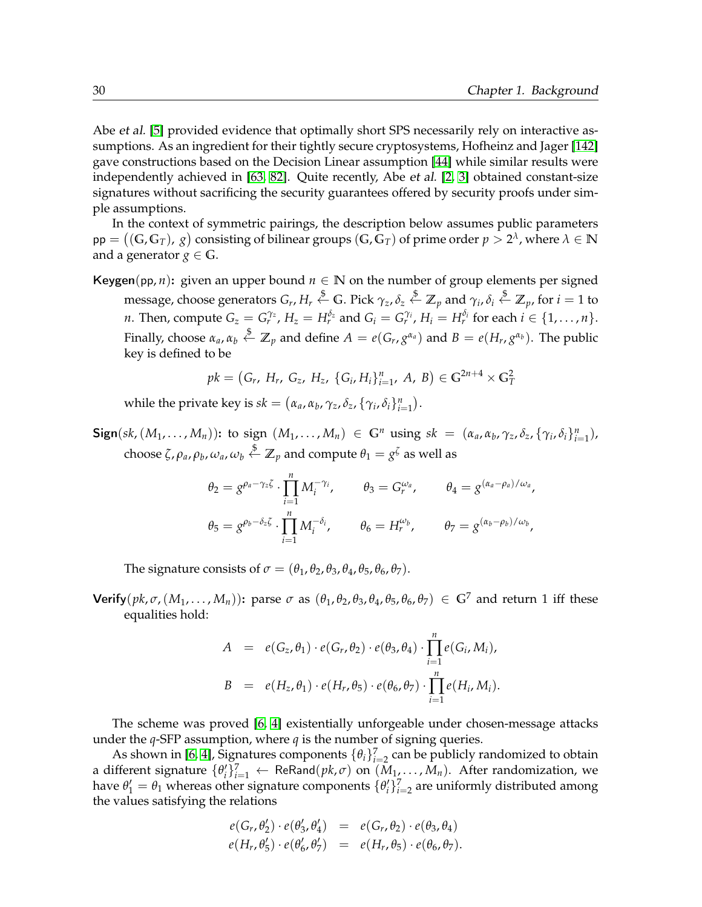Abe *et al.* [5] provided evidence that optimally short SPS necessarily rely on interactive assumptions. As an ingredient for their tightly secure cryptosystems, Hofheinz and Jager [142] gave constructions based on the Decision Linear assumption [44] while similar results were independently achieved in [63, 82]. Quite recently, Abe *et al.* [2, 3] obtained constant-size signatures without sacrificing the security guarantees offered by security proofs under simple assumptions.

In the context of symmetric pairings, the description below assumes public parameters $\mathsf{pp} = \big((\mathbb{G}, \mathbb{G}_T),\ g\big)$ consisting of bilinear groups $(\mathbb{G}, \mathbb{G}_T)$ of prime order $p > 2^\lambda$, where $\lambda \in \mathbb{N}$ and a generator $g \in \mathbb{G}$.

**Keygen**$(\mathsf{pp}, n)$**:** given an upper bound $n \in \mathbb{N}$ on the number of group elements per signed message, choose generators $G_r, H_r \xleftarrow{\$} \mathbb{G}$. Pick $\gamma_z, \delta_z \xleftarrow{\$} \mathbb{Z}_p$ and $\gamma_i, \delta_i \xleftarrow{\$} \mathbb{Z}_p$, for $i = 1$ to $n$. Then, compute $G_z = G_r^{\gamma_z}$, $H_z = H_r^{\delta_z}$ and $G_i = G_r^{\gamma_i}$, $H_i = H_r^{\delta_i}$ for each $i \in \{1, \ldots, n\}$. Finally, choose $\alpha_a, \alpha_b \xleftarrow{\$} \mathbb{Z}_p$ and define $A = e(G_r, g^{\alpha_a})$ and $B = e(H_r, g^{\alpha_b})$. The public key is defined to be

$$pk = \big(G_r,\ H_r,\ G_z,\ H_z,\ \{G_i, H_i\}_{i=1}^n,\ A,\ B\big) \in \mathbb{G}^{2n+4} \times \mathbb{G}_T^2$$

while the private key is $sk = \big(\alpha_a, \alpha_b, \gamma_z, \delta_z, \{\gamma_i, \delta_i\}_{i=1}^n\big)$.

**Sign**$(sk, (M_1, \ldots, M_n))$**:** to sign $(M_1, \ldots, M_n) \in \mathbb{G}^n$ using $sk = (\alpha_a, \alpha_b, \gamma_z, \delta_z, \{\gamma_i, \delta_i\}_{i=1}^n)$, choose $\zeta, \rho_a, \rho_b, \omega_a, \omega_b \xleftarrow{\$} \mathbb{Z}_p$ and compute $\theta_1 = g^\zeta$ as well as

$$\theta_2 = g^{\rho_a - \gamma_z \zeta} \cdot \prod_{i=1}^n M_i^{-\gamma_i}, \qquad \theta_3 = G_r^{\omega_a}, \qquad \theta_4 = g^{(\alpha_a - \rho_a)/\omega_a},$$

$$\theta_5 = g^{\rho_b - \delta_z \zeta} \cdot \prod_{i=1}^n M_i^{-\delta_i}, \qquad \theta_6 = H_r^{\omega_b}, \qquad \theta_7 = g^{(\alpha_b - \rho_b)/\omega_b},$$

The signature consists of $\sigma = (\theta_1, \theta_2, \theta_3, \theta_4, \theta_5, \theta_6, \theta_7)$.

**Verify**$(pk, \sigma, (M_1, \ldots, M_n))$**:** parse $\sigma$ as $(\theta_1, \theta_2, \theta_3, \theta_4, \theta_5, \theta_6, \theta_7) \in \mathbb{G}^7$ and return 1 iff these equalities hold:

$$\begin{aligned} A &= e(G_z, \theta_1) \cdot e(G_r, \theta_2) \cdot e(\theta_3, \theta_4) \cdot \prod_{i=1}^n e(G_i, M_i), \\ B &= e(H_z, \theta_1) \cdot e(H_r, \theta_5) \cdot e(\theta_6, \theta_7) \cdot \prod_{i=1}^n e(H_i, M_i). \end{aligned}$$

The scheme was proved [6, 4] existentially unforgeable under chosen-message attacks under the $q$-SFP assumption, where $q$ is the number of signing queries.

As shown in [6, 4], Signatures components $\{\theta_i\}_{i=2}^7$ can be publicly randomized to obtain a different signature $\{\theta_i'\}_{i=1}^7 \leftarrow \mathsf{ReRand}(pk, \sigma)$ on $(M_1, \ldots, M_n)$. After randomization, we have $\theta_1' = \theta_1$ whereas other signature components $\{\theta_i'\}_{i=2}^7$ are uniformly distributed among the values satisfying the relations

$$\begin{aligned} e(G_r, \theta_2') \cdot e(\theta_3', \theta_4') &= e(G_r, \theta_2) \cdot e(\theta_3, \theta_4) \\ e(H_r, \theta_5') \cdot e(\theta_6', \theta_7') &= e(H_r, \theta_5) \cdot e(\theta_6, \theta_7). \end{aligned}$$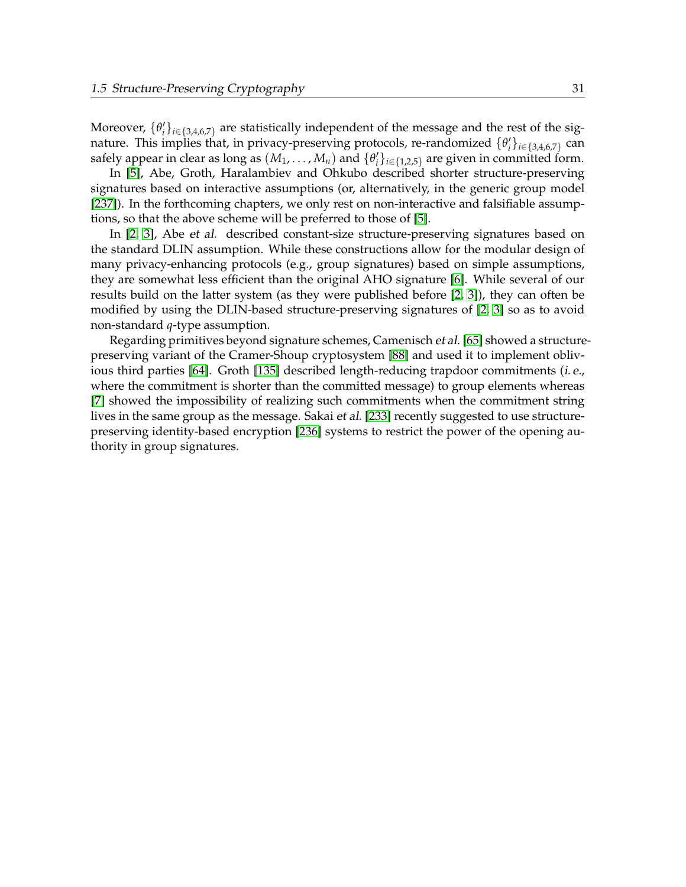Moreover, $\{\theta_i'\}_{i\in\{3,4,6,7\}}$ are statistically independent of the message and the rest of the signature. This implies that, in privacy-preserving protocols, re-randomized $\{\theta_i'\}_{i\in\{3,4,6,7\}}$ can safely appear in clear as long as $(M_1,\ldots,M_n)$ and $\{\theta_i'\}_{i\in\{1,2,5\}}$ are given in committed form.

In [5], Abe, Groth, Haralambiev and Ohkubo described shorter structure-preserving signatures based on interactive assumptions (or, alternatively, in the generic group model [237]). In the forthcoming chapters, we only rest on non-interactive and falsifiable assumptions, so that the above scheme will be preferred to those of [5].

In [2, 3], Abe *et al.* described constant-size structure-preserving signatures based on the standard DLIN assumption. While these constructions allow for the modular design of many privacy-enhancing protocols (e.g., group signatures) based on simple assumptions, they are somewhat less efficient than the original AHO signature [6]. While several of our results build on the latter system (as they were published before [2, 3]), they can often be modified by using the DLIN-based structure-preserving signatures of [2, 3] so as to avoid non-standard $q$-type assumption.

Regarding primitives beyond signature schemes, Camenisch *et al.* [65] showed a structure-preserving variant of the Cramer-Shoup cryptosystem [88] and used it to implement oblivious third parties [64]. Groth [135] described length-reducing trapdoor commitments (*i.e.*, where the commitment is shorter than the committed message) to group elements whereas [7] showed the impossibility of realizing such commitments when the commitment string lives in the same group as the message. Sakai *et al.* [233] recently suggested to use structure-preserving identity-based encryption [236] systems to restrict the power of the opening authority in group signatures.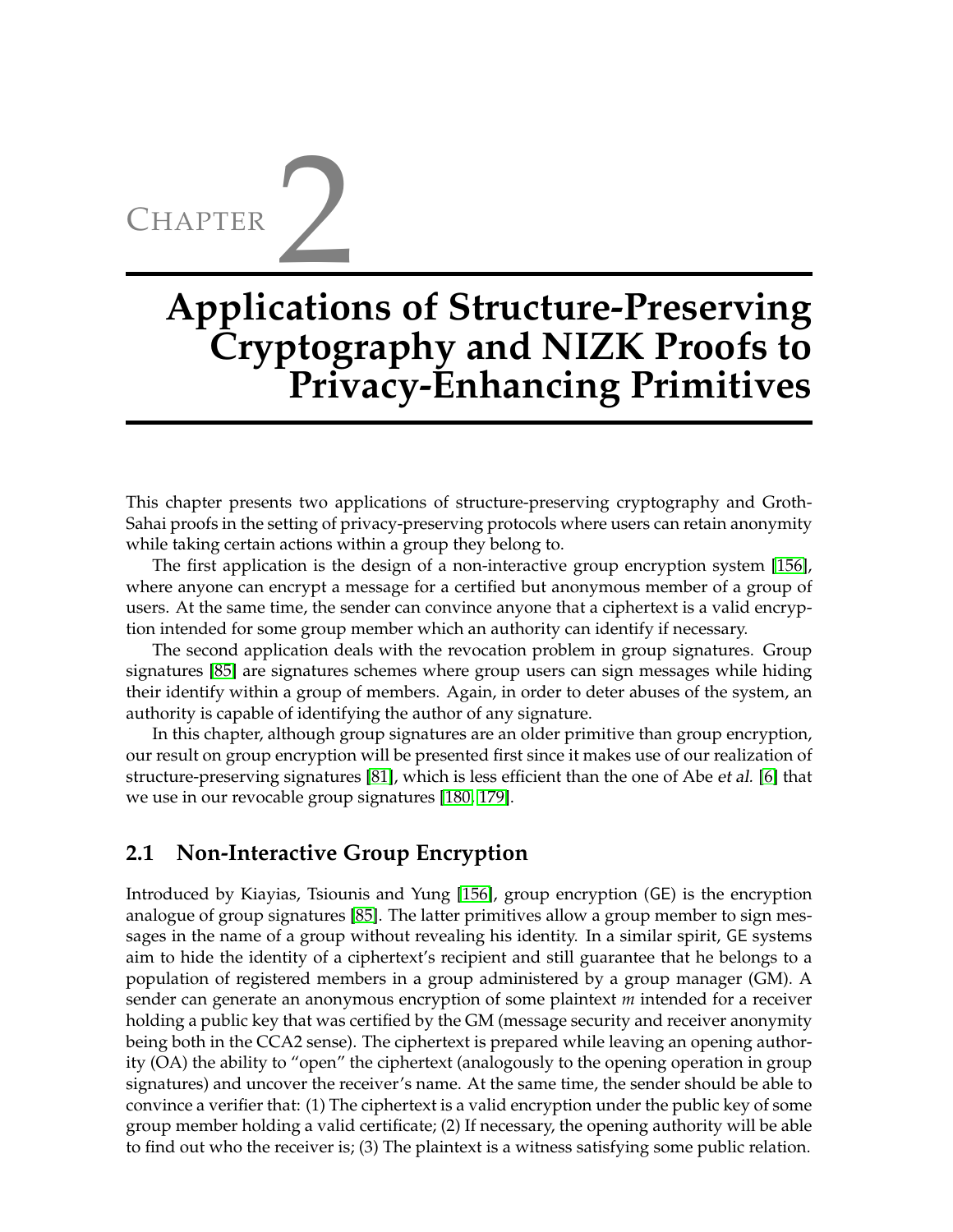# Chapter 2

# Applications of Structure-Preserving Cryptography and NIZK Proofs to Privacy-Enhancing Primitives

This chapter presents two applications of structure-preserving cryptography and Groth-Sahai proofs in the setting of privacy-preserving protocols where users can retain anonymity while taking certain actions within a group they belong to.

The first application is the design of a non-interactive group encryption system [156], where anyone can encrypt a message for a certified but anonymous member of a group of users. At the same time, the sender can convince anyone that a ciphertext is a valid encryption intended for some group member which an authority can identify if necessary.

The second application deals with the revocation problem in group signatures. Group signatures [85] are signatures schemes where group users can sign messages while hiding their identify within a group of members. Again, in order to deter abuses of the system, an authority is capable of identifying the author of any signature.

In this chapter, although group signatures are an older primitive than group encryption, our result on group encryption will be presented first since it makes use of our realization of structure-preserving signatures [81], which is less efficient than the one of Abe *et al.* [6] that we use in our revocable group signatures [180, 179].

## 2.1 Non-Interactive Group Encryption

Introduced by Kiayias, Tsiounis and Yung [156], group encryption (GE) is the encryption analogue of group signatures [85]. The latter primitives allow a group member to sign messages in the name of a group without revealing his identity. In a similar spirit, GE systems aim to hide the identity of a ciphertext's recipient and still guarantee that he belongs to a population of registered members in a group administered by a group manager (GM). A sender can generate an anonymous encryption of some plaintext $m$ intended for a receiver holding a public key that was certified by the GM (message security and receiver anonymity being both in the CCA2 sense). The ciphertext is prepared while leaving an opening authority (OA) the ability to "open" the ciphertext (analogously to the opening operation in group signatures) and uncover the receiver's name. At the same time, the sender should be able to convince a verifier that: (1) The ciphertext is a valid encryption under the public key of some group member holding a valid certificate; (2) If necessary, the opening authority will be able to find out who the receiver is; (3) The plaintext is a witness satisfying some public relation.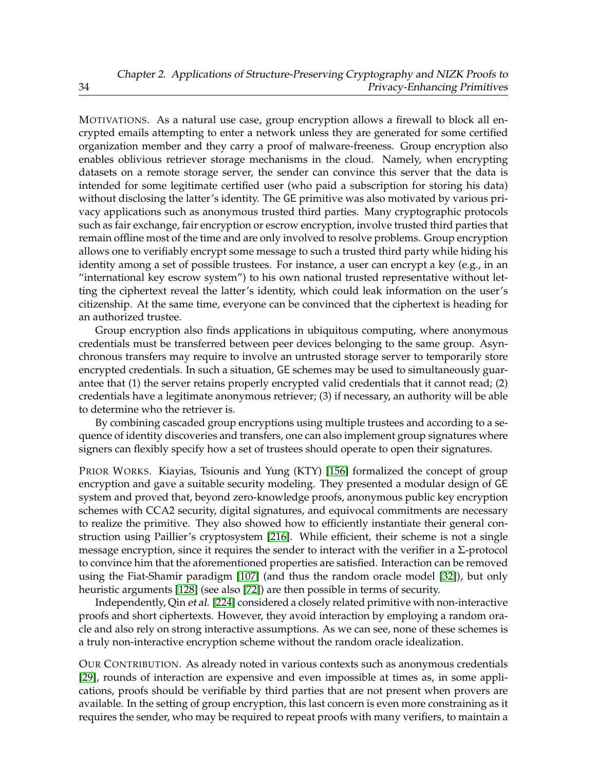MOTIVATIONS. As a natural use case, group encryption allows a firewall to block all encrypted emails attempting to enter a network unless they are generated for some certified organization member and they carry a proof of malware-freeness. Group encryption also enables oblivious retriever storage mechanisms in the cloud. Namely, when encrypting datasets on a remote storage server, the sender can convince this server that the data is intended for some legitimate certified user (who paid a subscription for storing his data) without disclosing the latter's identity. The GE primitive was also motivated by various privacy applications such as anonymous trusted third parties. Many cryptographic protocols such as fair exchange, fair encryption or escrow encryption, involve trusted third parties that remain offline most of the time and are only involved to resolve problems. Group encryption allows one to verifiably encrypt some message to such a trusted third party while hiding his identity among a set of possible trustees. For instance, a user can encrypt a key (e.g., in an "international key escrow system") to his own national trusted representative without letting the ciphertext reveal the latter's identity, which could leak information on the user's citizenship. At the same time, everyone can be convinced that the ciphertext is heading for an authorized trustee.

Group encryption also finds applications in ubiquitous computing, where anonymous credentials must be transferred between peer devices belonging to the same group. Asynchronous transfers may require to involve an untrusted storage server to temporarily store encrypted credentials. In such a situation, GE schemes may be used to simultaneously guarantee that (1) the server retains properly encrypted valid credentials that it cannot read; (2) credentials have a legitimate anonymous retriever; (3) if necessary, an authority will be able to determine who the retriever is.

By combining cascaded group encryptions using multiple trustees and according to a sequence of identity discoveries and transfers, one can also implement group signatures where signers can flexibly specify how a set of trustees should operate to open their signatures.

PRIOR WORKS. Kiayias, Tsiounis and Yung (KTY) [156] formalized the concept of group encryption and gave a suitable security modeling. They presented a modular design of GE system and proved that, beyond zero-knowledge proofs, anonymous public key encryption schemes with CCA2 security, digital signatures, and equivocal commitments are necessary to realize the primitive. They also showed how to efficiently instantiate their general construction using Paillier's cryptosystem [216]. While efficient, their scheme is not a single message encryption, since it requires the sender to interact with the verifier in a $\Sigma$-protocol to convince him that the aforementioned properties are satisfied. Interaction can be removed using the Fiat-Shamir paradigm [107] (and thus the random oracle model [32]), but only heuristic arguments [128] (see also [72]) are then possible in terms of security.

Independently, Qin *et al.* [224] considered a closely related primitive with non-interactive proofs and short ciphertexts. However, they avoid interaction by employing a random oracle and also rely on strong interactive assumptions. As we can see, none of these schemes is a truly non-interactive encryption scheme without the random oracle idealization.

OUR CONTRIBUTION. As already noted in various contexts such as anonymous credentials [29], rounds of interaction are expensive and even impossible at times as, in some applications, proofs should be verifiable by third parties that are not present when provers are available. In the setting of group encryption, this last concern is even more constraining as it requires the sender, who may be required to repeat proofs with many verifiers, to maintain a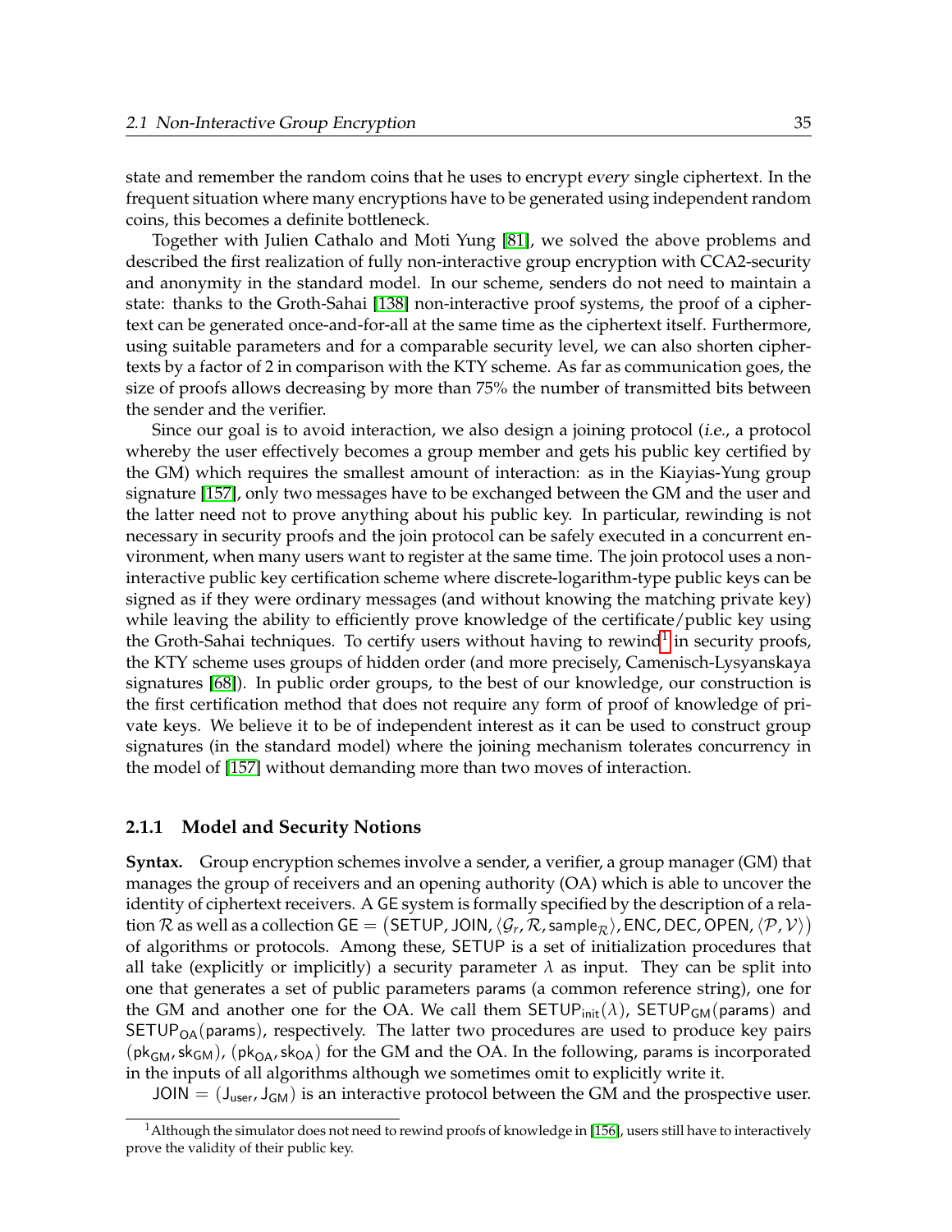state and remember the random coins that he uses to encrypt *every* single ciphertext. In the frequent situation where many encryptions have to be generated using independent random coins, this becomes a definite bottleneck.

Together with Julien Cathalo and Moti Yung [81], we solved the above problems and described the first realization of fully non-interactive group encryption with CCA2-security and anonymity in the standard model. In our scheme, senders do not need to maintain a state: thanks to the Groth-Sahai [138] non-interactive proof systems, the proof of a ciphertext can be generated once-and-for-all at the same time as the ciphertext itself. Furthermore, using suitable parameters and for a comparable security level, we can also shorten ciphertexts by a factor of 2 in comparison with the KTY scheme. As far as communication goes, the size of proofs allows decreasing by more than 75% the number of transmitted bits between the sender and the verifier.

Since our goal is to avoid interaction, we also design a joining protocol (*i.e.*, a protocol whereby the user effectively becomes a group member and gets his public key certified by the GM) which requires the smallest amount of interaction: as in the Kiayias-Yung group signature [157], only two messages have to be exchanged between the GM and the user and the latter need not to prove anything about his public key. In particular, rewinding is not necessary in security proofs and the join protocol can be safely executed in a concurrent environment, when many users want to register at the same time. The join protocol uses a non-interactive public key certification scheme where discrete-logarithm-type public keys can be signed as if they were ordinary messages (and without knowing the matching private key) while leaving the ability to efficiently prove knowledge of the certificate/public key using the Groth-Sahai techniques. To certify users without having to rewind[1] in security proofs, the KTY scheme uses groups of hidden order (and more precisely, Camenisch-Lysyanskaya signatures [68]). In public order groups, to the best of our knowledge, our construction is the first certification method that does not require any form of proof of knowledge of private keys. We believe it to be of independent interest as it can be used to construct group signatures (in the standard model) where the joining mechanism tolerates concurrency in the model of [157] without demanding more than two moves of interaction.

### 2.1.1 Model and Security Notions

**Syntax.** Group encryption schemes involve a sender, a verifier, a group manager (GM) that manages the group of receivers and an opening authority (OA) which is able to uncover the identity of ciphertext receivers. A GE system is formally specified by the description of a relation $\mathcal{R}$ as well as a collection $\mathsf{GE} = \big(\mathsf{SETUP}, \mathsf{JOIN}, \langle \mathcal{G}_r, \mathcal{R}, \mathsf{sample}_{\mathcal{R}} \rangle, \mathsf{ENC}, \mathsf{DEC}, \mathsf{OPEN}, \langle \mathcal{P}, \mathcal{V} \rangle\big)$ of algorithms or protocols. Among these, SETUP is a set of initialization procedures that all take (explicitly or implicitly) a security parameter $\lambda$ as input. They can be split into one that generates a set of public parameters params (a common reference string), one for the GM and another one for the OA. We call them $\mathsf{SETUP}_{\mathsf{init}}(\lambda)$, $\mathsf{SETUP}_{\mathsf{GM}}(\mathsf{params})$ and $\mathsf{SETUP}_{\mathsf{OA}}(\mathsf{params})$, respectively. The latter two procedures are used to produce key pairs $(\mathsf{pk}_{\mathsf{GM}}, \mathsf{sk}_{\mathsf{GM}})$, $(\mathsf{pk}_{\mathsf{OA}}, \mathsf{sk}_{\mathsf{OA}})$ for the GM and the OA. In the following, params is incorporated in the inputs of all algorithms although we sometimes omit to explicitly write it.

$\mathsf{JOIN} = (\mathsf{J}_{\mathsf{user}}, \mathsf{J}_{\mathsf{GM}})$ is an interactive protocol between the GM and the prospective user.

[1] Although the simulator does not need to rewind proofs of knowledge in [156], users still have to interactively prove the validity of their public key.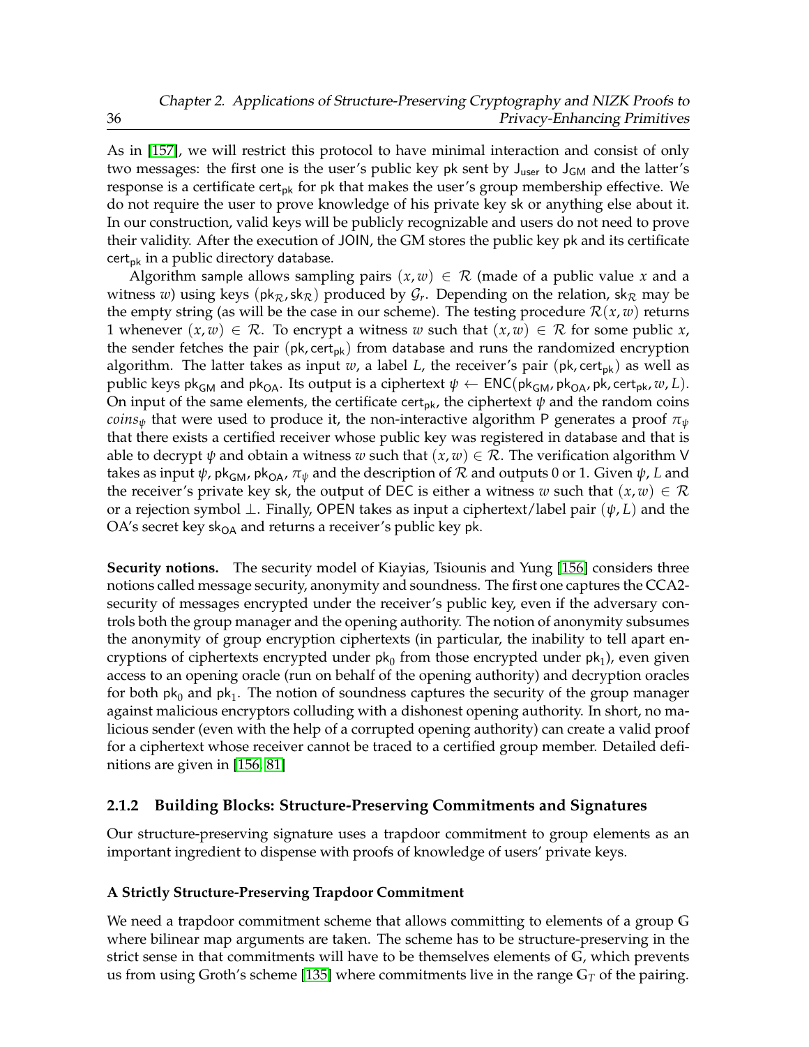As in [157], we will restrict this protocol to have minimal interaction and consist of only two messages: the first one is the user's public key $\mathsf{pk}$ sent by $\mathsf{J}_{\mathsf{user}}$ to $\mathsf{J}_{\mathsf{GM}}$ and the latter's response is a certificate $\mathsf{cert}_{\mathsf{pk}}$ for $\mathsf{pk}$ that makes the user's group membership effective. We do not require the user to prove knowledge of his private key $\mathsf{sk}$ or anything else about it. In our construction, valid keys will be publicly recognizable and users do not need to prove their validity. After the execution of $\mathsf{JOIN}$, the GM stores the public key $\mathsf{pk}$ and its certificate $\mathsf{cert}_{\mathsf{pk}}$ in a public directory $\mathsf{database}$.

Algorithm $\mathsf{sample}$ allows sampling pairs $(x, w) \in \mathcal{R}$ (made of a public value $x$ and a witness $w$) using keys $(\mathsf{pk}_{\mathcal{R}}, \mathsf{sk}_{\mathcal{R}})$ produced by $\mathcal{G}_r$. Depending on the relation, $\mathsf{sk}_{\mathcal{R}}$ may be the empty string (as will be the case in our scheme). The testing procedure $\mathcal{R}(x, w)$ returns 1 whenever $(x, w) \in \mathcal{R}$. To encrypt a witness $w$ such that $(x, w) \in \mathcal{R}$ for some public $x$, the sender fetches the pair $(\mathsf{pk}, \mathsf{cert}_{\mathsf{pk}})$ from $\mathsf{database}$ and runs the randomized encryption algorithm. The latter takes as input $w$, a label $L$, the receiver's pair $(\mathsf{pk}, \mathsf{cert}_{\mathsf{pk}})$ as well as public keys $\mathsf{pk}_{\mathsf{GM}}$ and $\mathsf{pk}_{\mathsf{OA}}$. Its output is a ciphertext $\psi \leftarrow \mathsf{ENC}(\mathsf{pk}_{\mathsf{GM}}, \mathsf{pk}_{\mathsf{OA}}, \mathsf{pk}, \mathsf{cert}_{\mathsf{pk}}, w, L)$. On input of the same elements, the certificate $\mathsf{cert}_{\mathsf{pk}}$, the ciphertext $\psi$ and the random coins $coins_{\psi}$ that were used to produce it, the non-interactive algorithm $\mathsf{P}$ generates a proof $\pi_{\psi}$ that there exists a certified receiver whose public key was registered in $\mathsf{database}$ and that is able to decrypt $\psi$ and obtain a witness $w$ such that $(x, w) \in \mathcal{R}$. The verification algorithm $\mathsf{V}$ takes as input $\psi$, $\mathsf{pk}_{\mathsf{GM}}$, $\mathsf{pk}_{\mathsf{OA}}$, $\pi_{\psi}$ and the description of $\mathcal{R}$ and outputs 0 or 1. Given $\psi$, $L$ and the receiver's private key $\mathsf{sk}$, the output of $\mathsf{DEC}$ is either a witness $w$ such that $(x, w) \in \mathcal{R}$ or a rejection symbol $\perp$. Finally, $\mathsf{OPEN}$ takes as input a ciphertext/label pair $(\psi, L)$ and the OA's secret key $\mathsf{sk}_{\mathsf{OA}}$ and returns a receiver's public key $\mathsf{pk}$.

**Security notions.** The security model of Kiayias, Tsiounis and Yung [156] considers three notions called message security, anonymity and soundness. The first one captures the CCA2-security of messages encrypted under the receiver's public key, even if the adversary controls both the group manager and the opening authority. The notion of anonymity subsumes the anonymity of group encryption ciphertexts (in particular, the inability to tell apart encryptions of ciphertexts encrypted under $\mathsf{pk}_0$ from those encrypted under $\mathsf{pk}_1$), even given access to an opening oracle (run on behalf of the opening authority) and decryption oracles for both $\mathsf{pk}_0$ and $\mathsf{pk}_1$. The notion of soundness captures the security of the group manager against malicious encryptors colluding with a dishonest opening authority. In short, no malicious sender (even with the help of a corrupted opening authority) can create a valid proof for a ciphertext whose receiver cannot be traced to a certified group member. Detailed definitions are given in [156, 81]

### 2.1.2 Building Blocks: Structure-Preserving Commitments and Signatures

Our structure-preserving signature uses a trapdoor commitment to group elements as an important ingredient to dispense with proofs of knowledge of users' private keys.

#### A Strictly Structure-Preserving Trapdoor Commitment

We need a trapdoor commitment scheme that allows committing to elements of a group $\mathbb{G}$ where bilinear map arguments are taken. The scheme has to be structure-preserving in the strict sense in that commitments will have to be themselves elements of $\mathbb{G}$, which prevents us from using Groth's scheme [135] where commitments live in the range $\mathbb{G}_T$ of the pairing.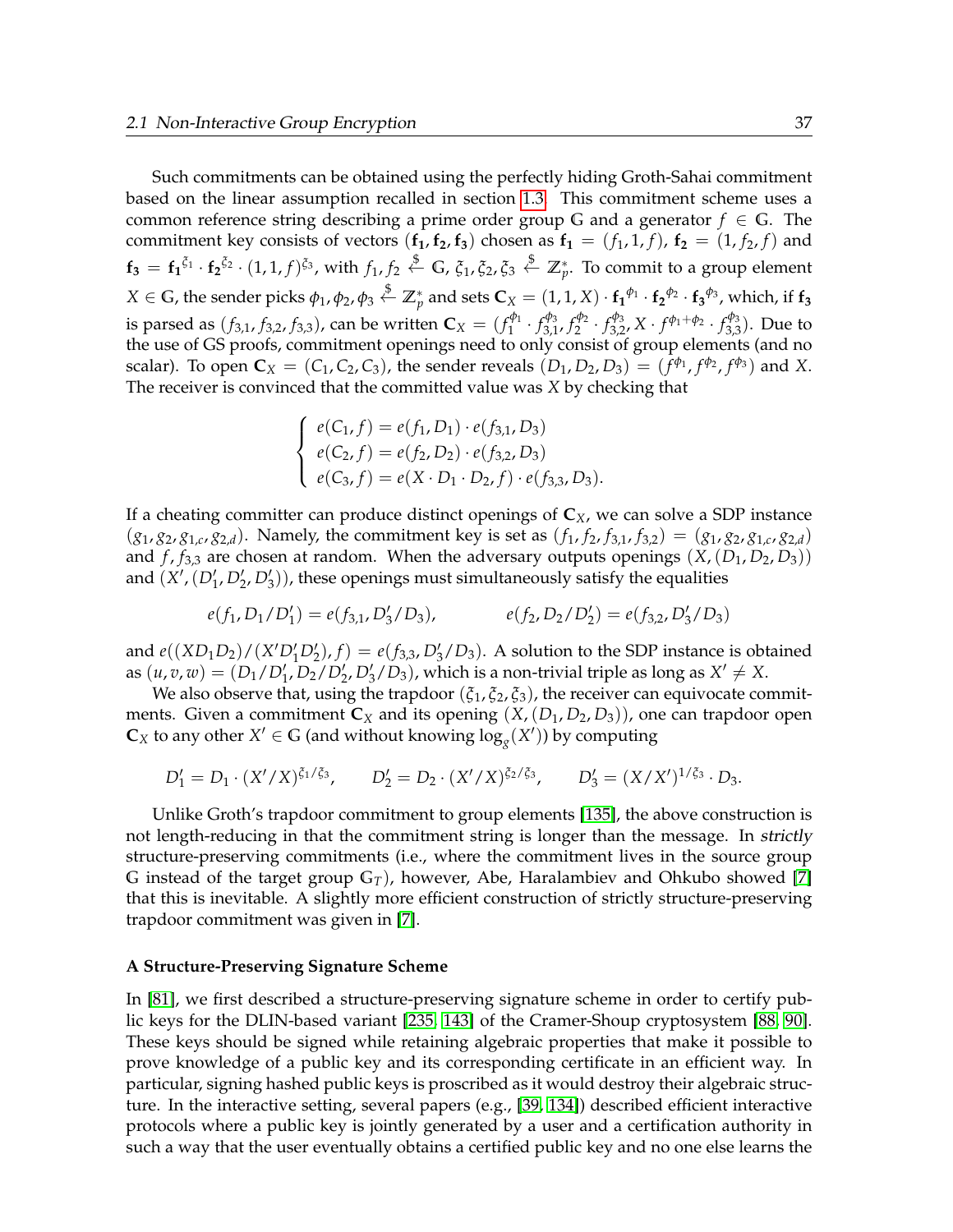Such commitments can be obtained using the perfectly hiding Groth-Sahai commitment based on the linear assumption recalled in section 1.3. This commitment scheme uses a common reference string describing a prime order group $\mathbb{G}$ and a generator $f \in \mathbb{G}$. The commitment key consists of vectors $(\mathbf{f_1}, \mathbf{f_2}, \mathbf{f_3})$ chosen as $\mathbf{f_1} = (f_1, 1, f)$, $\mathbf{f_2} = (1, f_2, f)$ and $\mathbf{f_3} = \mathbf{f_1}^{\xi_1} \cdot \mathbf{f_2}^{\xi_2} \cdot (1, 1, f)^{\xi_3}$, with $f_1, f_2 \stackrel{\$}{\leftarrow} \mathbb{G}$, $\xi_1, \xi_2, \xi_3 \stackrel{\$}{\leftarrow} \mathbb{Z}_p^*$. To commit to a group element $X \in \mathbb{G}$, the sender picks $\phi_1, \phi_2, \phi_3 \stackrel{\$}{\leftarrow} \mathbb{Z}_p^*$ and sets $\mathbf{C}_X = (1, 1, X) \cdot \mathbf{f_1}^{\phi_1} \cdot \mathbf{f_2}^{\phi_2} \cdot \mathbf{f_3}^{\phi_3}$, which, if $\mathbf{f_3}$ is parsed as $(f_{3,1}, f_{3,2}, f_{3,3})$, can be written $\mathbf{C}_X = (f_1^{\phi_1} \cdot f_{3,1}^{\phi_3}, f_2^{\phi_2} \cdot f_{3,2}^{\phi_3}, X \cdot f^{\phi_1+\phi_2} \cdot f_{3,3}^{\phi_3})$. Due to the use of GS proofs, commitment openings need to only consist of group elements (and no scalar). To open $\mathbf{C}_X = (C_1, C_2, C_3)$, the sender reveals $(D_1, D_2, D_3) = (f^{\phi_1}, f^{\phi_2}, f^{\phi_3})$ and $X$. The receiver is convinced that the committed value was $X$ by checking that

$$
\begin{cases}
e(C_1, f) = e(f_1, D_1) \cdot e(f_{3,1}, D_3) \\
e(C_2, f) = e(f_2, D_2) \cdot e(f_{3,2}, D_3) \\
e(C_3, f) = e(X \cdot D_1 \cdot D_2, f) \cdot e(f_{3,3}, D_3).
\end{cases}
$$

If a cheating committer can produce distinct openings of $\mathbf{C}_X$, we can solve a SDP instance $(g_1, g_2, g_{1,c}, g_{2,d})$. Namely, the commitment key is set as $(f_1, f_2, f_{3,1}, f_{3,2}) = (g_1, g_2, g_{1,c}, g_{2,d})$ and $f, f_{3,3}$ are chosen at random. When the adversary outputs openings $(X, (D_1, D_2, D_3))$ and $(X', (D_1', D_2', D_3'))$, these openings must simultaneously satisfy the equalities

$$
e(f_1, D_1/D_1') = e(f_{3,1}, D_3'/D_3), \qquad e(f_2, D_2/D_2') = e(f_{3,2}, D_3'/D_3)
$$

and $e((XD_1D_2)/(X'D_1'D_2'), f) = e(f_{3,3}, D_3'/D_3)$. A solution to the SDP instance is obtained as $(u, v, w) = (D_1/D_1', D_2/D_2', D_3'/D_3)$, which is a non-trivial triple as long as $X' \neq X$.

We also observe that, using the trapdoor $(\xi_1, \xi_2, \xi_3)$, the receiver can equivocate commitments. Given a commitment $\mathbf{C}_X$ and its opening $(X, (D_1, D_2, D_3))$, one can trapdoor open $\mathbf{C}_X$ to any other $X' \in \mathbb{G}$ (and without knowing $\log_g(X')$) by computing

$$
D_1' = D_1 \cdot (X'/X)^{\xi_1/\xi_3}, \qquad D_2' = D_2 \cdot (X'/X)^{\xi_2/\xi_3}, \qquad D_3' = (X/X')^{1/\xi_3} \cdot D_3.
$$

Unlike Groth's trapdoor commitment to group elements [135], the above construction is not length-reducing in that the commitment string is longer than the message. In *strictly* structure-preserving commitments (i.e., where the commitment lives in the source group $\mathbb{G}$ instead of the target group $\mathbb{G}_T$), however, Abe, Haralambiev and Ohkubo showed [7] that this is inevitable. A slightly more efficient construction of strictly structure-preserving trapdoor commitment was given in [7].

**A Structure-Preserving Signature Scheme**

In [81], we first described a structure-preserving signature scheme in order to certify public keys for the DLIN-based variant [235, 143] of the Cramer-Shoup cryptosystem [88, 90]. These keys should be signed while retaining algebraic properties that make it possible to prove knowledge of a public key and its corresponding certificate in an efficient way. In particular, signing hashed public keys is proscribed as it would destroy their algebraic structure. In the interactive setting, several papers (e.g., [39, 134]) described efficient interactive protocols where a public key is jointly generated by a user and a certification authority in such a way that the user eventually obtains a certified public key and no one else learns the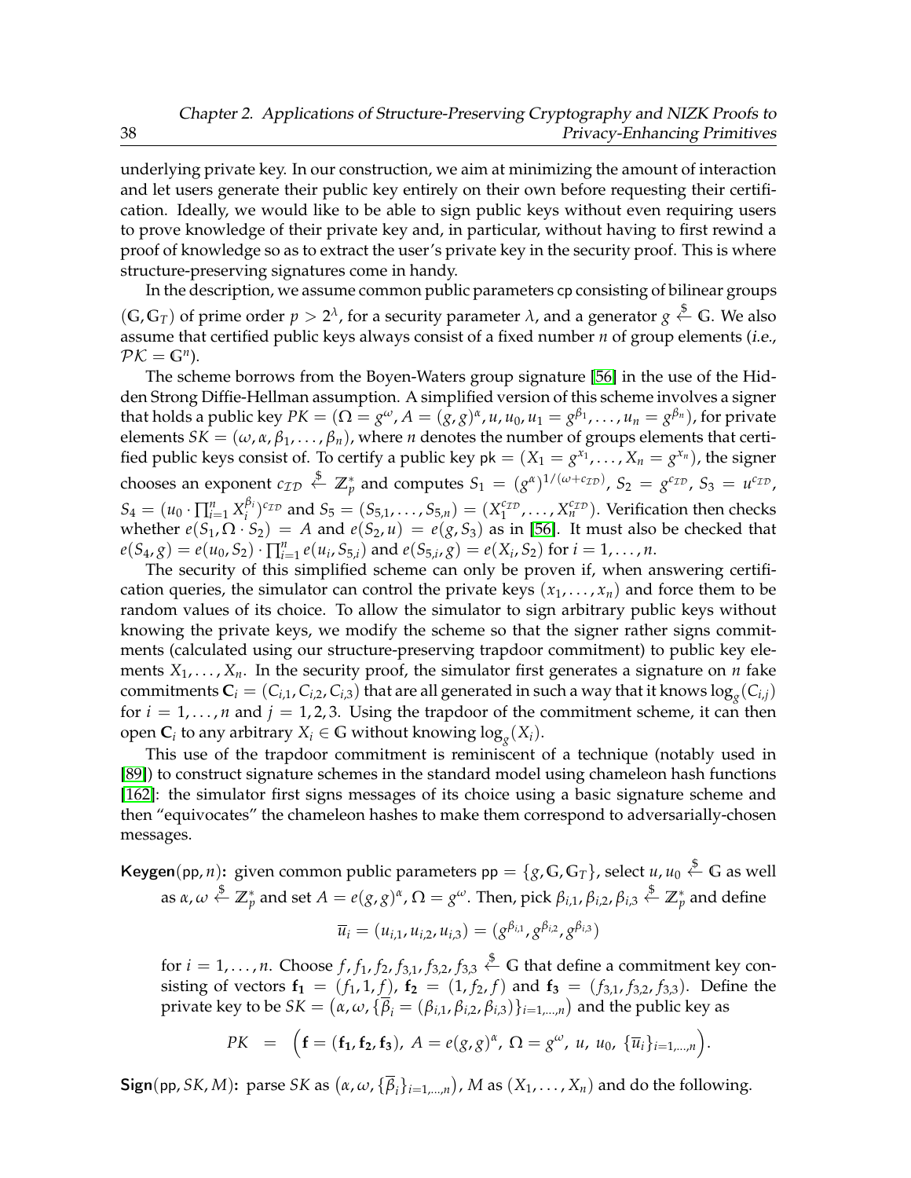underlying private key. In our construction, we aim at minimizing the amount of interaction and let users generate their public key entirely on their own before requesting their certification. Ideally, we would like to be able to sign public keys without even requiring users to prove knowledge of their private key and, in particular, without having to first rewind a proof of knowledge so as to extract the user's private key in the security proof. This is where structure-preserving signatures come in handy.

In the description, we assume common public parameters cp consisting of bilinear groups $(\mathbb{G}, \mathbb{G}_T)$ of prime order $p > 2^\lambda$, for a security parameter $\lambda$, and a generator $g \stackrel{\$}{\leftarrow} \mathbb{G}$. We also assume that certified public keys always consist of a fixed number $n$ of group elements (*i.e.*, $\mathcal{PK} = \mathbb{G}^n$).

The scheme borrows from the Boyen-Waters group signature [56] in the use of the Hidden Strong Diffie-Hellman assumption. A simplified version of this scheme involves a signer that holds a public key $PK = (\Omega = g^\omega, A = (g,g)^\alpha, u, u_0, u_1 = g^{\beta_1}, \ldots, u_n = g^{\beta_n})$, for private elements $SK = (\omega, \alpha, \beta_1, \ldots, \beta_n)$, where $n$ denotes the number of groups elements that certified public keys consist of. To certify a public key $\mathsf{pk} = (X_1 = g^{x_1}, \ldots, X_n = g^{x_n})$, the signer chooses an exponent $c_{\mathcal{ID}} \stackrel{\$}{\leftarrow} \mathbb{Z}_p^*$ and computes $S_1 = (g^\alpha)^{1/(\omega + c_{\mathcal{ID}})}$, $S_2 = g^{c_{\mathcal{ID}}}$, $S_3 = u^{c_{\mathcal{ID}}}$, $S_4 = (u_0 \cdot \prod_{i=1}^n X_i^{\beta_i})^{c_{\mathcal{ID}}}$ and $S_5 = (S_{5,1}, \ldots, S_{5,n}) = (X_1^{c_{\mathcal{ID}}}, \ldots, X_n^{c_{\mathcal{ID}}})$. Verification then checks whether $e(S_1, \Omega \cdot S_2) = A$ and $e(S_2, u) = e(g, S_3)$ as in [56]. It must also be checked that $e(S_4, g) = e(u_0, S_2) \cdot \prod_{i=1}^n e(u_i, S_{5,i})$ and $e(S_{5,i}, g) = e(X_i, S_2)$ for $i = 1, \ldots, n$.

The security of this simplified scheme can only be proven if, when answering certification queries, the simulator can control the private keys $(x_1, \ldots, x_n)$ and force them to be random values of its choice. To allow the simulator to sign arbitrary public keys without knowing the private keys, we modify the scheme so that the signer rather signs commitments (calculated using our structure-preserving trapdoor commitment) to public key elements $X_1, \ldots, X_n$. In the security proof, the simulator first generates a signature on $n$ fake commitments $\mathbf{C}_i = (C_{i,1}, C_{i,2}, C_{i,3})$ that are all generated in such a way that it knows $\log_g(C_{i,j})$ for $i = 1, \ldots, n$ and $j = 1, 2, 3$. Using the trapdoor of the commitment scheme, it can then open $\mathbf{C}_i$ to any arbitrary $X_i \in \mathbb{G}$ without knowing $\log_g(X_i)$.

This use of the trapdoor commitment is reminiscent of a technique (notably used in [89]) to construct signature schemes in the standard model using chameleon hash functions [162]: the simulator first signs messages of its choice using a basic signature scheme and then "equivocates" the chameleon hashes to make them correspond to adversarially-chosen messages.

**Keygen**(pp, $n$)**:** given common public parameters $\mathsf{pp} = \{g, \mathbb{G}, \mathbb{G}_T\}$, select $u, u_0 \stackrel{\$}{\leftarrow} \mathbb{G}$ as well as $\alpha, \omega \stackrel{\$}{\leftarrow} \mathbb{Z}_p^*$ and set $A = e(g,g)^\alpha$, $\Omega = g^\omega$. Then, pick $\beta_{i,1}, \beta_{i,2}, \beta_{i,3} \stackrel{\$}{\leftarrow} \mathbb{Z}_p^*$ and define

$$\overline{u}_i = (u_{i,1}, u_{i,2}, u_{i,3}) = (g^{\beta_{i,1}}, g^{\beta_{i,2}}, g^{\beta_{i,3}})$$

for $i = 1, \ldots, n$. Choose $f, f_1, f_2, f_{3,1}, f_{3,2}, f_{3,3} \stackrel{\$}{\leftarrow} \mathbb{G}$ that define a commitment key consisting of vectors $\mathbf{f_1} = (f_1, 1, f)$, $\mathbf{f_2} = (1, f_2, f)$ and $\mathbf{f_3} = (f_{3,1}, f_{3,2}, f_{3,3})$. Define the private key to be $SK = \big(\alpha, \omega, \{\overline{\beta}_i = (\beta_{i,1}, \beta_{i,2}, \beta_{i,3})\}_{i=1,\ldots,n}\big)$ and the public key as

$$PK = \Big(\mathbf{f} = (\mathbf{f_1}, \mathbf{f_2}, \mathbf{f_3}),\ A = e(g,g)^\alpha,\ \Omega = g^\omega,\ u,\ u_0,\ \{\overline{u}_i\}_{i=1,\ldots,n}\Big).$$

**Sign**(pp, $SK$, $M$)**:** parse $SK$ as $\big(\alpha, \omega, \{\overline{\beta}_i\}_{i=1,\ldots,n}\big)$, $M$ as $(X_1, \ldots, X_n)$ and do the following.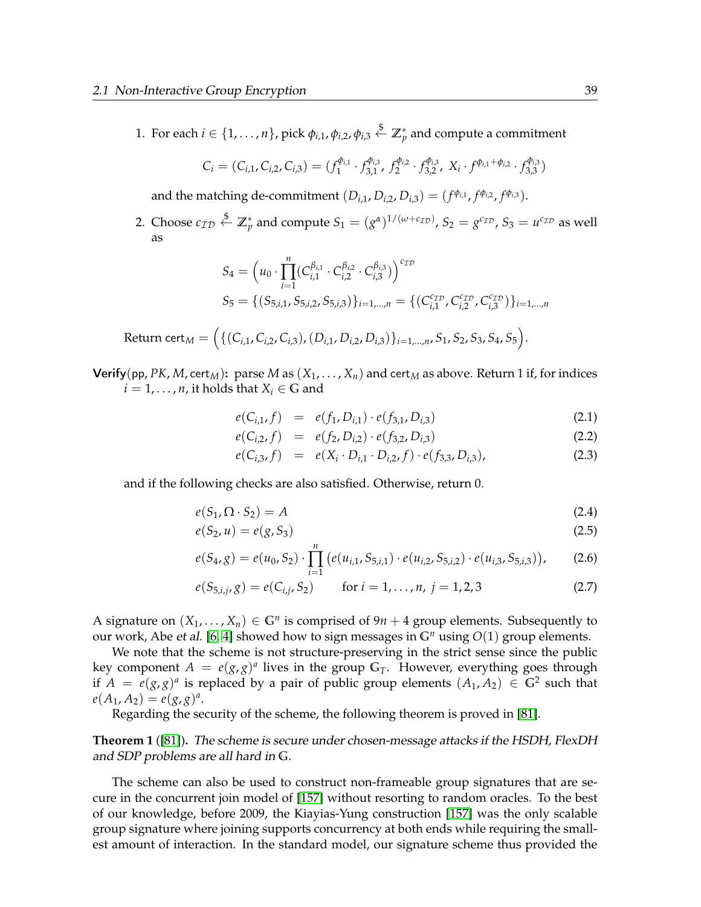1. For each $i \in \{1, \ldots, n\}$, pick $\phi_{i,1}, \phi_{i,2}, \phi_{i,3} \stackrel{\$}{\leftarrow} \mathbb{Z}_p^*$ and compute a commitment

$$C_i = (C_{i,1}, C_{i,2}, C_{i,3}) = (f_1^{\phi_{i,1}} \cdot f_{3,1}^{\phi_{i,3}},\ f_2^{\phi_{i,2}} \cdot f_{3,2}^{\phi_{i,3}},\ X_i \cdot f^{\phi_{i,1}+\phi_{i,2}} \cdot f_{3,3}^{\phi_{i,3}})$$

and the matching de-commitment $(D_{i,1}, D_{i,2}, D_{i,3}) = (f^{\phi_{i,1}}, f^{\phi_{i,2}}, f^{\phi_{i,3}})$.

2. Choose $c_{\mathcal{ID}} \stackrel{\$}{\leftarrow} \mathbb{Z}_p^*$ and compute $S_1 = (g^\alpha)^{1/(\omega + c_{\mathcal{ID}})}$, $S_2 = g^{c_{\mathcal{ID}}}$, $S_3 = u^{c_{\mathcal{ID}}}$ as well as

$$S_4 = \Big(u_0 \cdot \prod_{i=1}^{n} (C_{i,1}^{\beta_{i,1}} \cdot C_{i,2}^{\beta_{i,2}} \cdot C_{i,3}^{\beta_{i,3}})\Big)^{c_{\mathcal{ID}}}$$
$$S_5 = \{(S_{5,i,1}, S_{5,i,2}, S_{5,i,3})\}_{i=1,\ldots,n} = \{(C_{i,1}^{c_{\mathcal{ID}}}, C_{i,2}^{c_{\mathcal{ID}}}, C_{i,3}^{c_{\mathcal{ID}}})\}_{i=1,\ldots,n}$$

Return $\mathsf{cert}_M = \Big(\{(C_{i,1}, C_{i,2}, C_{i,3}), (D_{i,1}, D_{i,2}, D_{i,3})\}_{i=1,\ldots,n}, S_1, S_2, S_3, S_4, S_5\Big)$.

**Verify**$(\mathsf{pp}, PK, M, \mathsf{cert}_M)$**:** parse $M$ as $(X_1, \ldots, X_n)$ and $\mathsf{cert}_M$ as above. Return 1 if, for indices $i = 1, \ldots, n$, it holds that $X_i \in \mathbb{G}$ and

$$e(C_{i,1}, f) = e(f_1, D_{i,1}) \cdot e(f_{3,1}, D_{i,3}) \quad (2.1)$$
$$e(C_{i,2}, f) = e(f_2, D_{i,2}) \cdot e(f_{3,2}, D_{i,3}) \quad (2.2)$$
$$e(C_{i,3}, f) = e(X_i \cdot D_{i,1} \cdot D_{i,2}, f) \cdot e(f_{3,3}, D_{i,3}), \quad (2.3)$$

and if the following checks are also satisfied. Otherwise, return 0.

$$e(S_1, \Omega \cdot S_2) = A \quad (2.4)$$
$$e(S_2, u) = e(g, S_3) \quad (2.5)$$
$$e(S_4, g) = e(u_0, S_2) \cdot \prod_{i=1}^{n} \big(e(u_{i,1}, S_{5,i,1}) \cdot e(u_{i,2}, S_{5,i,2}) \cdot e(u_{i,3}, S_{5,i,3})\big), \quad (2.6)$$
$$e(S_{5,i,j}, g) = e(C_{i,j}, S_2) \qquad \text{for } i = 1, \ldots, n,\ j = 1, 2, 3 \quad (2.7)$$

A signature on $(X_1, \ldots, X_n) \in \mathbb{G}^n$ is comprised of $9n + 4$ group elements. Subsequently to our work, Abe *et al.* [6, 4] showed how to sign messages in $\mathbb{G}^n$ using $O(1)$ group elements.

We note that the scheme is not structure-preserving in the strict sense since the public key component $A = e(g, g)^a$ lives in the group $\mathbb{G}_T$. However, everything goes through if $A = e(g, g)^a$ is replaced by a pair of public group elements $(A_1, A_2) \in \mathbb{G}^2$ such that $e(A_1, A_2) = e(g, g)^a$.

Regarding the security of the scheme, the following theorem is proved in [81].

**Theorem 1** ([81])**.** *The scheme is secure under chosen-message attacks if the HSDH, FlexDH and SDP problems are all hard in* $\mathbb{G}$.

The scheme can also be used to construct non-frameable group signatures that are secure in the concurrent join model of [157] without resorting to random oracles. To the best of our knowledge, before 2009, the Kiayias-Yung construction [157] was the only scalable group signature where joining supports concurrency at both ends while requiring the smallest amount of interaction. In the standard model, our signature scheme thus provided the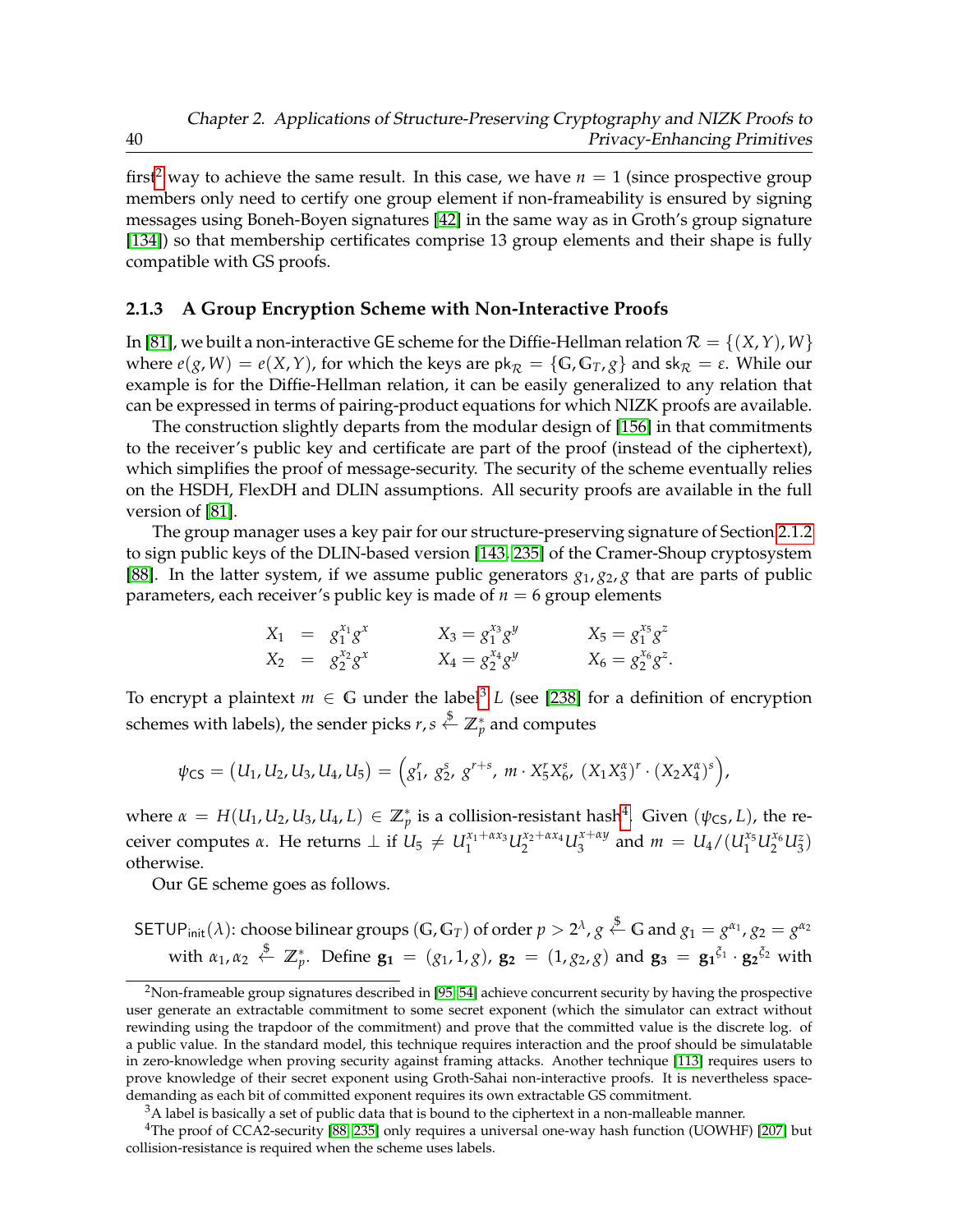first[2] way to achieve the same result. In this case, we have $n = 1$ (since prospective group members only need to certify one group element if non-frameability is ensured by signing messages using Boneh-Boyen signatures [42] in the same way as in Groth's group signature [134]) so that membership certificates comprise 13 group elements and their shape is fully compatible with GS proofs.

### 2.1.3 A Group Encryption Scheme with Non-Interactive Proofs

In [81], we built a non-interactive GE scheme for the Diffie-Hellman relation $\mathcal{R} = \{(X, Y), W\}$ where $e(g, W) = e(X, Y)$, for which the keys are $\mathsf{pk}_{\mathcal{R}} = \{\mathbb{G}, \mathbb{G}_T, g\}$ and $\mathsf{sk}_{\mathcal{R}} = \varepsilon$. While our example is for the Diffie-Hellman relation, it can be easily generalized to any relation that can be expressed in terms of pairing-product equations for which NIZK proofs are available.

The construction slightly departs from the modular design of [156] in that commitments to the receiver's public key and certificate are part of the proof (instead of the ciphertext), which simplifies the proof of message-security. The security of the scheme eventually relies on the HSDH, FlexDH and DLIN assumptions. All security proofs are available in the full version of [81].

The group manager uses a key pair for our structure-preserving signature of Section 2.1.2 to sign public keys of the DLIN-based version [143, 235] of the Cramer-Shoup cryptosystem [88]. In the latter system, if we assume public generators $g_1, g_2, g$ that are parts of public parameters, each receiver's public key is made of $n = 6$ group elements

$$X_1 = g_1^{x_1} g^x \qquad X_3 = g_1^{x_3} g^y \qquad X_5 = g_1^{x_5} g^z$$
$$X_2 = g_2^{x_2} g^x \qquad X_4 = g_2^{x_4} g^y \qquad X_6 = g_2^{x_6} g^z.$$

To encrypt a plaintext $m \in \mathbb{G}$ under the label[3] $L$ (see [238] for a definition of encryption schemes with labels), the sender picks $r, s \stackrel{\$}{\leftarrow} \mathbb{Z}_p^*$ and computes

$$\psi_{\mathsf{CS}} = (U_1, U_2, U_3, U_4, U_5) = \left(g_1^r,\ g_2^s,\ g^{r+s},\ m \cdot X_5^r X_6^s,\ (X_1 X_3^{\alpha})^r \cdot (X_2 X_4^{\alpha})^s\right),$$

where $\alpha = H(U_1, U_2, U_3, U_4, L) \in \mathbb{Z}_p^*$ is a collision-resistant hash[4]. Given $(\psi_{\mathsf{CS}}, L)$, the receiver computes $\alpha$. He returns $\perp$ if $U_5 \neq U_1^{x_1+\alpha x_3} U_2^{x_2+\alpha x_4} U_3^{x+\alpha y}$ and $m = U_4 / (U_1^{x_5} U_2^{x_6} U_3^{z})$ otherwise.

Our GE scheme goes as follows.

$\mathsf{SETUP}_{\mathsf{init}}(\lambda)$: choose bilinear groups $(\mathbb{G}, \mathbb{G}_T)$ of order $p > 2^\lambda$, $g \stackrel{\$}{\leftarrow} \mathbb{G}$ and $g_1 = g^{\alpha_1}, g_2 = g^{\alpha_2}$ with $\alpha_1, \alpha_2 \stackrel{\$}{\leftarrow} \mathbb{Z}_p^*$. Define $\mathbf{g_1} = (g_1, 1, g)$, $\mathbf{g_2} = (1, g_2, g)$ and $\mathbf{g_3} = \mathbf{g_1}^{\xi_1} \cdot \mathbf{g_2}^{\xi_2}$ with

[2] Non-frameable group signatures described in [95, 54] achieve concurrent security by having the prospective user generate an extractable commitment to some secret exponent (which the simulator can extract without rewinding using the trapdoor of the commitment) and prove that the committed value is the discrete log. of a public value. In the standard model, this technique requires interaction and the proof should be simulatable in zero-knowledge when proving security against framing attacks. Another technique [113] requires users to prove knowledge of their secret exponent using Groth-Sahai non-interactive proofs. It is nevertheless space-demanding as each bit of committed exponent requires its own extractable GS commitment.

[3] A label is basically a set of public data that is bound to the ciphertext in a non-malleable manner.

[4] The proof of CCA2-security [88, 235] only requires a universal one-way hash function (UOWHF) [207] but collision-resistance is required when the scheme uses labels.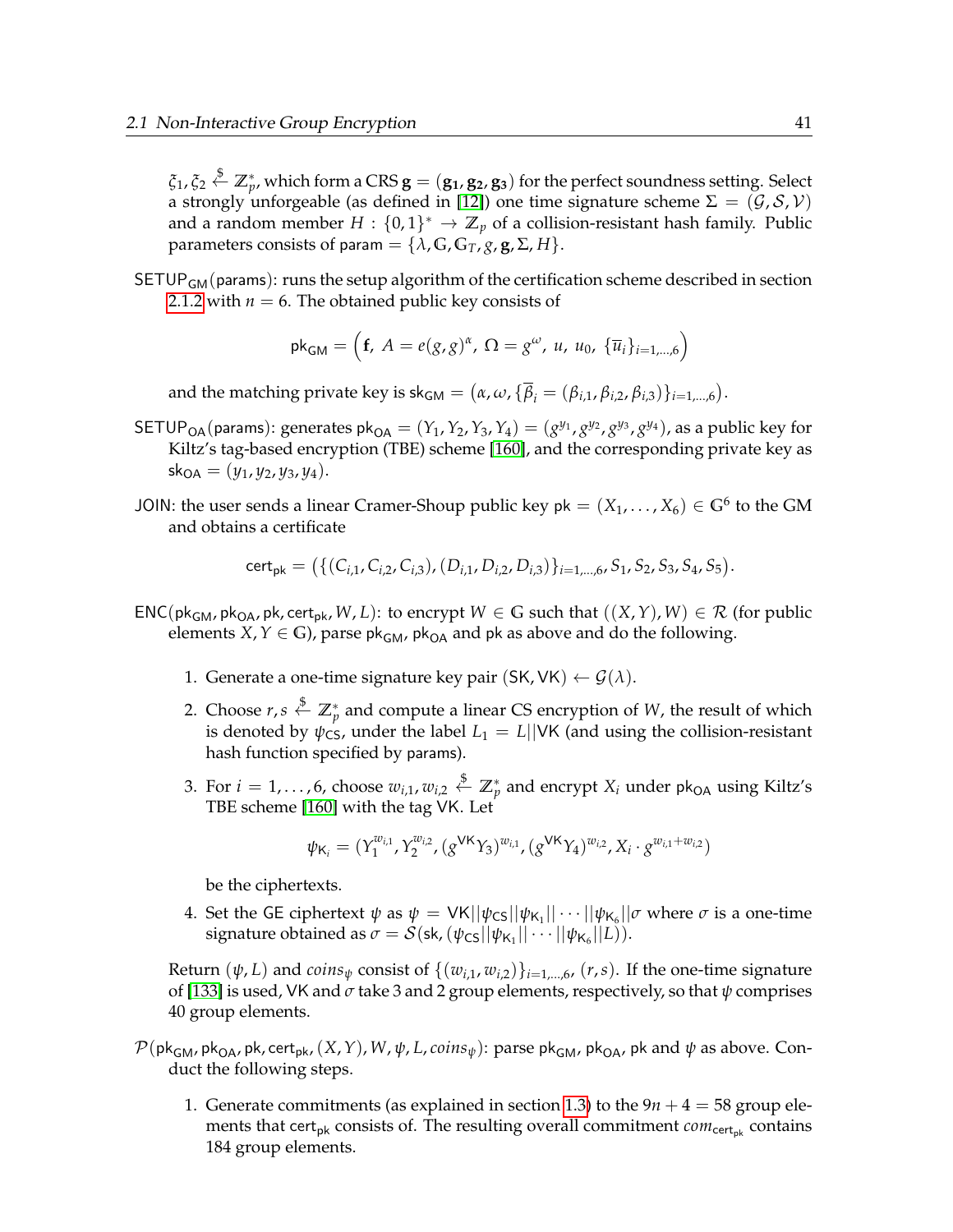$\xi_1, \xi_2 \xleftarrow{\$} \mathbb{Z}_p^*$, which form a CRS $\mathbf{g} = (\mathbf{g_1}, \mathbf{g_2}, \mathbf{g_3})$ for the perfect soundness setting. Select a strongly unforgeable (as defined in [12]) one time signature scheme $\Sigma = (\mathcal{G}, \mathcal{S}, \mathcal{V})$ and a random member $H : \{0,1\}^* \to \mathbb{Z}_p$ of a collision-resistant hash family. Public parameters consists of $\mathsf{param} = \{\lambda, \mathbb{G}, \mathbb{G}_T, g, \mathbf{g}, \Sigma, H\}$.

$\mathsf{SETUP_{GM}}(\mathsf{params})$: runs the setup algorithm of the certification scheme described in section 2.1.2 with $n = 6$. The obtained public key consists of

$$\mathsf{pk_{GM}} = \Big(\mathbf{f},\ A = e(g,g)^{\alpha},\ \Omega = g^{\omega},\ u,\ u_0,\ \{\overline{u}_i\}_{i=1,\dots,6}\Big)$$

and the matching private key is $\mathsf{sk_{GM}} = \big(\alpha, \omega, \{\overline{\beta}_i = (\beta_{i,1}, \beta_{i,2}, \beta_{i,3})\}_{i=1,\dots,6}\big)$.

$\mathsf{SETUP_{OA}}(\mathsf{params})$: generates $\mathsf{pk_{OA}} = (Y_1, Y_2, Y_3, Y_4) = (g^{y_1}, g^{y_2}, g^{y_3}, g^{y_4})$, as a public key for Kiltz's tag-based encryption (TBE) scheme [160], and the corresponding private key as $\mathsf{sk_{OA}} = (y_1, y_2, y_3, y_4)$.

JOIN: the user sends a linear Cramer-Shoup public key $\mathsf{pk} = (X_1, \dots, X_6) \in \mathbb{G}^6$ to the GM and obtains a certificate

$$\mathsf{cert_{pk}} = \big(\{(C_{i,1}, C_{i,2}, C_{i,3}), (D_{i,1}, D_{i,2}, D_{i,3})\}_{i=1,\dots,6}, S_1, S_2, S_3, S_4, S_5\big).$$

$\mathsf{ENC}(\mathsf{pk_{GM}}, \mathsf{pk_{OA}}, \mathsf{pk}, \mathsf{cert_{pk}}, W, L)$: to encrypt $W \in \mathbb{G}$ such that $((X,Y), W) \in \mathcal{R}$ (for public elements $X, Y \in \mathbb{G}$), parse $\mathsf{pk_{GM}}$, $\mathsf{pk_{OA}}$ and $\mathsf{pk}$ as above and do the following.

1. Generate a one-time signature key pair $(\mathsf{SK}, \mathsf{VK}) \leftarrow \mathcal{G}(\lambda)$.
2. Choose $r, s \xleftarrow{\$} \mathbb{Z}_p^*$ and compute a linear CS encryption of $W$, the result of which is denoted by $\psi_{\mathsf{CS}}$, under the label $L_1 = L||\mathsf{VK}$ (and using the collision-resistant hash function specified by $\mathsf{params}$).
3. For $i = 1, \dots, 6$, choose $w_{i,1}, w_{i,2} \xleftarrow{\$} \mathbb{Z}_p^*$ and encrypt $X_i$ under $\mathsf{pk_{OA}}$ using Kiltz's TBE scheme [160] with the tag VK. Let

$$\psi_{\mathsf{K}_i} = (Y_1^{w_{i,1}}, Y_2^{w_{i,2}}, (g^{\mathsf{VK}} Y_3)^{w_{i,1}}, (g^{\mathsf{VK}} Y_4)^{w_{i,2}}, X_i \cdot g^{w_{i,1}+w_{i,2}})$$

   be the ciphertexts.
4. Set the GE ciphertext $\psi$ as $\psi = \mathsf{VK}||\psi_{\mathsf{CS}}||\psi_{\mathsf{K}_1}||\cdots||\psi_{\mathsf{K}_6}||\sigma$ where $\sigma$ is a one-time signature obtained as $\sigma = \mathcal{S}(\mathsf{sk}, (\psi_{\mathsf{CS}}||\psi_{\mathsf{K}_1}||\cdots||\psi_{\mathsf{K}_6}||L))$.

Return $(\psi, L)$ and $coins_{\psi}$ consist of $\{(w_{i,1}, w_{i,2})\}_{i=1,\dots,6}$, $(r, s)$. If the one-time signature of [133] is used, VK and $\sigma$ take 3 and 2 group elements, respectively, so that $\psi$ comprises 40 group elements.

$\mathcal{P}(\mathsf{pk_{GM}}, \mathsf{pk_{OA}}, \mathsf{pk}, \mathsf{cert_{pk}}, (X,Y), W, \psi, L, coins_{\psi})$: parse $\mathsf{pk_{GM}}$, $\mathsf{pk_{OA}}$, $\mathsf{pk}$ and $\psi$ as above. Conduct the following steps.

1. Generate commitments (as explained in section 1.3) to the $9n + 4 = 58$ group elements that $\mathsf{cert_{pk}}$ consists of. The resulting overall commitment $com_{\mathsf{cert_{pk}}}$ contains 184 group elements.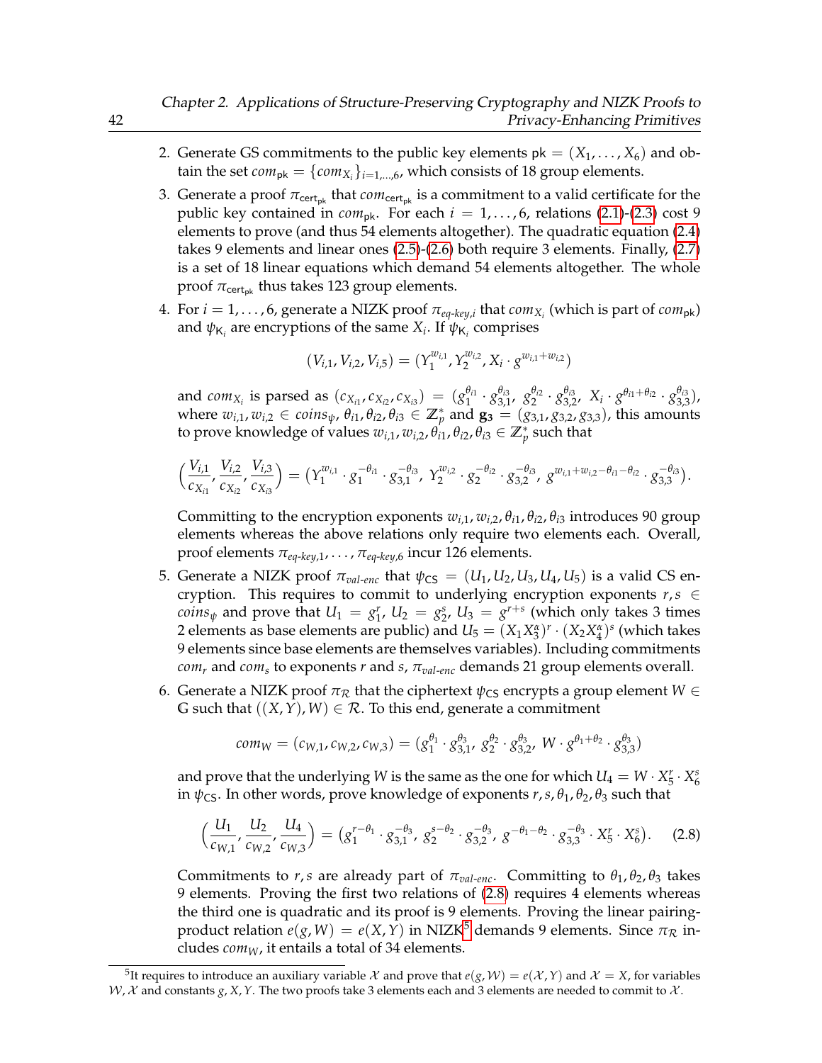2. Generate GS commitments to the public key elements $\mathsf{pk} = (X_1, \ldots, X_6)$ and obtain the set $com_{\mathsf{pk}} = \{com_{X_i}\}_{i=1,\ldots,6}$, which consists of 18 group elements.
3. Generate a proof $\pi_{\mathsf{cert}_{\mathsf{pk}}}$ that $com_{\mathsf{cert}_{\mathsf{pk}}}$ is a commitment to a valid certificate for the public key contained in $com_{\mathsf{pk}}$. For each $i = 1, \ldots, 6$, relations (2.1)-(2.3) cost 9 elements to prove (and thus 54 elements altogether). The quadratic equation (2.4) takes 9 elements and linear ones (2.5)-(2.6) both require 3 elements. Finally, (2.7) is a set of 18 linear equations which demand 54 elements altogether. The whole proof $\pi_{\mathsf{cert}_{\mathsf{pk}}}$ thus takes 123 group elements.
4. For $i = 1, \ldots, 6$, generate a NIZK proof $\pi_{eq\text{-}key,i}$ that $com_{X_i}$ (which is part of $com_{\mathsf{pk}}$) and $\psi_{\mathsf{K}_i}$ are encryptions of the same $X_i$. If $\psi_{\mathsf{K}_i}$ comprises

$$(V_{i,1}, V_{i,2}, V_{i,5}) = (Y_1^{w_{i,1}}, Y_2^{w_{i,2}}, X_i \cdot g^{w_{i,1}+w_{i,2}})$$

and $com_{X_i}$ is parsed as $(c_{X_{i1}}, c_{X_{i2}}, c_{X_{i3}}) = (g_1^{\theta_{i1}} \cdot g_{3,1}^{\theta_{i3}},\ g_2^{\theta_{i2}} \cdot g_{3,2}^{\theta_{i3}},\ X_i \cdot g^{\theta_{i1}+\theta_{i2}} \cdot g_{3,3}^{\theta_{i3}})$, where $w_{i,1}, w_{i,2} \in coins_\psi$, $\theta_{i1}, \theta_{i2}, \theta_{i3} \in \mathbb{Z}_p^*$ and $\mathbf{g_3} = (g_{3,1}, g_{3,2}, g_{3,3})$, this amounts to prove knowledge of values $w_{i,1}, w_{i,2}, \theta_{i1}, \theta_{i2}, \theta_{i3} \in \mathbb{Z}_p^*$ such that

$$\Big(\frac{V_{i,1}}{c_{X_{i1}}}, \frac{V_{i,2}}{c_{X_{i2}}}, \frac{V_{i,3}}{c_{X_{i3}}}\Big) = \big(Y_1^{w_{i,1}} \cdot g_1^{-\theta_{i1}} \cdot g_{3,1}^{-\theta_{i3}},\ Y_2^{w_{i,2}} \cdot g_2^{-\theta_{i2}} \cdot g_{3,2}^{-\theta_{i3}},\ g^{w_{i,1}+w_{i,2}-\theta_{i1}-\theta_{i2}} \cdot g_{3,3}^{-\theta_{i3}}\big).$$

Committing to the encryption exponents $w_{i,1}, w_{i,2}, \theta_{i1}, \theta_{i2}, \theta_{i3}$ introduces 90 group elements whereas the above relations only require two elements each. Overall, proof elements $\pi_{eq\text{-}key,1}, \ldots, \pi_{eq\text{-}key,6}$ incur 126 elements.
5. Generate a NIZK proof $\pi_{val\text{-}enc}$ that $\psi_{\mathsf{CS}} = (U_1, U_2, U_3, U_4, U_5)$ is a valid CS encryption. This requires to commit to underlying encryption exponents $r, s \in coins_\psi$ and prove that $U_1 = g_1^r$, $U_2 = g_2^s$, $U_3 = g^{r+s}$ (which only takes 3 times 2 elements as base elements are public) and $U_5 = (X_1 X_3^\alpha)^r \cdot (X_2 X_4^\alpha)^s$ (which takes 9 elements since base elements are themselves variables). Including commitments $com_r$ and $com_s$ to exponents $r$ and $s$, $\pi_{val\text{-}enc}$ demands 21 group elements overall.
6. Generate a NIZK proof $\pi_{\mathcal{R}}$ that the ciphertext $\psi_{\mathsf{CS}}$ encrypts a group element $W \in \mathbb{G}$ such that $((X,Y), W) \in \mathcal{R}$. To this end, generate a commitment

$$com_W = (c_{W,1}, c_{W,2}, c_{W,3}) = (g_1^{\theta_1} \cdot g_{3,1}^{\theta_3},\ g_2^{\theta_2} \cdot g_{3,2}^{\theta_3},\ W \cdot g^{\theta_1+\theta_2} \cdot g_{3,3}^{\theta_3})$$

and prove that the underlying $W$ is the same as the one for which $U_4 = W \cdot X_5^r \cdot X_6^s$ in $\psi_{\mathsf{CS}}$. In other words, prove knowledge of exponents $r, s, \theta_1, \theta_2, \theta_3$ such that

$$\Big(\frac{U_1}{c_{W,1}}, \frac{U_2}{c_{W,2}}, \frac{U_4}{c_{W,3}}\Big) = \big(g_1^{r-\theta_1} \cdot g_{3,1}^{-\theta_3},\ g_2^{s-\theta_2} \cdot g_{3,2}^{-\theta_3},\ g^{-\theta_1-\theta_2} \cdot g_{3,3}^{-\theta_3} \cdot X_5^r \cdot X_6^s\big). \quad (2.8)$$

Commitments to $r, s$ are already part of $\pi_{val\text{-}enc}$. Committing to $\theta_1, \theta_2, \theta_3$ takes 9 elements. Proving the first two relations of (2.8) requires 4 elements whereas the third one is quadratic and its proof is 9 elements. Proving the linear pairing-product relation $e(g, W) = e(X, Y)$ in NIZK[5] demands 9 elements. Since $\pi_{\mathcal{R}}$ includes $com_W$, it entails a total of 34 elements.

[5] It requires to introduce an auxiliary variable $\mathcal{X}$ and prove that $e(g, \mathcal{W}) = e(\mathcal{X}, Y)$ and $\mathcal{X} = X$, for variables $\mathcal{W}, \mathcal{X}$ and constants $g, X, Y$. The two proofs take 3 elements each and 3 elements are needed to commit to $\mathcal{X}$.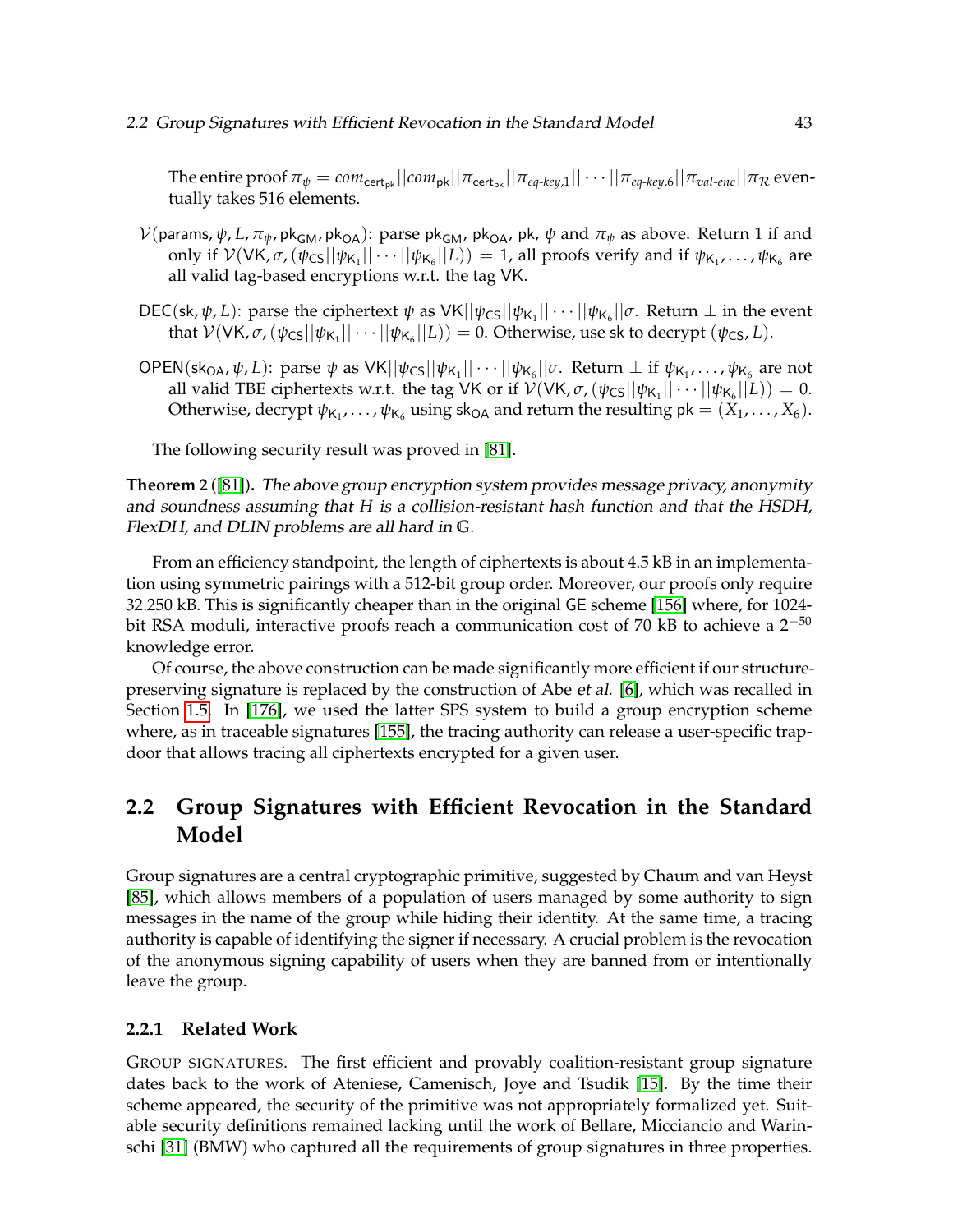The entire proof $\pi_\psi = com_{\mathsf{cert_{pk}}}||com_{\mathsf{pk}}||\pi_{\mathsf{cert_{pk}}}||\pi_{eq\text{-}key,1}||\cdots||\pi_{eq\text{-}key,6}||\pi_{val\text{-}enc}||\pi_{\mathcal{R}}$ eventually takes 516 elements.

- $\mathcal{V}(\mathsf{params}, \psi, L, \pi_\psi, \mathsf{pk_{GM}}, \mathsf{pk_{OA}})$: parse $\mathsf{pk_{GM}}$, $\mathsf{pk_{OA}}$, $\mathsf{pk}$, $\psi$ and $\pi_\psi$ as above. Return 1 if and only if $\mathcal{V}(\mathsf{VK}, \sigma, (\psi_{\mathsf{CS}}||\psi_{\mathsf{K}_1}||\cdots||\psi_{\mathsf{K}_6}||L)) = 1$, all proofs verify and if $\psi_{\mathsf{K}_1}, \ldots, \psi_{\mathsf{K}_6}$ are all valid tag-based encryptions w.r.t. the tag $\mathsf{VK}$.

- $\mathsf{DEC}(\mathsf{sk}, \psi, L)$: parse the ciphertext $\psi$ as $\mathsf{VK}||\psi_{\mathsf{CS}}||\psi_{\mathsf{K}_1}||\cdots||\psi_{\mathsf{K}_6}||\sigma$. Return $\perp$ in the event that $\mathcal{V}(\mathsf{VK}, \sigma, (\psi_{\mathsf{CS}}||\psi_{\mathsf{K}_1}||\cdots||\psi_{\mathsf{K}_6}||L)) = 0$. Otherwise, use $\mathsf{sk}$ to decrypt $(\psi_{\mathsf{CS}}, L)$.

- $\mathsf{OPEN}(\mathsf{sk_{OA}}, \psi, L)$: parse $\psi$ as $\mathsf{VK}||\psi_{\mathsf{CS}}||\psi_{\mathsf{K}_1}||\cdots||\psi_{\mathsf{K}_6}||\sigma$. Return $\perp$ if $\psi_{\mathsf{K}_1}, \ldots, \psi_{\mathsf{K}_6}$ are not all valid TBE ciphertexts w.r.t. the tag $\mathsf{VK}$ or if $\mathcal{V}(\mathsf{VK}, \sigma, (\psi_{\mathsf{CS}}||\psi_{\mathsf{K}_1}||\cdots||\psi_{\mathsf{K}_6}||L)) = 0$. Otherwise, decrypt $\psi_{\mathsf{K}_1}, \ldots, \psi_{\mathsf{K}_6}$ using $\mathsf{sk_{OA}}$ and return the resulting $\mathsf{pk} = (X_1, \ldots, X_6)$.

The following security result was proved in [81].

**Theorem 2** ([81]). *The above group encryption system provides message privacy, anonymity and soundness assuming that $H$ is a collision-resistant hash function and that the HSDH, FlexDH, and DLIN problems are all hard in $\mathbb{G}$.*

From an efficiency standpoint, the length of ciphertexts is about 4.5 kB in an implementation using symmetric pairings with a 512-bit group order. Moreover, our proofs only require 32.250 kB. This is significantly cheaper than in the original GE scheme [156] where, for 1024-bit RSA moduli, interactive proofs reach a communication cost of 70 kB to achieve a $2^{-50}$ knowledge error.

Of course, the above construction can be made significantly more efficient if our structure-preserving signature is replaced by the construction of Abe *et al.* [6], which was recalled in Section 1.5. In [176], we used the latter SPS system to build a group encryption scheme where, as in traceable signatures [155], the tracing authority can release a user-specific trapdoor that allows tracing all ciphertexts encrypted for a given user.

## 2.2 Group Signatures with Efficient Revocation in the Standard Model

Group signatures are a central cryptographic primitive, suggested by Chaum and van Heyst [85], which allows members of a population of users managed by some authority to sign messages in the name of the group while hiding their identity. At the same time, a tracing authority is capable of identifying the signer if necessary. A crucial problem is the revocation of the anonymous signing capability of users when they are banned from or intentionally leave the group.

### 2.2.1 Related Work

GROUP SIGNATURES. The first efficient and provably coalition-resistant group signature dates back to the work of Ateniese, Camenisch, Joye and Tsudik [15]. By the time their scheme appeared, the security of the primitive was not appropriately formalized yet. Suitable security definitions remained lacking until the work of Bellare, Micciancio and Warinschi [31] (BMW) who captured all the requirements of group signatures in three properties.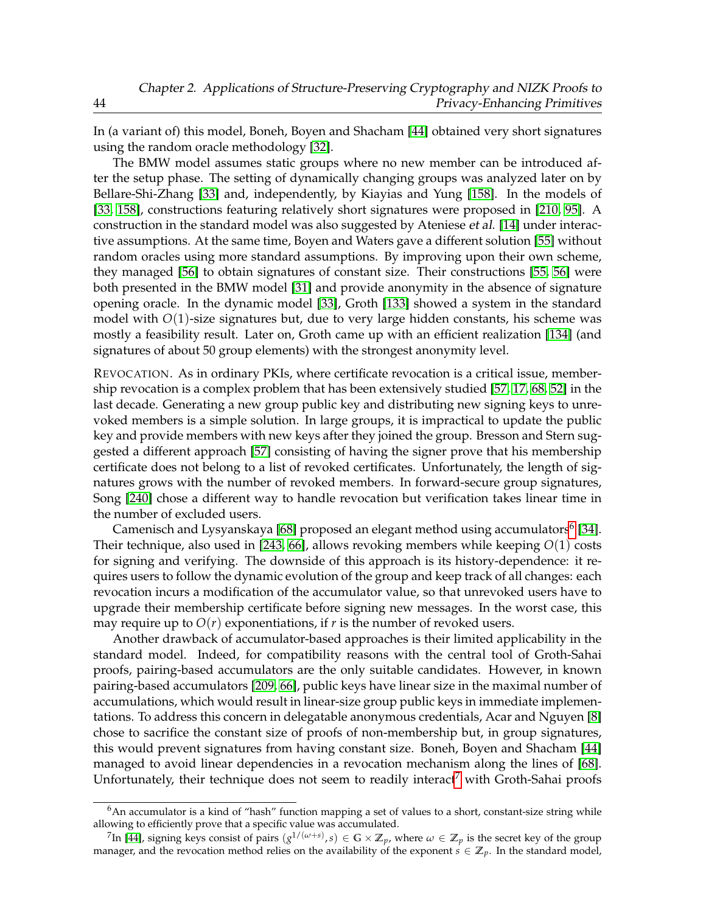In (a variant of) this model, Boneh, Boyen and Shacham [44] obtained very short signatures using the random oracle methodology [32].

The BMW model assumes static groups where no new member can be introduced after the setup phase. The setting of dynamically changing groups was analyzed later on by Bellare-Shi-Zhang [33] and, independently, by Kiayias and Yung [158]. In the models of [33, 158], constructions featuring relatively short signatures were proposed in [210, 95]. A construction in the standard model was also suggested by Ateniese *et al.* [14] under interactive assumptions. At the same time, Boyen and Waters gave a different solution [55] without random oracles using more standard assumptions. By improving upon their own scheme, they managed [56] to obtain signatures of constant size. Their constructions [55, 56] were both presented in the BMW model [31] and provide anonymity in the absence of signature opening oracle. In the dynamic model [33], Groth [133] showed a system in the standard model with $O(1)$-size signatures but, due to very large hidden constants, his scheme was mostly a feasibility result. Later on, Groth came up with an efficient realization [134] (and signatures of about 50 group elements) with the strongest anonymity level.

REVOCATION. As in ordinary PKIs, where certificate revocation is a critical issue, membership revocation is a complex problem that has been extensively studied [57, 17, 68, 52] in the last decade. Generating a new group public key and distributing new signing keys to unrevoked members is a simple solution. In large groups, it is impractical to update the public key and provide members with new keys after they joined the group. Bresson and Stern suggested a different approach [57] consisting of having the signer prove that his membership certificate does not belong to a list of revoked certificates. Unfortunately, the length of signatures grows with the number of revoked members. In forward-secure group signatures, Song [240] chose a different way to handle revocation but verification takes linear time in the number of excluded users.

Camenisch and Lysyanskaya [68] proposed an elegant method using accumulators[6] [34]. Their technique, also used in [243, 66], allows revoking members while keeping $O(1)$ costs for signing and verifying. The downside of this approach is its history-dependence: it requires users to follow the dynamic evolution of the group and keep track of all changes: each revocation incurs a modification of the accumulator value, so that unrevoked users have to upgrade their membership certificate before signing new messages. In the worst case, this may require up to $O(r)$ exponentiations, if $r$ is the number of revoked users.

Another drawback of accumulator-based approaches is their limited applicability in the standard model. Indeed, for compatibility reasons with the central tool of Groth-Sahai proofs, pairing-based accumulators are the only suitable candidates. However, in known pairing-based accumulators [209, 66], public keys have linear size in the maximal number of accumulations, which would result in linear-size group public keys in immediate implementations. To address this concern in delegatable anonymous credentials, Acar and Nguyen [8] chose to sacrifice the constant size of proofs of non-membership but, in group signatures, this would prevent signatures from having constant size. Boneh, Boyen and Shacham [44] managed to avoid linear dependencies in a revocation mechanism along the lines of [68]. Unfortunately, their technique does not seem to readily interact[7] with Groth-Sahai proofs

[6] An accumulator is a kind of "hash" function mapping a set of values to a short, constant-size string while allowing to efficiently prove that a specific value was accumulated.

[7] In [44], signing keys consist of pairs $(g^{1/(\omega+s)}, s) \in \mathbb{G} \times \mathbb{Z}_p$, where $\omega \in \mathbb{Z}_p$ is the secret key of the group manager, and the revocation method relies on the availability of the exponent $s \in \mathbb{Z}_p$. In the standard model,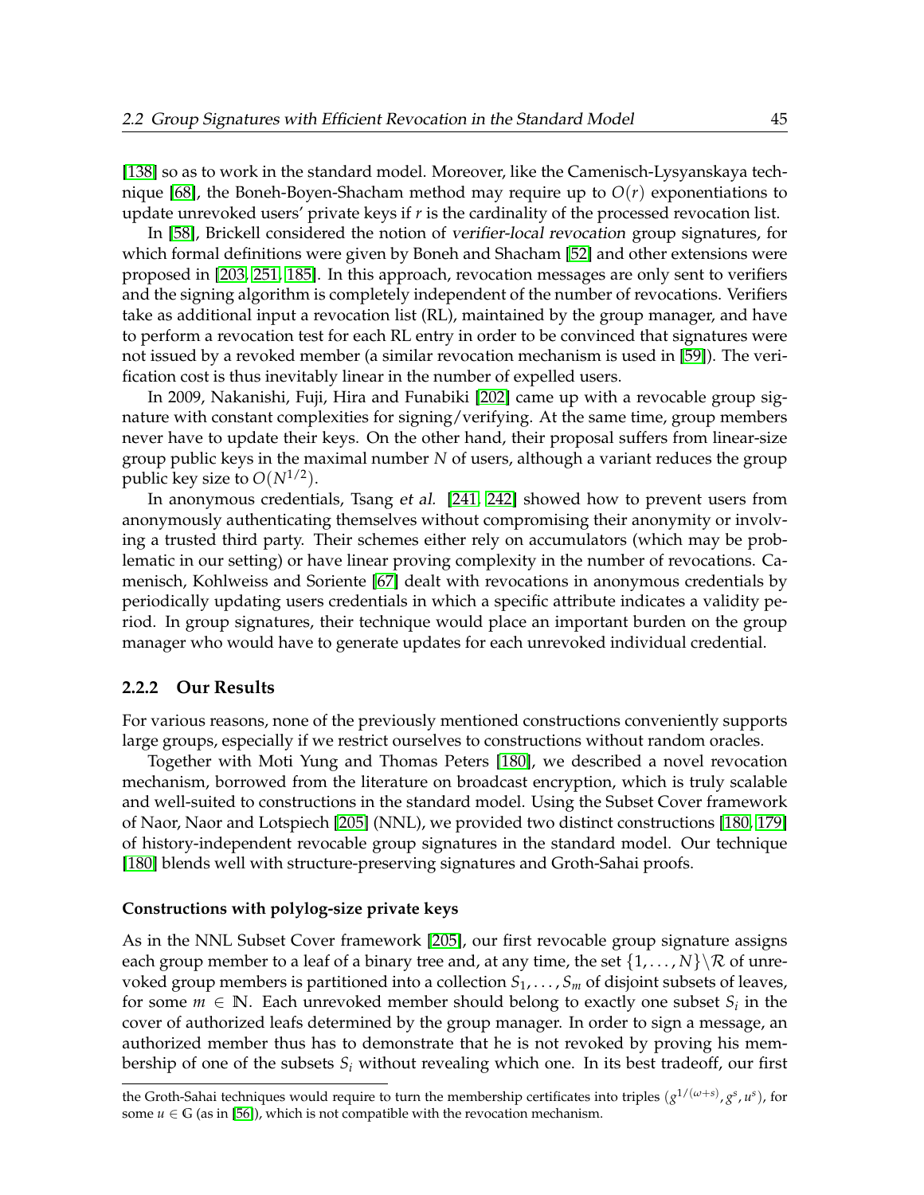[138] so as to work in the standard model. Moreover, like the Camenisch-Lysyanskaya technique [68], the Boneh-Boyen-Shacham method may require up to $O(r)$ exponentiations to update unrevoked users' private keys if $r$ is the cardinality of the processed revocation list.

In [58], Brickell considered the notion of *verifier-local revocation* group signatures, for which formal definitions were given by Boneh and Shacham [52] and other extensions were proposed in [203, 251, 185]. In this approach, revocation messages are only sent to verifiers and the signing algorithm is completely independent of the number of revocations. Verifiers take as additional input a revocation list (RL), maintained by the group manager, and have to perform a revocation test for each RL entry in order to be convinced that signatures were not issued by a revoked member (a similar revocation mechanism is used in [59]). The verification cost is thus inevitably linear in the number of expelled users.

In 2009, Nakanishi, Fuji, Hira and Funabiki [202] came up with a revocable group signature with constant complexities for signing/verifying. At the same time, group members never have to update their keys. On the other hand, their proposal suffers from linear-size group public keys in the maximal number $N$ of users, although a variant reduces the group public key size to $O(N^{1/2})$.

In anonymous credentials, Tsang *et al.* [241, 242] showed how to prevent users from anonymously authenticating themselves without compromising their anonymity or involving a trusted third party. Their schemes either rely on accumulators (which may be problematic in our setting) or have linear proving complexity in the number of revocations. Camenisch, Kohlweiss and Soriente [67] dealt with revocations in anonymous credentials by periodically updating users credentials in which a specific attribute indicates a validity period. In group signatures, their technique would place an important burden on the group manager who would have to generate updates for each unrevoked individual credential.

### 2.2.2 Our Results

For various reasons, none of the previously mentioned constructions conveniently supports large groups, especially if we restrict ourselves to constructions without random oracles.

Together with Moti Yung and Thomas Peters [180], we described a novel revocation mechanism, borrowed from the literature on broadcast encryption, which is truly scalable and well-suited to constructions in the standard model. Using the Subset Cover framework of Naor, Naor and Lotspiech [205] (NNL), we provided two distinct constructions [180, 179] of history-independent revocable group signatures in the standard model. Our technique [180] blends well with structure-preserving signatures and Groth-Sahai proofs.

#### Constructions with polylog-size private keys

As in the NNL Subset Cover framework [205], our first revocable group signature assigns each group member to a leaf of a binary tree and, at any time, the set $\{1, \ldots, N\} \backslash \mathcal{R}$ of unrevoked group members is partitioned into a collection $S_1, \ldots, S_m$ of disjoint subsets of leaves, for some $m \in \mathbb{N}$. Each unrevoked member should belong to exactly one subset $S_i$ in the cover of authorized leafs determined by the group manager. In order to sign a message, an authorized member thus has to demonstrate that he is not revoked by proving his membership of one of the subsets $S_i$ without revealing which one. In its best tradeoff, our first

---

the Groth-Sahai techniques would require to turn the membership certificates into triples $(g^{1/(\omega+s)}, g^s, u^s)$, for some $u \in \mathbb{G}$ (as in [56]), which is not compatible with the revocation mechanism.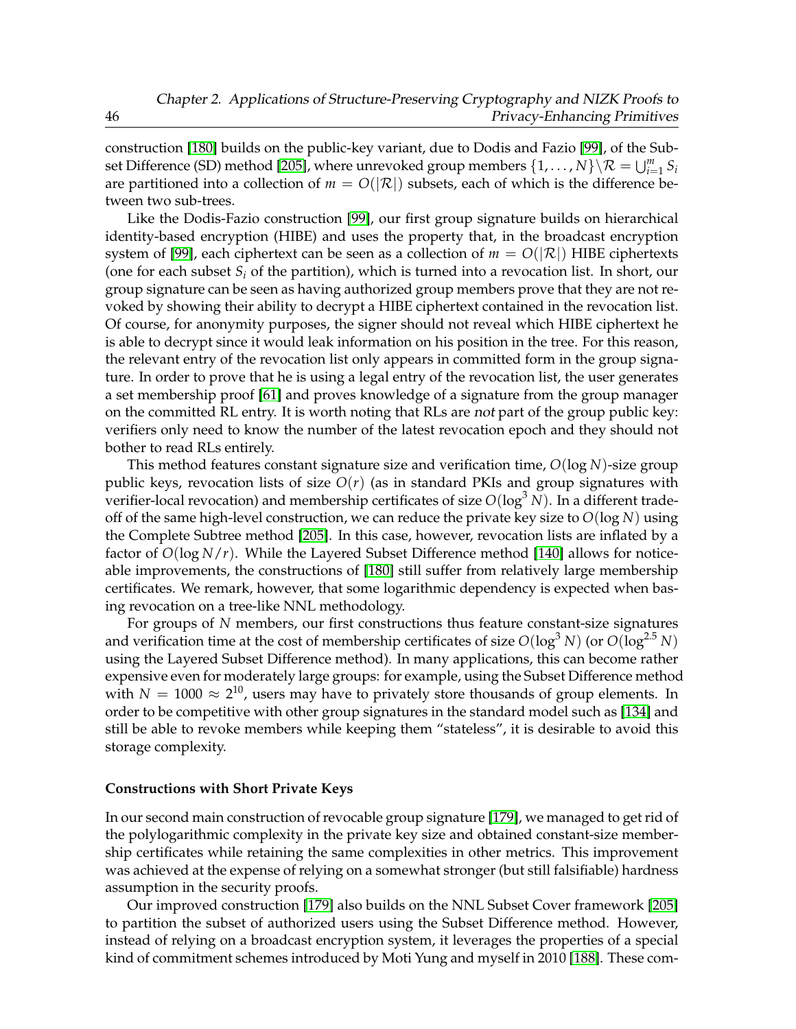construction [180] builds on the public-key variant, due to Dodis and Fazio [99], of the Subset Difference (SD) method [205], where unrevoked group members $\{1, \ldots, N\} \backslash \mathcal{R} = \bigcup_{i=1}^{m} S_i$ are partitioned into a collection of $m = O(|\mathcal{R}|)$ subsets, each of which is the difference between two sub-trees.

Like the Dodis-Fazio construction [99], our first group signature builds on hierarchical identity-based encryption (HIBE) and uses the property that, in the broadcast encryption system of [99], each ciphertext can be seen as a collection of $m = O(|\mathcal{R}|)$ HIBE ciphertexts (one for each subset $S_i$ of the partition), which is turned into a revocation list. In short, our group signature can be seen as having authorized group members prove that they are not revoked by showing their ability to decrypt a HIBE ciphertext contained in the revocation list. Of course, for anonymity purposes, the signer should not reveal which HIBE ciphertext he is able to decrypt since it would leak information on his position in the tree. For this reason, the relevant entry of the revocation list only appears in committed form in the group signature. In order to prove that he is using a legal entry of the revocation list, the user generates a set membership proof [61] and proves knowledge of a signature from the group manager on the committed RL entry. It is worth noting that RLs are *not* part of the group public key: verifiers only need to know the number of the latest revocation epoch and they should not bother to read RLs entirely.

This method features constant signature size and verification time, $O(\log N)$-size group public keys, revocation lists of size $O(r)$ (as in standard PKIs and group signatures with verifier-local revocation) and membership certificates of size $O(\log^3 N)$. In a different tradeoff of the same high-level construction, we can reduce the private key size to $O(\log N)$ using the Complete Subtree method [205]. In this case, however, revocation lists are inflated by a factor of $O(\log N/r)$. While the Layered Subset Difference method [140] allows for noticeable improvements, the constructions of [180] still suffer from relatively large membership certificates. We remark, however, that some logarithmic dependency is expected when basing revocation on a tree-like NNL methodology.

For groups of $N$ members, our first constructions thus feature constant-size signatures and verification time at the cost of membership certificates of size $O(\log^3 N)$ (or $O(\log^{2.5} N)$ using the Layered Subset Difference method). In many applications, this can become rather expensive even for moderately large groups: for example, using the Subset Difference method with $N = 1000 \approx 2^{10}$, users may have to privately store thousands of group elements. In order to be competitive with other group signatures in the standard model such as [134] and still be able to revoke members while keeping them "stateless", it is desirable to avoid this storage complexity.

#### Constructions with Short Private Keys

In our second main construction of revocable group signature [179], we managed to get rid of the polylogarithmic complexity in the private key size and obtained constant-size membership certificates while retaining the same complexities in other metrics. This improvement was achieved at the expense of relying on a somewhat stronger (but still falsifiable) hardness assumption in the security proofs.

Our improved construction [179] also builds on the NNL Subset Cover framework [205] to partition the subset of authorized users using the Subset Difference method. However, instead of relying on a broadcast encryption system, it leverages the properties of a special kind of commitment schemes introduced by Moti Yung and myself in 2010 [188]. These com-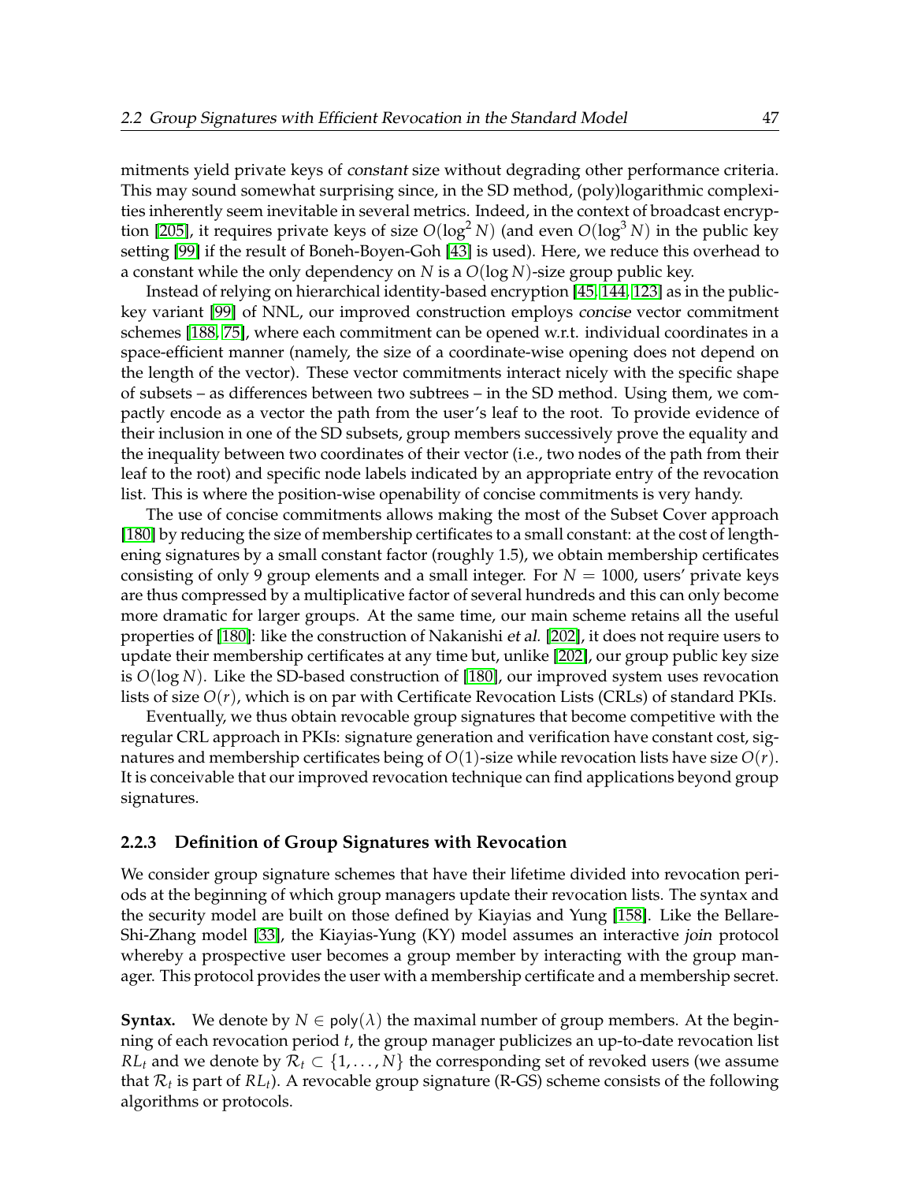mitments yield private keys of *constant* size without degrading other performance criteria. This may sound surprising since, in the SD method, (poly)logarithmic complexities inherently seem inevitable in several metrics. Indeed, in the context of broadcast encryption [205], it requires private keys of size $O(\log^2 N)$ (and even $O(\log^3 N)$ in the public key setting [99] if the result of Boneh-Boyen-Goh [43] is used). Here, we reduce this overhead to a constant while the only dependency on $N$ is a $O(\log N)$-size group public key.

Instead of relying on hierarchical identity-based encryption [45, 144, 123] as in the public-key variant [99] of NNL, our improved construction employs *concise* vector commitment schemes [188, 75], where each commitment can be opened w.r.t. individual coordinates in a space-efficient manner (namely, the size of a coordinate-wise opening does not depend on the length of the vector). These vector commitments interact nicely with the specific shape of subsets – as differences between two subtrees – in the SD method. Using them, we compactly encode as a vector the path from the user's leaf to the root. To provide evidence of their inclusion in one of the SD subsets, group members successively prove the equality and the inequality between two coordinates of their vector (i.e., two nodes of the path from their leaf to the root) and specific node labels indicated by an appropriate entry of the revocation list. This is where the position-wise openability of concise commitments is very handy.

The use of concise commitments allows making the most of the Subset Cover approach [180] by reducing the size of membership certificates to a small constant: at the cost of lengthening signatures by a small constant factor (roughly 1.5), we obtain membership certificates consisting of only 9 group elements and a small integer. For $N = 1000$, users' private keys are thus compressed by a multiplicative factor of several hundreds and this can only become more dramatic for larger groups. At the same time, our main scheme retains all the useful properties of [180]: like the construction of Nakanishi *et al.* [202], it does not require users to update their membership certificates at any time but, unlike [202], our group public key size is $O(\log N)$. Like the SD-based construction of [180], our improved system uses revocation lists of size $O(r)$, which is on par with Certificate Revocation Lists (CRLs) of standard PKIs.

Eventually, we thus obtain revocable group signatures that become competitive with the regular CRL approach in PKIs: signature generation and verification have constant cost, signatures and membership certificates being of $O(1)$-size while revocation lists have size $O(r)$. It is conceivable that our improved revocation technique can find applications beyond group signatures.

### 2.2.3 Definition of Group Signatures with Revocation

We consider group signature schemes that have their lifetime divided into revocation periods at the beginning of which group managers update their revocation lists. The syntax and the security model are built on those defined by Kiayias and Yung [158]. Like the Bellare-Shi-Zhang model [33], the Kiayias-Yung (KY) model assumes an interactive *join* protocol whereby a prospective user becomes a group member by interacting with the group manager. This protocol provides the user with a membership certificate and a membership secret.

**Syntax.** We denote by $N \in \mathsf{poly}(\lambda)$ the maximal number of group members. At the beginning of each revocation period $t$, the group manager publicizes an up-to-date revocation list $RL_t$ and we denote by $\mathcal{R}_t \subset \{1, \ldots, N\}$ the corresponding set of revoked users (we assume that $\mathcal{R}_t$ is part of $RL_t$). A revocable group signature (R-GS) scheme consists of the following algorithms or protocols.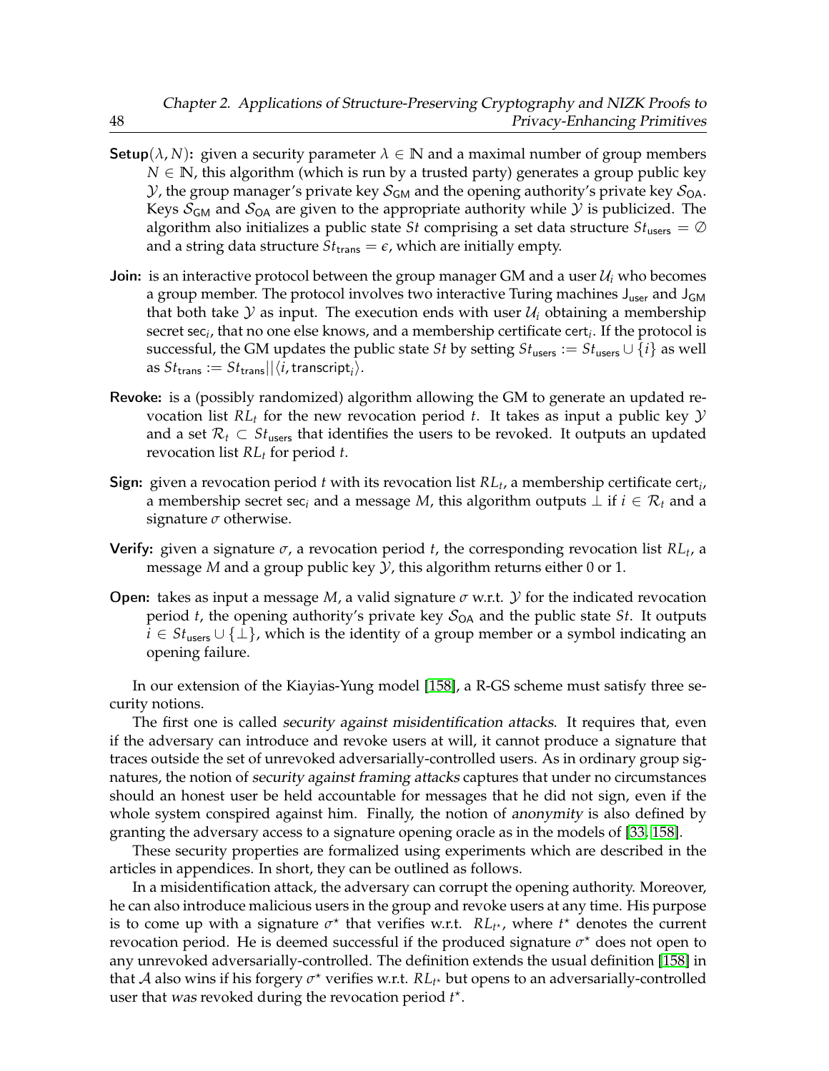- **Setup**$(\lambda, N)$**:** given a security parameter $\lambda \in \mathbb{N}$ and a maximal number of group members $N \in \mathbb{N}$, this algorithm (which is run by a trusted party) generates a group public key $\mathcal{Y}$, the group manager's private key $\mathcal{S}_{\mathsf{GM}}$ and the opening authority's private key $\mathcal{S}_{\mathsf{OA}}$. Keys $\mathcal{S}_{\mathsf{GM}}$ and $\mathcal{S}_{\mathsf{OA}}$ are given to the appropriate authority while $\mathcal{Y}$ is publicized. The algorithm also initializes a public state $St$ comprising a set data structure $St_{\mathsf{users}} = \emptyset$ and a string data structure $St_{\mathsf{trans}} = \epsilon$, which are initially empty.

- **Join:** is an interactive protocol between the group manager GM and a user $\mathcal{U}_i$ who becomes a group member. The protocol involves two interactive Turing machines $\mathsf{J}_{\mathsf{user}}$ and $\mathsf{J}_{\mathsf{GM}}$ that both take $\mathcal{Y}$ as input. The execution ends with user $\mathcal{U}_i$ obtaining a membership secret $\mathsf{sec}_i$, that no one else knows, and a membership certificate $\mathsf{cert}_i$. If the protocol is successful, the GM updates the public state $St$ by setting $St_{\mathsf{users}} := St_{\mathsf{users}} \cup \{i\}$ as well as $St_{\mathsf{trans}} := St_{\mathsf{trans}} || \langle i, \mathsf{transcript}_i \rangle$.

- **Revoke:** is a (possibly randomized) algorithm allowing the GM to generate an updated revocation list $RL_t$ for the new revocation period $t$. It takes as input a public key $\mathcal{Y}$ and a set $\mathcal{R}_t \subset St_{\mathsf{users}}$ that identifies the users to be revoked. It outputs an updated revocation list $RL_t$ for period $t$.

- **Sign:** given a revocation period $t$ with its revocation list $RL_t$, a membership certificate $\mathsf{cert}_i$, a membership secret $\mathsf{sec}_i$ and a message $M$, this algorithm outputs $\perp$ if $i \in \mathcal{R}_t$ and a signature $\sigma$ otherwise.

- **Verify:** given a signature $\sigma$, a revocation period $t$, the corresponding revocation list $RL_t$, a message $M$ and a group public key $\mathcal{Y}$, this algorithm returns either 0 or 1.

- **Open:** takes as input a message $M$, a valid signature $\sigma$ w.r.t. $\mathcal{Y}$ for the indicated revocation period $t$, the opening authority's private key $\mathcal{S}_{\mathsf{OA}}$ and the public state $St$. It outputs $i \in St_{\mathsf{users}} \cup \{\perp\}$, which is the identity of a group member or a symbol indicating an opening failure.

In our extension of the Kiayias-Yung model [158], a R-GS scheme must satisfy three security notions.

The first one is called *security against misidentification attacks*. It requires that, even if the adversary can introduce and revoke users at will, it cannot produce a signature that traces outside the set of unrevoked adversarially-controlled users. As in ordinary group signatures, the notion of *security against framing attacks* captures that under no circumstances should an honest user be held accountable for messages that he did not sign, even if the whole system conspired against him. Finally, the notion of *anonymity* is also defined by granting the adversary access to a signature opening oracle as in the models of [33, 158].

These security properties are formalized using experiments which are described in the articles in appendices. In short, they can be outlined as follows.

In a misidentification attack, the adversary can corrupt the opening authority. Moreover, he can also introduce malicious users in the group and revoke users at any time. His purpose is to come up with a signature $\sigma^\star$ that verifies w.r.t. $RL_{t^\star}$, where $t^\star$ denotes the current revocation period. He is deemed successful if the produced signature $\sigma^\star$ does not open to any unrevoked adversarially-controlled. The definition extends the usual definition [158] in that $\mathcal{A}$ also wins if his forgery $\sigma^\star$ verifies w.r.t. $RL_{t^\star}$ but opens to an adversarially-controlled user that *was* revoked during the revocation period $t^\star$.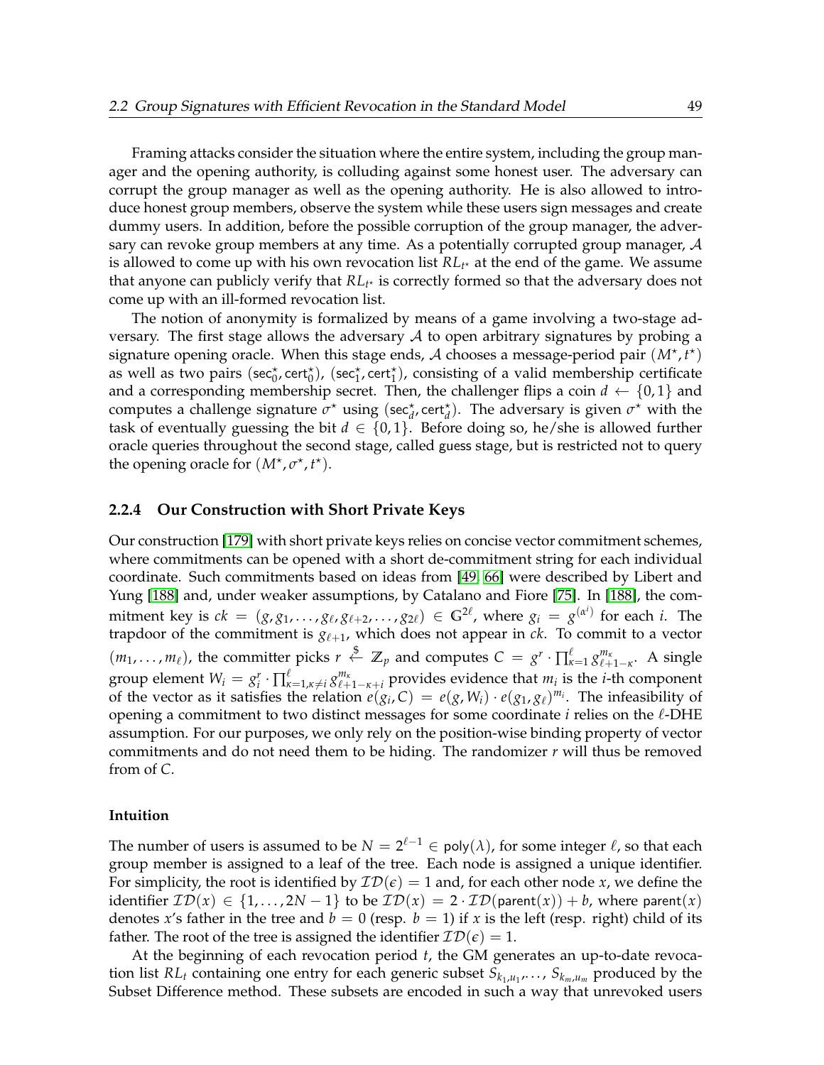Framing attacks consider the situation where the entire system, including the group manager and the opening authority, is colluding against some honest user. The adversary can corrupt the group manager as well as the opening authority. He is also allowed to introduce honest group members, observe the system while these users sign messages and create dummy users. In addition, before the possible corruption of the group manager, the adversary can revoke group members at any time. As a potentially corrupted group manager, $\mathcal{A}$ is allowed to come up with his own revocation list $RL_{t^\star}$ at the end of the game. We assume that anyone can publicly verify that $RL_{t^\star}$ is correctly formed so that the adversary does not come up with an ill-formed revocation list.

The notion of anonymity is formalized by means of a game involving a two-stage adversary. The first stage allows the adversary $\mathcal{A}$ to open arbitrary signatures by probing a signature opening oracle. When this stage ends, $\mathcal{A}$ chooses a message-period pair $(M^\star, t^\star)$ as well as two pairs $(\mathsf{sec}_0^\star, \mathsf{cert}_0^\star)$, $(\mathsf{sec}_1^\star, \mathsf{cert}_1^\star)$, consisting of a valid membership certificate and a corresponding membership secret. Then, the challenger flips a coin $d \leftarrow \{0,1\}$ and computes a challenge signature $\sigma^\star$ using $(\mathsf{sec}_d^\star, \mathsf{cert}_d^\star)$. The adversary is given $\sigma^\star$ with the task of eventually guessing the bit $d \in \{0,1\}$. Before doing so, he/she is allowed further oracle queries throughout the second stage, called guess stage, but is restricted not to query the opening oracle for $(M^\star, \sigma^\star, t^\star)$.

### 2.2.4 Our Construction with Short Private Keys

Our construction [179] with short private keys relies on concise vector commitment schemes, where commitments can be opened with a short de-commitment string for each individual coordinate. Such commitments based on ideas from [49, 66] were described by Libert and Yung [188] and, under weaker assumptions, by Catalano and Fiore [75]. In [188], the commitment key is $ck = (g, g_1, \ldots, g_\ell, g_{\ell+2}, \ldots, g_{2\ell}) \in \mathbb{G}^{2\ell}$, where $g_i = g^{(\alpha^i)}$ for each $i$. The trapdoor of the commitment is $g_{\ell+1}$, which does not appear in $ck$. To commit to a vector $(m_1, \ldots, m_\ell)$, the committer picks $r \xleftarrow{\$} \mathbb{Z}_p$ and computes $C = g^r \cdot \prod_{\kappa=1}^{\ell} g_{\ell+1-\kappa}^{m_\kappa}$. A single group element $W_i = g_i^r \cdot \prod_{\kappa=1, \kappa \neq i}^{\ell} g_{\ell+1-\kappa+i}^{m_\kappa}$ provides evidence that $m_i$ is the $i$-th component of the vector as it satisfies the relation $e(g_i, C) = e(g, W_i) \cdot e(g_1, g_\ell)^{m_i}$. The infeasibility of opening a commitment to two distinct messages for some coordinate $i$ relies on the $\ell$-DHE assumption. For our purposes, we only rely on the position-wise binding property of vector commitments and do not need them to be hiding. The randomizer $r$ will thus be removed from of $C$.

#### Intuition

The number of users is assumed to be $N = 2^{\ell-1} \in \mathsf{poly}(\lambda)$, for some integer $\ell$, so that each group member is assigned to a leaf of the tree. Each node is assigned a unique identifier. For simplicity, the root is identified by $\mathcal{ID}(\epsilon) = 1$ and, for each other node $x$, we define the identifier $\mathcal{ID}(x) \in \{1, \ldots, 2N-1\}$ to be $\mathcal{ID}(x) = 2 \cdot \mathcal{ID}(\mathsf{parent}(x)) + b$, where $\mathsf{parent}(x)$ denotes $x$'s father in the tree and $b = 0$ (resp. $b = 1$) if $x$ is the left (resp. right) child of its father. The root of the tree is assigned the identifier $\mathcal{ID}(\epsilon) = 1$.

At the beginning of each revocation period $t$, the GM generates an up-to-date revocation list $RL_t$ containing one entry for each generic subset $S_{k_1,u_1}, \ldots, S_{k_m,u_m}$ produced by the Subset Difference method. These subsets are encoded in such a way that unrevoked users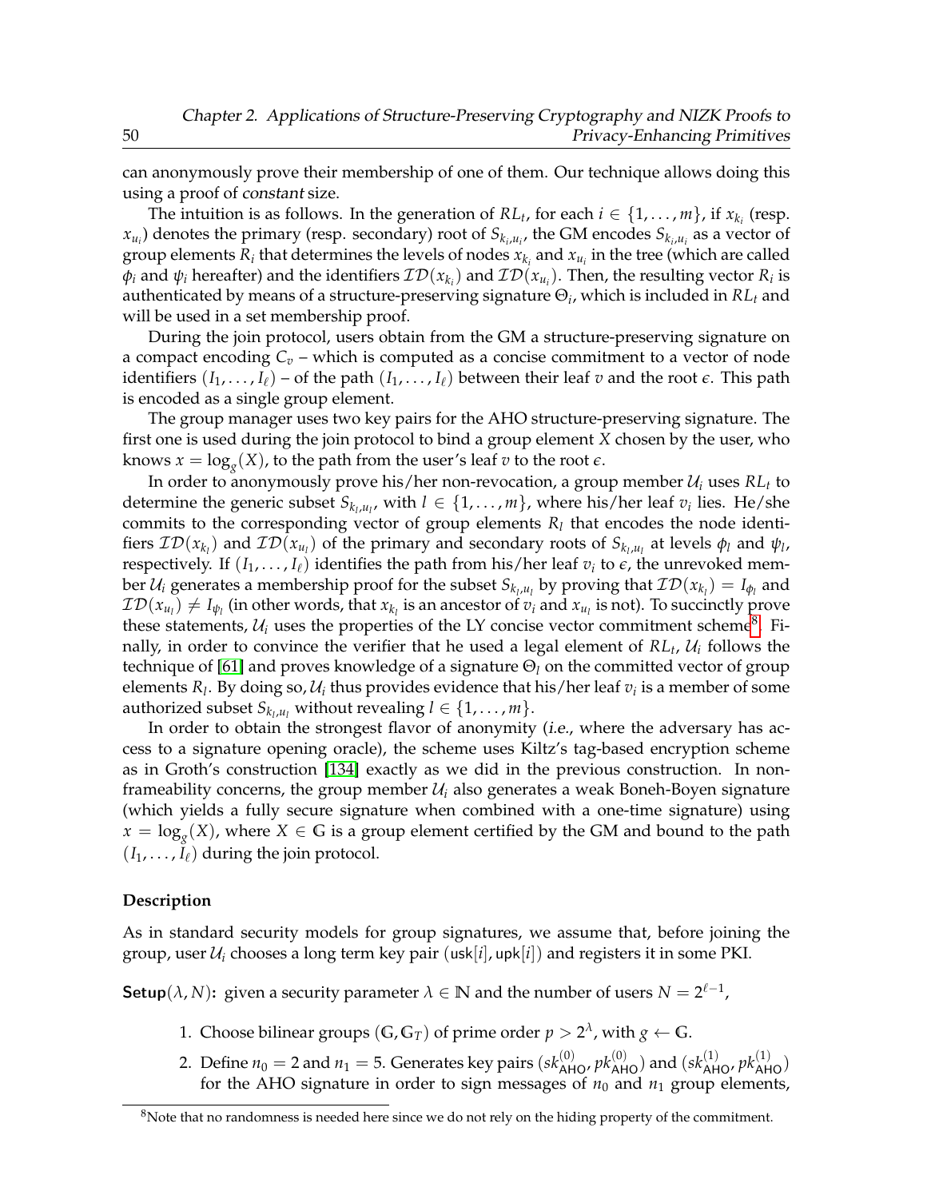can anonymously prove their membership of one of them. Our technique allows doing this using a proof of *constant* size.

The intuition is as follows. In the generation of $RL_t$, for each $i \in \{1, \ldots, m\}$, if $x_{k_i}$ (resp. $x_{u_i}$) denotes the primary (resp. secondary) root of $S_{k_i,u_i}$, the GM encodes $S_{k_i,u_i}$ as a vector of group elements $R_i$ that determines the levels of nodes $x_{k_i}$ and $x_{u_i}$ in the tree (which are called $\phi_i$ and $\psi_i$ hereafter) and the identifiers $\mathcal{ID}(x_{k_i})$ and $\mathcal{ID}(x_{u_i})$. Then, the resulting vector $R_i$ is authenticated by means of a structure-preserving signature $\Theta_i$, which is included in $RL_t$ and will be used in a set membership proof.

During the join protocol, users obtain from the GM a structure-preserving signature on a compact encoding $C_v$ – which is computed as a concise commitment to a vector of node identifiers $(I_1, \ldots, I_\ell)$ – of the path $(I_1, \ldots, I_\ell)$ between their leaf $v$ and the root $\epsilon$. This path is encoded as a single group element.

The group manager uses two key pairs for the AHO structure-preserving signature. The first one is used during the join protocol to bind a group element $X$ chosen by the user, who knows $x = \log_g(X)$, to the path from the user's leaf $v$ to the root $\epsilon$.

In order to anonymously prove his/her non-revocation, a group member $\mathcal{U}_i$ uses $RL_t$ to determine the generic subset $S_{k_l,u_l}$, with $l \in \{1, \ldots, m\}$, where his/her leaf $v_i$ lies. He/she commits to the corresponding vector of group elements $R_l$ that encodes the node identifiers $\mathcal{ID}(x_{k_l})$ and $\mathcal{ID}(x_{u_l})$ of the primary and secondary roots of $S_{k_l,u_l}$ at levels $\phi_l$ and $\psi_l$, respectively. If $(I_1, \ldots, I_\ell)$ identifies the path from his/her leaf $v_i$ to $\epsilon$, the unrevoked member $\mathcal{U}_i$ generates a membership proof for the subset $S_{k_l,u_l}$ by proving that $\mathcal{ID}(x_{k_l}) = I_{\phi_l}$ and $\mathcal{ID}(x_{u_l}) \neq I_{\psi_l}$ (in other words, that $x_{k_l}$ is an ancestor of $v_i$ and $x_{u_l}$ is not). To succinctly prove these statements, $\mathcal{U}_i$ uses the properties of the LY concise vector commitment scheme[8]. Finally, in order to convince the verifier that he used a legal element of $RL_t$, $\mathcal{U}_i$ follows the technique of [61] and proves knowledge of a signature $\Theta_l$ on the committed vector of group elements $R_l$. By doing so, $\mathcal{U}_i$ thus provides evidence that his/her leaf $v_i$ is a member of some authorized subset $S_{k_l,u_l}$ without revealing $l \in \{1, \ldots, m\}$.

In order to obtain the strongest flavor of anonymity (*i.e.*, where the adversary has access to a signature opening oracle), the scheme uses Kiltz's tag-based encryption scheme as in Groth's construction [134] exactly as we did in the previous construction. In non-frameability concerns, the group member $\mathcal{U}_i$ also generates a weak Boneh-Boyen signature (which yields a fully secure signature when combined with a one-time signature) using $x = \log_g(X)$, where $X \in \mathbb{G}$ is a group element certified by the GM and bound to the path $(I_1, \ldots, I_\ell)$ during the join protocol.

#### Description

As in standard security models for group signatures, we assume that, before joining the group, user $\mathcal{U}_i$ chooses a long term key pair $(\mathsf{usk}[i], \mathsf{upk}[i])$ and registers it in some PKI.

$\mathsf{Setup}(\lambda, N)$**:** given a security parameter $\lambda \in \mathbb{N}$ and the number of users $N = 2^{\ell-1}$,

1. Choose bilinear groups $(\mathbb{G}, \mathbb{G}_T)$ of prime order $p > 2^\lambda$, with $g \leftarrow \mathbb{G}$.
2. Define $n_0 = 2$ and $n_1 = 5$. Generates key pairs $(sk^{(0)}_{\mathsf{AHO}}, pk^{(0)}_{\mathsf{AHO}})$ and $(sk^{(1)}_{\mathsf{AHO}}, pk^{(1)}_{\mathsf{AHO}})$ for the AHO signature in order to sign messages of $n_0$ and $n_1$ group elements,

[8] Note that no randomness is needed here since we do not rely on the hiding property of the commitment.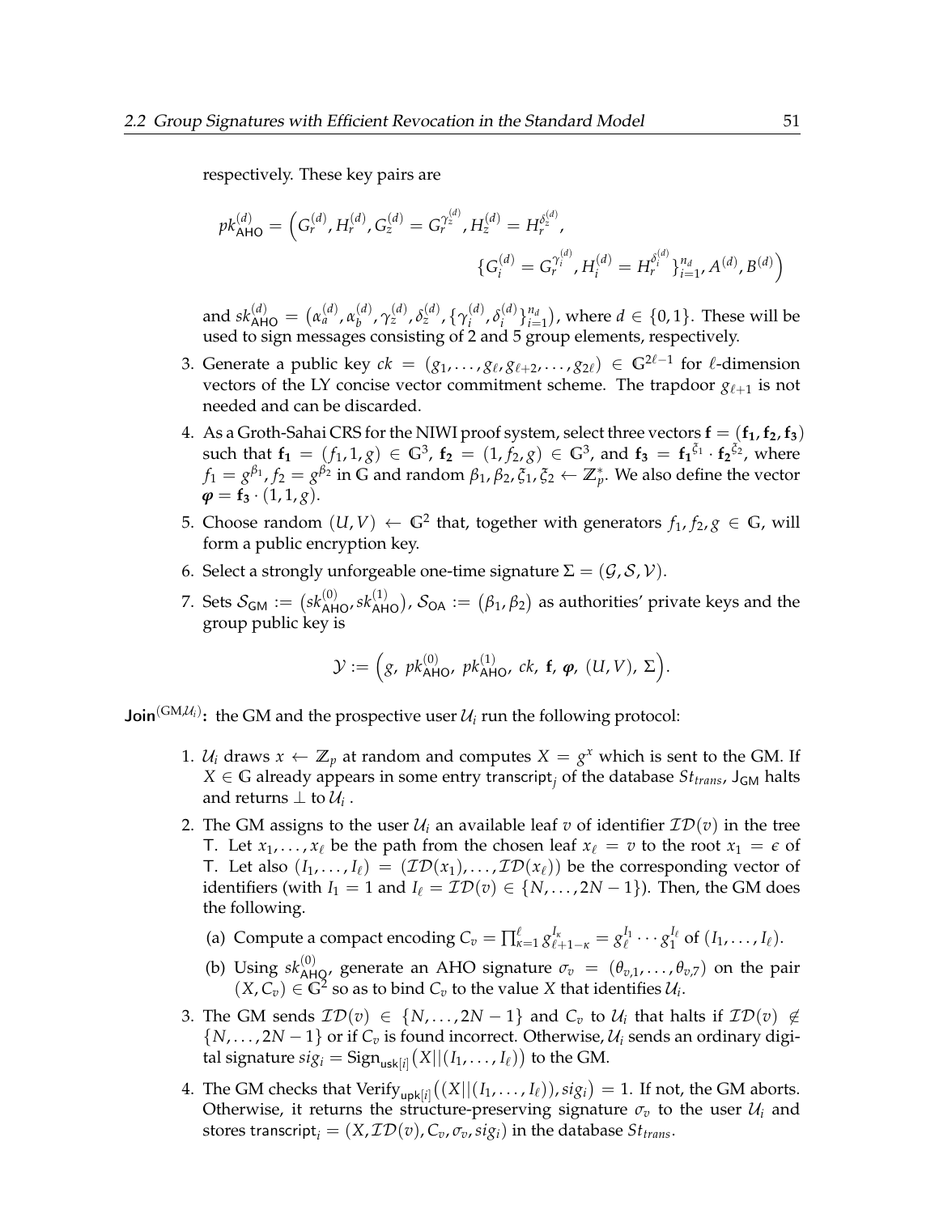respectively. These key pairs are

$$pk_{\mathsf{AHO}}^{(d)} = \Big( G_r^{(d)}, H_r^{(d)}, G_z^{(d)} = G_r^{\gamma_z^{(d)}}, H_z^{(d)} = H_r^{\delta_z^{(d)}}, \{ G_i^{(d)} = G_r^{\gamma_i^{(d)}}, H_i^{(d)} = H_r^{\delta_i^{(d)}} \}_{i=1}^{n_d}, A^{(d)}, B^{(d)} \Big)$$

and $sk_{\mathsf{AHO}}^{(d)} = \big(\alpha_a^{(d)}, \alpha_b^{(d)}, \gamma_z^{(d)}, \delta_z^{(d)}, \{\gamma_i^{(d)}, \delta_i^{(d)}\}_{i=1}^{n_d}\big)$, where $d \in \{0,1\}$. These will be used to sign messages consisting of 2 and 5 group elements, respectively.

3. Generate a public key $ck = (g_1, \dots, g_\ell, g_{\ell+2}, \dots, g_{2\ell}) \in \mathbb{G}^{2\ell-1}$ for $\ell$-dimension vectors of the LY concise vector commitment scheme. The trapdoor $g_{\ell+1}$ is not needed and can be discarded.
4. As a Groth-Sahai CRS for the NIWI proof system, select three vectors $\mathbf{f} = (\mathbf{f_1}, \mathbf{f_2}, \mathbf{f_3})$ such that $\mathbf{f_1} = (f_1, 1, g) \in \mathbb{G}^3$, $\mathbf{f_2} = (1, f_2, g) \in \mathbb{G}^3$, and $\mathbf{f_3} = \mathbf{f_1}^{\xi_1} \cdot \mathbf{f_2}^{\xi_2}$, where $f_1 = g^{\beta_1}, f_2 = g^{\beta_2}$ in $\mathbb{G}$ and random $\beta_1, \beta_2, \xi_1, \xi_2 \leftarrow \mathbb{Z}_p^*$. We also define the vector $\boldsymbol{\varphi} = \mathbf{f_3} \cdot (1, 1, g)$.
5. Choose random $(U, V) \leftarrow \mathbb{G}^2$ that, together with generators $f_1, f_2, g \in \mathbb{G}$, will form a public encryption key.
6. Select a strongly unforgeable one-time signature $\Sigma = (\mathcal{G}, \mathcal{S}, \mathcal{V})$.
7. Sets $\mathcal{S}_{\mathsf{GM}} := \big(sk_{\mathsf{AHO}}^{(0)}, sk_{\mathsf{AHO}}^{(1)}\big)$, $\mathcal{S}_{\mathsf{OA}} := \big(\beta_1, \beta_2\big)$ as authorities' private keys and the group public key is

$$\mathcal{Y} := \Big(g,\ pk_{\mathsf{AHO}}^{(0)},\ pk_{\mathsf{AHO}}^{(1)},\ ck,\ \mathbf{f},\ \boldsymbol{\varphi},\ (U, V),\ \Sigma\Big).$$

**Join**$^{(\mathrm{GM}, \mathcal{U}_i)}$**:** the GM and the prospective user $\mathcal{U}_i$ run the following protocol:

1. $\mathcal{U}_i$ draws $x \leftarrow \mathbb{Z}_p$ at random and computes $X = g^x$ which is sent to the GM. If $X \in \mathbb{G}$ already appears in some entry $\mathsf{transcript}_j$ of the database $St_{trans}$, $\mathsf{J}_{\mathsf{GM}}$ halts and returns $\perp$ to $\mathcal{U}_i$.
2. The GM assigns to the user $\mathcal{U}_i$ an available leaf $v$ of identifier $\mathcal{ID}(v)$ in the tree $\mathsf{T}$. Let $x_1, \dots, x_\ell$ be the path from the chosen leaf $x_\ell = v$ to the root $x_1 = \epsilon$ of $\mathsf{T}$. Let also $(I_1, \dots, I_\ell) = (\mathcal{ID}(x_1), \dots, \mathcal{ID}(x_\ell))$ be the corresponding vector of identifiers (with $I_1 = 1$ and $I_\ell = \mathcal{ID}(v) \in \{N, \dots, 2N-1\}$). Then, the GM does the following.
   (a) Compute a compact encoding $C_v = \prod_{\kappa=1}^{\ell} g_{\ell+1-\kappa}^{I_\kappa} = g_\ell^{I_1} \cdots g_1^{I_\ell}$ of $(I_1, \dots, I_\ell)$.
   (b) Using $sk_{\mathsf{AHO}}^{(0)}$, generate an AHO signature $\sigma_v = (\theta_{v,1}, \dots, \theta_{v,7})$ on the pair $(X, C_v) \in \mathbb{G}^2$ so as to bind $C_v$ to the value $X$ that identifies $\mathcal{U}_i$.
3. The GM sends $\mathcal{ID}(v) \in \{N, \dots, 2N-1\}$ and $C_v$ to $\mathcal{U}_i$ that halts if $\mathcal{ID}(v) \notin \{N, \dots, 2N-1\}$ or if $C_v$ is found incorrect. Otherwise, $\mathcal{U}_i$ sends an ordinary digital signature $sig_i = \mathrm{Sign}_{\mathsf{usk}[i]}\big(X || (I_1, \dots, I_\ell)\big)$ to the GM.
4. The GM checks that $\mathrm{Verify}_{\mathsf{upk}[i]}\big((X || (I_1, \dots, I_\ell)), sig_i\big) = 1$. If not, the GM aborts. Otherwise, it returns the structure-preserving signature $\sigma_v$ to the user $\mathcal{U}_i$ and stores $\mathsf{transcript}_i = (X, \mathcal{ID}(v), C_v, \sigma_v, sig_i)$ in the database $St_{trans}$.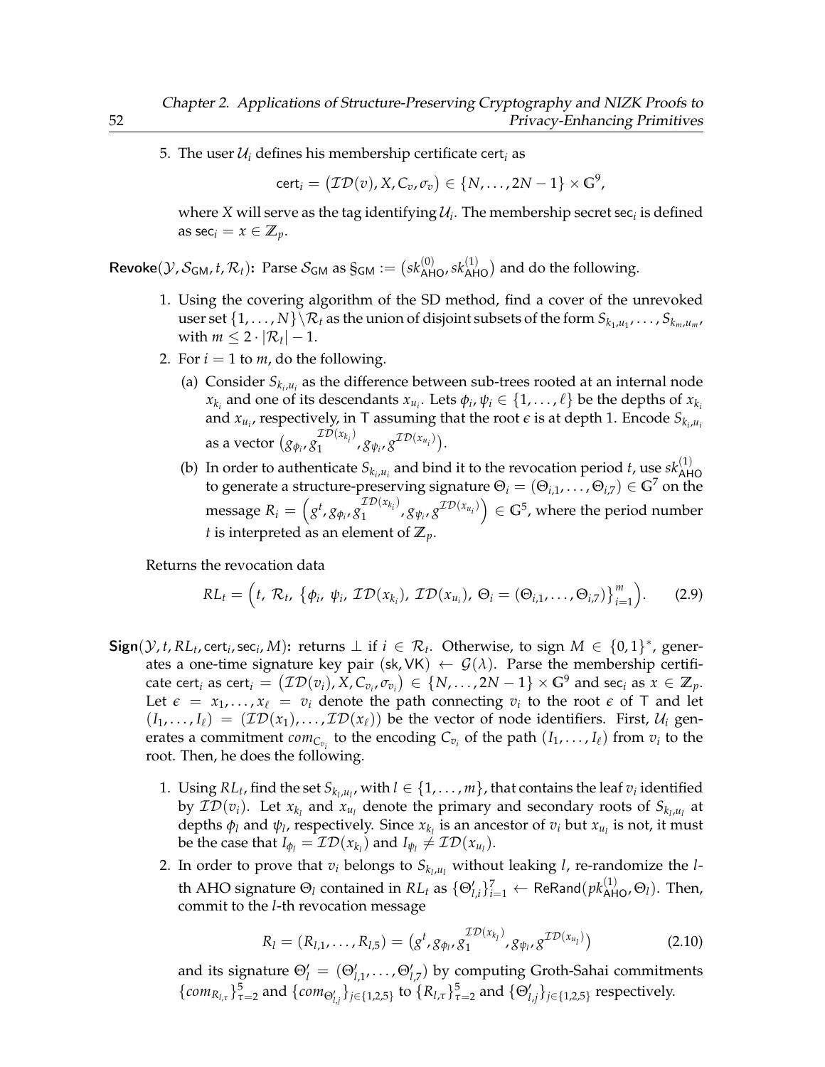5. The user $\mathcal{U}_i$ defines his membership certificate $\mathsf{cert}_i$ as

$$\mathsf{cert}_i = \big(\mathcal{ID}(v), X, C_v, \sigma_v\big) \in \{N, \ldots, 2N-1\} \times \mathbb{G}^9,$$

where $X$ will serve as the tag identifying $\mathcal{U}_i$. The membership secret $\mathsf{sec}_i$ is defined as $\mathsf{sec}_i = x \in \mathbb{Z}_p$.

**Revoke**$(\mathcal{Y}, \mathcal{S}_{\mathsf{GM}}, t, \mathcal{R}_t)$**:** Parse $\mathcal{S}_{\mathsf{GM}}$ as $\S_{\mathsf{GM}} := \big(sk^{(0)}_{\mathsf{AHO}}, sk^{(1)}_{\mathsf{AHO}}\big)$ and do the following.

1. Using the covering algorithm of the SD method, find a cover of the unrevoked user set $\{1, \ldots, N\} \backslash \mathcal{R}_t$ as the union of disjoint subsets of the form $S_{k_1,u_1}, \ldots, S_{k_m,u_m}$, with $m \leq 2 \cdot |\mathcal{R}_t| - 1$.
2. For $i = 1$ to $m$, do the following.
   (a) Consider $S_{k_i,u_i}$ as the difference between sub-trees rooted at an internal node $x_{k_i}$ and one of its descendants $x_{u_i}$. Lets $\phi_i, \psi_i \in \{1, \ldots, \ell\}$ be the depths of $x_{k_i}$ and $x_{u_i}$, respectively, in $\mathsf{T}$ assuming that the root $\epsilon$ is at depth 1. Encode $S_{k_i,u_i}$ as a vector $\big(g_{\phi_i}, g_1^{\mathcal{ID}(x_{k_i})}, g_{\psi_i}, g^{\mathcal{ID}(x_{u_i})}\big)$.
   (b) In order to authenticate $S_{k_i,u_i}$ and bind it to the revocation period $t$, use $sk^{(1)}_{\mathsf{AHO}}$ to generate a structure-preserving signature $\Theta_i = (\Theta_{i,1}, \ldots, \Theta_{i,7}) \in \mathbb{G}^7$ on the message $R_i = \Big(g^t, g_{\phi_i}, g_1^{\mathcal{ID}(x_{k_i})}, g_{\psi_i}, g^{\mathcal{ID}(x_{u_i})}\Big) \in \mathbb{G}^5$, where the period number $t$ is interpreted as an element of $\mathbb{Z}_p$.

Returns the revocation data

$$RL_t = \Big(t,\ \mathcal{R}_t,\ \big\{\phi_i,\ \psi_i,\ \mathcal{ID}(x_{k_i}),\ \mathcal{ID}(x_{u_i}),\ \Theta_i = (\Theta_{i,1}, \ldots, \Theta_{i,7})\big\}_{i=1}^{m}\Big). \tag{2.9}$$

**Sign**$(\mathcal{Y}, t, RL_t, \mathsf{cert}_i, \mathsf{sec}_i, M)$**:** returns $\perp$ if $i \in \mathcal{R}_t$. Otherwise, to sign $M \in \{0,1\}^*$, generates a one-time signature key pair $(\mathsf{sk}, \mathsf{VK}) \leftarrow \mathcal{G}(\lambda)$. Parse the membership certificate $\mathsf{cert}_i$ as $\mathsf{cert}_i = \big(\mathcal{ID}(v_i), X, C_{v_i}, \sigma_{v_i}\big) \in \{N, \ldots, 2N-1\} \times \mathbb{G}^9$ and $\mathsf{sec}_i$ as $x \in \mathbb{Z}_p$. Let $\epsilon = x_1, \ldots, x_\ell = v_i$ denote the path connecting $v_i$ to the root $\epsilon$ of $\mathsf{T}$ and let $(I_1, \ldots, I_\ell) = (\mathcal{ID}(x_1), \ldots, \mathcal{ID}(x_\ell))$ be the vector of node identifiers. First, $\mathcal{U}_i$ generates a commitment $com_{C_{v_i}}$ to the encoding $C_{v_i}$ of the path $(I_1, \ldots, I_\ell)$ from $v_i$ to the root. Then, he does the following.

1. Using $RL_t$, find the set $S_{k_l,u_l}$, with $l \in \{1, \ldots, m\}$, that contains the leaf $v_i$ identified by $\mathcal{ID}(v_i)$. Let $x_{k_l}$ and $x_{u_l}$ denote the primary and secondary roots of $S_{k_l,u_l}$ at depths $\phi_l$ and $\psi_l$, respectively. Since $x_{k_l}$ is an ancestor of $v_i$ but $x_{u_l}$ is not, it must be the case that $I_{\phi_l} = \mathcal{ID}(x_{k_l})$ and $I_{\psi_l} \neq \mathcal{ID}(x_{u_l})$.
2. In order to prove that $v_i$ belongs to $S_{k_l,u_l}$ without leaking $l$, re-randomize the $l$-th AHO signature $\Theta_l$ contained in $RL_t$ as $\{\Theta'_{l,i}\}_{i=1}^{7} \leftarrow \mathsf{ReRand}(pk^{(1)}_{\mathsf{AHO}}, \Theta_l)$. Then, commit to the $l$-th revocation message

$$R_l = (R_{l,1}, \ldots, R_{l,5}) = \big(g^t, g_{\phi_l}, g_1^{\mathcal{ID}(x_{k_l})}, g_{\psi_l}, g^{\mathcal{ID}(x_{u_l})}\big) \tag{2.10}$$

and its signature $\Theta'_l = (\Theta'_{l,1}, \ldots, \Theta'_{l,7})$ by computing Groth-Sahai commitments $\{com_{R_{l,\tau}}\}_{\tau=2}^{5}$ and $\{com_{\Theta'_{l,j}}\}_{j\in\{1,2,5\}}$ to $\{R_{l,\tau}\}_{\tau=2}^{5}$ and $\{\Theta'_{l,j}\}_{j\in\{1,2,5\}}$ respectively.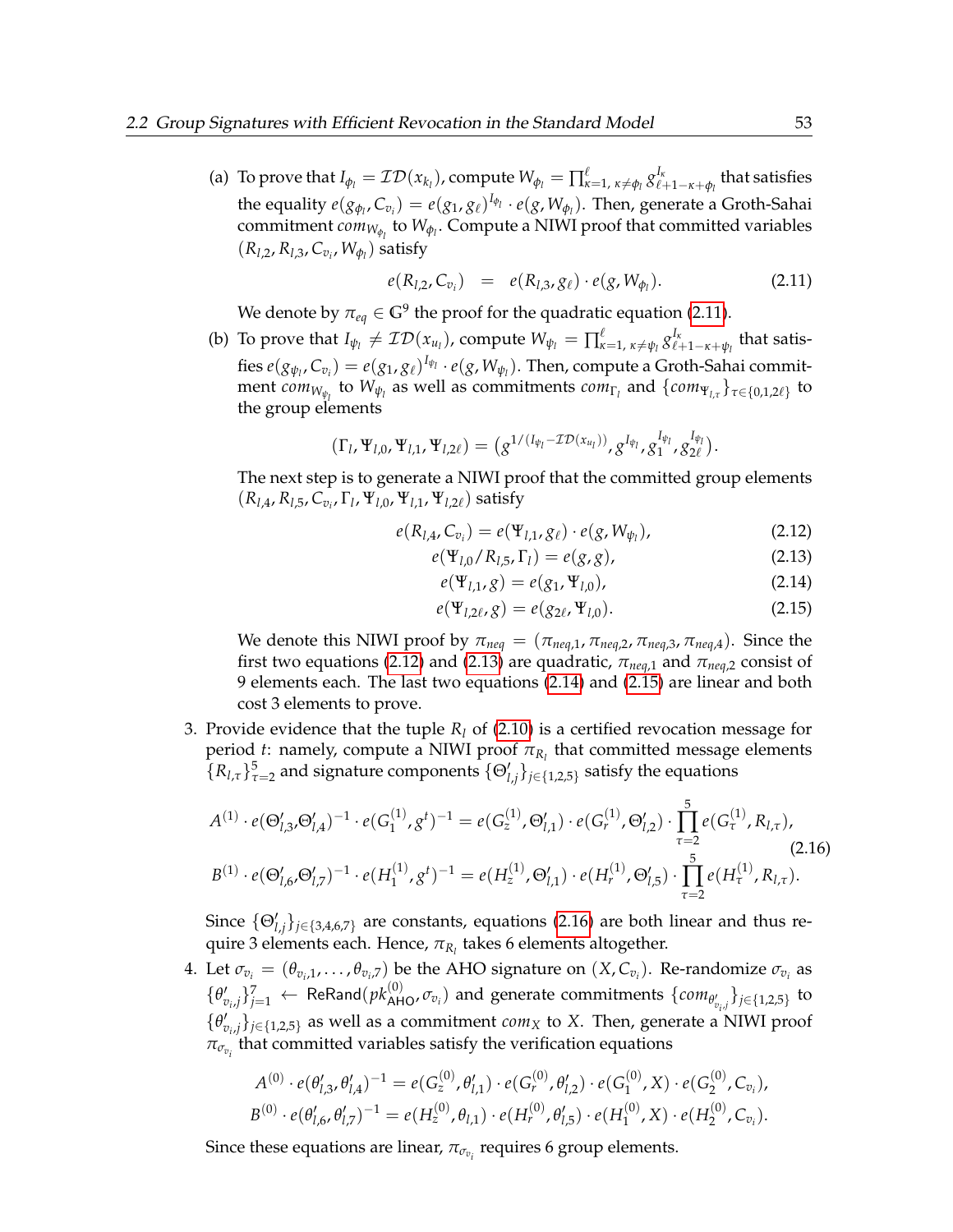(a) To prove that $I_{\phi_l} = \mathcal{ID}(x_{k_l})$, compute $W_{\phi_l} = \prod_{\kappa=1,\, \kappa \neq \phi_l}^{\ell} g_{\ell+1-\kappa+\phi_l}^{I_\kappa}$ that satisfies the equality $e(g_{\phi_l}, C_{v_i}) = e(g_1, g_\ell)^{I_{\phi_l}} \cdot e(g, W_{\phi_l})$. Then, generate a Groth-Sahai commitment $com_{W_{\phi_l}}$ to $W_{\phi_l}$. Compute a NIWI proof that committed variables $(R_{l,2}, R_{l,3}, C_{v_i}, W_{\phi_l})$ satisfy

$$e(R_{l,2}, C_{v_i}) \quad = \quad e(R_{l,3}, g_\ell) \cdot e(g, W_{\phi_l}). \tag{2.11}$$

We denote by $\pi_{eq} \in \mathbb{G}^9$ the proof for the quadratic equation (2.11).

(b) To prove that $I_{\psi_l} \neq \mathcal{ID}(x_{u_l})$, compute $W_{\psi_l} = \prod_{\kappa=1,\, \kappa \neq \psi_l}^{\ell} g_{\ell+1-\kappa+\psi_l}^{I_\kappa}$ that satisfies $e(g_{\psi_l}, C_{v_i}) = e(g_1, g_\ell)^{I_{\psi_l}} \cdot e(g, W_{\psi_l})$. Then, compute a Groth-Sahai commitment $com_{W_{\psi_l}}$ to $W_{\psi_l}$ as well as commitments $com_{\Gamma_l}$ and $\{com_{\Psi_{l,\tau}}\}_{\tau \in \{0,1,2\ell\}}$ to the group elements

$$(\Gamma_l, \Psi_{l,0}, \Psi_{l,1}, \Psi_{l,2\ell}) = \left(g^{1/(I_{\psi_l} - \mathcal{ID}(x_{u_l}))}, g^{I_{\psi_l}}, g_1^{I_{\psi_l}}, g_{2\ell}^{I_{\psi_l}}\right).$$

The next step is to generate a NIWI proof that the committed group elements $(R_{l,4}, R_{l,5}, C_{v_i}, \Gamma_l, \Psi_{l,0}, \Psi_{l,1}, \Psi_{l,2\ell})$ satisfy

$$e(R_{l,4}, C_{v_i}) = e(\Psi_{l,1}, g_\ell) \cdot e(g, W_{\psi_l}), \tag{2.12}$$

$$e(\Psi_{l,0}/R_{l,5}, \Gamma_l) = e(g, g), \tag{2.13}$$

$$e(\Psi_{l,1}, g) = e(g_1, \Psi_{l,0}), \tag{2.14}$$

$$e(\Psi_{l,2\ell}, g) = e(g_{2\ell}, \Psi_{l,0}). \tag{2.15}$$

We denote this NIWI proof by $\pi_{neq} = (\pi_{neq,1}, \pi_{neq,2}, \pi_{neq,3}, \pi_{neq,4})$. Since the first two equations (2.12) and (2.13) are quadratic, $\pi_{neq,1}$ and $\pi_{neq,2}$ consist of 9 elements each. The last two equations (2.14) and (2.15) are linear and both cost 3 elements to prove.

3. Provide evidence that the tuple $R_l$ of (2.10) is a certified revocation message for period $t$: namely, compute a NIWI proof $\pi_{R_l}$ that committed message elements $\{R_{l,\tau}\}_{\tau=2}^{5}$ and signature components $\{\Theta'_{l,j}\}_{j\in\{1,2,5\}}$ satisfy the equations

$$\begin{aligned} A^{(1)} \cdot e(\Theta'_{l,3}, \Theta'_{l,4})^{-1} \cdot e(G_1^{(1)}, g^t)^{-1} &= e(G_z^{(1)}, \Theta'_{l,1}) \cdot e(G_r^{(1)}, \Theta'_{l,2}) \cdot \prod_{\tau=2}^{5} e(G_\tau^{(1)}, R_{l,\tau}), \\ B^{(1)} \cdot e(\Theta'_{l,6}, \Theta'_{l,7})^{-1} \cdot e(H_1^{(1)}, g^t)^{-1} &= e(H_z^{(1)}, \Theta'_{l,1}) \cdot e(H_r^{(1)}, \Theta'_{l,5}) \cdot \prod_{\tau=2}^{5} e(H_\tau^{(1)}, R_{l,\tau}). \end{aligned} \tag{2.16}$$

Since $\{\Theta'_{l,j}\}_{j\in\{3,4,6,7\}}$ are constants, equations (2.16) are both linear and thus require 3 elements each. Hence, $\pi_{R_l}$ takes 6 elements altogether.

4. Let $\sigma_{v_i} = (\theta_{v_i,1}, \ldots, \theta_{v_i,7})$ be the AHO signature on $(X, C_{v_i})$. Re-randomize $\sigma_{v_i}$ as $\{\theta'_{v_i,j}\}_{j=1}^{7} \leftarrow \mathsf{ReRand}(pk_{\mathsf{AHO}}^{(0)}, \sigma_{v_i})$ and generate commitments $\{com_{\theta'_{v_i,j}}\}_{j\in\{1,2,5\}}$ to $\{\theta'_{v_i,j}\}_{j\in\{1,2,5\}}$ as well as a commitment $com_X$ to $X$. Then, generate a NIWI proof $\pi_{\sigma_{v_i}}$ that committed variables satisfy the verification equations

$$A^{(0)} \cdot e(\theta'_{l,3}, \theta'_{l,4})^{-1} = e(G_z^{(0)}, \theta'_{l,1}) \cdot e(G_r^{(0)}, \theta'_{l,2}) \cdot e(G_1^{(0)}, X) \cdot e(G_2^{(0)}, C_{v_i}),$$

$$B^{(0)} \cdot e(\theta'_{l,6}, \theta'_{l,7})^{-1} = e(H_z^{(0)}, \theta_{l,1}) \cdot e(H_r^{(0)}, \theta'_{l,5}) \cdot e(H_1^{(0)}, X) \cdot e(H_2^{(0)}, C_{v_i}).$$

Since these equations are linear, $\pi_{\sigma_{v_i}}$ requires 6 group elements.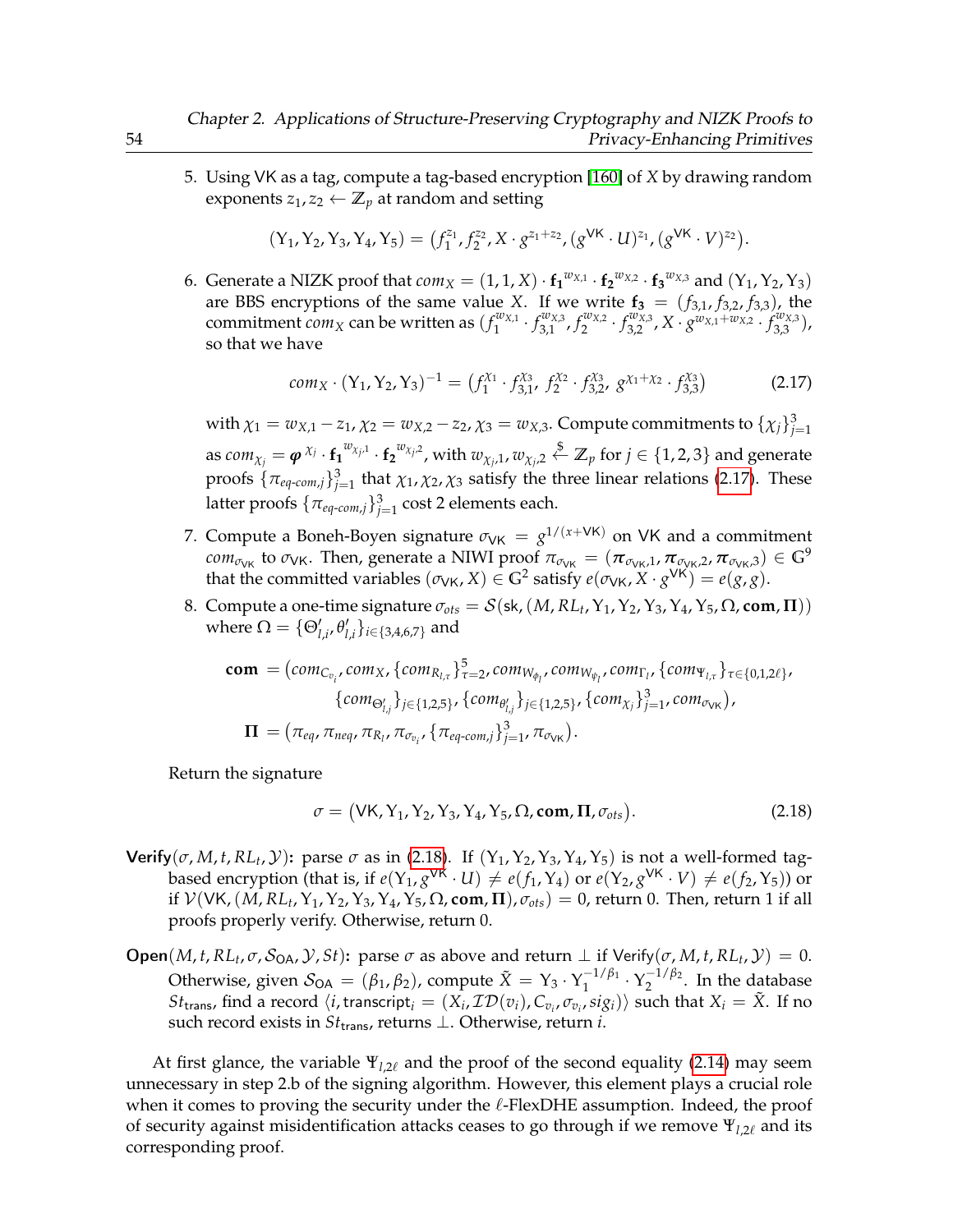5. Using VK as a tag, compute a tag-based encryption [160] of $X$ by drawing random exponents $z_1, z_2 \leftarrow \mathbb{Z}_p$ at random and setting

$$(Y_1, Y_2, Y_3, Y_4, Y_5) = \big(f_1^{z_1}, f_2^{z_2}, X \cdot g^{z_1+z_2}, (g^{\mathsf{VK}} \cdot U)^{z_1}, (g^{\mathsf{VK}} \cdot V)^{z_2}\big).$$

6. Generate a NIZK proof that $com_X = (1, 1, X) \cdot \mathbf{f_1}^{w_{X,1}} \cdot \mathbf{f_2}^{w_{X,2}} \cdot \mathbf{f_3}^{w_{X,3}}$ and $(Y_1, Y_2, Y_3)$ are BBS encryptions of the same value $X$. If we write $\mathbf{f_3} = (f_{3,1}, f_{3,2}, f_{3,3})$, the commitment $com_X$ can be written as $(f_1^{w_{X,1}} \cdot f_{3,1}^{w_{X,3}}, f_2^{w_{X,2}} \cdot f_{3,2}^{w_{X,3}}, X \cdot g^{w_{X,1}+w_{X,2}} \cdot f_{3,3}^{w_{X,3}})$, so that we have

$$com_X \cdot (Y_1, Y_2, Y_3)^{-1} = \big(f_1^{\chi_1} \cdot f_{3,1}^{\chi_3},\ f_2^{\chi_2} \cdot f_{3,2}^{\chi_3},\ g^{\chi_1+\chi_2} \cdot f_{3,3}^{\chi_3}\big) \tag{2.17}$$

with $\chi_1 = w_{X,1} - z_1$, $\chi_2 = w_{X,2} - z_2$, $\chi_3 = w_{X,3}$. Compute commitments to $\{\chi_j\}_{j=1}^3$ as $com_{\chi_j} = \boldsymbol{\varphi}^{\chi_j} \cdot \mathbf{f_1}^{w_{\chi_j,1}} \cdot \mathbf{f_2}^{w_{\chi_j,2}}$, with $w_{\chi_j,1}, w_{\chi_j,2} \stackrel{\$}{\leftarrow} \mathbb{Z}_p$ for $j \in \{1,2,3\}$ and generate proofs $\{\pi_{eq\text{-}com,j}\}_{j=1}^3$ that $\chi_1, \chi_2, \chi_3$ satisfy the three linear relations (2.17). These latter proofs $\{\pi_{eq\text{-}com,j}\}_{j=1}^3$ cost 2 elements each.

7. Compute a Boneh-Boyen signature $\sigma_{\mathsf{VK}} = g^{1/(x+\mathsf{VK})}$ on VK and a commitment $com_{\sigma_{\mathsf{VK}}}$ to $\sigma_{\mathsf{VK}}$. Then, generate a NIWI proof $\pi_{\sigma_{\mathsf{VK}}} = (\boldsymbol{\pi}_{\sigma_{\mathsf{VK}},1}, \boldsymbol{\pi}_{\sigma_{\mathsf{VK}},2}, \boldsymbol{\pi}_{\sigma_{\mathsf{VK}},3}) \in \mathbb{G}^9$ that the committed variables $(\sigma_{\mathsf{VK}}, X) \in \mathbb{G}^2$ satisfy $e(\sigma_{\mathsf{VK}}, X \cdot g^{\mathsf{VK}}) = e(g, g)$.

8. Compute a one-time signature $\sigma_{ots} = \mathcal{S}(\mathsf{sk}, (M, RL_t, Y_1, Y_2, Y_3, Y_4, Y_5, \Omega, \mathbf{com}, \mathbf{\Pi}))$ where $\Omega = \{\Theta'_{l,i}, \theta'_{l,i}\}_{i\in\{3,4,6,7\}}$ and

$$\begin{aligned}\mathbf{com} &= \big(com_{C_{v_i}}, com_X, \{com_{R_{l,\tau}}\}_{\tau=2}^5, com_{W_{\phi_l}}, com_{W_{\psi_l}}, com_{\Gamma_l}, \{com_{\Psi_{l,\tau}}\}_{\tau\in\{0,1,2\ell\}},\\ &\qquad \{com_{\Theta'_{l,j}}\}_{j\in\{1,2,5\}}, \{com_{\theta'_{l,j}}\}_{j\in\{1,2,5\}}, \{com_{\chi_j}\}_{j=1}^3, com_{\sigma_{\mathsf{VK}}}\big),\\ \mathbf{\Pi} &= \big(\pi_{eq}, \pi_{neq}, \pi_{R_l}, \pi_{\sigma_{v_i}}, \{\pi_{eq\text{-}com,j}\}_{j=1}^3, \pi_{\sigma_{\mathsf{VK}}}\big).\end{aligned}$$

Return the signature

$$\sigma = \big(\mathsf{VK}, Y_1, Y_2, Y_3, Y_4, Y_5, \Omega, \mathbf{com}, \mathbf{\Pi}, \sigma_{ots}\big). \tag{2.18}$$

**Verify**$(\sigma, M, t, RL_t, \mathcal{Y})$**:** parse $\sigma$ as in (2.18). If $(Y_1, Y_2, Y_3, Y_4, Y_5)$ is not a well-formed tag-based encryption (that is, if $e(Y_1, g^{\mathsf{VK}} \cdot U) \neq e(f_1, Y_4)$ or $e(Y_2, g^{\mathsf{VK}} \cdot V) \neq e(f_2, Y_5)$) or if $\mathcal{V}(\mathsf{VK}, (M, RL_t, Y_1, Y_2, Y_3, Y_4, Y_5, \Omega, \mathbf{com}, \mathbf{\Pi}), \sigma_{ots}) = 0$, return 0. Then, return 1 if all proofs properly verify. Otherwise, return 0.

**Open**$(M, t, RL_t, \sigma, \mathcal{S}_{\mathsf{OA}}, \mathcal{Y}, St)$**:** parse $\sigma$ as above and return $\perp$ if $\mathsf{Verify}(\sigma, M, t, RL_t, \mathcal{Y}) = 0$. Otherwise, given $\mathcal{S}_{\mathsf{OA}} = (\beta_1, \beta_2)$, compute $\tilde{X} = Y_3 \cdot Y_1^{-1/\beta_1} \cdot Y_2^{-1/\beta_2}$. In the database $St_{\mathsf{trans}}$, find a record $\langle i, \mathsf{transcript}_i = (X_i, \mathcal{ID}(v_i), C_{v_i}, \sigma_{v_i}, sig_i)\rangle$ such that $X_i = \tilde{X}$. If no such record exists in $St_{\mathsf{trans}}$, returns $\perp$. Otherwise, return $i$.

At first glance, the variable $\Psi_{l,2\ell}$ and the proof of the second equality (2.14) may seem unnecessary in step 2.b of the signing algorithm. However, this element plays a crucial role when it comes to proving the security under the $\ell$-FlexDHE assumption. Indeed, the proof of security against misidentification attacks ceases to go through if we remove $\Psi_{l,2\ell}$ and its corresponding proof.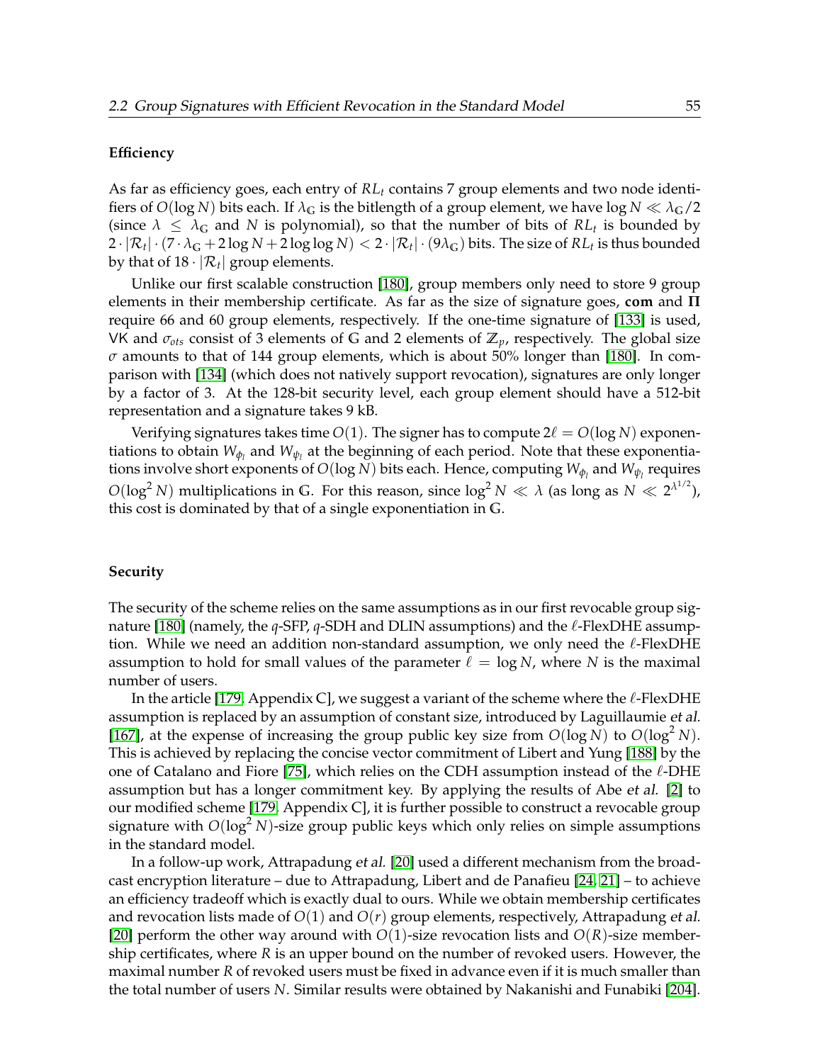#### Efficiency

As far as efficiency goes, each entry of $RL_t$ contains 7 group elements and two node identifiers of $O(\log N)$ bits each. If $\lambda_{\mathbb{G}}$ is the bitlength of a group element, we have $\log N \ll \lambda_{\mathbb{G}}/2$ (since $\lambda \leq \lambda_{\mathbb{G}}$ and $N$ is polynomial), so that the number of bits of $RL_t$ is bounded by $2 \cdot |\mathcal{R}_t| \cdot (7 \cdot \lambda_{\mathbb{G}} + 2\log N + 2\log\log N) < 2 \cdot |\mathcal{R}_t| \cdot (9\lambda_{\mathbb{G}})$ bits. The size of $RL_t$ is thus bounded by that of $18 \cdot |\mathcal{R}_t|$ group elements.

Unlike our first scalable construction [180], group members only need to store 9 group elements in their membership certificate. As far as the size of signature goes, **com** and $\mathbf{\Pi}$ require 66 and 60 group elements, respectively. If the one-time signature of [133] is used, $\mathsf{VK}$ and $\sigma_{ots}$ consist of 3 elements of $\mathbb{G}$ and 2 elements of $\mathbb{Z}_p$, respectively. The global size $\sigma$ amounts to that of 144 group elements, which is about 50% longer than [180]. In comparison with [134] (which does not natively support revocation), signatures are only longer by a factor of 3. At the 128-bit security level, each group element should have a 512-bit representation and a signature takes 9 kB.

Verifying signatures takes time $O(1)$. The signer has to compute $2\ell = O(\log N)$ exponentiations to obtain $W_{\phi_l}$ and $W_{\psi_l}$ at the beginning of each period. Note that these exponentiations involve short exponents of $O(\log N)$ bits each. Hence, computing $W_{\phi_l}$ and $W_{\psi_l}$ requires $O(\log^2 N)$ multiplications in $\mathbb{G}$. For this reason, since $\log^2 N \ll \lambda$ (as long as $N \ll 2^{\lambda^{1/2}}$), this cost is dominated by that of a single exponentiation in $\mathbb{G}$.

#### Security

The security of the scheme relies on the same assumptions as in our first revocable group signature [180] (namely, the $q$-SFP, $q$-SDH and DLIN assumptions) and the $\ell$-FlexDHE assumption. While we need an addition non-standard assumption, we only need the $\ell$-FlexDHE assumption to hold for small values of the parameter $\ell = \log N$, where $N$ is the maximal number of users.

In the article [179, Appendix C], we suggest a variant of the scheme where the $\ell$-FlexDHE assumption is replaced by an assumption of constant size, introduced by Laguillaumie *et al.* [167], at the expense of increasing the group public key size from $O(\log N)$ to $O(\log^2 N)$. This is achieved by replacing the concise vector commitment of Libert and Yung [188] by the one of Catalano and Fiore [75], which relies on the CDH assumption instead of the $\ell$-DHE assumption but has a longer commitment key. By applying the results of Abe *et al.* [2] to our modified scheme [179, Appendix C], it is further possible to construct a revocable group signature with $O(\log^2 N)$-size group public keys which only relies on simple assumptions in the standard model.

In a follow-up work, Attrapadung *et al.* [20] used a different mechanism from the broadcast encryption literature – due to Attrapadung, Libert and de Panafieu [24, 21] – to achieve an efficiency tradeoff which is exactly dual to ours. While we obtain membership certificates and revocation lists made of $O(1)$ and $O(r)$ group elements, respectively, Attrapadung *et al.* [20] perform the other way around with $O(1)$-size revocation lists and $O(R)$-size membership certificates, where $R$ is an upper bound on the number of revoked users. However, the maximal number $R$ of revoked users must be fixed in advance even if it is much smaller than the total number of users $N$. Similar results were obtained by Nakanishi and Funabiki [204].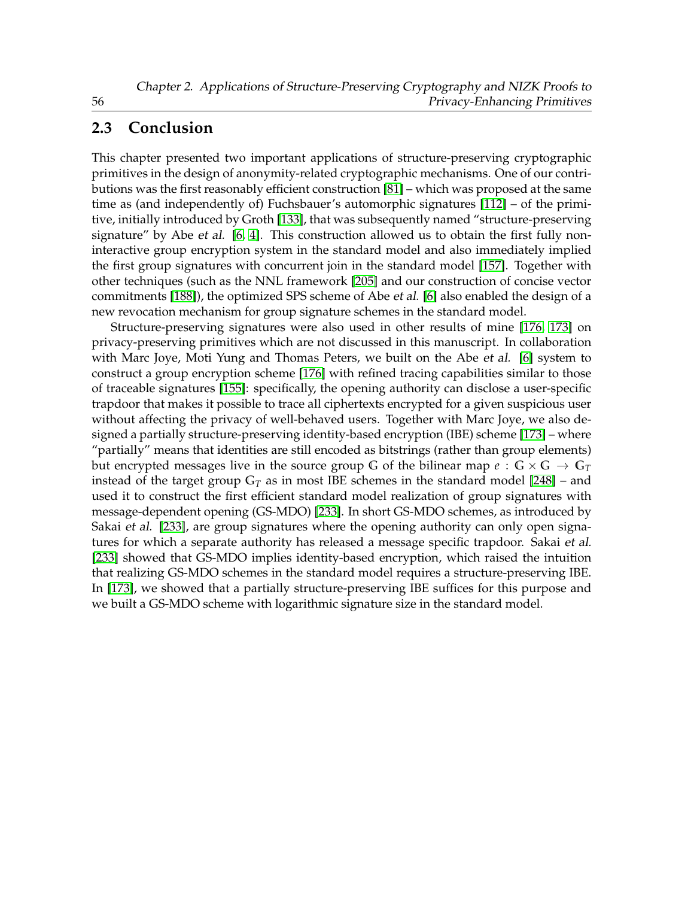## 2.3 Conclusion

This chapter presented two important applications of structure-preserving cryptographic primitives in the design of anonymity-related cryptographic mechanisms. One of our contributions was the first reasonably efficient construction [81] – which was proposed at the same time as (and independently of) Fuchsbauer's automorphic signatures [112] – of the primitive, initially introduced by Groth [133], that was subsequently named "structure-preserving signature" by Abe *et al.* [6, 4]. This construction allowed us to obtain the first fully non-interactive group encryption system in the standard model and also immediately implied the first group signatures with concurrent join in the standard model [157]. Together with other techniques (such as the NNL framework [205] and our construction of concise vector commitments [188]), the optimized SPS scheme of Abe *et al.* [6] also enabled the design of a new revocation mechanism for group signature schemes in the standard model.

Structure-preserving signatures were also used in other results of mine [176, 173] on privacy-preserving primitives which are not discussed in this manuscript. In collaboration with Marc Joye, Moti Yung and Thomas Peters, we built on the Abe *et al.* [6] system to construct a group encryption scheme [176] with refined tracing capabilities similar to those of traceable signatures [155]: specifically, the opening authority can disclose a user-specific trapdoor that makes it possible to trace all ciphertexts encrypted for a given suspicious user without affecting the privacy of well-behaved users. Together with Marc Joye, we also designed a partially structure-preserving identity-based encryption (IBE) scheme [173] – where "partially" means that identities are still encoded as bitstrings (rather than group elements) but encrypted messages live in the source group $\mathbb{G}$ of the bilinear map $e : \mathbb{G} \times \mathbb{G} \rightarrow \mathbb{G}_T$ instead of the target group $\mathbb{G}_T$ as in most IBE schemes in the standard model [248] – and used it to construct the first efficient standard model realization of group signatures with message-dependent opening (GS-MDO) [233]. In short GS-MDO schemes, as introduced by Sakai *et al.* [233], are group signatures where the opening authority can only open signatures for which a separate authority has released a message specific trapdoor. Sakai *et al.* [233] showed that GS-MDO implies identity-based encryption, which raised the intuition that realizing GS-MDO schemes in the standard model requires a structure-preserving IBE. In [173], we showed that a partially structure-preserving IBE suffices for this purpose and we built a GS-MDO scheme with logarithmic signature size in the standard model.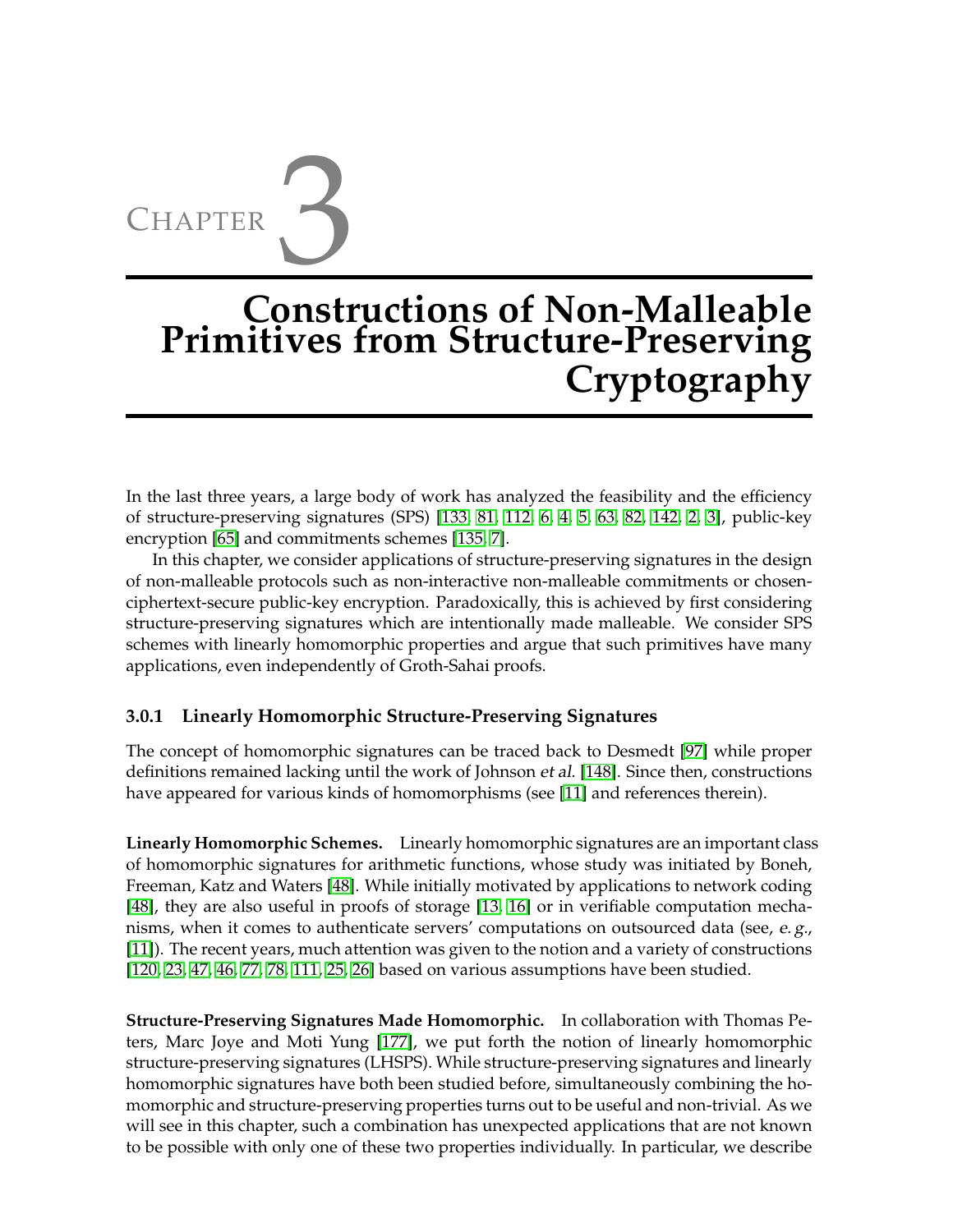# Chapter 3

# Constructions of Non-Malleable Primitives from Structure-Preserving Cryptography

In the last three years, a large body of work has analyzed the feasibility and the efficiency of structure-preserving signatures (SPS) [133, 81, 112, 6, 4, 5, 63, 82, 142, 2, 3], public-key encryption [65] and commitments schemes [135, 7].

In this chapter, we consider applications of structure-preserving signatures in the design of non-malleable protocols such as non-interactive non-malleable commitments or chosen-ciphertext-secure public-key encryption. Paradoxically, this is achieved by first considering structure-preserving signatures which are intentionally made malleable. We consider SPS schemes with linearly homomorphic properties and argue that such primitives have many applications, even independently of Groth-Sahai proofs.

### 3.0.1 Linearly Homomorphic Structure-Preserving Signatures

The concept of homomorphic signatures can be traced back to Desmedt [97] while proper definitions remained lacking until the work of Johnson *et al.* [148]. Since then, constructions have appeared for various kinds of homomorphisms (see [11] and references therein).

**Linearly Homomorphic Schemes.** Linearly homomorphic signatures are an important class of homomorphic signatures for arithmetic functions, whose study was initiated by Boneh, Freeman, Katz and Waters [48]. While initially motivated by applications to network coding [48], they are also useful in proofs of storage [13, 16] or in verifiable computation mechanisms, when it comes to authenticate servers' computations on outsourced data (see, *e. g.*, [11]). The recent years, much attention was given to the notion and a variety of constructions [120, 23, 47, 46, 77, 78, 111, 25, 26] based on various assumptions have been studied.

**Structure-Preserving Signatures Made Homomorphic.** In collaboration with Thomas Peters, Marc Joye and Moti Yung [177], we put forth the notion of linearly homomorphic structure-preserving signatures (LHSPS). While structure-preserving signatures and linearly homomorphic signatures have both been studied before, simultaneously combining the homomorphic and structure-preserving properties turns out to be useful and non-trivial. As we will see in this chapter, such a combination has unexpected applications that are not known to be possible with only one of these two properties individually. In particular, we describe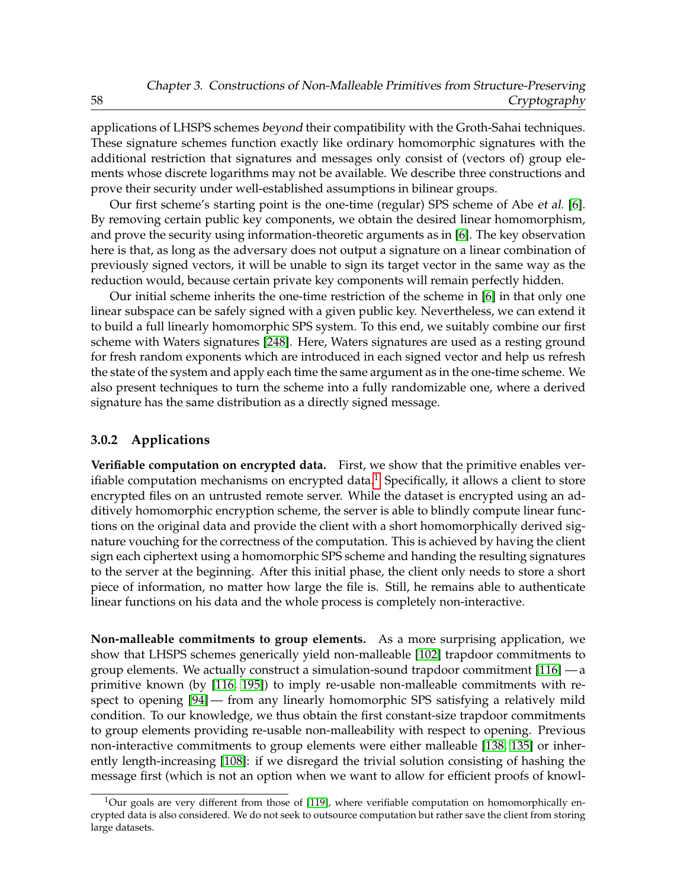applications of LHSPS schemes *beyond* their compatibility with the Groth-Sahai techniques. These signature schemes function exactly like ordinary homomorphic signatures with the additional restriction that signatures and messages only consist of (vectors of) group elements whose discrete logarithms may not be available. We describe three constructions and prove their security under well-established assumptions in bilinear groups.

Our first scheme's starting point is the one-time (regular) SPS scheme of Abe *et al.* [6]. By removing certain public key components, we obtain the desired linear homomorphism, and prove the security using information-theoretic arguments as in [6]. The key observation here is that, as long as the adversary does not output a signature on a linear combination of previously signed vectors, it will be unable to sign its target vector in the same way as the reduction would, because certain private key components will remain perfectly hidden.

Our initial scheme inherits the one-time restriction of the scheme in [6] in that only one linear subspace can be safely signed with a given public key. Nevertheless, we can extend it to build a full linearly homomorphic SPS system. To this end, we suitably combine our first scheme with Waters signatures [248]. Here, Waters signatures are used as a resting ground for fresh random exponents which are introduced in each signed vector and help us refresh the state of the system and apply each time the same argument as in the one-time scheme. We also present techniques to turn the scheme into a fully randomizable one, where a derived signature has the same distribution as a directly signed message.

### 3.0.2 Applications

**Verifiable computation on encrypted data.** First, we show that the primitive enables verifiable computation mechanisms on encrypted data.[1] Specifically, it allows a client to store encrypted files on an untrusted remote server. While the dataset is encrypted using an additively homomorphic encryption scheme, the server is able to blindly compute linear functions on the original data and provide the client with a short homomorphically derived signature vouching for the correctness of the computation. This is achieved by having the client sign each ciphertext using a homomorphic SPS scheme and handing the resulting signatures to the server at the beginning. After this initial phase, the client only needs to store a short piece of information, no matter how large the file is. Still, he remains able to authenticate linear functions on his data and the whole process is completely non-interactive.

**Non-malleable commitments to group elements.** As a more surprising application, we show that LHSPS schemes generically yield non-malleable [102] trapdoor commitments to group elements. We actually construct a simulation-sound trapdoor commitment [116] — a primitive known (by [116, 195]) to imply re-usable non-malleable commitments with respect to opening [94] — from any linearly homomorphic SPS satisfying a relatively mild condition. To our knowledge, we thus obtain the first constant-size trapdoor commitments to group elements providing re-usable non-malleability with respect to opening. Previous non-interactive commitments to group elements were either malleable [138, 135] or inherently length-increasing [108]: if we disregard the trivial solution consisting of hashing the message first (which is not an option when we want to allow for efficient proofs of knowl-

[1] Our goals are very different from those of [119], where verifiable computation on homomorphically encrypted data is also considered. We do not seek to outsource computation but rather save the client from storing large datasets.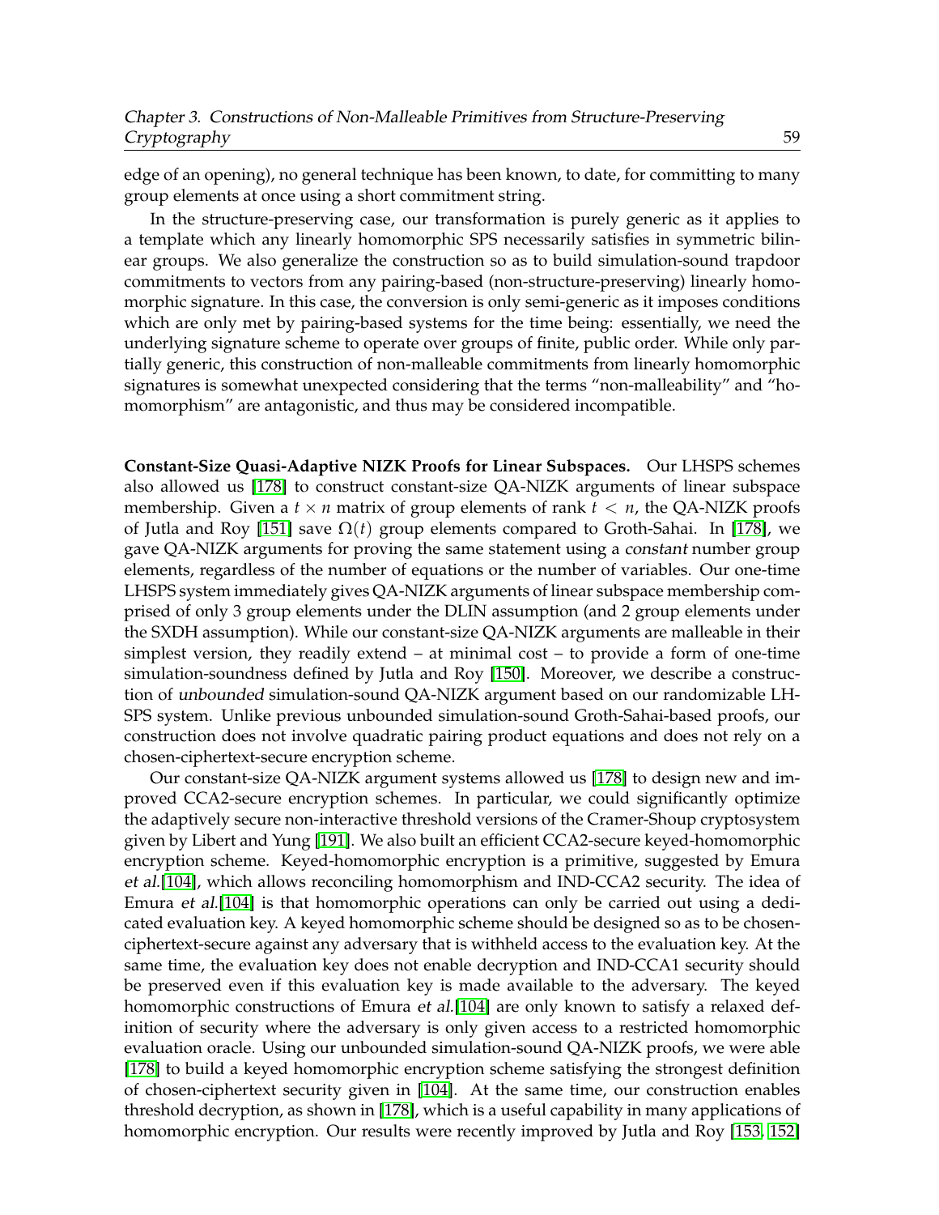edge of an opening), no general technique has been known, to date, for committing to many group elements at once using a short commitment string.

In the structure-preserving case, our transformation is purely generic as it applies to a template which any linearly homomorphic SPS necessarily satisfies in symmetric bilinear groups. We also generalize the construction so as to build simulation-sound trapdoor commitments to vectors from any pairing-based (non-structure-preserving) linearly homomorphic signature. In this case, the conversion is only semi-generic as it imposes conditions which are only met by pairing-based systems for the time being: essentially, we need the underlying signature scheme to operate over groups of finite, public order. While only partially generic, this construction of non-malleable commitments from linearly homomorphic signatures is somewhat unexpected considering that the terms "non-malleability" and "homomorphism" are antagonistic, and thus may be considered incompatible.

**Constant-Size Quasi-Adaptive NIZK Proofs for Linear Subspaces.** Our LHSPS schemes also allowed us [178] to construct constant-size QA-NIZK arguments of linear subspace membership. Given a $t \times n$ matrix of group elements of rank $t < n$, the QA-NIZK proofs of Jutla and Roy [151] save $\Omega(t)$ group elements compared to Groth-Sahai. In [178], we gave QA-NIZK arguments for proving the same statement using a *constant* number group elements, regardless of the number of equations or the number of variables. Our one-time LHSPS system immediately gives QA-NIZK arguments of linear subspace membership comprised of only 3 group elements under the DLIN assumption (and 2 group elements under the SXDH assumption). While our constant-size QA-NIZK arguments are malleable in their simplest version, they readily extend – at minimal cost – to provide a form of one-time simulation-soundness defined by Jutla and Roy [150]. Moreover, we describe a construction of *unbounded* simulation-sound QA-NIZK argument based on our randomizable LHSPS system. Unlike previous unbounded simulation-sound Groth-Sahai-based proofs, our construction does not involve quadratic pairing product equations and does not rely on a chosen-ciphertext-secure encryption scheme.

Our constant-size QA-NIZK argument systems allowed us [178] to design new and improved CCA2-secure encryption schemes. In particular, we could significantly optimize the adaptively secure non-interactive threshold versions of the Cramer-Shoup cryptosystem given by Libert and Yung [191]. We also built an efficient CCA2-secure keyed-homomorphic encryption scheme. Keyed-homomorphic encryption is a primitive, suggested by Emura *et al.*[104], which allows reconciling homomorphism and IND-CCA2 security. The idea of Emura *et al.*[104] is that homomorphic operations can only be carried out using a dedicated evaluation key. A keyed homomorphic scheme should be designed so as to be chosen-ciphertext-secure against any adversary that is withheld access to the evaluation key. At the same time, the evaluation key does not enable decryption and IND-CCA1 security should be preserved even if this evaluation key is made available to the adversary. The keyed homomorphic constructions of Emura *et al.*[104] are only known to satisfy a relaxed definition of security where the adversary is only given access to a restricted homomorphic evaluation oracle. Using our unbounded simulation-sound QA-NIZK proofs, we were able [178] to build a keyed homomorphic encryption scheme satisfying the strongest definition of chosen-ciphertext security given in [104]. At the same time, our construction enables threshold decryption, as shown in [178], which is a useful capability in many applications of homomorphic encryption. Our results were recently improved by Jutla and Roy [153, 152]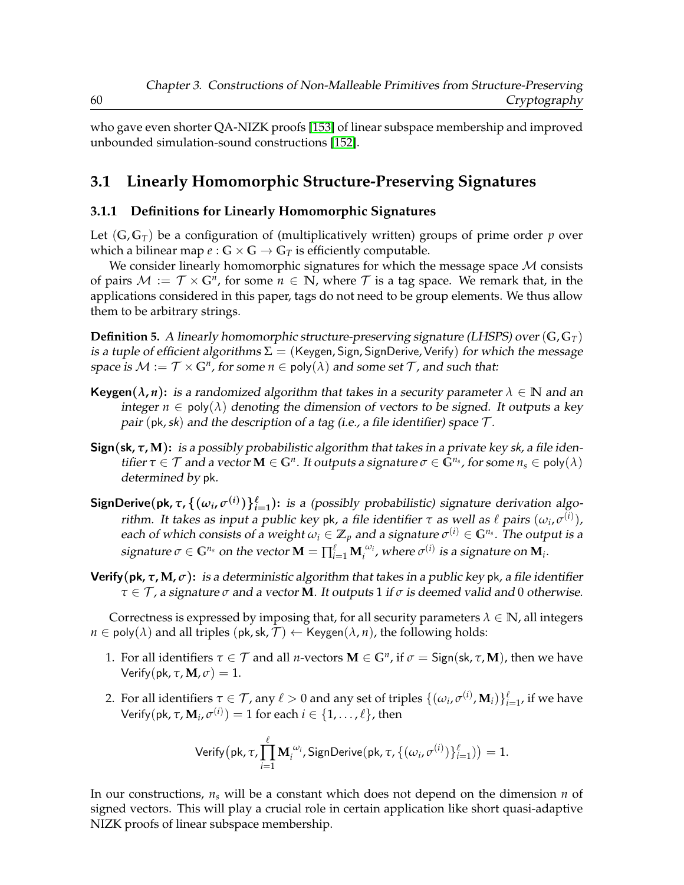who gave even shorter QA-NIZK proofs [153] of linear subspace membership and improved unbounded simulation-sound constructions [152].

## 3.1 Linearly Homomorphic Structure-Preserving Signatures

### 3.1.1 Definitions for Linearly Homomorphic Signatures

Let $(\mathbb{G}, \mathbb{G}_T)$ be a configuration of (multiplicatively written) groups of prime order $p$ over which a bilinear map $e : \mathbb{G} \times \mathbb{G} \rightarrow \mathbb{G}_T$ is efficiently computable.

We consider linearly homomorphic signatures for which the message space $\mathcal{M}$ consists of pairs $\mathcal{M} := \mathcal{T} \times \mathbb{G}^n$, for some $n \in \mathbb{N}$, where $\mathcal{T}$ is a tag space. We remark that, in the applications considered in this paper, tags do not need to be group elements. We thus allow them to be arbitrary strings.

**Definition 5.** *A linearly homomorphic structure-preserving signature (LHSPS) over $(\mathbb{G}, \mathbb{G}_T)$ is a tuple of efficient algorithms $\Sigma = (\mathsf{Keygen}, \mathsf{Sign}, \mathsf{SignDerive}, \mathsf{Verify})$ for which the message space is $\mathcal{M} := \mathcal{T} \times \mathbb{G}^n$, for some $n \in \mathsf{poly}(\lambda)$ and some set $\mathcal{T}$, and such that:*

- **Keygen$(\lambda, n)$:** *is a randomized algorithm that takes in a security parameter $\lambda \in \mathbb{N}$ and an integer $n \in \mathsf{poly}(\lambda)$ denoting the dimension of vectors to be signed. It outputs a key pair $(\mathsf{pk}, sk)$ and the description of a tag (i.e., a file identifier) space $\mathcal{T}$.*
- **Sign$(\mathsf{sk}, \tau, \mathbf{M})$:** *is a possibly probabilistic algorithm that takes in a private key sk, a file identifier $\tau \in \mathcal{T}$ and a vector $\mathbf{M} \in \mathbb{G}^n$. It outputs a signature $\sigma \in \mathbb{G}^{n_s}$, for some $n_s \in \mathsf{poly}(\lambda)$ determined by* pk.
- **SignDerive$(\mathsf{pk}, \tau, \{(\omega_i, \sigma^{(i)})\}_{i=1}^{\ell})$:** *is a (possibly probabilistic) signature derivation algorithm. It takes as input a public key* pk, *a file identifier $\tau$ as well as $\ell$ pairs $(\omega_i, \sigma^{(i)})$, each of which consists of a weight $\omega_i \in \mathbb{Z}_p$ and a signature $\sigma^{(i)} \in \mathbb{G}^{n_s}$. The output is a signature $\sigma \in \mathbb{G}^{n_s}$ on the vector $\mathbf{M} = \prod_{i=1}^{\ell} \mathbf{M}_i^{\omega_i}$, where $\sigma^{(i)}$ is a signature on $\mathbf{M}_i$.*
- **Verify$(\mathsf{pk}, \tau, \mathbf{M}, \sigma)$:** *is a deterministic algorithm that takes in a public key* pk, *a file identifier $\tau \in \mathcal{T}$, a signature $\sigma$ and a vector $\mathbf{M}$. It outputs 1 if $\sigma$ is deemed valid and 0 otherwise.*

Correctness is expressed by imposing that, for all security parameters $\lambda \in \mathbb{N}$, all integers $n \in \mathsf{poly}(\lambda)$ and all triples $(\mathsf{pk}, \mathsf{sk}, \mathcal{T}) \leftarrow \mathsf{Keygen}(\lambda, n)$, the following holds:

1. For all identifiers $\tau \in \mathcal{T}$ and all $n$-vectors $\mathbf{M} \in \mathbb{G}^n$, if $\sigma = \mathsf{Sign}(\mathsf{sk}, \tau, \mathbf{M})$, then we have $\mathsf{Verify}(\mathsf{pk}, \tau, \mathbf{M}, \sigma) = 1$.
2. For all identifiers $\tau \in \mathcal{T}$, any $\ell > 0$ and any set of triples $\{(\omega_i, \sigma^{(i)}, \mathbf{M}_i)\}_{i=1}^{\ell}$, if we have $\mathsf{Verify}(\mathsf{pk}, \tau, \mathbf{M}_i, \sigma^{(i)}) = 1$ for each $i \in \{1, \ldots, \ell\}$, then

$$\mathsf{Verify}\big(\mathsf{pk}, \tau, \prod_{i=1}^{\ell} \mathbf{M}_i^{\omega_i}, \mathsf{SignDerive}(\mathsf{pk}, \tau, \{(\omega_i, \sigma^{(i)})\}_{i=1}^{\ell})\big) = 1.$$

In our constructions, $n_s$ will be a constant which does not depend on the dimension $n$ of signed vectors. This will play a crucial role in certain application like short quasi-adaptive NIZK proofs of linear subspace membership.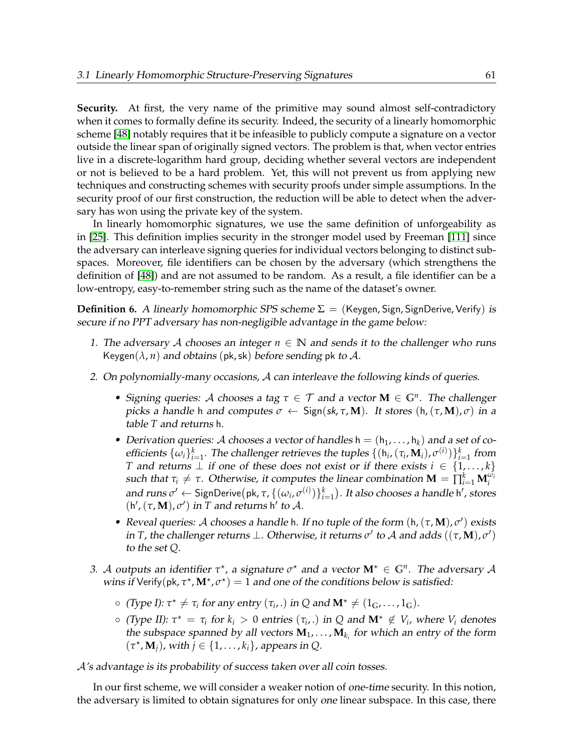**Security.** At first, the very name of the primitive may sound almost self-contradictory when it comes to formally define its security. Indeed, the security of a linearly homomorphic scheme [48] notably requires that it be infeasible to publicly compute a signature on a vector outside the linear span of originally signed vectors. The problem is that, when vector entries live in a discrete-logarithm hard group, deciding whether several vectors are independent or not is believed to be a hard problem. Yet, this will not prevent us from applying new techniques and constructing schemes with security proofs under simple assumptions. In the security proof of our first construction, the reduction will be able to detect when the adversary has won using the private key of the system.

In linearly homomorphic signatures, we use the same definition of unforgeability as in [25]. This definition implies security in the stronger model used by Freeman [111] since the adversary can interleave signing queries for individual vectors belonging to distinct subspaces. Moreover, file identifiers can be chosen by the adversary (which strengthens the definition of [48]) and are not assumed to be random. As a result, a file identifier can be a low-entropy, easy-to-remember string such as the name of the dataset's owner.

**Definition 6.** *A linearly homomorphic SPS scheme $\Sigma = (\mathsf{Keygen}, \mathsf{Sign}, \mathsf{SignDerive}, \mathsf{Verify})$ is secure if no PPT adversary has non-negligible advantage in the game below:*

1. *The adversary $\mathcal{A}$ chooses an integer $n \in \mathbb{N}$ and sends it to the challenger who runs $\mathsf{Keygen}(\lambda, n)$ and obtains $(\mathsf{pk}, \mathsf{sk})$ before sending $\mathsf{pk}$ to $\mathcal{A}$.*
2. *On polynomially-many occasions, $\mathcal{A}$ can interleave the following kinds of queries.*
   - *Signing queries: $\mathcal{A}$ chooses a tag $\tau \in \mathcal{T}$ and a vector $\mathbf{M} \in \mathbb{G}^n$. The challenger picks a handle $\mathsf{h}$ and computes $\sigma \leftarrow \mathsf{Sign}(sk, \tau, \mathbf{M})$. It stores $(\mathsf{h}, (\tau, \mathbf{M}), \sigma)$ in a table $T$ and returns $\mathsf{h}$.*
   - *Derivation queries: $\mathcal{A}$ chooses a vector of handles $\mathsf{h} = (\mathsf{h}_1, \ldots, \mathsf{h}_k)$ and a set of coefficients $\{\omega_i\}_{i=1}^k$. The challenger retrieves the tuples $\{(\mathsf{h}_i, (\tau_i, \mathbf{M}_i), \sigma^{(i)})\}_{i=1}^k$ from $T$ and returns $\perp$ if one of these does not exist or if there exists $i \in \{1, \ldots, k\}$ such that $\tau_i \neq \tau$. Otherwise, it computes the linear combination $\mathbf{M} = \prod_{i=1}^k \mathbf{M}_i^{\omega_i}$ and runs $\sigma' \leftarrow \mathsf{SignDerive}(\mathsf{pk}, \tau, \{(\omega_i, \sigma^{(i)})\}_{i=1}^k)$. It also chooses a handle $\mathsf{h}'$, stores $(\mathsf{h}', (\tau, \mathbf{M}), \sigma')$ in $T$ and returns $\mathsf{h}'$ to $\mathcal{A}$.*
   - *Reveal queries: $\mathcal{A}$ chooses a handle $\mathsf{h}$. If no tuple of the form $(\mathsf{h}, (\tau, \mathbf{M}), \sigma')$ exists in $T$, the challenger returns $\perp$. Otherwise, it returns $\sigma'$ to $\mathcal{A}$ and adds $((\tau, \mathbf{M}), \sigma')$ to the set $Q$.*
3. *$\mathcal{A}$ outputs an identifier $\tau^\star$, a signature $\sigma^\star$ and a vector $\mathbf{M}^\star \in \mathbb{G}^n$. The adversary $\mathcal{A}$ wins if $\mathsf{Verify}(\mathsf{pk}, \tau^\star, \mathbf{M}^\star, \sigma^\star) = 1$ and one of the conditions below is satisfied:*
   - *(Type I): $\tau^\star \neq \tau_i$ for any entry $(\tau_i, .)$ in $Q$ and $\mathbf{M}^\star \neq (1_{\mathbb{G}}, \ldots, 1_{\mathbb{G}})$.*
   - *(Type II): $\tau^\star = \tau_i$ for $k_i > 0$ entries $(\tau_i, .)$ in $Q$ and $\mathbf{M}^\star \notin V_i$, where $V_i$ denotes the subspace spanned by all vectors $\mathbf{M}_1, \ldots, \mathbf{M}_{k_i}$ for which an entry of the form $(\tau^\star, \mathbf{M}_j)$, with $j \in \{1, \ldots, k_i\}$, appears in $Q$.*

*$\mathcal{A}$'s advantage is its probability of success taken over all coin tosses.*

In our first scheme, we will consider a weaker notion of *one-time* security. In this notion, the adversary is limited to obtain signatures for only *one* linear subspace. In this case, there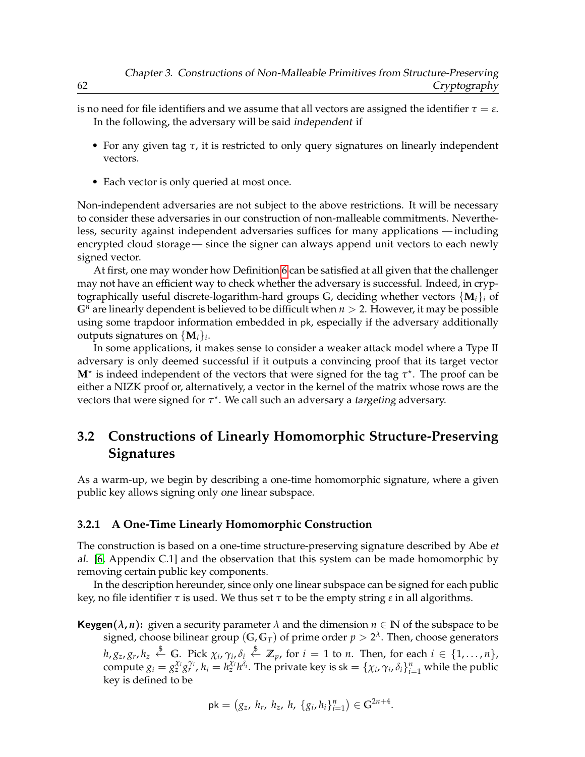is no need for file identifiers and we assume that all vectors are assigned the identifier $\tau = \varepsilon$.

In the following, the adversary will be said *independent* if

- For any given tag $\tau$, it is restricted to only query signatures on linearly independent vectors.
- Each vector is only queried at most once.

Non-independent adversaries are not subject to the above restrictions. It will be necessary to consider these adversaries in our construction of non-malleable commitments. Nevertheless, security against independent adversaries suffices for many applications — including encrypted cloud storage — since the signer can always append unit vectors to each newly signed vector.

At first, one may wonder how Definition 6 can be satisfied at all given that the challenger may not have an efficient way to check whether the adversary is successful. Indeed, in cryptographically useful discrete-logarithm-hard groups $\mathbb{G}$, deciding whether vectors $\{\mathbf{M}_i\}_i$ of $\mathbb{G}^n$ are linearly dependent is believed to be difficult when $n > 2$. However, it may be possible using some trapdoor information embedded in $\mathsf{pk}$, especially if the adversary additionally outputs signatures on $\{\mathbf{M}_i\}_i$.

In some applications, it makes sense to consider a weaker attack model where a Type II adversary is only deemed successful if it outputs a convincing proof that its target vector $\mathbf{M}^\star$ is indeed independent of the vectors that were signed for the tag $\tau^\star$. The proof can be either a NIZK proof or, alternatively, a vector in the kernel of the matrix whose rows are the vectors that were signed for $\tau^\star$. We call such an adversary a *targeting* adversary.

## 3.2 Constructions of Linearly Homomorphic Structure-Preserving Signatures

As a warm-up, we begin by describing a one-time homomorphic signature, where a given public key allows signing only *one* linear subspace.

### 3.2.1 A One-Time Linearly Homomorphic Construction

The construction is based on a one-time structure-preserving signature described by Abe *et al.* [6, Appendix C.1] and the observation that this system can be made homomorphic by removing certain public key components.

In the description hereunder, since only one linear subspace can be signed for each public key, no file identifier $\tau$ is used. We thus set $\tau$ to be the empty string $\varepsilon$ in all algorithms.

**Keygen($\lambda, n$):** given a security parameter $\lambda$ and the dimension $n \in \mathbb{N}$ of the subspace to be signed, choose bilinear group $(\mathbb{G}, \mathbb{G}_T)$ of prime order $p > 2^\lambda$. Then, choose generators $h, g_z, g_r, h_z \xleftarrow{\$} \mathbb{G}$. Pick $\chi_i, \gamma_i, \delta_i \xleftarrow{\$} \mathbb{Z}_p$, for $i = 1$ to $n$. Then, for each $i \in \{1, \dots, n\}$, compute $g_i = g_z^{\chi_i} g_r^{\gamma_i}$, $h_i = h_z^{\chi_i} h^{\delta_i}$. The private key is $\mathsf{sk} = \{\chi_i, \gamma_i, \delta_i\}_{i=1}^n$ while the public key is defined to be

$$\mathsf{pk} = \big(g_z,\ h_r,\ h_z,\ h,\ \{g_i, h_i\}_{i=1}^n\big) \in \mathbb{G}^{2n+4}.$$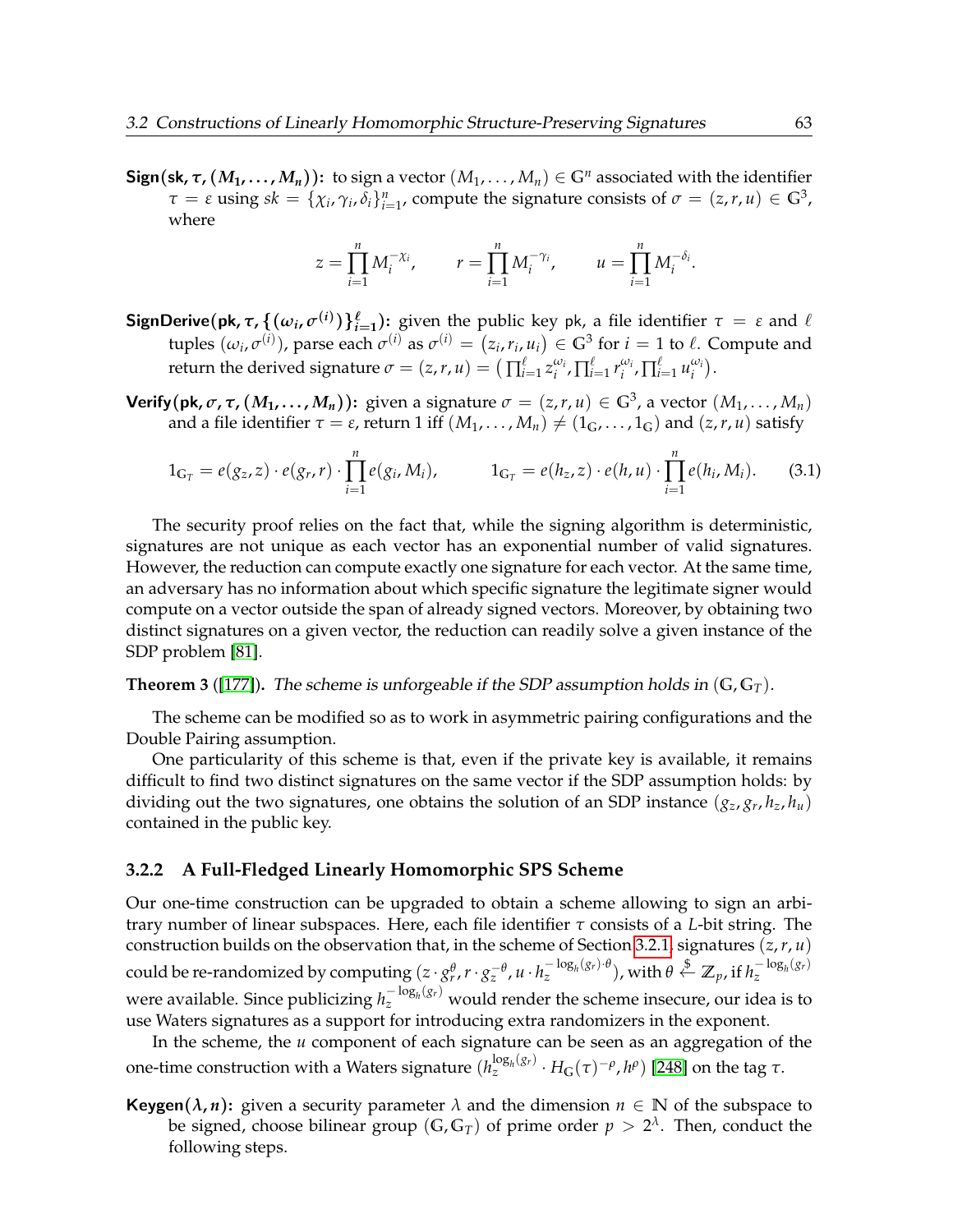**Sign$(\mathsf{sk}, \tau, (M_1, \ldots, M_n))$:** to sign a vector $(M_1, \ldots, M_n) \in \mathbb{G}^n$ associated with the identifier $\tau = \varepsilon$ using $sk = \{\chi_i, \gamma_i, \delta_i\}_{i=1}^n$, compute the signature consists of $\sigma = (z, r, u) \in \mathbb{G}^3$, where

$$z = \prod_{i=1}^{n} M_i^{-\chi_i}, \qquad r = \prod_{i=1}^{n} M_i^{-\gamma_i}, \qquad u = \prod_{i=1}^{n} M_i^{-\delta_i}.$$

**SignDerive$(\mathsf{pk}, \tau, \{(\omega_i, \sigma^{(i)})\}_{i=1}^{\ell})$:** given the public key $\mathsf{pk}$, a file identifier $\tau = \varepsilon$ and $\ell$ tuples $(\omega_i, \sigma^{(i)})$, parse each $\sigma^{(i)}$ as $\sigma^{(i)} = (z_i, r_i, u_i) \in \mathbb{G}^3$ for $i = 1$ to $\ell$. Compute and return the derived signature $\sigma = (z, r, u) = \left(\prod_{i=1}^{\ell} z_i^{\omega_i}, \prod_{i=1}^{\ell} r_i^{\omega_i}, \prod_{i=1}^{\ell} u_i^{\omega_i}\right)$.

**Verify$(\mathsf{pk}, \sigma, \tau, (M_1, \ldots, M_n))$:** given a signature $\sigma = (z, r, u) \in \mathbb{G}^3$, a vector $(M_1, \ldots, M_n)$ and a file identifier $\tau = \varepsilon$, return 1 iff $(M_1, \ldots, M_n) \neq (1_{\mathbb{G}}, \ldots, 1_{\mathbb{G}})$ and $(z, r, u)$ satisfy

$$1_{\mathbb{G}_T} = e(g_z, z) \cdot e(g_r, r) \cdot \prod_{i=1}^{n} e(g_i, M_i), \qquad 1_{\mathbb{G}_T} = e(h_z, z) \cdot e(h, u) \cdot \prod_{i=1}^{n} e(h_i, M_i). \tag{3.1}$$

The security proof relies on the fact that, while the signing algorithm is deterministic, signatures are not unique as each vector has an exponential number of valid signatures. However, the reduction can compute exactly one signature for each vector. At the same time, an adversary has no information about which specific signature the legitimate signer would compute on a vector outside the span of already signed vectors. Moreover, by obtaining two distinct signatures on a given vector, the reduction can readily solve a given instance of the SDP problem [81].

**Theorem 3** ([177]). *The scheme is unforgeable if the SDP assumption holds in $(\mathbb{G}, \mathbb{G}_T)$.*

The scheme can be modified so as to work in asymmetric pairing configurations and the Double Pairing assumption.

One particularity of this scheme is that, even if the private key is available, it remains difficult to find two distinct signatures on the same vector if the SDP assumption holds: by dividing out the two signatures, one obtains the solution of an SDP instance $(g_z, g_r, h_z, h_u)$ contained in the public key.

### 3.2.2 A Full-Fledged Linearly Homomorphic SPS Scheme

Our one-time construction can be upgraded to obtain a scheme allowing to sign an arbitrary number of linear subspaces. Here, each file identifier $\tau$ consists of a $L$-bit string. The construction builds on the observation that, in the scheme of Section 3.2.1, signatures $(z, r, u)$ could be re-randomized by computing $(z \cdot g_r^{\theta}, r \cdot g_z^{-\theta}, u \cdot h_z^{-\log_h(g_r) \cdot \theta})$, with $\theta \xleftarrow{\$} \mathbb{Z}_p$, if $h_z^{-\log_h(g_r)}$ were available. Since publicizing $h_z^{-\log_h(g_r)}$ would render the scheme insecure, our idea is to use Waters signatures as a support for introducing extra randomizers in the exponent.

In the scheme, the $u$ component of each signature can be seen as an aggregation of the one-time construction with a Waters signature $(h_z^{\log_h(g_r)} \cdot H_{\mathbb{G}}(\tau)^{-\rho}, h^{\rho})$ [248] on the tag $\tau$.

**Keygen$(\lambda, n)$:** given a security parameter $\lambda$ and the dimension $n \in \mathbb{N}$ of the subspace to be signed, choose bilinear group $(\mathbb{G}, \mathbb{G}_T)$ of prime order $p > 2^{\lambda}$. Then, conduct the following steps.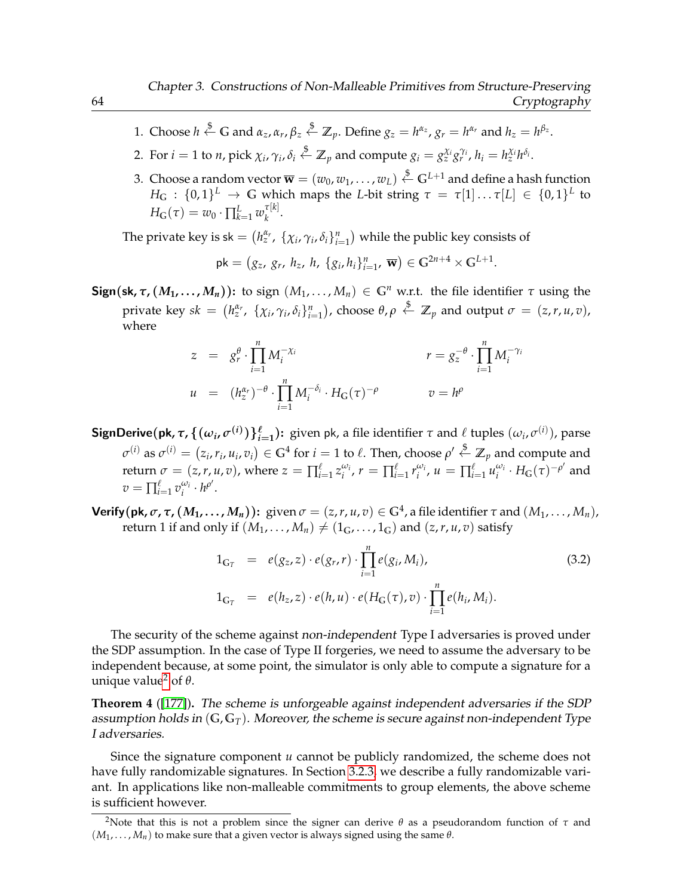1. Choose $h \xleftarrow{\$} \mathbb{G}$ and $\alpha_z, \alpha_r, \beta_z \xleftarrow{\$} \mathbb{Z}_p$. Define $g_z = h^{\alpha_z}$, $g_r = h^{\alpha_r}$ and $h_z = h^{\beta_z}$.
2. For $i = 1$ to $n$, pick $\chi_i, \gamma_i, \delta_i \xleftarrow{\$} \mathbb{Z}_p$ and compute $g_i = g_z^{\chi_i} g_r^{\gamma_i}$, $h_i = h_z^{\chi_i} h^{\delta_i}$.
3. Choose a random vector $\overline{\mathbf{w}} = (w_0, w_1, \ldots, w_L) \xleftarrow{\$} \mathbb{G}^{L+1}$ and define a hash function $H_{\mathbb{G}} : \{0,1\}^L \to \mathbb{G}$ which maps the $L$-bit string $\tau = \tau[1] \ldots \tau[L] \in \{0,1\}^L$ to $H_{\mathbb{G}}(\tau) = w_0 \cdot \prod_{k=1}^{L} w_k^{\tau[k]}$.

The private key is $\mathsf{sk} = \left(h_z^{\alpha_r}, \{\chi_i, \gamma_i, \delta_i\}_{i=1}^n\right)$ while the public key consists of

$$\mathsf{pk} = \left(g_z, g_r, h_z, h, \{g_i, h_i\}_{i=1}^n, \overline{\mathbf{w}}\right) \in \mathbb{G}^{2n+4} \times \mathbb{G}^{L+1}.$$

**$\mathsf{Sign}(\mathsf{sk}, \tau, (M_1, \ldots, M_n))$:** to sign $(M_1, \ldots, M_n) \in \mathbb{G}^n$ w.r.t. the file identifier $\tau$ using the private key $sk = \left(h_z^{\alpha_r}, \{\chi_i, \gamma_i, \delta_i\}_{i=1}^n\right)$, choose $\theta, \rho \xleftarrow{\$} \mathbb{Z}_p$ and output $\sigma = (z, r, u, v)$, where

$$z = g_r^{\theta} \cdot \prod_{i=1}^{n} M_i^{-\chi_i} \qquad r = g_z^{-\theta} \cdot \prod_{i=1}^{n} M_i^{-\gamma_i}$$

$$u = (h_z^{\alpha_r})^{-\theta} \cdot \prod_{i=1}^{n} M_i^{-\delta_i} \cdot H_{\mathbb{G}}(\tau)^{-\rho} \qquad v = h^{\rho}$$

**$\mathsf{SignDerive}(\mathsf{pk}, \tau, \{(\omega_i, \sigma^{(i)})\}_{i=1}^{\ell})$:** given $\mathsf{pk}$, a file identifier $\tau$ and $\ell$ tuples $(\omega_i, \sigma^{(i)})$, parse $\sigma^{(i)}$ as $\sigma^{(i)} = (z_i, r_i, u_i, v_i) \in \mathbb{G}^4$ for $i = 1$ to $\ell$. Then, choose $\rho' \xleftarrow{\$} \mathbb{Z}_p$ and compute and return $\sigma = (z, r, u, v)$, where $z = \prod_{i=1}^{\ell} z_i^{\omega_i}$, $r = \prod_{i=1}^{\ell} r_i^{\omega_i}$, $u = \prod_{i=1}^{\ell} u_i^{\omega_i} \cdot H_{\mathbb{G}}(\tau)^{-\rho'}$ and $v = \prod_{i=1}^{\ell} v_i^{\omega_i} \cdot h^{\rho'}$.

**$\mathsf{Verify}(\mathsf{pk}, \sigma, \tau, (M_1, \ldots, M_n))$:** given $\sigma = (z, r, u, v) \in \mathbb{G}^4$, a file identifier $\tau$ and $(M_1, \ldots, M_n)$, return 1 if and only if $(M_1, \ldots, M_n) \neq (1_{\mathbb{G}}, \ldots, 1_{\mathbb{G}})$ and $(z, r, u, v)$ satisfy

$$\begin{aligned} 1_{\mathbb{G}_T} &= e(g_z, z) \cdot e(g_r, r) \cdot \prod_{i=1}^{n} e(g_i, M_i), \\ 1_{\mathbb{G}_T} &= e(h_z, z) \cdot e(h, u) \cdot e(H_{\mathbb{G}}(\tau), v) \cdot \prod_{i=1}^{n} e(h_i, M_i). \end{aligned} \tag{3.2}$$

The security of the scheme against *non-independent* Type I adversaries is proved under the SDP assumption. In the case of Type II forgeries, we need to assume the adversary to be independent because, at some point, the simulator is only able to compute a signature for a unique value[2] of $\theta$.

**Theorem 4** ([177]). *The scheme is unforgeable against independent adversaries if the SDP assumption holds in $(\mathbb{G}, \mathbb{G}_T)$. Moreover, the scheme is secure against non-independent Type I adversaries.*

Since the signature component $u$ cannot be publicly randomized, the scheme does not have fully randomizable signatures. In Section 3.2.3, we describe a fully randomizable variant. In applications like non-malleable commitments to group elements, the above scheme is sufficient however.

[2] Note that this is not a problem since the signer can derive $\theta$ as a pseudorandom function of $\tau$ and $(M_1, \ldots, M_n)$ to make sure that a given vector is always signed using the same $\theta$.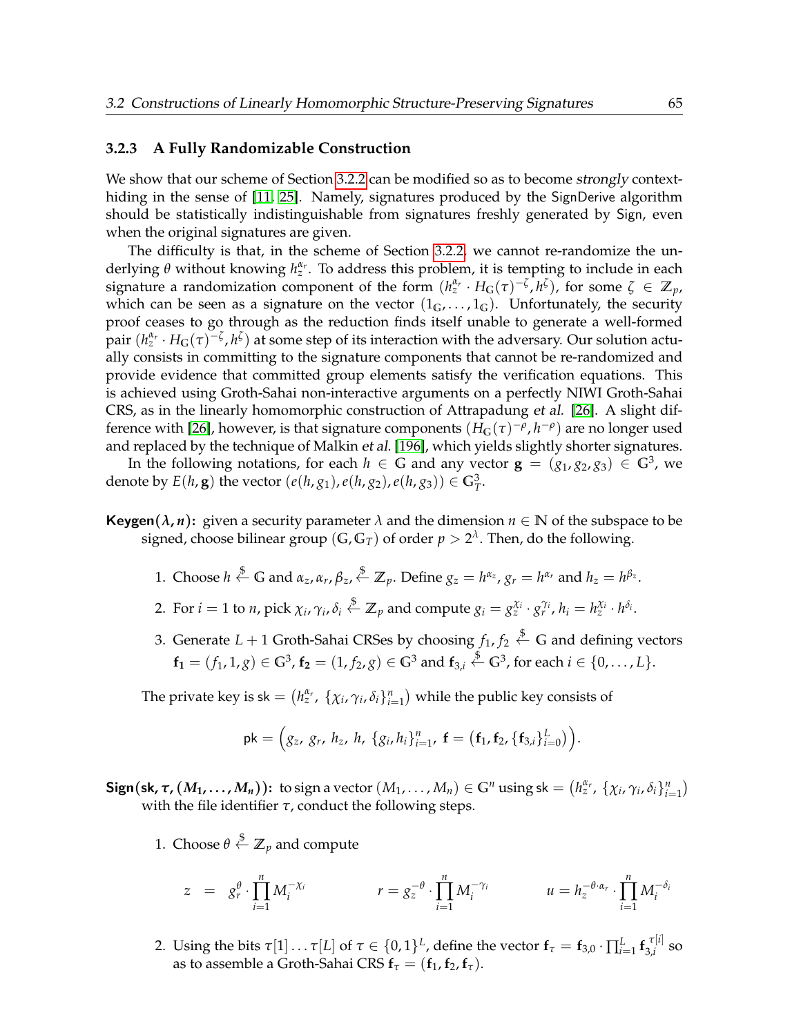### 3.2.3 A Fully Randomizable Construction

We show that our scheme of Section 3.2.2 can be modified so as to become *strongly* context-hiding in the sense of [11, 25]. Namely, signatures produced by the SignDerive algorithm should be statistically indistinguishable from signatures freshly generated by Sign, even when the original signatures are given.

The difficulty is that, in the scheme of Section 3.2.2, we cannot re-randomize the underlying $\theta$ without knowing $h_z^{\alpha_r}$. To address this problem, it is tempting to include in each signature a randomization component of the form $(h_z^{\alpha_r} \cdot H_{\mathbb{G}}(\tau)^{-\zeta}, h^{\zeta})$, for some $\zeta \in \mathbb{Z}_p$, which can be seen as a signature on the vector $(1_{\mathbb{G}}, \ldots, 1_{\mathbb{G}})$. Unfortunately, the security proof ceases to go through as the reduction finds itself unable to generate a well-formed pair $(h_z^{\alpha_r} \cdot H_{\mathbb{G}}(\tau)^{-\zeta}, h^{\zeta})$ at some step of its interaction with the adversary. Our solution actually consists in committing to the signature components that cannot be re-randomized and provide evidence that committed group elements satisfy the verification equations. This is achieved using Groth-Sahai non-interactive arguments on a perfectly NIWI Groth-Sahai CRS, as in the linearly homomorphic construction of Attrapadung *et al.* [26]. A slight difference with [26], however, is that signature components $(H_{\mathbb{G}}(\tau)^{-\rho}, h^{-\rho})$ are no longer used and replaced by the technique of Malkin *et al.* [196], which yields slightly shorter signatures.

In the following notations, for each $h \in \mathbb{G}$ and any vector $\mathbf{g} = (g_1, g_2, g_3) \in \mathbb{G}^3$, we denote by $E(h, \mathbf{g})$ the vector $(e(h, g_1), e(h, g_2), e(h, g_3)) \in \mathbb{G}_T^3$.

**Keygen($\lambda, n$):** given a security parameter $\lambda$ and the dimension $n \in \mathbb{N}$ of the subspace to be signed, choose bilinear group $(\mathbb{G}, \mathbb{G}_T)$ of order $p > 2^{\lambda}$. Then, do the following.

1. Choose $h \stackrel{\$}{\leftarrow} \mathbb{G}$ and $\alpha_z, \alpha_r, \beta_z, \stackrel{\$}{\leftarrow} \mathbb{Z}_p$. Define $g_z = h^{\alpha_z}$, $g_r = h^{\alpha_r}$ and $h_z = h^{\beta_z}$.
2. For $i = 1$ to $n$, pick $\chi_i, \gamma_i, \delta_i \stackrel{\$}{\leftarrow} \mathbb{Z}_p$ and compute $g_i = g_z^{\chi_i} \cdot g_r^{\gamma_i}$, $h_i = h_z^{\chi_i} \cdot h^{\delta_i}$.
3. Generate $L+1$ Groth-Sahai CRSes by choosing $f_1, f_2 \stackrel{\$}{\leftarrow} \mathbb{G}$ and defining vectors $\mathbf{f_1} = (f_1, 1, g) \in \mathbb{G}^3$, $\mathbf{f_2} = (1, f_2, g) \in \mathbb{G}^3$ and $\mathbf{f}_{3,i} \stackrel{\$}{\leftarrow} \mathbb{G}^3$, for each $i \in \{0, \ldots, L\}$.

The private key is $\mathsf{sk} = \left(h_z^{\alpha_r},\ \{\chi_i, \gamma_i, \delta_i\}_{i=1}^n\right)$ while the public key consists of

$$\mathsf{pk} = \Big(g_z,\ g_r,\ h_z,\ h,\ \{g_i, h_i\}_{i=1}^n,\ \mathbf{f} = \big(\mathbf{f_1}, \mathbf{f_2}, \{\mathbf{f}_{3,i}\}_{i=0}^L\big)\Big).$$

**Sign(sk, $\tau$, $(M_1, \ldots, M_n)$):** to sign a vector $(M_1, \ldots, M_n) \in \mathbb{G}^n$ using $\mathsf{sk} = \left(h_z^{\alpha_r},\ \{\chi_i, \gamma_i, \delta_i\}_{i=1}^n\right)$ with the file identifier $\tau$, conduct the following steps.

1. Choose $\theta \stackrel{\$}{\leftarrow} \mathbb{Z}_p$ and compute

$$z = g_r^{\theta} \cdot \prod_{i=1}^n M_i^{-\chi_i} \qquad r = g_z^{-\theta} \cdot \prod_{i=1}^n M_i^{-\gamma_i} \qquad u = h_z^{-\theta \cdot \alpha_r} \cdot \prod_{i=1}^n M_i^{-\delta_i}$$

2. Using the bits $\tau[1] \ldots \tau[L]$ of $\tau \in \{0,1\}^L$, define the vector $\mathbf{f}_\tau = \mathbf{f}_{3,0} \cdot \prod_{i=1}^L \mathbf{f}_{3,i}^{\tau[i]}$ so as to assemble a Groth-Sahai CRS $\mathbf{f}_\tau = (\mathbf{f_1}, \mathbf{f_2}, \mathbf{f}_\tau)$.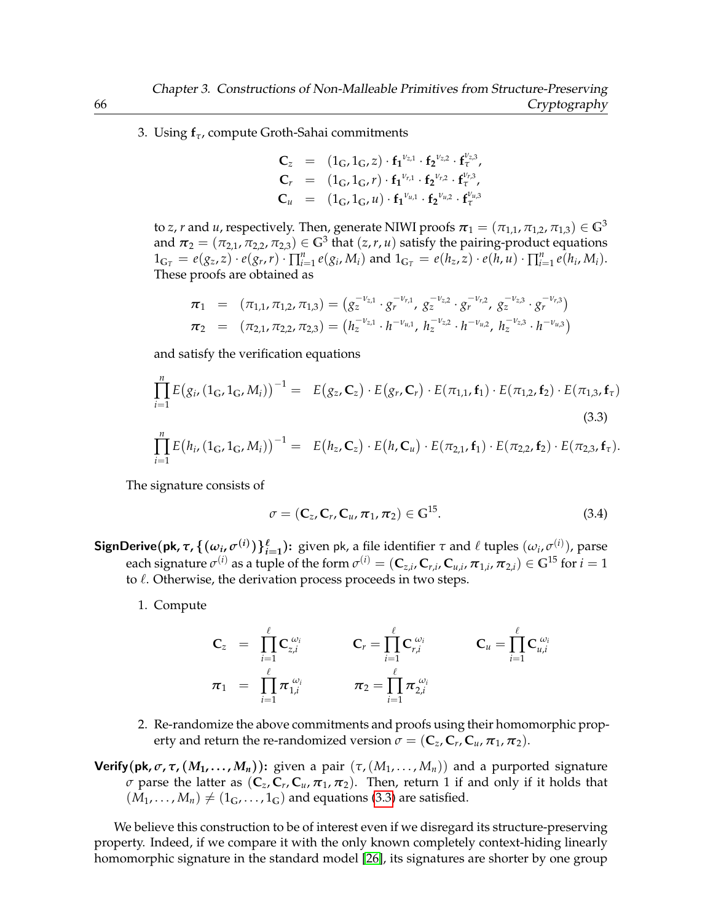3. Using $\mathbf{f}_\tau$, compute Groth-Sahai commitments

$$
\begin{aligned}
\mathbf{C}_z &= (1_{\mathbb{G}}, 1_{\mathbb{G}}, z) \cdot \mathbf{f_1}^{\nu_{z,1}} \cdot \mathbf{f_2}^{\nu_{z,2}} \cdot \mathbf{f}_\tau^{\nu_{z,3}}, \\
\mathbf{C}_r &= (1_{\mathbb{G}}, 1_{\mathbb{G}}, r) \cdot \mathbf{f_1}^{\nu_{r,1}} \cdot \mathbf{f_2}^{\nu_{r,2}} \cdot \mathbf{f}_\tau^{\nu_{r,3}}, \\
\mathbf{C}_u &= (1_{\mathbb{G}}, 1_{\mathbb{G}}, u) \cdot \mathbf{f_1}^{\nu_{u,1}} \cdot \mathbf{f_2}^{\nu_{u,2}} \cdot \mathbf{f}_\tau^{\nu_{u,3}}
\end{aligned}
$$

to $z$, $r$ and $u$, respectively. Then, generate NIWI proofs $\boldsymbol{\pi}_1 = (\pi_{1,1}, \pi_{1,2}, \pi_{1,3}) \in \mathbb{G}^3$ and $\boldsymbol{\pi}_2 = (\pi_{2,1}, \pi_{2,2}, \pi_{2,3}) \in \mathbb{G}^3$ that $(z, r, u)$ satisfy the pairing-product equations $1_{\mathbb{G}_T} = e(g_z, z) \cdot e(g_r, r) \cdot \prod_{i=1}^n e(g_i, M_i)$ and $1_{\mathbb{G}_T} = e(h_z, z) \cdot e(h, u) \cdot \prod_{i=1}^n e(h_i, M_i)$. These proofs are obtained as

$$
\begin{aligned}
\boldsymbol{\pi}_1 &= (\pi_{1,1}, \pi_{1,2}, \pi_{1,3}) = \big(g_z^{-\nu_{z,1}} \cdot g_r^{-\nu_{r,1}},\ g_z^{-\nu_{z,2}} \cdot g_r^{-\nu_{r,2}},\ g_z^{-\nu_{z,3}} \cdot g_r^{-\nu_{r,3}}\big) \\
\boldsymbol{\pi}_2 &= (\pi_{2,1}, \pi_{2,2}, \pi_{2,3}) = \big(h_z^{-\nu_{z,1}} \cdot h^{-\nu_{u,1}},\ h_z^{-\nu_{z,2}} \cdot h^{-\nu_{u,2}},\ h_z^{-\nu_{z,3}} \cdot h^{-\nu_{u,3}}\big)
\end{aligned}
$$

and satisfy the verification equations

$$
\prod_{i=1}^n E\big(g_i, (1_{\mathbb{G}}, 1_{\mathbb{G}}, M_i)\big)^{-1} = E\big(g_z, \mathbf{C}_z\big) \cdot E\big(g_r, \mathbf{C}_r\big) \cdot E(\pi_{1,1}, \mathbf{f}_1) \cdot E(\pi_{1,2}, \mathbf{f}_2) \cdot E(\pi_{1,3}, \mathbf{f}_\tau) \tag{3.3}
$$

$$
\prod_{i=1}^n E\big(h_i, (1_{\mathbb{G}}, 1_{\mathbb{G}}, M_i)\big)^{-1} = E\big(h_z, \mathbf{C}_z\big) \cdot E\big(h, \mathbf{C}_u\big) \cdot E(\pi_{2,1}, \mathbf{f}_1) \cdot E(\pi_{2,2}, \mathbf{f}_2) \cdot E(\pi_{2,3}, \mathbf{f}_\tau).
$$

The signature consists of

$$
\sigma = (\mathbf{C}_z, \mathbf{C}_r, \mathbf{C}_u, \boldsymbol{\pi}_1, \boldsymbol{\pi}_2) \in \mathbb{G}^{15}. \tag{3.4}
$$

**SignDerive$(\mathsf{pk}, \tau, \{(\omega_i, \sigma^{(i)})\}_{i=1}^{\ell})$:** given pk, a file identifier $\tau$ and $\ell$ tuples $(\omega_i, \sigma^{(i)})$, parse each signature $\sigma^{(i)}$ as a tuple of the form $\sigma^{(i)} = (\mathbf{C}_{z,i}, \mathbf{C}_{r,i}, \mathbf{C}_{u,i}, \boldsymbol{\pi}_{1,i}, \boldsymbol{\pi}_{2,i}) \in \mathbb{G}^{15}$ for $i = 1$ to $\ell$. Otherwise, the derivation process proceeds in two steps.

1. Compute

$$
\begin{aligned}
\mathbf{C}_z &= \prod_{i=1}^{\ell} \mathbf{C}_{z,i}^{\omega_i} \qquad \mathbf{C}_r = \prod_{i=1}^{\ell} \mathbf{C}_{r,i}^{\omega_i} \qquad \mathbf{C}_u = \prod_{i=1}^{\ell} \mathbf{C}_{u,i}^{\omega_i} \\
\boldsymbol{\pi}_1 &= \prod_{i=1}^{\ell} \boldsymbol{\pi}_{1,i}^{\omega_i} \qquad \boldsymbol{\pi}_2 = \prod_{i=1}^{\ell} \boldsymbol{\pi}_{2,i}^{\omega_i}
\end{aligned}
$$

2. Re-randomize the above commitments and proofs using their homomorphic property and return the re-randomized version $\sigma = (\mathbf{C}_z, \mathbf{C}_r, \mathbf{C}_u, \boldsymbol{\pi}_1, \boldsymbol{\pi}_2)$.

**Verify$(\mathsf{pk}, \sigma, \tau, (M_1, \ldots, M_n))$:** given a pair $(\tau, (M_1, \ldots, M_n))$ and a purported signature $\sigma$ parse the latter as $(\mathbf{C}_z, \mathbf{C}_r, \mathbf{C}_u, \boldsymbol{\pi}_1, \boldsymbol{\pi}_2)$. Then, return 1 if and only if it holds that $(M_1, \ldots, M_n) \neq (1_{\mathbb{G}}, \ldots, 1_{\mathbb{G}})$ and equations (3.3) are satisfied.

We believe this construction to be of interest even if we disregard its structure-preserving property. Indeed, if we compare it with the only known completely context-hiding linearly homomorphic signature in the standard model [26], its signatures are shorter by one group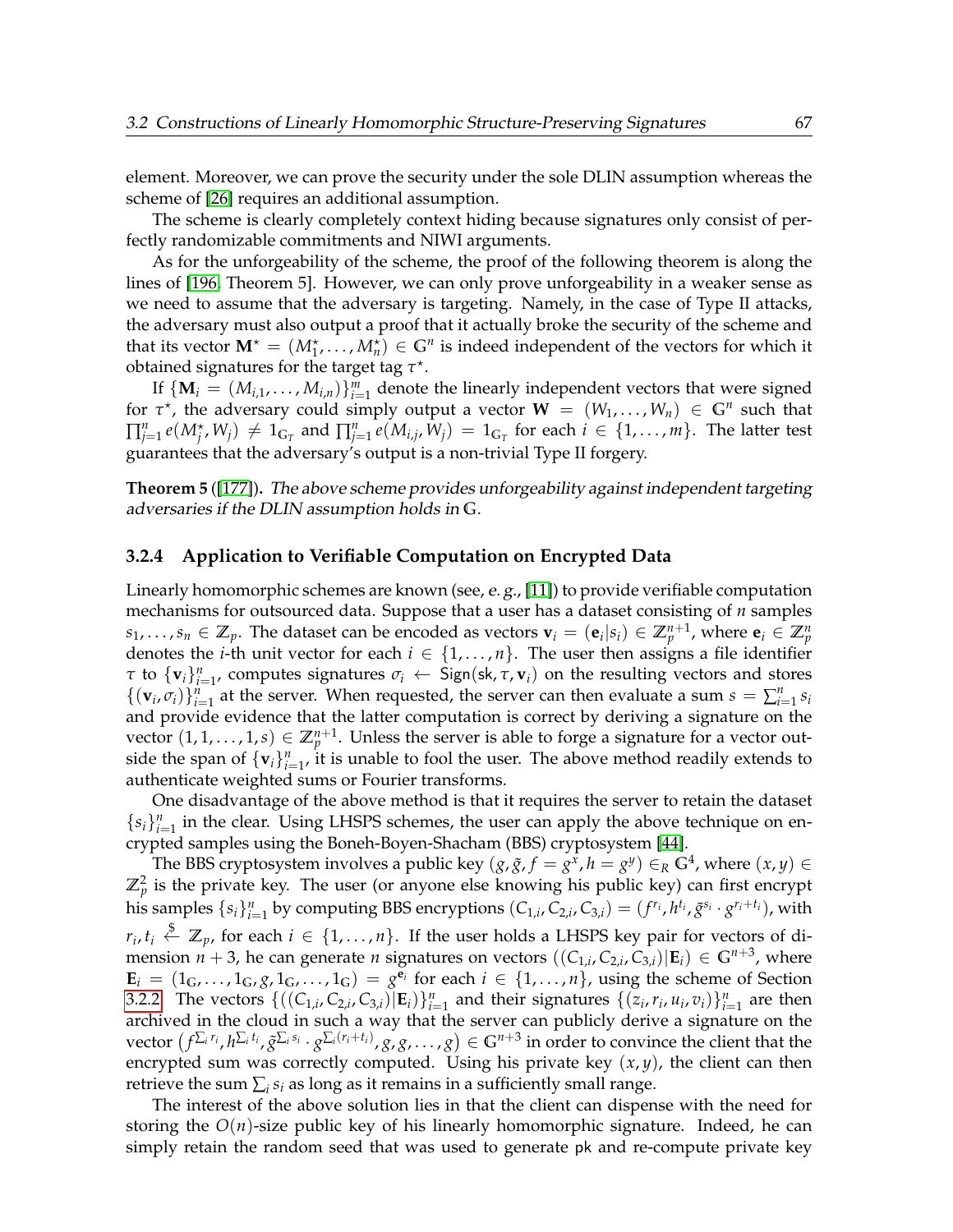element. Moreover, we can prove the security under the sole DLIN assumption whereas the scheme of [26] requires an additional assumption.

The scheme is clearly completely context hiding because signatures only consist of perfectly randomizable commitments and NIWI arguments.

As for the unforgeability of the scheme, the proof of the following theorem is along the lines of [196, Theorem 5]. However, we can only prove unforgeability in a weaker sense as we need to assume that the adversary is targeting. Namely, in the case of Type II attacks, the adversary must also output a proof that it actually broke the security of the scheme and that its vector $\mathbf{M}^\star = (M_1^\star, \ldots, M_n^\star) \in \mathbb{G}^n$ is indeed independent of the vectors for which it obtained signatures for the target tag $\tau^\star$.

If $\{\mathbf{M}_i = (M_{i,1}, \ldots, M_{i,n})\}_{i=1}^m$ denote the linearly independent vectors that were signed for $\tau^\star$, the adversary could simply output a vector $\mathbf{W} = (W_1, \ldots, W_n) \in \mathbb{G}^n$ such that $\prod_{j=1}^n e(M_j^\star, W_j) \neq 1_{\mathbb{G}_T}$ and $\prod_{j=1}^n e(M_{i,j}, W_j) = 1_{\mathbb{G}_T}$ for each $i \in \{1, \ldots, m\}$. The latter test guarantees that the adversary's output is a non-trivial Type II forgery.

**Theorem 5** ([177]). *The above scheme provides unforgeability against independent targeting adversaries if the DLIN assumption holds in* $\mathbb{G}$.

### 3.2.4 Application to Verifiable Computation on Encrypted Data

Linearly homomorphic schemes are known (see, *e. g.*, [11]) to provide verifiable computation mechanisms for outsourced data. Suppose that a user has a dataset consisting of $n$ samples $s_1, \ldots, s_n \in \mathbb{Z}_p$. The dataset can be encoded as vectors $\mathbf{v}_i = (\mathbf{e}_i | s_i) \in \mathbb{Z}_p^{n+1}$, where $\mathbf{e}_i \in \mathbb{Z}_p^n$ denotes the $i$-th unit vector for each $i \in \{1, \ldots, n\}$. The user then assigns a file identifier $\tau$ to $\{\mathbf{v}_i\}_{i=1}^n$, computes signatures $\sigma_i \leftarrow \mathsf{Sign}(\mathsf{sk}, \tau, \mathbf{v}_i)$ on the resulting vectors and stores $\{(\mathbf{v}_i, \sigma_i)\}_{i=1}^n$ at the server. When requested, the server can then evaluate a sum $s = \sum_{i=1}^n s_i$ and provide evidence that the latter computation is correct by deriving a signature on the vector $(1, 1, \ldots, 1, s) \in \mathbb{Z}_p^{n+1}$. Unless the server is able to forge a signature for a vector outside the span of $\{\mathbf{v}_i\}_{i=1}^n$, it is unable to fool the user. The above method readily extends to authenticate weighted sums or Fourier transforms.

One disadvantage of the above method is that it requires the server to retain the dataset $\{s_i\}_{i=1}^n$ in the clear. Using LHSPS schemes, the user can apply the above technique on encrypted samples using the Boneh-Boyen-Shacham (BBS) cryptosystem [44].

The BBS cryptosystem involves a public key $(g, \tilde{g}, f = g^x, h = g^y) \in_R \mathbb{G}^4$, where $(x, y) \in \mathbb{Z}_p^2$ is the private key. The user (or anyone else knowing his public key) can first encrypt his samples $\{s_i\}_{i=1}^n$ by computing BBS encryptions $(C_{1,i}, C_{2,i}, C_{3,i}) = (f^{r_i}, h^{t_i}, \tilde{g}^{s_i} \cdot g^{r_i + t_i})$, with $r_i, t_i \stackrel{\$}{\leftarrow} \mathbb{Z}_p$, for each $i \in \{1, \ldots, n\}$. If the user holds a LHSPS key pair for vectors of dimension $n+3$, he can generate $n$ signatures on vectors $((C_{1,i}, C_{2,i}, C_{3,i}) | \mathbf{E}_i) \in \mathbb{G}^{n+3}$, where $\mathbf{E}_i = (1_\mathbb{G}, \ldots, 1_\mathbb{G}, g, 1_\mathbb{G}, \ldots, 1_\mathbb{G}) = g^{\mathbf{e}_i}$ for each $i \in \{1, \ldots, n\}$, using the scheme of Section 3.2.2. The vectors $\{((C_{1,i}, C_{2,i}, C_{3,i}) | \mathbf{E}_i)\}_{i=1}^n$ and their signatures $\{(z_i, r_i, u_i, v_i)\}_{i=1}^n$ are then archived in the cloud in such a way that the server can publicly derive a signature on the vector $\left(f^{\sum_i r_i}, h^{\sum_i t_i}, \tilde{g}^{\sum_i s_i} \cdot g^{\sum_i (r_i + t_i)}, g, g, \ldots, g\right) \in \mathbb{G}^{n+3}$ in order to convince the client that the encrypted sum was correctly computed. Using his private key $(x, y)$, the client can then retrieve the sum $\sum_i s_i$ as long as it remains in a sufficiently small range.

The interest of the above solution lies in that the client can dispense with the need for storing the $O(n)$-size public key of his linearly homomorphic signature. Indeed, he can simply retain the random seed that was used to generate $\mathsf{pk}$ and re-compute private key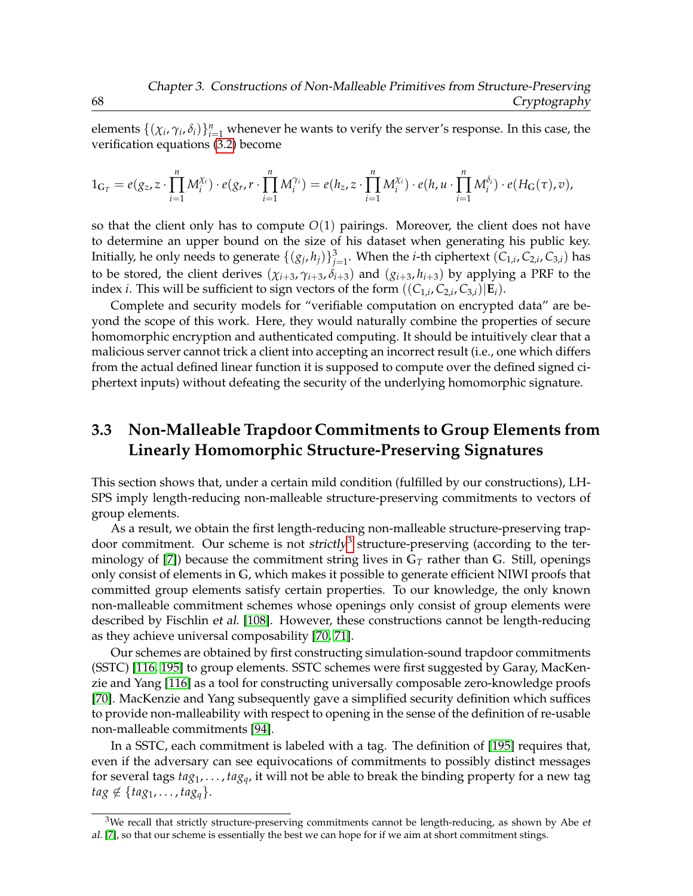elements $\{(\chi_i, \gamma_i, \delta_i)\}_{i=1}^n$ whenever he wants to verify the server's response. In this case, the verification equations (3.2) become

$$1_{\mathbb{G}_T} = e(g_z, z \cdot \prod_{i=1}^n M_i^{\chi_i}) \cdot e(g_r, r \cdot \prod_{i=1}^n M_i^{\gamma_i}) = e(h_z, z \cdot \prod_{i=1}^n M_i^{\chi_i}) \cdot e(h, u \cdot \prod_{i=1}^n M_i^{\delta_i}) \cdot e(H_{\mathbb{G}}(\tau), v),$$

so that the client only has to compute $O(1)$ pairings. Moreover, the client does not have to determine an upper bound on the size of his dataset when generating his public key. Initially, he only needs to generate $\{(g_j, h_j)\}_{j=1}^3$. When the $i$-th ciphertext $(C_{1,i}, C_{2,i}, C_{3,i})$ has to be stored, the client derives $(\chi_{i+3}, \gamma_{i+3}, \delta_{i+3})$ and $(g_{i+3}, h_{i+3})$ by applying a PRF to the index $i$. This will be sufficient to sign vectors of the form $((C_{1,i}, C_{2,i}, C_{3,i})|\mathbf{E}_i)$.

Complete and security models for "verifiable computation on encrypted data" are beyond the scope of this work. Here, they would naturally combine the properties of secure homomorphic encryption and authenticated computing. It should be intuitively clear that a malicious server cannot trick a client into accepting an incorrect result (i.e., one which differs from the actual defined linear function it is supposed to compute over the defined signed ciphertext inputs) without defeating the security of the underlying homomorphic signature.

## 3.3 Non-Malleable Trapdoor Commitments to Group Elements from Linearly Homomorphic Structure-Preserving Signatures

This section shows that, under a certain mild condition (fulfilled by our constructions), LH-SPS imply length-reducing non-malleable structure-preserving commitments to vectors of group elements.

As a result, we obtain the first length-reducing non-malleable structure-preserving trapdoor commitment. Our scheme is not *strictly*[3] structure-preserving (according to the terminology of [7]) because the commitment string lives in $\mathbb{G}_T$ rather than $\mathbb{G}$. Still, openings only consist of elements in $\mathbb{G}$, which makes it possible to generate efficient NIWI proofs that committed group elements satisfy certain properties. To our knowledge, the only known non-malleable commitment schemes whose openings only consist of group elements were described by Fischlin *et al.* [108]. However, these constructions cannot be length-reducing as they achieve universal composability [70, 71].

Our schemes are obtained by first constructing simulation-sound trapdoor commitments (SSTC) [116, 195] to group elements. SSTC schemes were first suggested by Garay, MacKenzie and Yang [116] as a tool for constructing universally composable zero-knowledge proofs [70]. MacKenzie and Yang subsequently gave a simplified security definition which suffices to provide non-malleability with respect to opening in the sense of the definition of re-usable non-malleable commitments [94].

In a SSTC, each commitment is labeled with a tag. The definition of [195] requires that, even if the adversary can see equivocations of commitments to possibly distinct messages for several tags $tag_1, \ldots, tag_q$, it will not be able to break the binding property for a new tag $tag \notin \{tag_1, \ldots, tag_q\}$.

[3] We recall that strictly structure-preserving commitments cannot be length-reducing, as shown by Abe *et al.* [7], so that our scheme is essentially the best we can hope for if we aim at short commitment stings.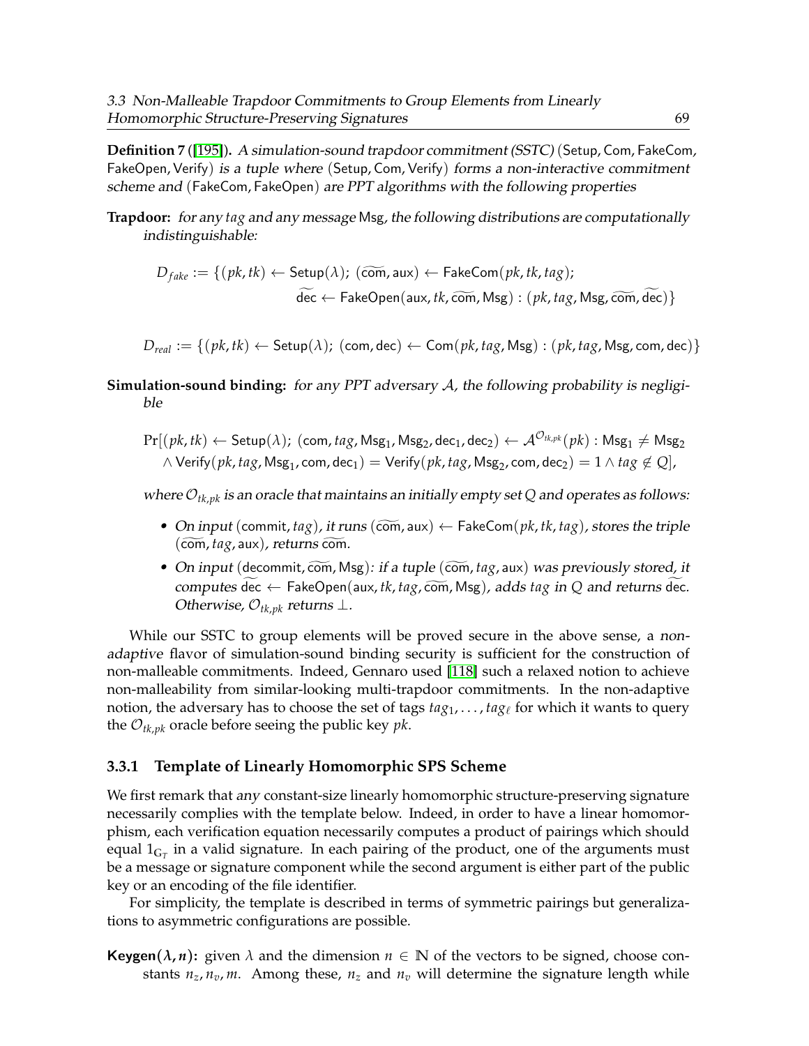**Definition 7** ([195]). *A simulation-sound trapdoor commitment (SSTC)* (Setup, Com, FakeCom, FakeOpen, Verify) *is a tuple where* (Setup, Com, Verify) *forms a non-interactive commitment scheme and* (FakeCom, FakeOpen) *are PPT algorithms with the following properties*

**Trapdoor:** *for any $tag$ and any message* Msg*, the following distributions are computationally indistinguishable:*

$$D_{fake} := \{(pk, tk) \leftarrow \mathsf{Setup}(\lambda);\ (\widetilde{\mathsf{com}}, \mathsf{aux}) \leftarrow \mathsf{FakeCom}(pk, tk, tag);$$
$$\widetilde{\mathsf{dec}} \leftarrow \mathsf{FakeOpen}(\mathsf{aux}, tk, \widetilde{\mathsf{com}}, \mathsf{Msg}) : (pk, tag, \mathsf{Msg}, \widetilde{\mathsf{com}}, \widetilde{\mathsf{dec}})\}$$

$$D_{real} := \{(pk, tk) \leftarrow \mathsf{Setup}(\lambda);\ (\mathsf{com}, \mathsf{dec}) \leftarrow \mathsf{Com}(pk, tag, \mathsf{Msg}) : (pk, tag, \mathsf{Msg}, \mathsf{com}, \mathsf{dec})\}$$

**Simulation-sound binding:** *for any PPT adversary $\mathcal{A}$, the following probability is negligible*

$$\Pr[(pk, tk) \leftarrow \mathsf{Setup}(\lambda);\ (\mathsf{com}, tag, \mathsf{Msg}_1, \mathsf{Msg}_2, \mathsf{dec}_1, \mathsf{dec}_2) \leftarrow \mathcal{A}^{\mathcal{O}_{tk,pk}}(pk) : \mathsf{Msg}_1 \neq \mathsf{Msg}_2$$
$$\wedge\ \mathsf{Verify}(pk, tag, \mathsf{Msg}_1, \mathsf{com}, \mathsf{dec}_1) = \mathsf{Verify}(pk, tag, \mathsf{Msg}_2, \mathsf{com}, \mathsf{dec}_2) = 1 \wedge tag \notin Q],$$

*where $\mathcal{O}_{tk,pk}$ is an oracle that maintains an initially empty set $Q$ and operates as follows:*

- *On input* (commit, $tag$)*, it runs* $(\widetilde{\mathsf{com}}, \mathsf{aux}) \leftarrow \mathsf{FakeCom}(pk, tk, tag)$*, stores the triple* $(\widetilde{\mathsf{com}}, tag, \mathsf{aux})$*, returns* $\widetilde{\mathsf{com}}$.
- *On input* (decommit, $\widetilde{\mathsf{com}}$, Msg)*: if a tuple* $(\widetilde{\mathsf{com}}, tag, \mathsf{aux})$ *was previously stored, it computes* $\widetilde{\mathsf{dec}} \leftarrow \mathsf{FakeOpen}(\mathsf{aux}, tk, tag, \widetilde{\mathsf{com}}, \mathsf{Msg})$*, adds $tag$ in $Q$ and returns* $\widetilde{\mathsf{dec}}$*. Otherwise, $\mathcal{O}_{tk,pk}$ returns $\perp$.*

While our SSTC to group elements will be proved secure in the above sense, a *non-adaptive* flavor of simulation-sound binding security is sufficient for the construction of non-malleable commitments. Indeed, Gennaro used [118] such a relaxed notion to achieve non-malleability from similar-looking multi-trapdoor commitments. In the non-adaptive notion, the adversary has to choose the set of tags $tag_1, \ldots, tag_\ell$ for which it wants to query the $\mathcal{O}_{tk,pk}$ oracle before seeing the public key $pk$.

### 3.3.1 Template of Linearly Homomorphic SPS Scheme

We first remark that *any* constant-size linearly homomorphic structure-preserving signature necessarily complies with the template below. Indeed, in order to have a linear homomorphism, each verification equation necessarily computes a product of pairings which should equal $1_{\mathbb{G}_T}$ in a valid signature. In each pairing of the product, one of the arguments must be a message or signature component while the second argument is either part of the public key or an encoding of the file identifier.

For simplicity, the template is described in terms of symmetric pairings but generalizations to asymmetric configurations are possible.

**Keygen($\lambda, n$):** given $\lambda$ and the dimension $n \in \mathbb{N}$ of the vectors to be signed, choose constants $n_z, n_v, m$. Among these, $n_z$ and $n_v$ will determine the signature length while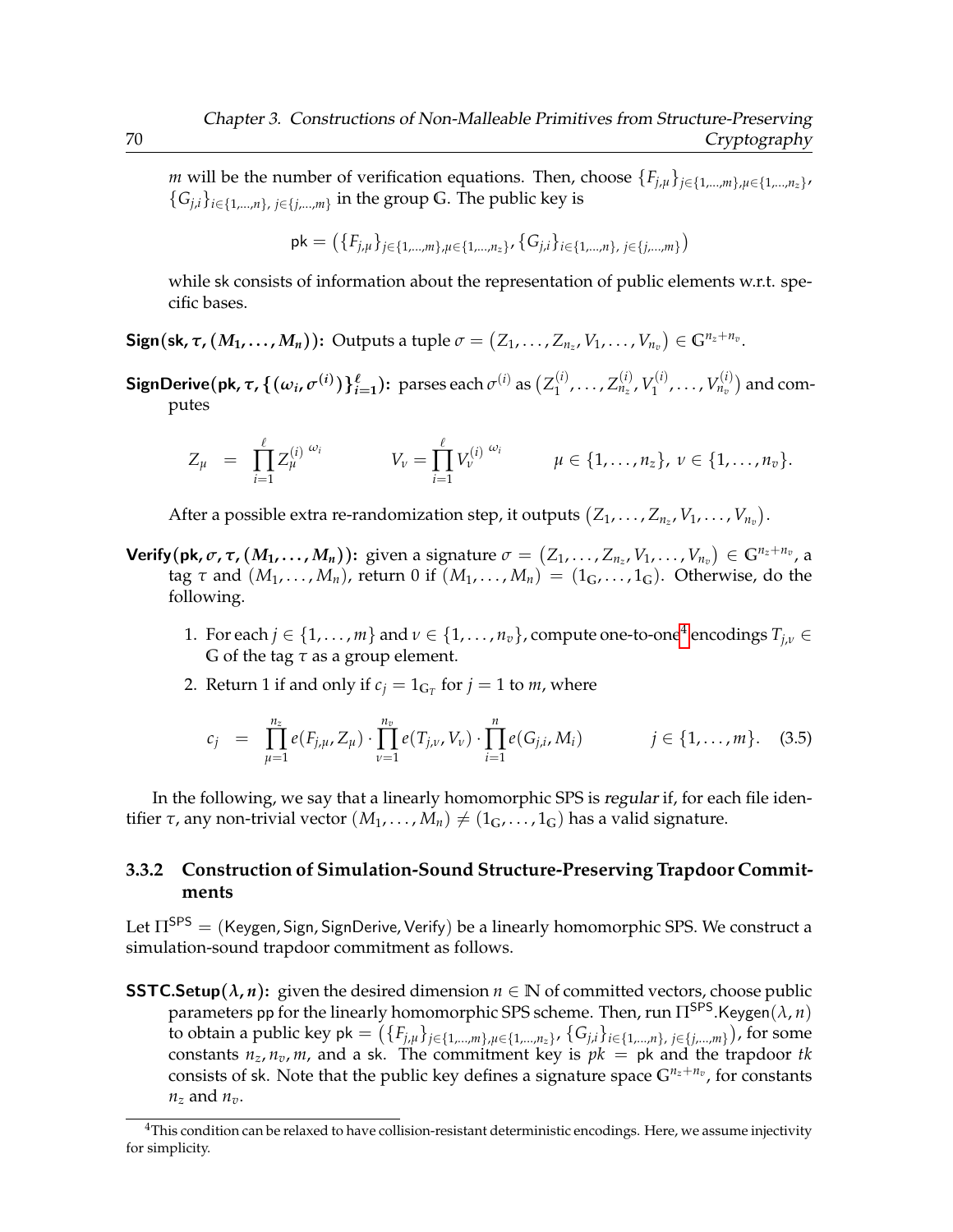$m$ will be the number of verification equations. Then, choose $\{F_{j,\mu}\}_{j\in\{1,\ldots,m\},\mu\in\{1,\ldots,n_z\}}$, $\{G_{j,i}\}_{i\in\{1,\ldots,n\},\ j\in\{j,\ldots,m\}}$ in the group $\mathbb{G}$. The public key is

$$\mathsf{pk} = \big(\{F_{j,\mu}\}_{j\in\{1,\ldots,m\},\mu\in\{1,\ldots,n_z\}}, \{G_{j,i}\}_{i\in\{1,\ldots,n\},\ j\in\{j,\ldots,m\}}\big)$$

while $\mathsf{sk}$ consists of information about the representation of public elements w.r.t. specific bases.

**$\mathsf{Sign}(\mathsf{sk}, \tau, (M_1, \ldots, M_n))$:** Outputs a tuple $\sigma = (Z_1, \ldots, Z_{n_z}, V_1, \ldots, V_{n_v}) \in \mathbb{G}^{n_z+n_v}$.

**$\mathsf{SignDerive}(\mathsf{pk}, \tau, \{(\omega_i, \sigma^{(i)})\}_{i=1}^{\ell})$:** parses each $\sigma^{(i)}$ as $\big(Z_1^{(i)}, \ldots, Z_{n_z}^{(i)}, V_1^{(i)}, \ldots, V_{n_v}^{(i)}\big)$ and computes

$$Z_\mu \;=\; \prod_{i=1}^{\ell} Z_\mu^{(i)\ \omega_i} \qquad\qquad V_\nu = \prod_{i=1}^{\ell} V_\nu^{(i)\ \omega_i} \qquad\qquad \mu \in \{1, \ldots, n_z\},\ \nu \in \{1, \ldots, n_v\}.$$

After a possible extra re-randomization step, it outputs $(Z_1, \ldots, Z_{n_z}, V_1, \ldots, V_{n_v})$.

**$\mathsf{Verify}(\mathsf{pk}, \sigma, \tau, (M_1, \ldots, M_n))$:** given a signature $\sigma = (Z_1, \ldots, Z_{n_z}, V_1, \ldots, V_{n_v}) \in \mathbb{G}^{n_z+n_v}$, a tag $\tau$ and $(M_1, \ldots, M_n)$, return 0 if $(M_1, \ldots, M_n) = (1_{\mathbb{G}}, \ldots, 1_{\mathbb{G}})$. Otherwise, do the following.

1. For each $j \in \{1, \ldots, m\}$ and $\nu \in \{1, \ldots, n_v\}$, compute one-to-one[4] encodings $T_{j,\nu} \in \mathbb{G}$ of the tag $\tau$ as a group element.
2. Return 1 if and only if $c_j = 1_{\mathbb{G}_T}$ for $j = 1$ to $m$, where

$$c_j \;=\; \prod_{\mu=1}^{n_z} e(F_{j,\mu}, Z_\mu) \cdot \prod_{\nu=1}^{n_v} e(T_{j,\nu}, V_\nu) \cdot \prod_{i=1}^{n} e(G_{j,i}, M_i) \qquad\qquad j \in \{1, \ldots, m\}. \tag{3.5}$$

In the following, we say that a linearly homomorphic SPS is *regular* if, for each file identifier $\tau$, any non-trivial vector $(M_1, \ldots, M_n) \neq (1_{\mathbb{G}}, \ldots, 1_{\mathbb{G}})$ has a valid signature.

### 3.3.2 Construction of Simulation-Sound Structure-Preserving Trapdoor Commitments

Let $\Pi^{\mathsf{SPS}} = (\mathsf{Keygen}, \mathsf{Sign}, \mathsf{SignDerive}, \mathsf{Verify})$ be a linearly homomorphic SPS. We construct a simulation-sound trapdoor commitment as follows.

**$\mathsf{SSTC.Setup}(\lambda, n)$:** given the desired dimension $n \in \mathbb{N}$ of committed vectors, choose public parameters $\mathsf{pp}$ for the linearly homomorphic SPS scheme. Then, run $\Pi^{\mathsf{SPS}}.\mathsf{Keygen}(\lambda, n)$ to obtain a public key $\mathsf{pk} = \big(\{F_{j,\mu}\}_{j\in\{1,\ldots,m\},\mu\in\{1,\ldots,n_z\}}, \{G_{j,i}\}_{i\in\{1,\ldots,n\},\ j\in\{j,\ldots,m\}}\big)$, for some constants $n_z, n_v, m$, and a $\mathsf{sk}$. The commitment key is $pk = \mathsf{pk}$ and the trapdoor $tk$ consists of $\mathsf{sk}$. Note that the public key defines a signature space $\mathbb{G}^{n_z+n_v}$, for constants $n_z$ and $n_v$.

[4] This condition can be relaxed to have collision-resistant deterministic encodings. Here, we assume injectivity for simplicity.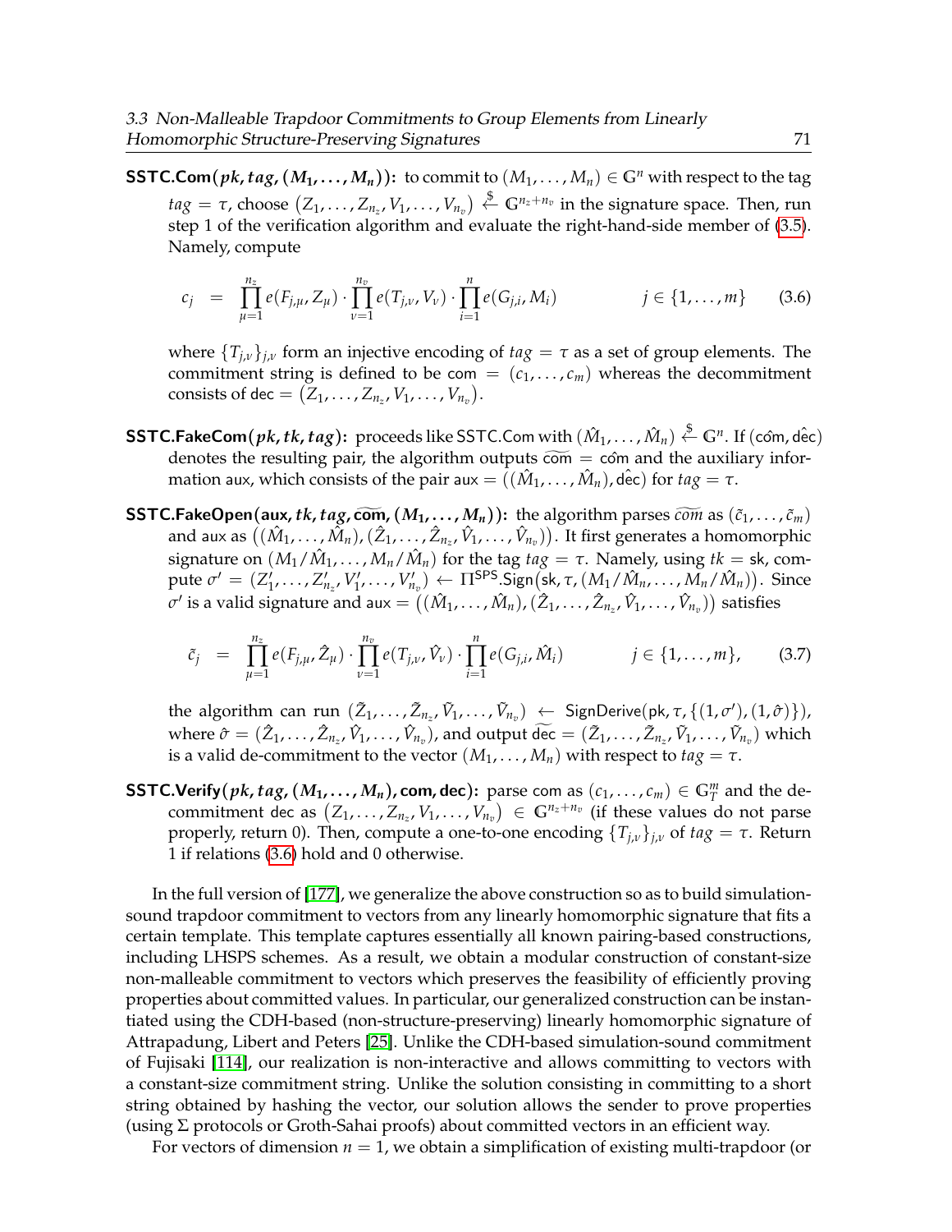**SSTC.Com$(pk, tag, (M_1, \ldots, M_n))$:** to commit to $(M_1, \ldots, M_n) \in \mathbb{G}^n$ with respect to the tag $tag = \tau$, choose $(Z_1, \ldots, Z_{n_z}, V_1, \ldots, V_{n_v}) \xleftarrow{\$} \mathbb{G}^{n_z+n_v}$ in the signature space. Then, run step 1 of the verification algorithm and evaluate the right-hand-side member of (3.5). Namely, compute

$$c_j \;=\; \prod_{\mu=1}^{n_z} e(F_{j,\mu}, Z_\mu) \cdot \prod_{\nu=1}^{n_v} e(T_{j,\nu}, V_\nu) \cdot \prod_{i=1}^{n} e(G_{j,i}, M_i) \qquad\qquad j \in \{1, \ldots, m\} \qquad (3.6)$$

where $\{T_{j,\nu}\}_{j,\nu}$ form an injective encoding of $tag = \tau$ as a set of group elements. The commitment string is defined to be $\mathsf{com} = (c_1, \ldots, c_m)$ whereas the decommitment consists of $\mathsf{dec} = (Z_1, \ldots, Z_{n_z}, V_1, \ldots, V_{n_v})$.

**SSTC.FakeCom$(pk, tk, tag)$:** proceeds like SSTC.Com with $(\hat{M}_1, \ldots, \hat{M}_n) \xleftarrow{\$} \mathbb{G}^n$. If $(\hat{\mathsf{com}}, \hat{\mathsf{dec}})$ denotes the resulting pair, the algorithm outputs $\widetilde{\mathsf{com}} = \hat{\mathsf{com}}$ and the auxiliary information aux, which consists of the pair $\mathsf{aux} = ((\hat{M}_1, \ldots, \hat{M}_n), \hat{\mathsf{dec}})$ for $tag = \tau$.

**SSTC.FakeOpen$(\mathsf{aux}, tk, tag, \widetilde{\mathsf{com}}, (M_1, \ldots, M_n))$:** the algorithm parses $\widetilde{com}$ as $(\tilde{c}_1, \ldots, \tilde{c}_m)$ and aux as $((\hat{M}_1, \ldots, \hat{M}_n), (\hat{Z}_1, \ldots, \hat{Z}_{n_z}, \hat{V}_1, \ldots, \hat{V}_{n_v}))$. It first generates a homomorphic signature on $(M_1/\hat{M}_1, \ldots, M_n/\hat{M}_n)$ for the tag $tag = \tau$. Namely, using $tk = \mathsf{sk}$, compute $\sigma' = (Z'_1, \ldots, Z'_{n_z}, V'_1, \ldots, V'_{n_v}) \leftarrow \Pi^{\mathsf{SPS}}.\mathsf{Sign}(\mathsf{sk}, \tau, (M_1/\hat{M}_n, \ldots, M_n/\hat{M}_n))$. Since $\sigma'$ is a valid signature and $\mathsf{aux} = ((\hat{M}_1, \ldots, \hat{M}_n), (\hat{Z}_1, \ldots, \hat{Z}_{n_z}, \hat{V}_1, \ldots, \hat{V}_{n_v}))$ satisfies

$$\tilde{c}_j \;=\; \prod_{\mu=1}^{n_z} e(F_{j,\mu}, \hat{Z}_\mu) \cdot \prod_{\nu=1}^{n_v} e(T_{j,\nu}, \hat{V}_\nu) \cdot \prod_{i=1}^{n} e(G_{j,i}, \hat{M}_i) \qquad\qquad j \in \{1, \ldots, m\}, \qquad (3.7)$$

the algorithm can run $(\tilde{Z}_1, \ldots, \tilde{Z}_{n_z}, \tilde{V}_1, \ldots, \tilde{V}_{n_v}) \leftarrow \mathsf{SignDerive}(\mathsf{pk}, \tau, \{(1, \sigma'), (1, \hat{\sigma})\})$, where $\hat{\sigma} = (\hat{Z}_1, \ldots, \hat{Z}_{n_z}, \hat{V}_1, \ldots, \hat{V}_{n_v})$, and output $\widetilde{\mathsf{dec}} = (\tilde{Z}_1, \ldots, \tilde{Z}_{n_z}, \tilde{V}_1, \ldots, \tilde{V}_{n_v})$ which is a valid de-commitment to the vector $(M_1, \ldots, M_n)$ with respect to $tag = \tau$.

**SSTC.Verify$(pk, tag, (M_1, \ldots, M_n), \mathsf{com}, \mathsf{dec})$:** parse com as $(c_1, \ldots, c_m) \in \mathbb{G}_T^m$ and the decommitment dec as $(Z_1, \ldots, Z_{n_z}, V_1, \ldots, V_{n_v}) \in \mathbb{G}^{n_z+n_v}$ (if these values do not parse properly, return 0). Then, compute a one-to-one encoding $\{T_{j,\nu}\}_{j,\nu}$ of $tag = \tau$. Return 1 if relations (3.6) hold and 0 otherwise.

In the full version of [177], we generalize the above construction so as to build simulation-sound trapdoor commitment to vectors from any linearly homomorphic signature that fits a certain template. This template captures essentially all known pairing-based constructions, including LHSPS schemes. As a result, we obtain a modular construction of constant-size non-malleable commitment to vectors which preserves the feasibility of efficiently proving properties about committed values. In particular, our generalized construction can be instantiated using the CDH-based (non-structure-preserving) linearly homomorphic signature of Attrapadung, Libert and Peters [25]. Unlike the CDH-based simulation-sound commitment of Fujisaki [114], our realization is non-interactive and allows committing to vectors with a constant-size commitment string. Unlike the solution consisting in committing to a short string obtained by hashing the vector, our solution allows the sender to prove properties (using Σ protocols or Groth-Sahai proofs) about committed vectors in an efficient way.

For vectors of dimension $n = 1$, we obtain a simplification of existing multi-trapdoor (or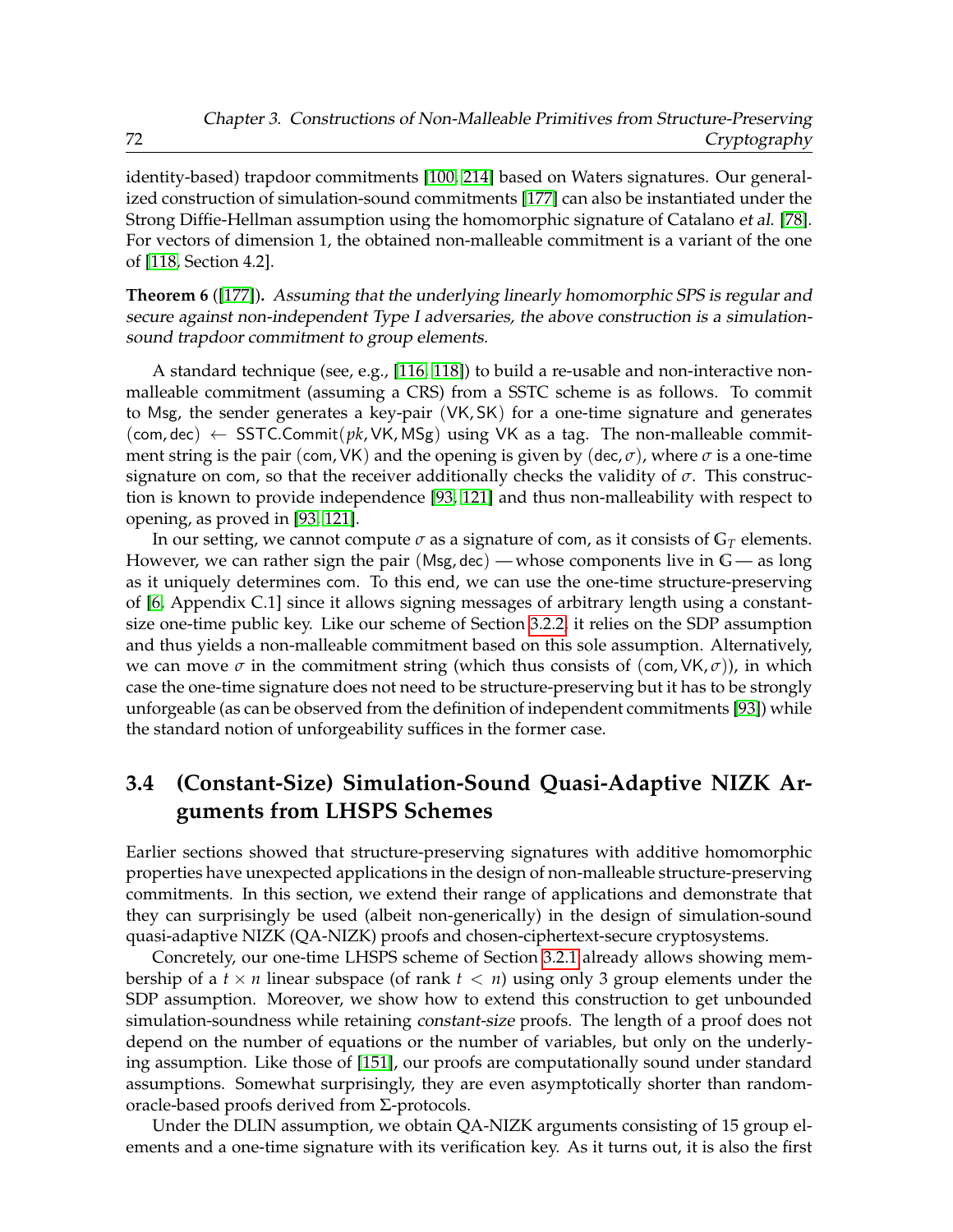identity-based) trapdoor commitments [100, 214] based on Waters signatures. Our generalized construction of simulation-sound commitments [177] can also be instantiated under the Strong Diffie-Hellman assumption using the homomorphic signature of Catalano *et al.* [78]. For vectors of dimension 1, the obtained non-malleable commitment is a variant of the one of [118, Section 4.2].

**Theorem 6** ([177]). *Assuming that the underlying linearly homomorphic SPS is regular and secure against non-independent Type I adversaries, the above construction is a simulation-sound trapdoor commitment to group elements.*

A standard technique (see, e.g., [116, 118]) to build a re-usable and non-interactive non-malleable commitment (assuming a CRS) from a SSTC scheme is as follows. To commit to $\mathsf{Msg}$, the sender generates a key-pair $(\mathsf{VK}, \mathsf{SK})$ for a one-time signature and generates $(\mathsf{com}, \mathsf{dec}) \leftarrow \mathsf{SSTC.Commit}(pk, \mathsf{VK}, \mathsf{MSg})$ using $\mathsf{VK}$ as a tag. The non-malleable commitment string is the pair $(\mathsf{com}, \mathsf{VK})$ and the opening is given by $(\mathsf{dec}, \sigma)$, where $\sigma$ is a one-time signature on $\mathsf{com}$, so that the receiver additionally checks the validity of $\sigma$. This construction is known to provide independence [93, 121] and thus non-malleability with respect to opening, as proved in [93, 121].

In our setting, we cannot compute $\sigma$ as a signature of $\mathsf{com}$, as it consists of $\mathbb{G}_T$ elements. However, we can rather sign the pair $(\mathsf{Msg}, \mathsf{dec})$ — whose components live in $\mathbb{G}$ — as long as it uniquely determines $\mathsf{com}$. To this end, we can use the one-time structure-preserving of [6, Appendix C.1] since it allows signing messages of arbitrary length using a constant-size one-time public key. Like our scheme of Section 3.2.2, it relies on the SDP assumption and thus yields a non-malleable commitment based on this sole assumption. Alternatively, we can move $\sigma$ in the commitment string (which thus consists of $(\mathsf{com}, \mathsf{VK}, \sigma)$), in which case the one-time signature does not need to be structure-preserving but it has to be strongly unforgeable (as can be observed from the definition of independent commitments [93]) while the standard notion of unforgeability suffices in the former case.

## 3.4 (Constant-Size) Simulation-Sound Quasi-Adaptive NIZK Arguments from LHSPS Schemes

Earlier sections showed that structure-preserving signatures with additive homomorphic properties have unexpected applications in the design of non-malleable structure-preserving commitments. In this section, we extend their range of applications and demonstrate that they can surprisingly be used (albeit non-generically) in the design of simulation-sound quasi-adaptive NIZK (QA-NIZK) proofs and chosen-ciphertext-secure cryptosystems.

Concretely, our one-time LHSPS scheme of Section 3.2.1 already allows showing membership of a $t \times n$ linear subspace (of rank $t < n$) using only 3 group elements under the SDP assumption. Moreover, we show how to extend this construction to get unbounded simulation-soundness while retaining *constant-size* proofs. The length of a proof does not depend on the number of equations or the number of variables, but only on the underlying assumption. Like those of [151], our proofs are computationally sound under standard assumptions. Somewhat surprisingly, they are even asymptotically shorter than random-oracle-based proofs derived from $\Sigma$-protocols.

Under the DLIN assumption, we obtain QA-NIZK arguments consisting of 15 group elements and a one-time signature with its verification key. As it turns out, it is also the first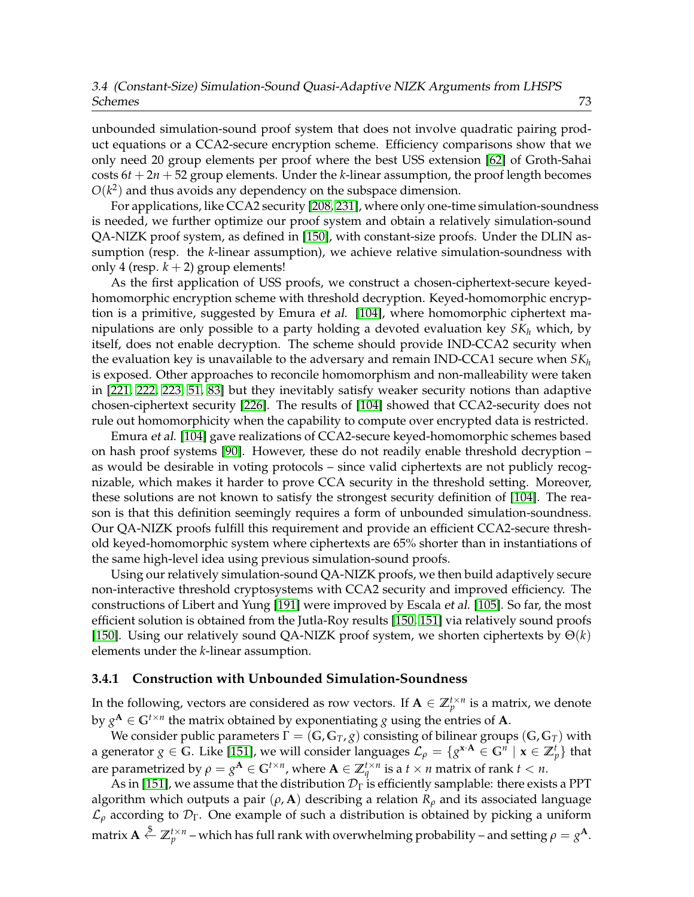unbounded simulation-sound proof system that does not involve quadratic pairing product equations or a CCA2-secure encryption scheme. Efficiency comparisons show that we only need 20 group elements per proof where the best USS extension [62] of Groth-Sahai costs $6t + 2n + 52$ group elements. Under the $k$-linear assumption, the proof length becomes $O(k^2)$ and thus avoids any dependency on the subspace dimension.

For applications, like CCA2 security [208, 231], where only one-time simulation-soundness is needed, we further optimize our proof system and obtain a relatively simulation-sound QA-NIZK proof system, as defined in [150], with constant-size proofs. Under the DLIN assumption (resp. the $k$-linear assumption), we achieve relative simulation-soundness with only 4 (resp. $k+2$) group elements!

As the first application of USS proofs, we construct a chosen-ciphertext-secure keyed-homomorphic encryption scheme with threshold decryption. Keyed-homomorphic encryption is a primitive, suggested by Emura *et al.* [104], where homomorphic ciphertext manipulations are only possible to a party holding a devoted evaluation key $SK_h$ which, by itself, does not enable decryption. The scheme should provide IND-CCA2 security when the evaluation key is unavailable to the adversary and remain IND-CCA1 secure when $SK_h$ is exposed. Other approaches to reconcile homomorphism and non-malleability were taken in [221, 222, 223, 51, 83] but they inevitably satisfy weaker security notions than adaptive chosen-ciphertext security [226]. The results of [104] showed that CCA2-security does not rule out homomorphicity when the capability to compute over encrypted data is restricted.

Emura *et al.* [104] gave realizations of CCA2-secure keyed-homomorphic schemes based on hash proof systems [90]. However, these do not readily enable threshold decryption – as would be desirable in voting protocols – since valid ciphertexts are not publicly recognizable, which makes it harder to prove CCA security in the threshold setting. Moreover, these solutions are not known to satisfy the strongest security definition of [104]. The reason is that this definition seemingly requires a form of unbounded simulation-soundness. Our QA-NIZK proofs fulfill this requirement and provide an efficient CCA2-secure threshold keyed-homomorphic system where ciphertexts are 65% shorter than in instantiations of the same high-level idea using previous simulation-sound proofs.

Using our relatively simulation-sound QA-NIZK proofs, we then build adaptively secure non-interactive threshold cryptosystems with CCA2 security and improved efficiency. The constructions of Libert and Yung [191] were improved by Escala *et al.* [105]. So far, the most efficient solution is obtained from the Jutla-Roy results [150, 151] via relatively sound proofs [150]. Using our relatively sound QA-NIZK proof system, we shorten ciphertexts by $\Theta(k)$ elements under the $k$-linear assumption.

### 3.4.1 Construction with Unbounded Simulation-Soundness

In the following, vectors are considered as row vectors. If $\mathbf{A} \in \mathbb{Z}_p^{t \times n}$ is a matrix, we denote by $g^{\mathbf{A}} \in \mathbb{G}^{t \times n}$ the matrix obtained by exponentiating $g$ using the entries of $\mathbf{A}$.

We consider public parameters $\Gamma = (\mathbb{G}, \mathbb{G}_T, g)$ consisting of bilinear groups $(\mathbb{G}, \mathbb{G}_T)$ with a generator $g \in \mathbb{G}$. Like [151], we will consider languages $\mathcal{L}_\rho = \{g^{\mathbf{x} \cdot \mathbf{A}} \in \mathbb{G}^n \mid \mathbf{x} \in \mathbb{Z}_p^t\}$ that are parametrized by $\rho = g^{\mathbf{A}} \in \mathbb{G}^{t \times n}$, where $\mathbf{A} \in \mathbb{Z}_q^{t \times n}$ is a $t \times n$ matrix of rank $t < n$.

As in [151], we assume that the distribution $\mathcal{D}_\Gamma$ is efficiently samplable: there exists a PPT algorithm which outputs a pair $(\rho, \mathbf{A})$ describing a relation $R_\rho$ and its associated language $\mathcal{L}_\rho$ according to $\mathcal{D}_\Gamma$. One example of such a distribution is obtained by picking a uniform matrix $\mathbf{A} \stackrel{\$}{\leftarrow} \mathbb{Z}_p^{t \times n}$ – which has full rank with overwhelming probability – and setting $\rho = g^{\mathbf{A}}$.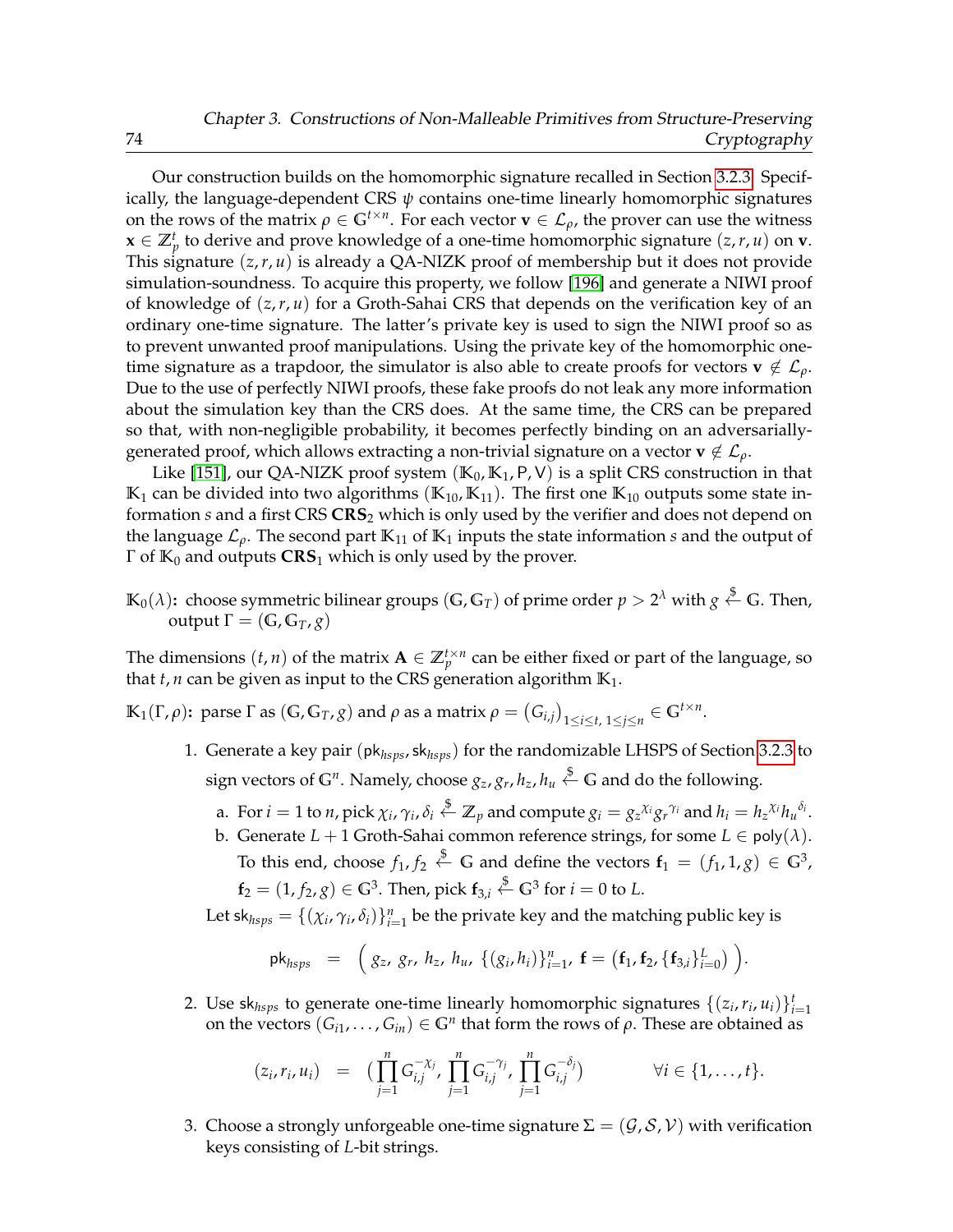Our construction builds on the homomorphic signature recalled in Section 3.2.3. Specifically, the language-dependent CRS $\psi$ contains one-time linearly homomorphic signatures on the rows of the matrix $\rho \in \mathbb{G}^{t \times n}$. For each vector $\mathbf{v} \in \mathcal{L}_\rho$, the prover can use the witness $\mathbf{x} \in \mathbb{Z}_p^t$ to derive and prove knowledge of a one-time homomorphic signature $(z, r, u)$ on $\mathbf{v}$. This signature $(z, r, u)$ is already a QA-NIZK proof of membership but it does not provide simulation-soundness. To acquire this property, we follow [196] and generate a NIWI proof of knowledge of $(z, r, u)$ for a Groth-Sahai CRS that depends on the verification key of an ordinary one-time signature. The latter's private key is used to sign the NIWI proof so as to prevent unwanted proof manipulations. Using the private key of the homomorphic one-time signature as a trapdoor, the simulator is also able to create proofs for vectors $\mathbf{v} \notin \mathcal{L}_\rho$. Due to the use of perfectly NIWI proofs, these fake proofs do not leak any more information about the simulation key than the CRS does. At the same time, the CRS can be prepared so that, with non-negligible probability, it becomes perfectly binding on an adversarially-generated proof, which allows extracting a non-trivial signature on a vector $\mathbf{v} \notin \mathcal{L}_\rho$.

Like [151], our QA-NIZK proof system $(\mathbb{K}_0, \mathbb{K}_1, \mathsf{P}, \mathsf{V})$ is a split CRS construction in that $\mathbb{K}_1$ can be divided into two algorithms $(\mathbb{K}_{10}, \mathbb{K}_{11})$. The first one $\mathbb{K}_{10}$ outputs some state information $s$ and a first CRS $\mathbf{CRS}_2$ which is only used by the verifier and does not depend on the language $\mathcal{L}_\rho$. The second part $\mathbb{K}_{11}$ of $\mathbb{K}_1$ inputs the state information $s$ and the output of $\Gamma$ of $\mathbb{K}_0$ and outputs $\mathbf{CRS}_1$ which is only used by the prover.

$\mathbb{K}_0(\lambda)$**:** choose symmetric bilinear groups $(\mathbb{G}, \mathbb{G}_T)$ of prime order $p > 2^\lambda$ with $g \xleftarrow{\$} \mathbb{G}$. Then, output $\Gamma = (\mathbb{G}, \mathbb{G}_T, g)$

The dimensions $(t, n)$ of the matrix $\mathbf{A} \in \mathbb{Z}_p^{t \times n}$ can be either fixed or part of the language, so that $t, n$ can be given as input to the CRS generation algorithm $\mathbb{K}_1$.

$\mathbb{K}_1(\Gamma, \rho)$**:** parse $\Gamma$ as $(\mathbb{G}, \mathbb{G}_T, g)$ and $\rho$ as a matrix $\rho = \left(G_{i,j}\right)_{1 \le i \le t,\, 1 \le j \le n} \in \mathbb{G}^{t \times n}$.

1. Generate a key pair $(\mathsf{pk}_{hsps}, \mathsf{sk}_{hsps})$ for the randomizable LHSPS of Section 3.2.3 to sign vectors of $\mathbb{G}^n$. Namely, choose $g_z, g_r, h_z, h_u \xleftarrow{\$} \mathbb{G}$ and do the following.
   a. For $i = 1$ to $n$, pick $\chi_i, \gamma_i, \delta_i \xleftarrow{\$} \mathbb{Z}_p$ and compute $g_i = {g_z}^{\chi_i} {g_r}^{\gamma_i}$ and $h_i = {h_z}^{\chi_i} {h_u}^{\delta_i}$.
   b. Generate $L + 1$ Groth-Sahai common reference strings, for some $L \in \mathsf{poly}(\lambda)$. To this end, choose $f_1, f_2 \xleftarrow{\$} \mathbb{G}$ and define the vectors $\mathbf{f}_1 = (f_1, 1, g) \in \mathbb{G}^3$, $\mathbf{f}_2 = (1, f_2, g) \in \mathbb{G}^3$. Then, pick $\mathbf{f}_{3,i} \xleftarrow{\$} \mathbb{G}^3$ for $i = 0$ to $L$.

   Let $\mathsf{sk}_{hsps} = \{(\chi_i, \gamma_i, \delta_i)\}_{i=1}^n$ be the private key and the matching public key is

   $$\mathsf{pk}_{hsps} \;\; = \;\; \Big(\, g_z,\, g_r,\, h_z,\, h_u,\, \{(g_i, h_i)\}_{i=1}^n,\, \mathbf{f} = \big(\mathbf{f}_1, \mathbf{f}_2, \{\mathbf{f}_{3,i}\}_{i=0}^L\big) \,\Big).$$

2. Use $\mathsf{sk}_{hsps}$ to generate one-time linearly homomorphic signatures $\{(z_i, r_i, u_i)\}_{i=1}^t$ on the vectors $(G_{i1}, \ldots, G_{in}) \in \mathbb{G}^n$ that form the rows of $\rho$. These are obtained as

   $$(z_i, r_i, u_i) \;\; = \;\; \Big(\prod_{j=1}^n G_{i,j}^{-\chi_j},\, \prod_{j=1}^n G_{i,j}^{-\gamma_j},\, \prod_{j=1}^n G_{i,j}^{-\delta_j}\Big) \qquad\qquad \forall i \in \{1, \ldots, t\}.$$

3. Choose a strongly unforgeable one-time signature $\Sigma = (\mathcal{G}, \mathcal{S}, \mathcal{V})$ with verification keys consisting of $L$-bit strings.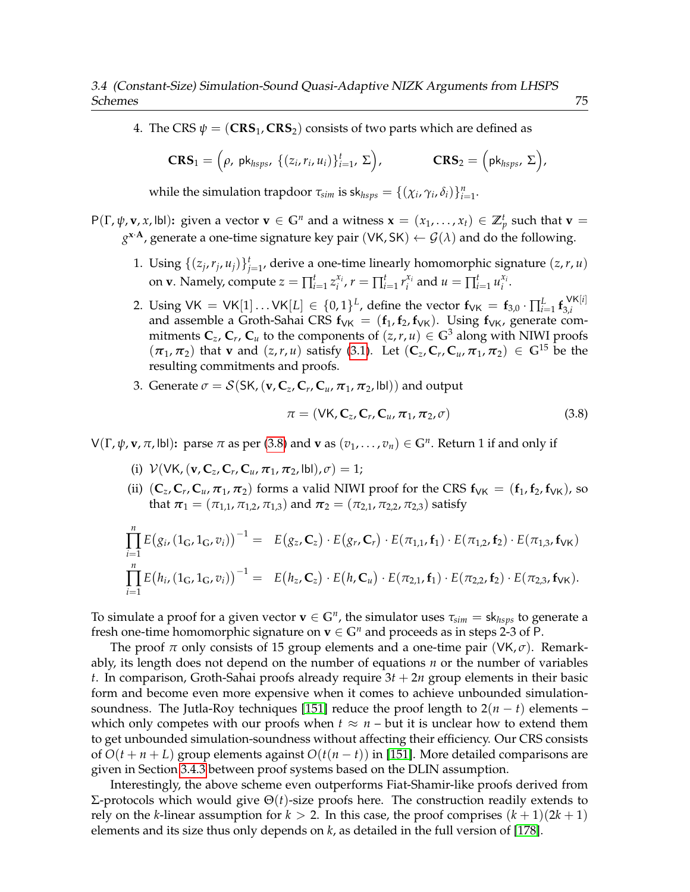4. The CRS $\psi = (\mathbf{CRS}_1, \mathbf{CRS}_2)$ consists of two parts which are defined as

$$\mathbf{CRS}_1 = \Big(\rho,\ \mathsf{pk}_{hsps},\ \{(z_i, r_i, u_i)\}_{i=1}^t,\ \Sigma\Big), \qquad \mathbf{CRS}_2 = \Big(\mathsf{pk}_{hsps},\ \Sigma\Big),$$

while the simulation trapdoor $\tau_{sim}$ is $\mathsf{sk}_{hsps} = \{(\chi_i, \gamma_i, \delta_i)\}_{i=1}^n$.

$\mathsf{P}(\Gamma, \psi, \mathbf{v}, x, \mathsf{lbl})$**:** given a vector $\mathbf{v} \in \mathbb{G}^n$ and a witness $\mathbf{x} = (x_1, \ldots, x_t) \in \mathbb{Z}_p^t$ such that $\mathbf{v} = g^{\mathbf{x} \cdot \mathbf{A}}$, generate a one-time signature key pair $(\mathsf{VK}, \mathsf{SK}) \leftarrow \mathcal{G}(\lambda)$ and do the following.

1. Using $\{(z_j, r_j, u_j)\}_{j=1}^t$, derive a one-time linearly homomorphic signature $(z, r, u)$ on $\mathbf{v}$. Namely, compute $z = \prod_{i=1}^t z_i^{x_i}$, $r = \prod_{i=1}^t r_i^{x_i}$ and $u = \prod_{i=1}^t u_i^{x_i}$.
2. Using $\mathsf{VK} = \mathsf{VK}[1] \ldots \mathsf{VK}[L] \in \{0,1\}^L$, define the vector $\mathbf{f}_{\mathsf{VK}} = \mathbf{f}_{3,0} \cdot \prod_{i=1}^L \mathbf{f}_{3,i}^{\mathsf{VK}[i]}$ and assemble a Groth-Sahai CRS $\mathbf{f}_{\mathsf{VK}} = (\mathbf{f}_1, \mathbf{f}_2, \mathbf{f}_{\mathsf{VK}})$. Using $\mathbf{f}_{\mathsf{VK}}$, generate commitments $\mathbf{C}_z$, $\mathbf{C}_r$, $\mathbf{C}_u$ to the components of $(z, r, u) \in \mathbb{G}^3$ along with NIWI proofs $(\boldsymbol{\pi}_1, \boldsymbol{\pi}_2)$ that $\mathbf{v}$ and $(z, r, u)$ satisfy (3.1). Let $(\mathbf{C}_z, \mathbf{C}_r, \mathbf{C}_u, \boldsymbol{\pi}_1, \boldsymbol{\pi}_2) \in \mathbb{G}^{15}$ be the resulting commitments and proofs.
3. Generate $\sigma = \mathcal{S}(\mathsf{SK}, (\mathbf{v}, \mathbf{C}_z, \mathbf{C}_r, \mathbf{C}_u, \boldsymbol{\pi}_1, \boldsymbol{\pi}_2, \mathsf{lbl}))$ and output

$$\pi = (\mathsf{VK}, \mathbf{C}_z, \mathbf{C}_r, \mathbf{C}_u, \boldsymbol{\pi}_1, \boldsymbol{\pi}_2, \sigma) \tag{3.8}$$

$\mathsf{V}(\Gamma, \psi, \mathbf{v}, \pi, \mathsf{lbl})$**:** parse $\pi$ as per (3.8) and $\mathbf{v}$ as $(v_1, \ldots, v_n) \in \mathbb{G}^n$. Return 1 if and only if

(i) $\mathcal{V}(\mathsf{VK}, (\mathbf{v}, \mathbf{C}_z, \mathbf{C}_r, \mathbf{C}_u, \boldsymbol{\pi}_1, \boldsymbol{\pi}_2, \mathsf{lbl}), \sigma) = 1$;

(ii) $(\mathbf{C}_z, \mathbf{C}_r, \mathbf{C}_u, \boldsymbol{\pi}_1, \boldsymbol{\pi}_2)$ forms a valid NIWI proof for the CRS $\mathbf{f}_{\mathsf{VK}} = (\mathbf{f}_1, \mathbf{f}_2, \mathbf{f}_{\mathsf{VK}})$, so that $\boldsymbol{\pi}_1 = (\pi_{1,1}, \pi_{1,2}, \pi_{1,3})$ and $\boldsymbol{\pi}_2 = (\pi_{2,1}, \pi_{2,2}, \pi_{2,3})$ satisfy

$$\prod_{i=1}^n E\big(g_i, (1_{\mathbb{G}}, 1_{\mathbb{G}}, v_i)\big)^{-1} = E\big(g_z, \mathbf{C}_z\big) \cdot E\big(g_r, \mathbf{C}_r\big) \cdot E(\pi_{1,1}, \mathbf{f}_1) \cdot E(\pi_{1,2}, \mathbf{f}_2) \cdot E(\pi_{1,3}, \mathbf{f}_{\mathsf{VK}})$$

$$\prod_{i=1}^n E\big(h_i, (1_{\mathbb{G}}, 1_{\mathbb{G}}, v_i)\big)^{-1} = E\big(h_z, \mathbf{C}_z\big) \cdot E\big(h, \mathbf{C}_u\big) \cdot E(\pi_{2,1}, \mathbf{f}_1) \cdot E(\pi_{2,2}, \mathbf{f}_2) \cdot E(\pi_{2,3}, \mathbf{f}_{\mathsf{VK}}).$$

To simulate a proof for a given vector $\mathbf{v} \in \mathbb{G}^n$, the simulator uses $\tau_{sim} = \mathsf{sk}_{hsps}$ to generate a fresh one-time homomorphic signature on $\mathbf{v} \in \mathbb{G}^n$ and proceeds as in steps 2-3 of $\mathsf{P}$.

The proof $\pi$ only consists of 15 group elements and a one-time pair $(\mathsf{VK}, \sigma)$. Remarkably, its length does not depend on the number of equations $n$ or the number of variables $t$. In comparison, Groth-Sahai proofs already require $3t + 2n$ group elements in their basic form and become even more expensive when it comes to achieve unbounded simulation-soundness. The Jutla-Roy techniques [151] reduce the proof length to $2(n - t)$ elements – which only competes with our proofs when $t \approx n$ – but it is unclear how to extend them to get unbounded simulation-soundness without affecting their efficiency. Our CRS consists of $O(t + n + L)$ group elements against $O(t(n - t))$ in [151]. More detailed comparisons are given in Section 3.4.3 between proof systems based on the DLIN assumption.

Interestingly, the above scheme even outperforms Fiat-Shamir-like proofs derived from $\Sigma$-protocols which would give $\Theta(t)$-size proofs here. The construction readily extends to rely on the $k$-linear assumption for $k > 2$. In this case, the proof comprises $(k+1)(2k+1)$ elements and its size thus only depends on $k$, as detailed in the full version of [178].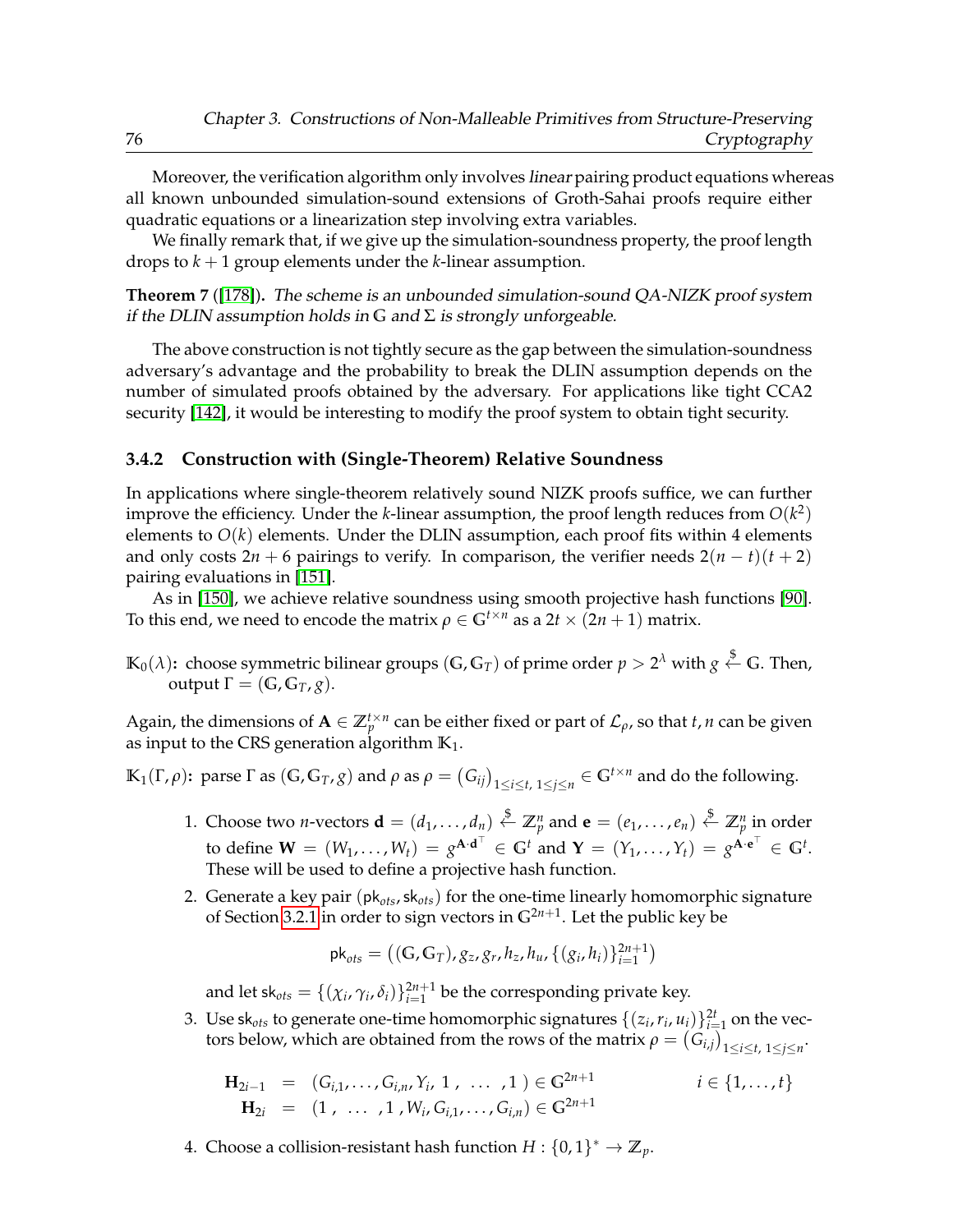Moreover, the verification algorithm only involves *linear* pairing product equations whereas all known unbounded simulation-sound extensions of Groth-Sahai proofs require either quadratic equations or a linearization step involving extra variables.

We finally remark that, if we give up the simulation-soundness property, the proof length drops to $k+1$ group elements under the $k$-linear assumption.

**Theorem 7** ([178]). *The scheme is an unbounded simulation-sound QA-NIZK proof system if the DLIN assumption holds in $\mathbb{G}$ and $\Sigma$ is strongly unforgeable.*

The above construction is not tightly secure as the gap between the simulation-soundness adversary's advantage and the probability to break the DLIN assumption depends on the number of simulated proofs obtained by the adversary. For applications like tight CCA2 security [142], it would be interesting to modify the proof system to obtain tight security.

### 3.4.2 Construction with (Single-Theorem) Relative Soundness

In applications where single-theorem relatively sound NIZK proofs suffice, we can further improve the efficiency. Under the $k$-linear assumption, the proof length reduces from $O(k^2)$ elements to $O(k)$ elements. Under the DLIN assumption, each proof fits within 4 elements and only costs $2n+6$ pairings to verify. In comparison, the verifier needs $2(n-t)(t+2)$ pairing evaluations in [151].

As in [150], we achieve relative soundness using smooth projective hash functions [90]. To this end, we need to encode the matrix $\rho \in \mathbb{G}^{t \times n}$ as a $2t \times (2n+1)$ matrix.

$\mathbb{K}_0(\lambda)$**:** choose symmetric bilinear groups $(\mathbb{G}, \mathbb{G}_T)$ of prime order $p > 2^\lambda$ with $g \stackrel{\$}{\leftarrow} \mathbb{G}$. Then, output $\Gamma = (\mathbb{G}, \mathbb{G}_T, g)$.

Again, the dimensions of $\mathbf{A} \in \mathbb{Z}_p^{t \times n}$ can be either fixed or part of $\mathcal{L}_\rho$, so that $t, n$ can be given as input to the CRS generation algorithm $\mathbb{K}_1$.

$\mathbb{K}_1(\Gamma, \rho)$**:** parse $\Gamma$ as $(\mathbb{G}, \mathbb{G}_T, g)$ and $\rho$ as $\rho = (G_{ij})_{1 \le i \le t,\, 1 \le j \le n} \in \mathbb{G}^{t \times n}$ and do the following.

1. Choose two $n$-vectors $\mathbf{d} = (d_1, \ldots, d_n) \stackrel{\$}{\leftarrow} \mathbb{Z}_p^n$ and $\mathbf{e} = (e_1, \ldots, e_n) \stackrel{\$}{\leftarrow} \mathbb{Z}_p^n$ in order to define $\mathbf{W} = (W_1, \ldots, W_t) = g^{\mathbf{A} \cdot \mathbf{d}^\top} \in \mathbb{G}^t$ and $\mathbf{Y} = (Y_1, \ldots, Y_t) = g^{\mathbf{A} \cdot \mathbf{e}^\top} \in \mathbb{G}^t$. These will be used to define a projective hash function.
2. Generate a key pair $(\mathsf{pk}_{ots}, \mathsf{sk}_{ots})$ for the one-time linearly homomorphic signature of Section 3.2.1 in order to sign vectors in $\mathbb{G}^{2n+1}$. Let the public key be
$$\mathsf{pk}_{ots} = \big((\mathbb{G}, \mathbb{G}_T), g_z, g_r, h_z, h_u, \{(g_i, h_i)\}_{i=1}^{2n+1}\big)$$
and let $\mathsf{sk}_{ots} = \{(\chi_i, \gamma_i, \delta_i)\}_{i=1}^{2n+1}$ be the corresponding private key.
3. Use $\mathsf{sk}_{ots}$ to generate one-time homomorphic signatures $\{(z_i, r_i, u_i)\}_{i=1}^{2t}$ on the vectors below, which are obtained from the rows of the matrix $\rho = (G_{i,j})_{1 \le i \le t,\, 1 \le j \le n}$.
$$\begin{aligned} \mathbf{H}_{2i-1} &= (G_{i,1}, \ldots, G_{i,n}, Y_i, 1, \ \ldots \ , 1) \in \mathbb{G}^{2n+1} \qquad i \in \{1, \ldots, t\} \\ \mathbf{H}_{2i} &= (1, \ \ldots \ , 1, W_i, G_{i,1}, \ldots, G_{i,n}) \in \mathbb{G}^{2n+1} \end{aligned}$$
4. Choose a collision-resistant hash function $H : \{0,1\}^* \to \mathbb{Z}_p$.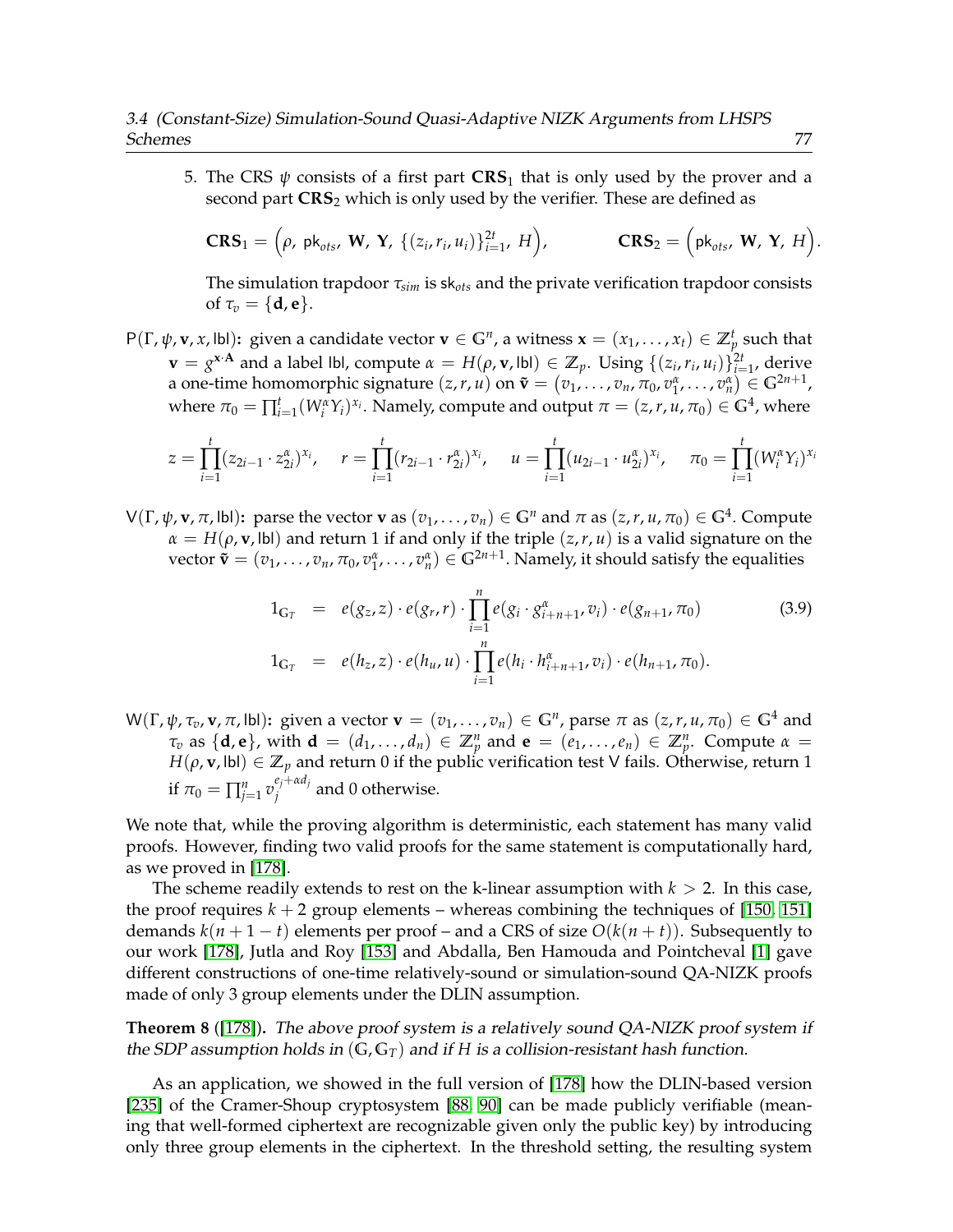5. The CRS $\psi$ consists of a first part $\mathbf{CRS}_1$ that is only used by the prover and a second part $\mathbf{CRS}_2$ which is only used by the verifier. These are defined as

$$\mathbf{CRS}_1 = \Big(\rho,\ \mathsf{pk}_{ots},\ \mathbf{W},\ \mathbf{Y},\ \{(z_i, r_i, u_i)\}_{i=1}^{2t},\ H\Big), \qquad \mathbf{CRS}_2 = \Big(\mathsf{pk}_{ots},\ \mathbf{W},\ \mathbf{Y},\ H\Big).$$

The simulation trapdoor $\tau_{sim}$ is $\mathsf{sk}_{ots}$ and the private verification trapdoor consists of $\tau_v = \{\mathbf{d}, \mathbf{e}\}$.

$\mathsf{P}(\Gamma, \psi, \mathbf{v}, x, \mathsf{lbl})$**:** given a candidate vector $\mathbf{v} \in \mathbb{G}^n$, a witness $\mathbf{x} = (x_1, \ldots, x_t) \in \mathbb{Z}_p^t$ such that $\mathbf{v} = g^{\mathbf{x} \cdot \mathbf{A}}$ and a label $\mathsf{lbl}$, compute $\alpha = H(\rho, \mathbf{v}, \mathsf{lbl}) \in \mathbb{Z}_p$. Using $\{(z_i, r_i, u_i)\}_{i=1}^{2t}$, derive a one-time homomorphic signature $(z, r, u)$ on $\tilde{\mathbf{v}} = (v_1, \ldots, v_n, \pi_0, v_1^\alpha, \ldots, v_n^\alpha) \in \mathbb{G}^{2n+1}$, where $\pi_0 = \prod_{i=1}^t (W_i^\alpha Y_i)^{x_i}$. Namely, compute and output $\pi = (z, r, u, \pi_0) \in \mathbb{G}^4$, where

$$z = \prod_{i=1}^t (z_{2i-1} \cdot z_{2i}^\alpha)^{x_i}, \quad r = \prod_{i=1}^t (r_{2i-1} \cdot r_{2i}^\alpha)^{x_i}, \quad u = \prod_{i=1}^t (u_{2i-1} \cdot u_{2i}^\alpha)^{x_i}, \quad \pi_0 = \prod_{i=1}^t (W_i^\alpha Y_i)^{x_i}$$

$\mathsf{V}(\Gamma, \psi, \mathbf{v}, \pi, \mathsf{lbl})$**:** parse the vector $\mathbf{v}$ as $(v_1, \ldots, v_n) \in \mathbb{G}^n$ and $\pi$ as $(z, r, u, \pi_0) \in \mathbb{G}^4$. Compute $\alpha = H(\rho, \mathbf{v}, \mathsf{lbl})$ and return 1 if and only if the triple $(z, r, u)$ is a valid signature on the vector $\tilde{\mathbf{v}} = (v_1, \ldots, v_n, \pi_0, v_1^\alpha, \ldots, v_n^\alpha) \in \mathbb{G}^{2n+1}$. Namely, it should satisfy the equalities

$$\begin{aligned} 1_{\mathbb{G}_T} &= e(g_z, z) \cdot e(g_r, r) \cdot \prod_{i=1}^n e(g_i \cdot g_{i+n+1}^\alpha, v_i) \cdot e(g_{n+1}, \pi_0) \\ 1_{\mathbb{G}_T} &= e(h_z, z) \cdot e(h_u, u) \cdot \prod_{i=1}^n e(h_i \cdot h_{i+n+1}^\alpha, v_i) \cdot e(h_{n+1}, \pi_0). \end{aligned} \tag{3.9}$$

$\mathsf{W}(\Gamma, \psi, \tau_v, \mathbf{v}, \pi, \mathsf{lbl})$**:** given a vector $\mathbf{v} = (v_1, \ldots, v_n) \in \mathbb{G}^n$, parse $\pi$ as $(z, r, u, \pi_0) \in \mathbb{G}^4$ and $\tau_v$ as $\{\mathbf{d}, \mathbf{e}\}$, with $\mathbf{d} = (d_1, \ldots, d_n) \in \mathbb{Z}_p^n$ and $\mathbf{e} = (e_1, \ldots, e_n) \in \mathbb{Z}_p^n$. Compute $\alpha = H(\rho, \mathbf{v}, \mathsf{lbl}) \in \mathbb{Z}_p$ and return 0 if the public verification test V fails. Otherwise, return 1 if $\pi_0 = \prod_{j=1}^n v_j^{e_j + \alpha d_j}$ and 0 otherwise.

We note that, while the proving algorithm is deterministic, each statement has many valid proofs. However, finding two valid proofs for the same statement is computationally hard, as we proved in [178].

The scheme readily extends to rest on the k-linear assumption with $k > 2$. In this case, the proof requires $k + 2$ group elements – whereas combining the techniques of [150, 151] demands $k(n + 1 - t)$ elements per proof – and a CRS of size $O(k(n + t))$. Subsequently to our work [178], Jutla and Roy [153] and Abdalla, Ben Hamouda and Pointcheval [1] gave different constructions of one-time relatively-sound or simulation-sound QA-NIZK proofs made of only 3 group elements under the DLIN assumption.

**Theorem 8** ([178])**.** *The above proof system is a relatively sound QA-NIZK proof system if the SDP assumption holds in $(\mathbb{G}, \mathbb{G}_T)$ and if $H$ is a collision-resistant hash function.*

As an application, we showed in the full version of [178] how the DLIN-based version [235] of the Cramer-Shoup cryptosystem [88, 90] can be made publicly verifiable (meaning that well-formed ciphertext are recognizable given only the public key) by introducing only three group elements in the ciphertext. In the threshold setting, the resulting system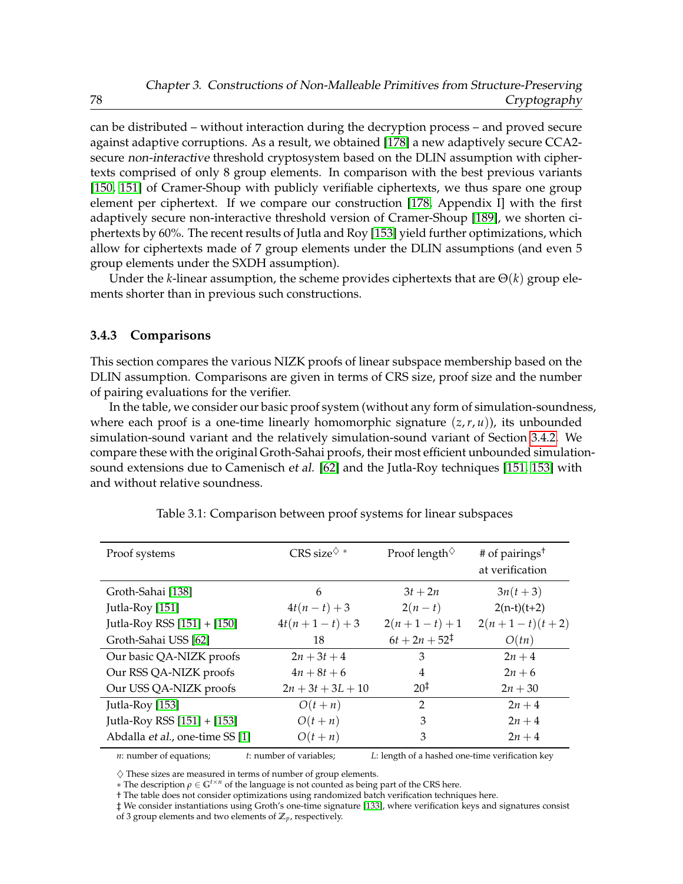can be distributed – without interaction during the decryption process – and proved secure against adaptive corruptions. As a result, we obtained [178] a new adaptively secure CCA2-secure *non-interactive* threshold cryptosystem based on the DLIN assumption with ciphertexts comprised of only 8 group elements. In comparison with the best previous variants [150, 151] of Cramer-Shoup with publicly verifiable ciphertexts, we thus spare one group element per ciphertext. If we compare our construction [178, Appendix I] with the first adaptively secure non-interactive threshold version of Cramer-Shoup [189], we shorten ciphertexts by 60%. The recent results of Jutla and Roy [153] yield further optimizations, which allow for ciphertexts made of 7 group elements under the DLIN assumptions (and even 5 group elements under the SXDH assumption).

Under the $k$-linear assumption, the scheme provides ciphertexts that are $\Theta(k)$ group elements shorter than in previous such constructions.

### 3.4.3 Comparisons

This section compares the various NIZK proofs of linear subspace membership based on the DLIN assumption. Comparisons are given in terms of CRS size, proof size and the number of pairing evaluations for the verifier.

In the table, we consider our basic proof system (without any form of simulation-soundness, where each proof is a one-time linearly homomorphic signature $(z, r, u)$), its unbounded simulation-sound variant and the relatively simulation-sound variant of Section 3.4.2. We compare these with the original Groth-Sahai proofs, their most efficient unbounded simulation-sound extensions due to Camenisch *et al.* [62] and the Jutla-Roy techniques [151, 153] with and without relative soundness.

Table 3.1: Comparison between proof systems for linear subspaces

| Proof systems | CRS size $^{\diamondsuit}$ $^{*}$ | Proof length $^{\diamondsuit}$ | # of pairings $^{\dagger}$ at verification |
|---|---|---|---|
| Groth-Sahai [138] | $6$ | $3t + 2n$ | $3n(t + 3)$ |
| Jutla-Roy [151] | $4t(n - t) + 3$ | $2(n - t)$ | $2(n-t)(t+2)$ |
| Jutla-Roy RSS [151] + [150] | $4t(n + 1 - t) + 3$ | $2(n + 1 - t) + 1$ | $2(n + 1 - t)(t + 2)$ |
| Groth-Sahai USS [62] | $18$ | $6t + 2n + 52^{\ddagger}$ | $O(tn)$ |
| Our basic QA-NIZK proofs | $2n + 3t + 4$ | $3$ | $2n + 4$ |
| Our RSS QA-NIZK proofs | $4n + 8t + 6$ | $4$ | $2n + 6$ |
| Our USS QA-NIZK proofs | $2n + 3t + 3L + 10$ | $20^{\ddagger}$ | $2n + 30$ |
| Jutla-Roy [153] | $O(t + n)$ | $2$ | $2n + 4$ |
| Jutla-Roy RSS [151] + [153] | $O(t + n)$ | $3$ | $2n + 4$ |
| Abdalla *et al.*, one-time SS [1] | $O(t + n)$ | $3$ | $2n + 4$ |

$n$: number of equations; $t$: number of variables; $L$: length of a hashed one-time verification key

$\diamondsuit$ These sizes are measured in terms of number of group elements.
$*$ The description $\rho \in \mathbb{G}^{t \times n}$ of the language is not counted as being part of the CRS here.
† The table does not consider optimizations using randomized batch verification techniques here.
‡ We consider instantiations using Groth's one-time signature [133], where verification keys and signatures consist of 3 group elements and two elements of $\mathbb{Z}_p$, respectively.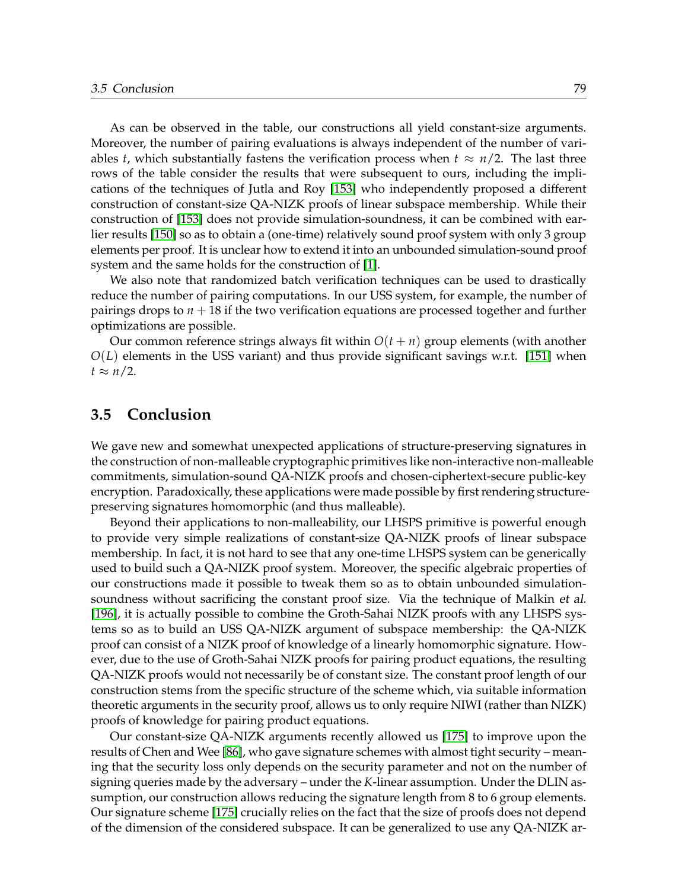As can be observed in the table, our constructions all yield constant-size arguments. Moreover, the number of pairing evaluations is always independent of the number of variables $t$, which substantially fastens the verification process when $t \approx n/2$. The last three rows of the table consider the results that were subsequent to ours, including the implications of the techniques of Jutla and Roy [153] who independently proposed a different construction of constant-size QA-NIZK proofs of linear subspace membership. While their construction of [153] does not provide simulation-soundness, it can be combined with earlier results [150] so as to obtain a (one-time) relatively sound proof system with only 3 group elements per proof. It is unclear how to extend it into an unbounded simulation-sound proof system and the same holds for the construction of [1].

We also note that randomized batch verification techniques can be used to drastically reduce the number of pairing computations. In our USS system, for example, the number of pairings drops to $n + 18$ if the two verification equations are processed together and further optimizations are possible.

Our common reference strings always fit within $O(t + n)$ group elements (with another $O(L)$ elements in the USS variant) and thus provide significant savings w.r.t. [151] when $t \approx n/2$.

## 3.5 Conclusion

We gave new and somewhat unexpected applications of structure-preserving signatures in the construction of non-malleable cryptographic primitives like non-interactive non-malleable commitments, simulation-sound QA-NIZK proofs and chosen-ciphertext-secure public-key encryption. Paradoxically, these applications were made possible by first rendering structure-preserving signatures homomorphic (and thus malleable).

Beyond their applications to non-malleability, our LHSPS primitive is powerful enough to provide very simple realizations of constant-size QA-NIZK proofs of linear subspace membership. In fact, it is not hard to see that any one-time LHSPS system can be generically used to build such a QA-NIZK proof system. Moreover, the specific algebraic properties of our constructions made it possible to tweak them so as to obtain unbounded simulation-soundness without sacrificing the constant proof size. Via the technique of Malkin *et al.* [196], it is actually possible to combine the Groth-Sahai NIZK proofs with any LHSPS systems so as to build an USS QA-NIZK argument of subspace membership: the QA-NIZK proof can consist of a NIZK proof of knowledge of a linearly homomorphic signature. However, due to the use of Groth-Sahai NIZK proofs for pairing product equations, the resulting QA-NIZK proofs would not necessarily be of constant size. The constant proof length of our construction stems from the specific structure of the scheme which, via suitable information theoretic arguments in the security proof, allows us to only require NIWI (rather than NIZK) proofs of knowledge for pairing product equations.

Our constant-size QA-NIZK arguments recently allowed us [175] to improve upon the results of Chen and Wee [86], who gave signature schemes with almost tight security – meaning that the security loss only depends on the security parameter and not on the number of signing queries made by the adversary – under the $K$-linear assumption. Under the DLIN assumption, our construction allows reducing the signature length from 8 to 6 group elements. Our signature scheme [175] crucially relies on the fact that the size of proofs does not depend of the dimension of the considered subspace. It can be generalized to use any QA-NIZK ar-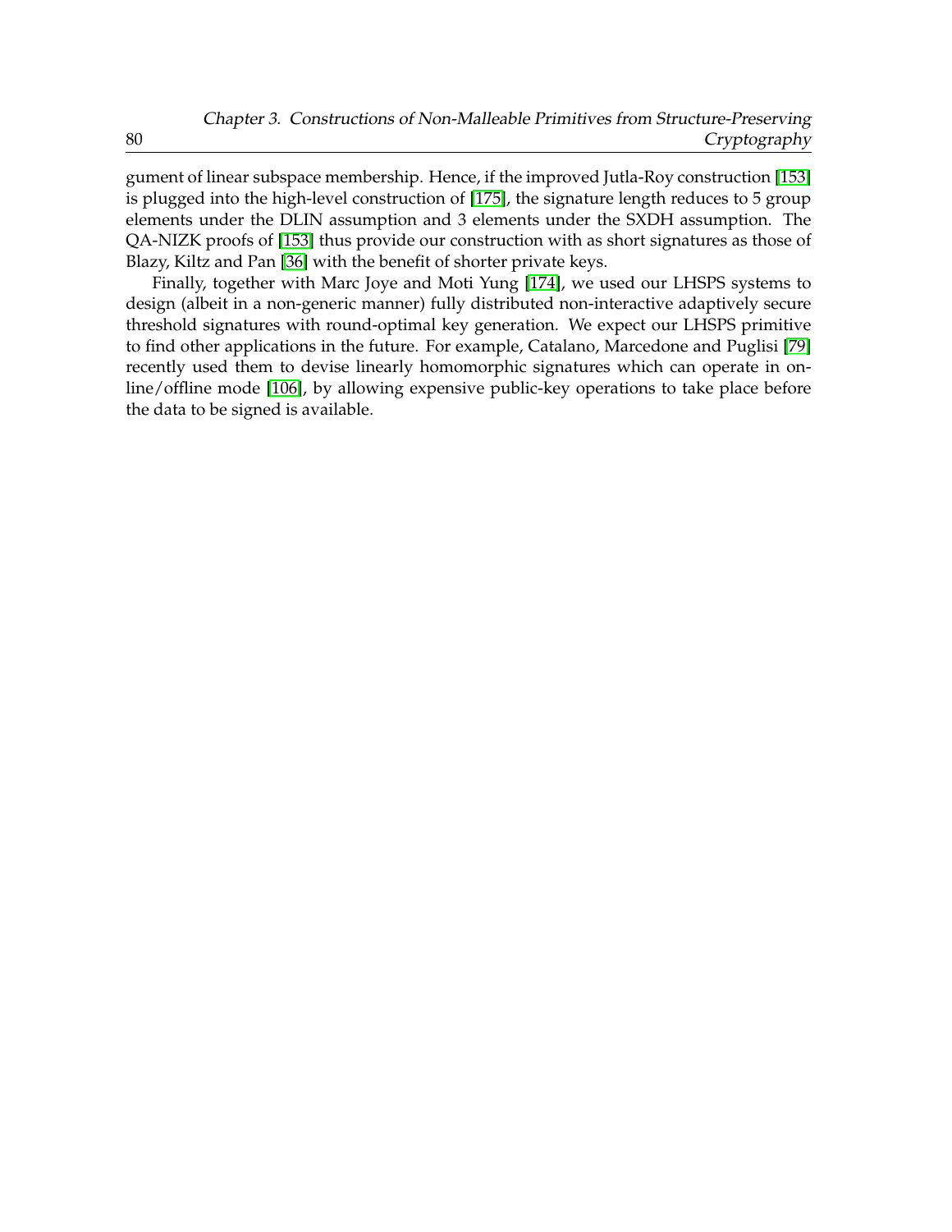gument of linear subspace membership. Hence, if the improved Jutla-Roy construction [153] is plugged into the high-level construction of [175], the signature length reduces to 5 group elements under the DLIN assumption and 3 elements under the SXDH assumption. The QA-NIZK proofs of [153] thus provide our construction with as short signatures as those of Blazy, Kiltz and Pan [36] with the benefit of shorter private keys.

Finally, together with Marc Joye and Moti Yung [174], we used our LHSPS systems to design (albeit in a non-generic manner) fully distributed non-interactive adaptively secure threshold signatures with round-optimal key generation. We expect our LHSPS primitive to find other applications in the future. For example, Catalano, Marcedone and Puglisi [79] recently used them to devise linearly homomorphic signatures which can operate in on-line/offline mode [106], by allowing expensive public-key operations to take place before the data to be signed is available.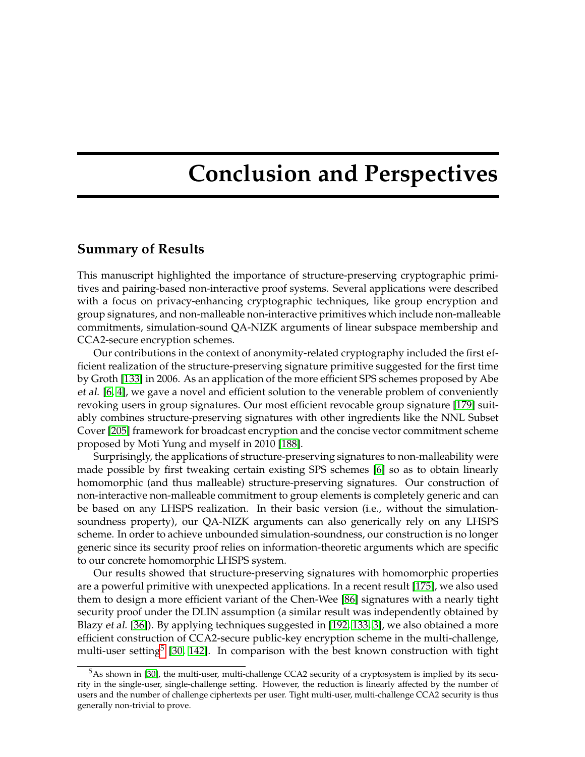# Conclusion and Perspectives

## Summary of Results

This manuscript highlighted the importance of structure-preserving cryptographic primitives and pairing-based non-interactive proof systems. Several applications were described with a focus on privacy-enhancing cryptographic techniques, like group encryption and group signatures, and non-malleable non-interactive primitives which include non-malleable commitments, simulation-sound QA-NIZK arguments of linear subspace membership and CCA2-secure encryption schemes.

Our contributions in the context of anonymity-related cryptography included the first efficient realization of the structure-preserving signature primitive suggested for the first time by Groth [133] in 2006. As an application of the more efficient SPS schemes proposed by Abe *et al.* [6, 4], we gave a novel and efficient solution to the venerable problem of conveniently revoking users in group signatures. Our most efficient revocable group signature [179] suitably combines structure-preserving signatures with other ingredients like the NNL Subset Cover [205] framework for broadcast encryption and the concise vector commitment scheme proposed by Moti Yung and myself in 2010 [188].

Surprisingly, the applications of structure-preserving signatures to non-malleability were made possible by first tweaking certain existing SPS schemes [6] so as to obtain linearly homomorphic (and thus malleable) structure-preserving signatures. Our construction of non-interactive non-malleable commitment to group elements is completely generic and can be based on any LHSPS realization. In their basic version (i.e., without the simulation-soundness property), our QA-NIZK arguments can also generically rely on any LHSPS scheme. In order to achieve unbounded simulation-soundness, our construction is no longer generic since its security proof relies on information-theoretic arguments which are specific to our concrete homomorphic LHSPS system.

Our results showed that structure-preserving signatures with homomorphic properties are a powerful primitive with unexpected applications. In a recent result [175], we also used them to design a more efficient variant of the Chen-Wee [86] signatures with a nearly tight security proof under the DLIN assumption (a similar result was independently obtained by Blazy *et al.* [36]). By applying techniques suggested in [192, 133, 3], we also obtained a more efficient construction of CCA2-secure public-key encryption scheme in the multi-challenge, multi-user setting[5] [30, 142]. In comparison with the best known construction with tight

[5] As shown in [30], the multi-user, multi-challenge CCA2 security of a cryptosystem is implied by its security in the single-user, single-challenge setting. However, the reduction is linearly affected by the number of users and the number of challenge ciphertexts per user. Tight multi-user, multi-challenge CCA2 security is thus generally non-trivial to prove.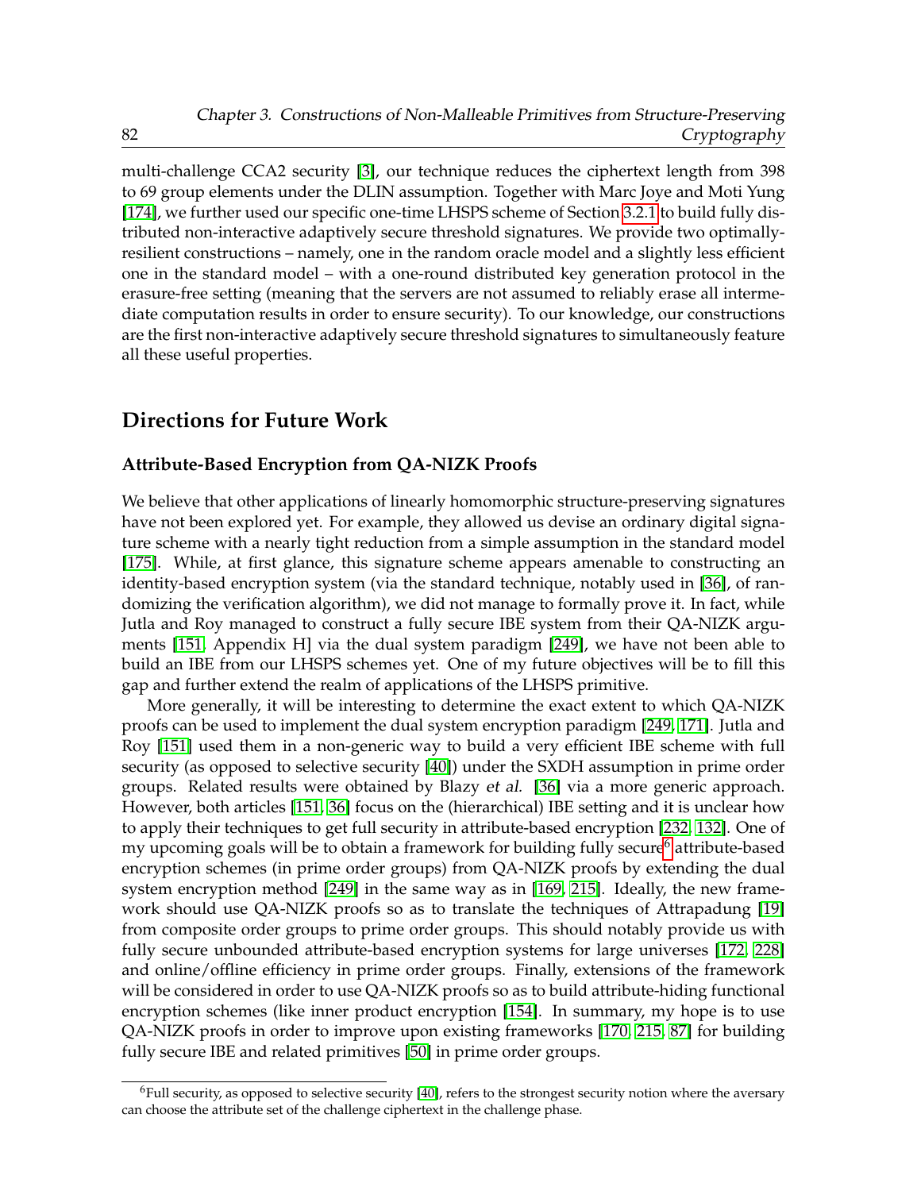multi-challenge CCA2 security [3], our technique reduces the ciphertext length from 398 to 69 group elements under the DLIN assumption. Together with Marc Joye and Moti Yung [174], we further used our specific one-time LHSPS scheme of Section 3.2.1 to build fully distributed non-interactive adaptively secure threshold signatures. We provide two optimally-resilient constructions – namely, one in the random oracle model and a slightly less efficient one in the standard model – with a one-round distributed key generation protocol in the erasure-free setting (meaning that the servers are not assumed to reliably erase all intermediate computation results in order to ensure security). To our knowledge, our constructions are the first non-interactive adaptively secure threshold signatures to simultaneously feature all these useful properties.

## Directions for Future Work

### Attribute-Based Encryption from QA-NIZK Proofs

We believe that other applications of linearly homomorphic structure-preserving signatures have not been explored yet. For example, they allowed us devise an ordinary digital signature scheme with a nearly tight reduction from a simple assumption in the standard model [175]. While, at first glance, this signature scheme appears amenable to constructing an identity-based encryption system (via the standard technique, notably used in [36], of randomizing the verification algorithm), we did not manage to formally prove it. In fact, while Jutla and Roy managed to construct a fully secure IBE system from their QA-NIZK arguments [151, Appendix H] via the dual system paradigm [249], we have not been able to build an IBE from our LHSPS schemes yet. One of my future objectives will be to fill this gap and further extend the realm of applications of the LHSPS primitive.

More generally, it will be interesting to determine the exact extent to which QA-NIZK proofs can be used to implement the dual system encryption paradigm [249, 171]. Jutla and Roy [151] used them in a non-generic way to build a very efficient IBE scheme with full security (as opposed to selective security [40]) under the SXDH assumption in prime order groups. Related results were obtained by Blazy *et al.* [36] via a more generic approach. However, both articles [151, 36] focus on the (hierarchical) IBE setting and it is unclear how to apply their techniques to get full security in attribute-based encryption [232, 132]. One of my upcoming goals will be to obtain a framework for building fully secure[6] attribute-based encryption schemes (in prime order groups) from QA-NIZK proofs by extending the dual system encryption method [249] in the same way as in [169, 215]. Ideally, the new framework should use QA-NIZK proofs so as to translate the techniques of Attrapadung [19] from composite order groups to prime order groups. This should notably provide us with fully secure unbounded attribute-based encryption systems for large universes [172, 228] and online/offline efficiency in prime order groups. Finally, extensions of the framework will be considered in order to use QA-NIZK proofs so as to build attribute-hiding functional encryption schemes (like inner product encryption [154]. In summary, my hope is to use QA-NIZK proofs in order to improve upon existing frameworks [170, 215, 87] for building fully secure IBE and related primitives [50] in prime order groups.

[6] Full security, as opposed to selective security [40], refers to the strongest security notion where the aversary can choose the attribute set of the challenge ciphertext in the challenge phase.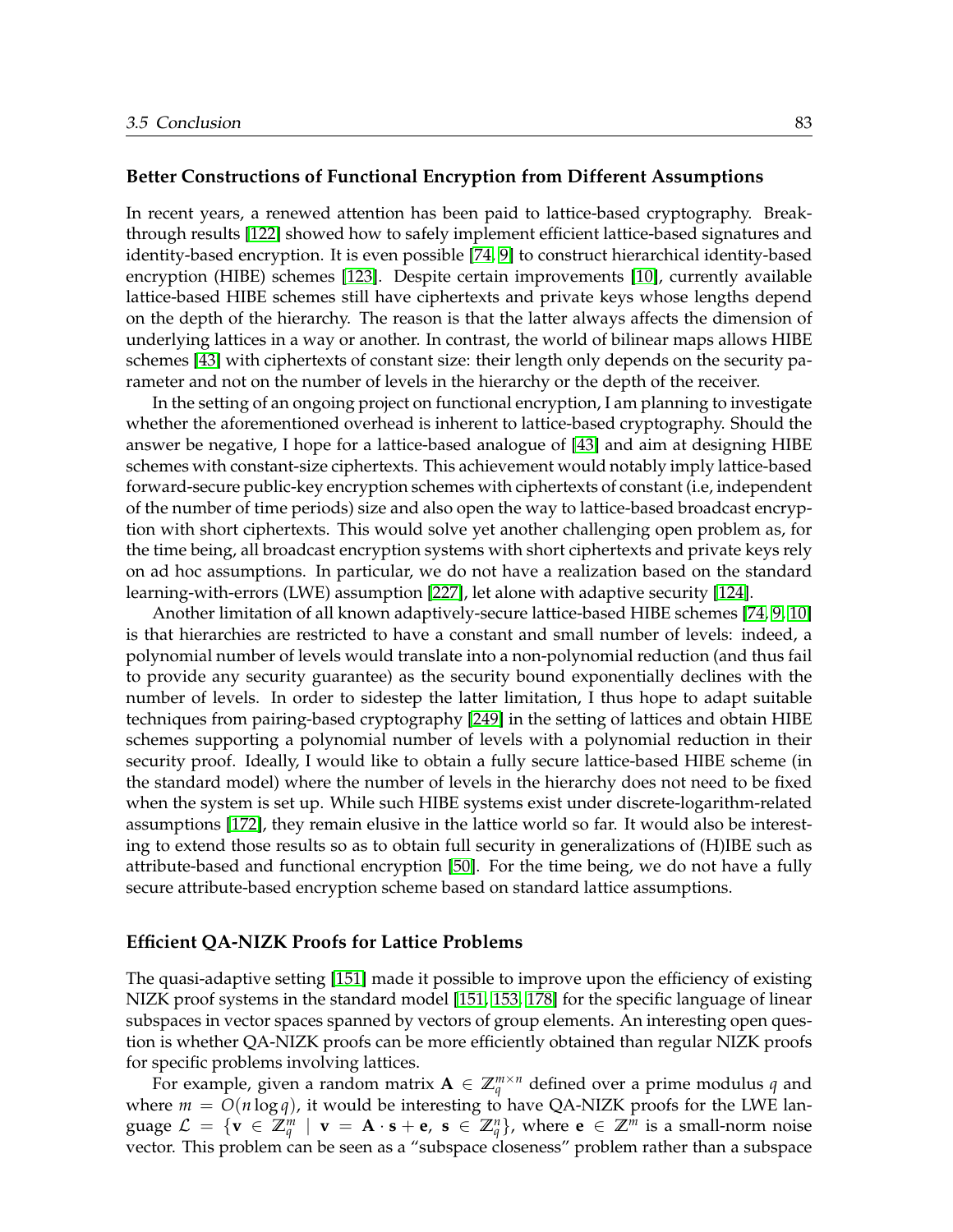### Better Constructions of Functional Encryption from Different Assumptions

In recent years, a renewed attention has been paid to lattice-based cryptography. Breakthrough results [122] showed how to safely implement efficient lattice-based signatures and identity-based encryption. It is even possible [74, 9] to construct hierarchical identity-based encryption (HIBE) schemes [123]. Despite certain improvements [10], currently available lattice-based HIBE schemes still have ciphertexts and private keys whose lengths depend on the depth of the hierarchy. The reason is that the latter always affects the dimension of underlying lattices in a way or another. In contrast, the world of bilinear maps allows HIBE schemes [43] with ciphertexts of constant size: their length only depends on the security parameter and not on the number of levels in the hierarchy or the depth of the receiver.

In the setting of an ongoing project on functional encryption, I am planning to investigate whether the aforementioned overhead is inherent to lattice-based cryptography. Should the answer be negative, I hope for a lattice-based analogue of [43] and aim at designing HIBE schemes with constant-size ciphertexts. This achievement would notably imply lattice-based forward-secure public-key encryption schemes with ciphertexts of constant (i.e, independent of the number of time periods) size and also open the way to lattice-based broadcast encryption with short ciphertexts. This would solve yet another challenging open problem as, for the time being, all broadcast encryption systems with short ciphertexts and private keys rely on ad hoc assumptions. In particular, we do not have a realization based on the standard learning-with-errors (LWE) assumption [227], let alone with adaptive security [124].

Another limitation of all known adaptively-secure lattice-based HIBE schemes [74, 9, 10] is that hierarchies are restricted to have a constant and small number of levels: indeed, a polynomial number of levels would translate into a non-polynomial reduction (and thus fail to provide any security guarantee) as the security bound exponentially declines with the number of levels. In order to sidestep the latter limitation, I thus hope to adapt suitable techniques from pairing-based cryptography [249] in the setting of lattices and obtain HIBE schemes supporting a polynomial number of levels with a polynomial reduction in their security proof. Ideally, I would like to obtain a fully secure lattice-based HIBE scheme (in the standard model) where the number of levels in the hierarchy does not need to be fixed when the system is set up. While such HIBE systems exist under discrete-logarithm-related assumptions [172], they remain elusive in the lattice world so far. It would also be interesting to extend those results so as to obtain full security in generalizations of (H)IBE such as attribute-based and functional encryption [50]. For the time being, we do not have a fully secure attribute-based encryption scheme based on standard lattice assumptions.

### Efficient QA-NIZK Proofs for Lattice Problems

The quasi-adaptive setting [151] made it possible to improve upon the efficiency of existing NIZK proof systems in the standard model [151, 153, 178] for the specific language of linear subspaces in vector spaces spanned by vectors of group elements. An interesting open question is whether QA-NIZK proofs can be more efficiently obtained than regular NIZK proofs for specific problems involving lattices.

For example, given a random matrix $\mathbf{A} \in \mathbb{Z}_q^{m \times n}$ defined over a prime modulus $q$ and where $m = O(n \log q)$, it would be interesting to have QA-NIZK proofs for the LWE language $\mathcal{L} = \{\mathbf{v} \in \mathbb{Z}_q^m \mid \mathbf{v} = \mathbf{A} \cdot \mathbf{s} + \mathbf{e},\ \mathbf{s} \in \mathbb{Z}_q^n\}$, where $\mathbf{e} \in \mathbb{Z}^m$ is a small-norm noise vector. This problem can be seen as a "subspace closeness" problem rather than a subspace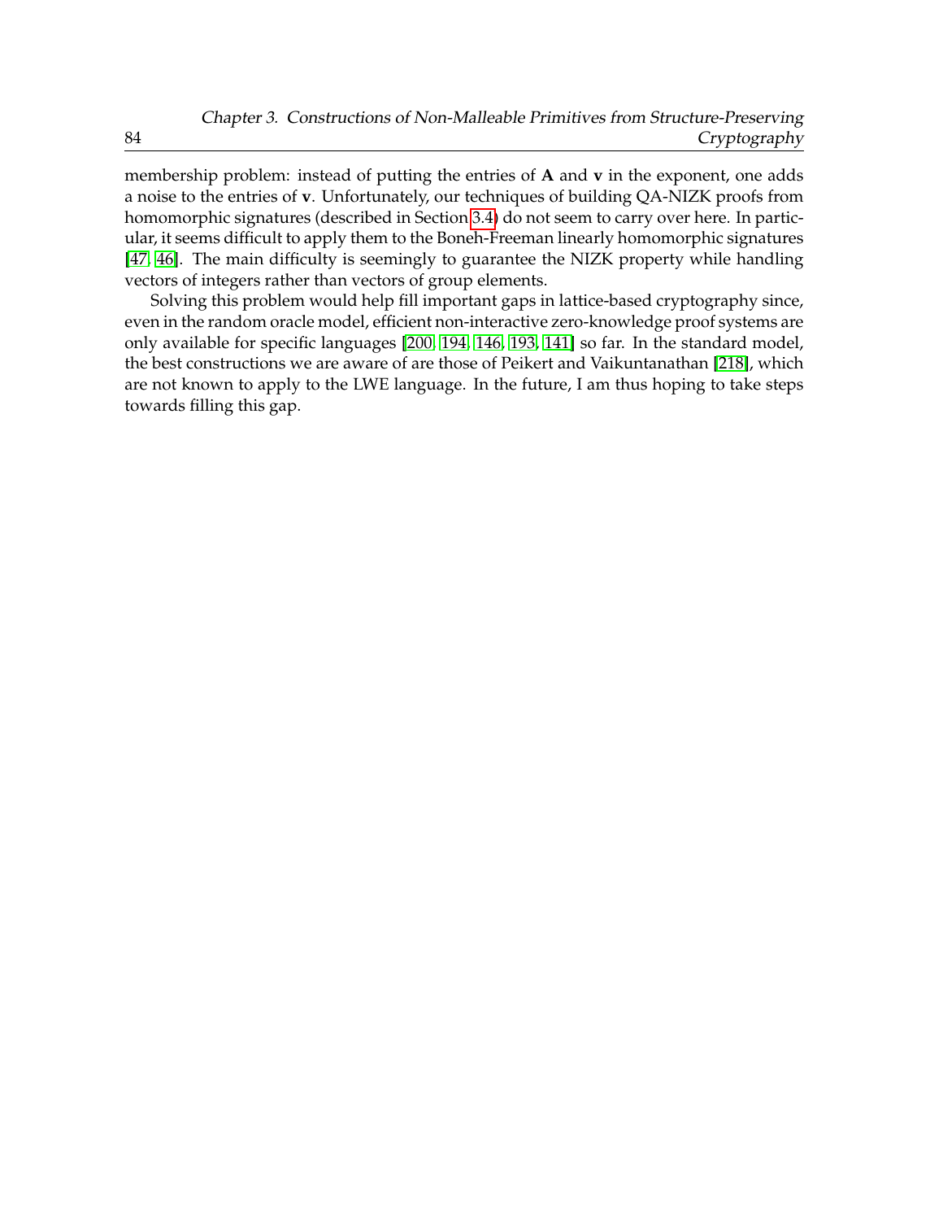membership problem: instead of putting the entries of $\mathbf{A}$ and $\mathbf{v}$ in the exponent, one adds a noise to the entries of $\mathbf{v}$. Unfortunately, our techniques of building QA-NIZK proofs from homomorphic signatures (described in Section 3.4) do not seem to carry over here. In particular, it seems difficult to apply them to the Boneh-Freeman linearly homomorphic signatures [47, 46]. The main difficulty is seemingly to guarantee the NIZK property while handling vectors of integers rather than vectors of group elements.

Solving this problem would help fill important gaps in lattice-based cryptography since, even in the random oracle model, efficient non-interactive zero-knowledge proof systems are only available for specific languages [200, 194, 146, 193, 141] so far. In the standard model, the best constructions we are aware of are those of Peikert and Vaikuntanathan [218], which are not known to apply to the LWE language. In the future, I am thus hoping to take steps towards filling this gap.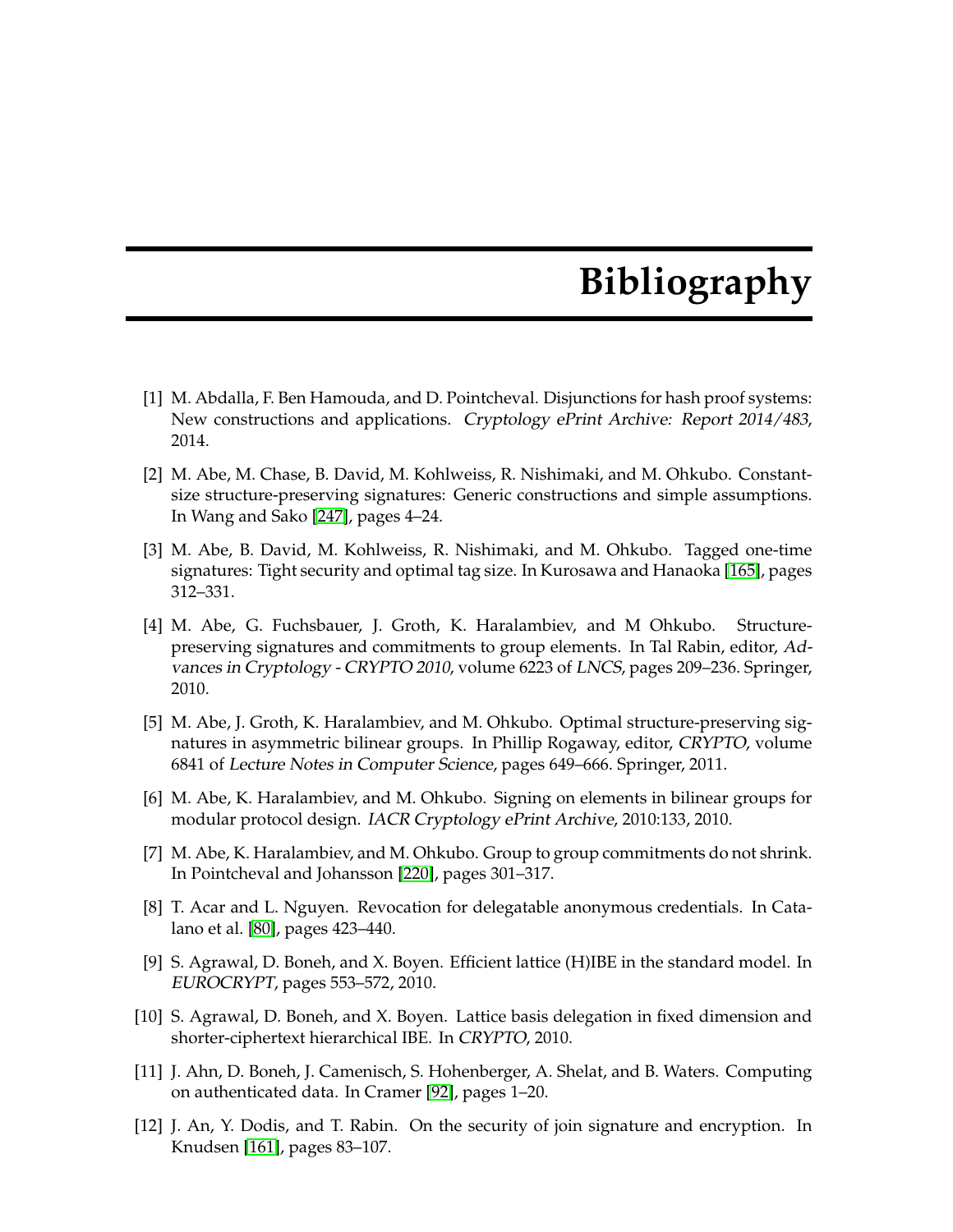# Bibliography

[1] M. Abdalla, F. Ben Hamouda, and D. Pointcheval. Disjunctions for hash proof systems: New constructions and applications. *Cryptology ePrint Archive: Report 2014/483*, 2014.

[2] M. Abe, M. Chase, B. David, M. Kohlweiss, R. Nishimaki, and M. Ohkubo. Constant-size structure-preserving signatures: Generic constructions and simple assumptions. In Wang and Sako [247], pages 4–24.

[3] M. Abe, B. David, M. Kohlweiss, R. Nishimaki, and M. Ohkubo. Tagged one-time signatures: Tight security and optimal tag size. In Kurosawa and Hanaoka [165], pages 312–331.

[4] M. Abe, G. Fuchsbauer, J. Groth, K. Haralambiev, and M Ohkubo. Structure-preserving signatures and commitments to group elements. In Tal Rabin, editor, *Advances in Cryptology - CRYPTO 2010*, volume 6223 of *LNCS*, pages 209–236. Springer, 2010.

[5] M. Abe, J. Groth, K. Haralambiev, and M. Ohkubo. Optimal structure-preserving signatures in asymmetric bilinear groups. In Phillip Rogaway, editor, *CRYPTO*, volume 6841 of *Lecture Notes in Computer Science*, pages 649–666. Springer, 2011.

[6] M. Abe, K. Haralambiev, and M. Ohkubo. Signing on elements in bilinear groups for modular protocol design. *IACR Cryptology ePrint Archive*, 2010:133, 2010.

[7] M. Abe, K. Haralambiev, and M. Ohkubo. Group to group commitments do not shrink. In Pointcheval and Johansson [220], pages 301–317.

[8] T. Acar and L. Nguyen. Revocation for delegatable anonymous credentials. In Catalano et al. [80], pages 423–440.

[9] S. Agrawal, D. Boneh, and X. Boyen. Efficient lattice (H)IBE in the standard model. In *EUROCRYPT*, pages 553–572, 2010.

[10] S. Agrawal, D. Boneh, and X. Boyen. Lattice basis delegation in fixed dimension and shorter-ciphertext hierarchical IBE. In *CRYPTO*, 2010.

[11] J. Ahn, D. Boneh, J. Camenisch, S. Hohenberger, A. Shelat, and B. Waters. Computing on authenticated data. In Cramer [92], pages 1–20.

[12] J. An, Y. Dodis, and T. Rabin. On the security of join signature and encryption. In Knudsen [161], pages 83–107.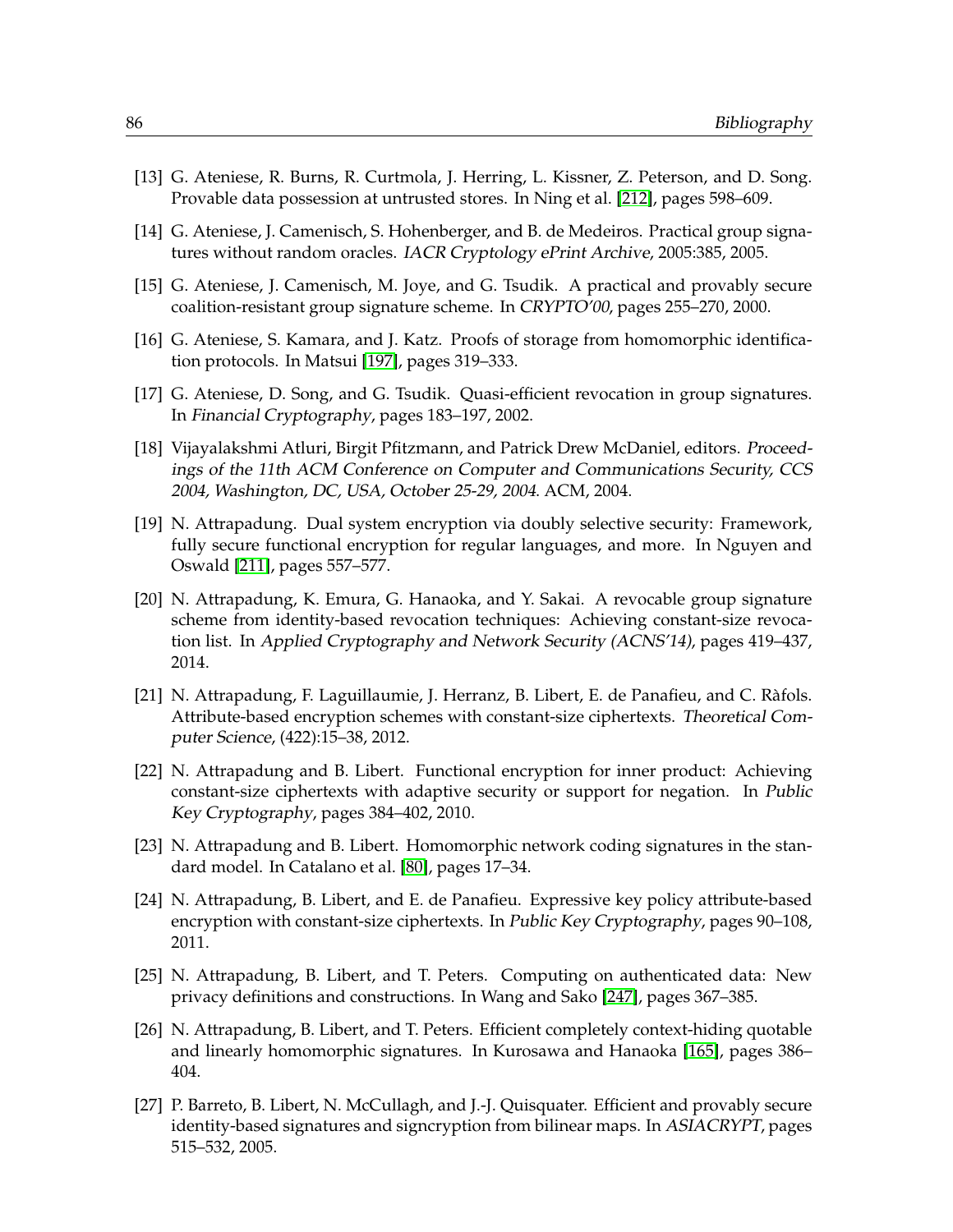[13] G. Ateniese, R. Burns, R. Curtmola, J. Herring, L. Kissner, Z. Peterson, and D. Song. Provable data possession at untrusted stores. In Ning et al. [212], pages 598–609.

[14] G. Ateniese, J. Camenisch, S. Hohenberger, and B. de Medeiros. Practical group signatures without random oracles. *IACR Cryptology ePrint Archive*, 2005:385, 2005.

[15] G. Ateniese, J. Camenisch, M. Joye, and G. Tsudik. A practical and provably secure coalition-resistant group signature scheme. In *CRYPTO'00*, pages 255–270, 2000.

[16] G. Ateniese, S. Kamara, and J. Katz. Proofs of storage from homomorphic identification protocols. In Matsui [197], pages 319–333.

[17] G. Ateniese, D. Song, and G. Tsudik. Quasi-efficient revocation in group signatures. In *Financial Cryptography*, pages 183–197, 2002.

[18] Vijayalakshmi Atluri, Birgit Pfitzmann, and Patrick Drew McDaniel, editors. *Proceedings of the 11th ACM Conference on Computer and Communications Security, CCS 2004, Washington, DC, USA, October 25-29, 2004*. ACM, 2004.

[19] N. Attrapadung. Dual system encryption via doubly selective security: Framework, fully secure functional encryption for regular languages, and more. In Nguyen and Oswald [211], pages 557–577.

[20] N. Attrapadung, K. Emura, G. Hanaoka, and Y. Sakai. A revocable group signature scheme from identity-based revocation techniques: Achieving constant-size revocation list. In *Applied Cryptography and Network Security (ACNS'14)*, pages 419–437, 2014.

[21] N. Attrapadung, F. Laguillaumie, J. Herranz, B. Libert, E. de Panafieu, and C. Ràfols. Attribute-based encryption schemes with constant-size ciphertexts. *Theoretical Computer Science*, (422):15–38, 2012.

[22] N. Attrapadung and B. Libert. Functional encryption for inner product: Achieving constant-size ciphertexts with adaptive security or support for negation. In *Public Key Cryptography*, pages 384–402, 2010.

[23] N. Attrapadung and B. Libert. Homomorphic network coding signatures in the standard model. In Catalano et al. [80], pages 17–34.

[24] N. Attrapadung, B. Libert, and E. de Panafieu. Expressive key policy attribute-based encryption with constant-size ciphertexts. In *Public Key Cryptography*, pages 90–108, 2011.

[25] N. Attrapadung, B. Libert, and T. Peters. Computing on authenticated data: New privacy definitions and constructions. In Wang and Sako [247], pages 367–385.

[26] N. Attrapadung, B. Libert, and T. Peters. Efficient completely context-hiding quotable and linearly homomorphic signatures. In Kurosawa and Hanaoka [165], pages 386–404.

[27] P. Barreto, B. Libert, N. McCullagh, and J.-J. Quisquater. Efficient and provably secure identity-based signatures and signcryption from bilinear maps. In *ASIACRYPT*, pages 515–532, 2005.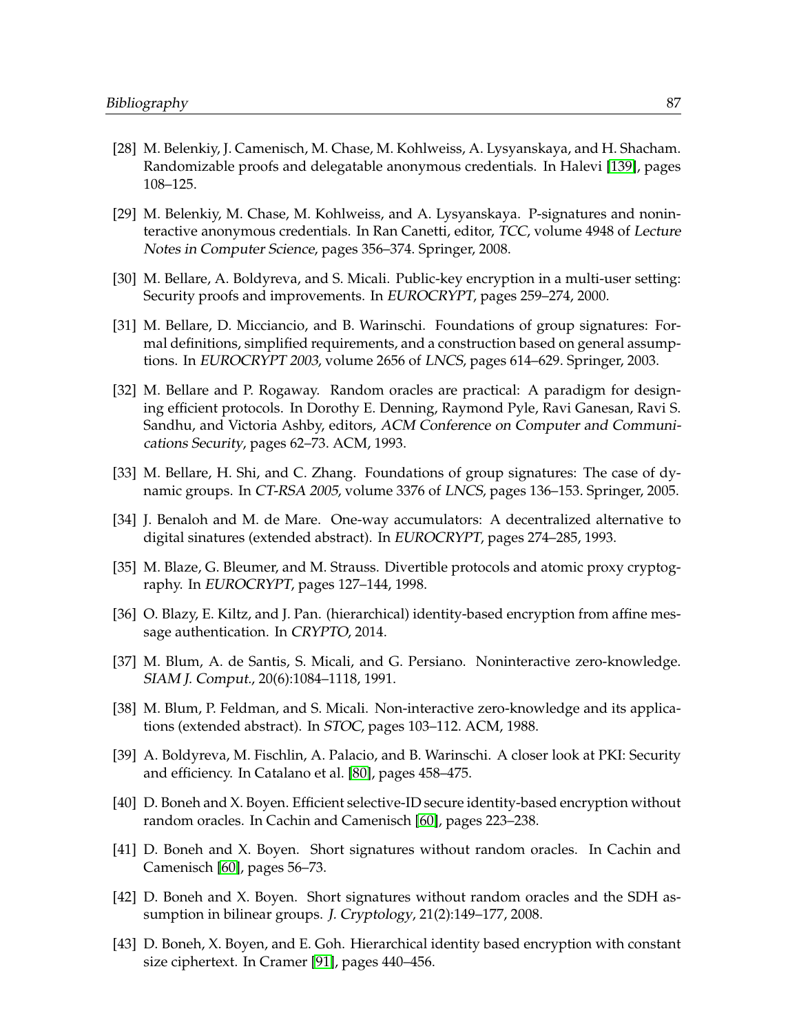[28] M. Belenkiy, J. Camenisch, M. Chase, M. Kohlweiss, A. Lysyanskaya, and H. Shacham. Randomizable proofs and delegatable anonymous credentials. In Halevi [139], pages 108–125.

[29] M. Belenkiy, M. Chase, M. Kohlweiss, and A. Lysyanskaya. P-signatures and noninteractive anonymous credentials. In Ran Canetti, editor, *TCC*, volume 4948 of *Lecture Notes in Computer Science*, pages 356–374. Springer, 2008.

[30] M. Bellare, A. Boldyreva, and S. Micali. Public-key encryption in a multi-user setting: Security proofs and improvements. In *EUROCRYPT*, pages 259–274, 2000.

[31] M. Bellare, D. Micciancio, and B. Warinschi. Foundations of group signatures: Formal definitions, simplified requirements, and a construction based on general assumptions. In *EUROCRYPT 2003*, volume 2656 of *LNCS*, pages 614–629. Springer, 2003.

[32] M. Bellare and P. Rogaway. Random oracles are practical: A paradigm for designing efficient protocols. In Dorothy E. Denning, Raymond Pyle, Ravi Ganesan, Ravi S. Sandhu, and Victoria Ashby, editors, *ACM Conference on Computer and Communications Security*, pages 62–73. ACM, 1993.

[33] M. Bellare, H. Shi, and C. Zhang. Foundations of group signatures: The case of dynamic groups. In *CT-RSA 2005*, volume 3376 of *LNCS*, pages 136–153. Springer, 2005.

[34] J. Benaloh and M. de Mare. One-way accumulators: A decentralized alternative to digital sinatures (extended abstract). In *EUROCRYPT*, pages 274–285, 1993.

[35] M. Blaze, G. Bleumer, and M. Strauss. Divertible protocols and atomic proxy cryptography. In *EUROCRYPT*, pages 127–144, 1998.

[36] O. Blazy, E. Kiltz, and J. Pan. (hierarchical) identity-based encryption from affine message authentication. In *CRYPTO*, 2014.

[37] M. Blum, A. de Santis, S. Micali, and G. Persiano. Noninteractive zero-knowledge. *SIAM J. Comput.*, 20(6):1084–1118, 1991.

[38] M. Blum, P. Feldman, and S. Micali. Non-interactive zero-knowledge and its applications (extended abstract). In *STOC*, pages 103–112. ACM, 1988.

[39] A. Boldyreva, M. Fischlin, A. Palacio, and B. Warinschi. A closer look at PKI: Security and efficiency. In Catalano et al. [80], pages 458–475.

[40] D. Boneh and X. Boyen. Efficient selective-ID secure identity-based encryption without random oracles. In Cachin and Camenisch [60], pages 223–238.

[41] D. Boneh and X. Boyen. Short signatures without random oracles. In Cachin and Camenisch [60], pages 56–73.

[42] D. Boneh and X. Boyen. Short signatures without random oracles and the SDH assumption in bilinear groups. *J. Cryptology*, 21(2):149–177, 2008.

[43] D. Boneh, X. Boyen, and E. Goh. Hierarchical identity based encryption with constant size ciphertext. In Cramer [91], pages 440–456.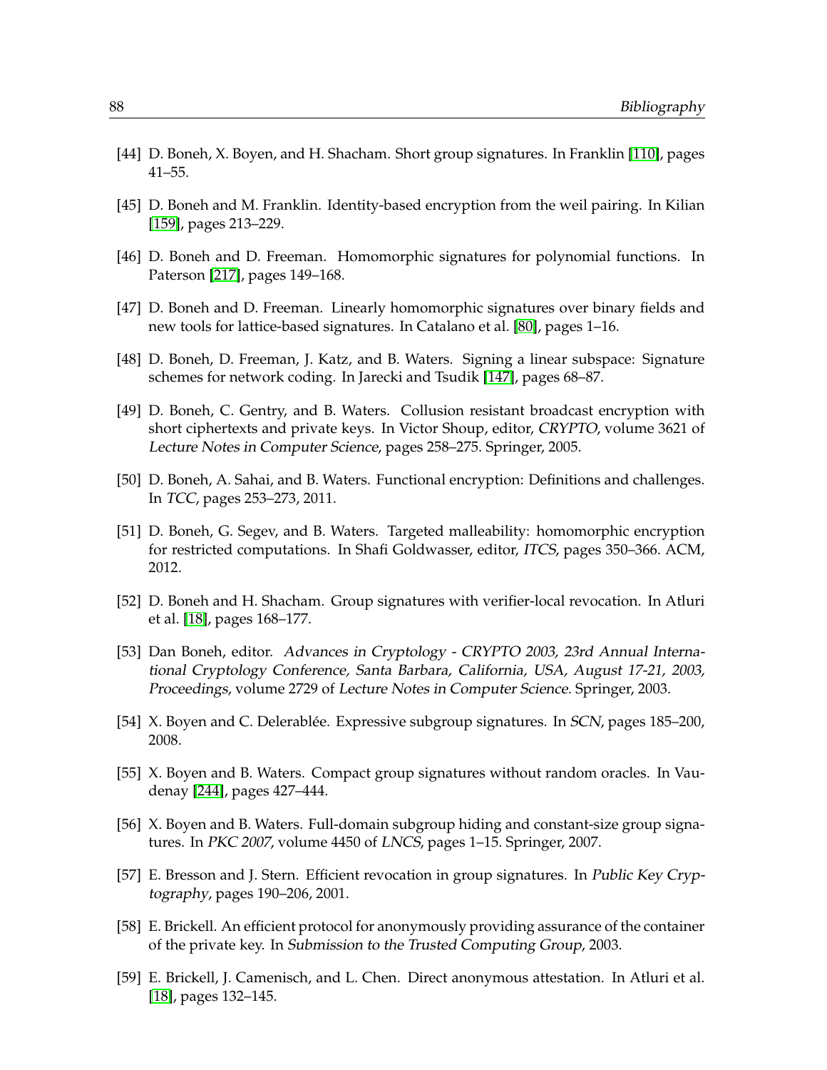[44] D. Boneh, X. Boyen, and H. Shacham. Short group signatures. In Franklin [110], pages 41–55.

[45] D. Boneh and M. Franklin. Identity-based encryption from the weil pairing. In Kilian [159], pages 213–229.

[46] D. Boneh and D. Freeman. Homomorphic signatures for polynomial functions. In Paterson [217], pages 149–168.

[47] D. Boneh and D. Freeman. Linearly homomorphic signatures over binary fields and new tools for lattice-based signatures. In Catalano et al. [80], pages 1–16.

[48] D. Boneh, D. Freeman, J. Katz, and B. Waters. Signing a linear subspace: Signature schemes for network coding. In Jarecki and Tsudik [147], pages 68–87.

[49] D. Boneh, C. Gentry, and B. Waters. Collusion resistant broadcast encryption with short ciphertexts and private keys. In Victor Shoup, editor, *CRYPTO*, volume 3621 of *Lecture Notes in Computer Science*, pages 258–275. Springer, 2005.

[50] D. Boneh, A. Sahai, and B. Waters. Functional encryption: Definitions and challenges. In *TCC*, pages 253–273, 2011.

[51] D. Boneh, G. Segev, and B. Waters. Targeted malleability: homomorphic encryption for restricted computations. In Shafi Goldwasser, editor, *ITCS*, pages 350–366. ACM, 2012.

[52] D. Boneh and H. Shacham. Group signatures with verifier-local revocation. In Atluri et al. [18], pages 168–177.

[53] Dan Boneh, editor. *Advances in Cryptology - CRYPTO 2003, 23rd Annual International Cryptology Conference, Santa Barbara, California, USA, August 17-21, 2003, Proceedings*, volume 2729 of *Lecture Notes in Computer Science*. Springer, 2003.

[54] X. Boyen and C. Delerablée. Expressive subgroup signatures. In *SCN*, pages 185–200, 2008.

[55] X. Boyen and B. Waters. Compact group signatures without random oracles. In Vaudenay [244], pages 427–444.

[56] X. Boyen and B. Waters. Full-domain subgroup hiding and constant-size group signatures. In *PKC 2007*, volume 4450 of *LNCS*, pages 1–15. Springer, 2007.

[57] E. Bresson and J. Stern. Efficient revocation in group signatures. In *Public Key Cryptography*, pages 190–206, 2001.

[58] E. Brickell. An efficient protocol for anonymously providing assurance of the container of the private key. In *Submission to the Trusted Computing Group*, 2003.

[59] E. Brickell, J. Camenisch, and L. Chen. Direct anonymous attestation. In Atluri et al. [18], pages 132–145.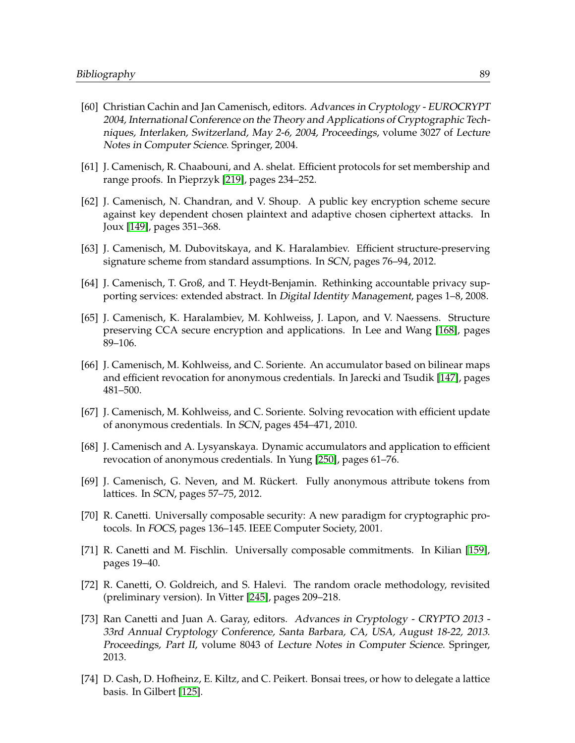[60] Christian Cachin and Jan Camenisch, editors. *Advances in Cryptology - EUROCRYPT 2004, International Conference on the Theory and Applications of Cryptographic Techniques, Interlaken, Switzerland, May 2-6, 2004, Proceedings*, volume 3027 of *Lecture Notes in Computer Science*. Springer, 2004.

[61] J. Camenisch, R. Chaabouni, and A. shelat. Efficient protocols for set membership and range proofs. In Pieprzyk [219], pages 234–252.

[62] J. Camenisch, N. Chandran, and V. Shoup. A public key encryption scheme secure against key dependent chosen plaintext and adaptive chosen ciphertext attacks. In Joux [149], pages 351–368.

[63] J. Camenisch, M. Dubovitskaya, and K. Haralambiev. Efficient structure-preserving signature scheme from standard assumptions. In *SCN*, pages 76–94, 2012.

[64] J. Camenisch, T. Groß, and T. Heydt-Benjamin. Rethinking accountable privacy supporting services: extended abstract. In *Digital Identity Management*, pages 1–8, 2008.

[65] J. Camenisch, K. Haralambiev, M. Kohlweiss, J. Lapon, and V. Naessens. Structure preserving CCA secure encryption and applications. In Lee and Wang [168], pages 89–106.

[66] J. Camenisch, M. Kohlweiss, and C. Soriente. An accumulator based on bilinear maps and efficient revocation for anonymous credentials. In Jarecki and Tsudik [147], pages 481–500.

[67] J. Camenisch, M. Kohlweiss, and C. Soriente. Solving revocation with efficient update of anonymous credentials. In *SCN*, pages 454–471, 2010.

[68] J. Camenisch and A. Lysyanskaya. Dynamic accumulators and application to efficient revocation of anonymous credentials. In Yung [250], pages 61–76.

[69] J. Camenisch, G. Neven, and M. Rückert. Fully anonymous attribute tokens from lattices. In *SCN*, pages 57–75, 2012.

[70] R. Canetti. Universally composable security: A new paradigm for cryptographic protocols. In *FOCS*, pages 136–145. IEEE Computer Society, 2001.

[71] R. Canetti and M. Fischlin. Universally composable commitments. In Kilian [159], pages 19–40.

[72] R. Canetti, O. Goldreich, and S. Halevi. The random oracle methodology, revisited (preliminary version). In Vitter [245], pages 209–218.

[73] Ran Canetti and Juan A. Garay, editors. *Advances in Cryptology - CRYPTO 2013 - 33rd Annual Cryptology Conference, Santa Barbara, CA, USA, August 18-22, 2013. Proceedings, Part II*, volume 8043 of *Lecture Notes in Computer Science*. Springer, 2013.

[74] D. Cash, D. Hofheinz, E. Kiltz, and C. Peikert. Bonsai trees, or how to delegate a lattice basis. In Gilbert [125].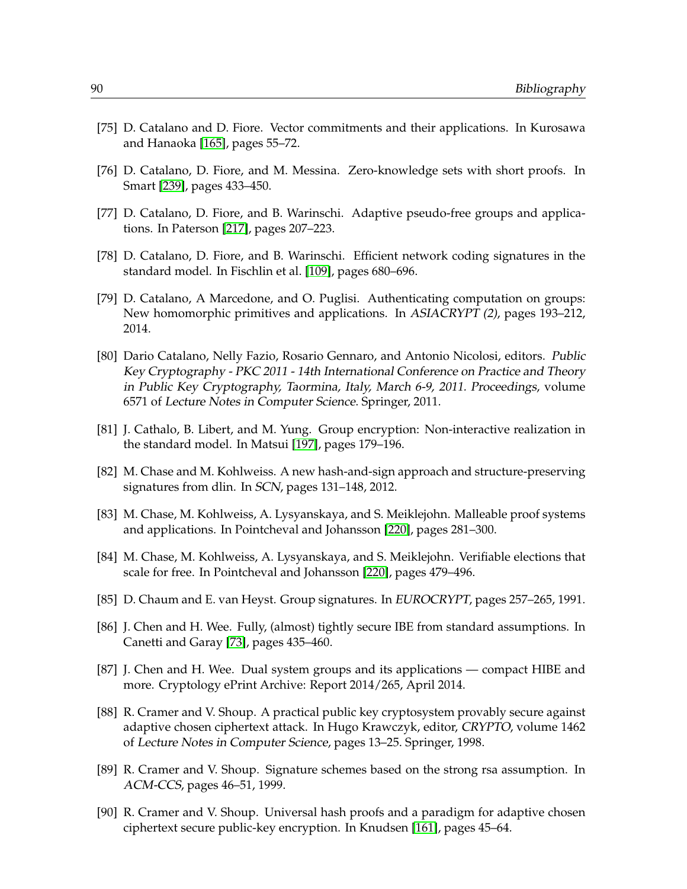[75] D. Catalano and D. Fiore. Vector commitments and their applications. In Kurosawa and Hanaoka [165], pages 55–72.

[76] D. Catalano, D. Fiore, and M. Messina. Zero-knowledge sets with short proofs. In Smart [239], pages 433–450.

[77] D. Catalano, D. Fiore, and B. Warinschi. Adaptive pseudo-free groups and applications. In Paterson [217], pages 207–223.

[78] D. Catalano, D. Fiore, and B. Warinschi. Efficient network coding signatures in the standard model. In Fischlin et al. [109], pages 680–696.

[79] D. Catalano, A Marcedone, and O. Puglisi. Authenticating computation on groups: New homomorphic primitives and applications. In *ASIACRYPT (2)*, pages 193–212, 2014.

[80] Dario Catalano, Nelly Fazio, Rosario Gennaro, and Antonio Nicolosi, editors. *Public Key Cryptography - PKC 2011 - 14th International Conference on Practice and Theory in Public Key Cryptography, Taormina, Italy, March 6-9, 2011. Proceedings*, volume 6571 of *Lecture Notes in Computer Science*. Springer, 2011.

[81] J. Cathalo, B. Libert, and M. Yung. Group encryption: Non-interactive realization in the standard model. In Matsui [197], pages 179–196.

[82] M. Chase and M. Kohlweiss. A new hash-and-sign approach and structure-preserving signatures from dlin. In *SCN*, pages 131–148, 2012.

[83] M. Chase, M. Kohlweiss, A. Lysyanskaya, and S. Meiklejohn. Malleable proof systems and applications. In Pointcheval and Johansson [220], pages 281–300.

[84] M. Chase, M. Kohlweiss, A. Lysyanskaya, and S. Meiklejohn. Verifiable elections that scale for free. In Pointcheval and Johansson [220], pages 479–496.

[85] D. Chaum and E. van Heyst. Group signatures. In *EUROCRYPT*, pages 257–265, 1991.

[86] J. Chen and H. Wee. Fully, (almost) tightly secure IBE from standard assumptions. In Canetti and Garay [73], pages 435–460.

[87] J. Chen and H. Wee. Dual system groups and its applications — compact HIBE and more. Cryptology ePrint Archive: Report 2014/265, April 2014.

[88] R. Cramer and V. Shoup. A practical public key cryptosystem provably secure against adaptive chosen ciphertext attack. In Hugo Krawczyk, editor, *CRYPTO*, volume 1462 of *Lecture Notes in Computer Science*, pages 13–25. Springer, 1998.

[89] R. Cramer and V. Shoup. Signature schemes based on the strong rsa assumption. In *ACM-CCS*, pages 46–51, 1999.

[90] R. Cramer and V. Shoup. Universal hash proofs and a paradigm for adaptive chosen ciphertext secure public-key encryption. In Knudsen [161], pages 45–64.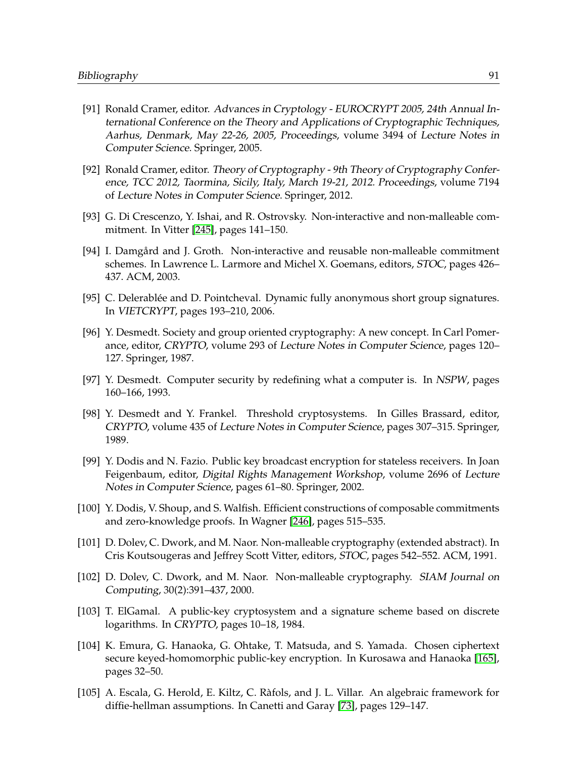[91] Ronald Cramer, editor. *Advances in Cryptology - EUROCRYPT 2005, 24th Annual International Conference on the Theory and Applications of Cryptographic Techniques, Aarhus, Denmark, May 22-26, 2005, Proceedings*, volume 3494 of *Lecture Notes in Computer Science*. Springer, 2005.

[92] Ronald Cramer, editor. *Theory of Cryptography - 9th Theory of Cryptography Conference, TCC 2012, Taormina, Sicily, Italy, March 19-21, 2012. Proceedings*, volume 7194 of *Lecture Notes in Computer Science*. Springer, 2012.

[93] G. Di Crescenzo, Y. Ishai, and R. Ostrovsky. Non-interactive and non-malleable commitment. In Vitter [245], pages 141–150.

[94] I. Damgård and J. Groth. Non-interactive and reusable non-malleable commitment schemes. In Lawrence L. Larmore and Michel X. Goemans, editors, *STOC*, pages 426–437. ACM, 2003.

[95] C. Delerablée and D. Pointcheval. Dynamic fully anonymous short group signatures. In *VIETCRYPT*, pages 193–210, 2006.

[96] Y. Desmedt. Society and group oriented cryptography: A new concept. In Carl Pomerance, editor, *CRYPTO*, volume 293 of *Lecture Notes in Computer Science*, pages 120–127. Springer, 1987.

[97] Y. Desmedt. Computer security by redefining what a computer is. In *NSPW*, pages 160–166, 1993.

[98] Y. Desmedt and Y. Frankel. Threshold cryptosystems. In Gilles Brassard, editor, *CRYPTO*, volume 435 of *Lecture Notes in Computer Science*, pages 307–315. Springer, 1989.

[99] Y. Dodis and N. Fazio. Public key broadcast encryption for stateless receivers. In Joan Feigenbaum, editor, *Digital Rights Management Workshop*, volume 2696 of *Lecture Notes in Computer Science*, pages 61–80. Springer, 2002.

[100] Y. Dodis, V. Shoup, and S. Walfish. Efficient constructions of composable commitments and zero-knowledge proofs. In Wagner [246], pages 515–535.

[101] D. Dolev, C. Dwork, and M. Naor. Non-malleable cryptography (extended abstract). In Cris Koutsougeras and Jeffrey Scott Vitter, editors, *STOC*, pages 542–552. ACM, 1991.

[102] D. Dolev, C. Dwork, and M. Naor. Non-malleable cryptography. *SIAM Journal on Computing*, 30(2):391–437, 2000.

[103] T. ElGamal. A public-key cryptosystem and a signature scheme based on discrete logarithms. In *CRYPTO*, pages 10–18, 1984.

[104] K. Emura, G. Hanaoka, G. Ohtake, T. Matsuda, and S. Yamada. Chosen ciphertext secure keyed-homomorphic public-key encryption. In Kurosawa and Hanaoka [165], pages 32–50.

[105] A. Escala, G. Herold, E. Kiltz, C. Ràfols, and J. L. Villar. An algebraic framework for diffie-hellman assumptions. In Canetti and Garay [73], pages 129–147.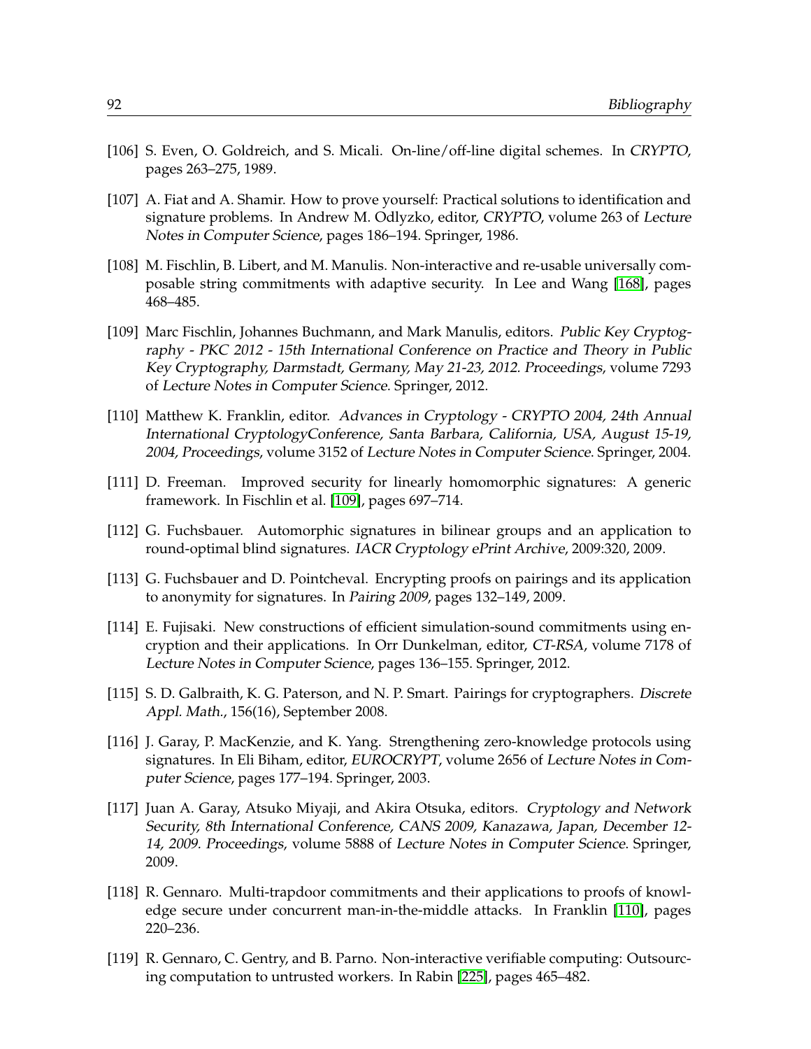[106] S. Even, O. Goldreich, and S. Micali. On-line/off-line digital schemes. In *CRYPTO*, pages 263–275, 1989.

[107] A. Fiat and A. Shamir. How to prove yourself: Practical solutions to identification and signature problems. In Andrew M. Odlyzko, editor, *CRYPTO*, volume 263 of *Lecture Notes in Computer Science*, pages 186–194. Springer, 1986.

[108] M. Fischlin, B. Libert, and M. Manulis. Non-interactive and re-usable universally composable string commitments with adaptive security. In Lee and Wang [168], pages 468–485.

[109] Marc Fischlin, Johannes Buchmann, and Mark Manulis, editors. *Public Key Cryptography - PKC 2012 - 15th International Conference on Practice and Theory in Public Key Cryptography, Darmstadt, Germany, May 21-23, 2012. Proceedings*, volume 7293 of *Lecture Notes in Computer Science*. Springer, 2012.

[110] Matthew K. Franklin, editor. *Advances in Cryptology - CRYPTO 2004, 24th Annual International CryptologyConference, Santa Barbara, California, USA, August 15-19, 2004, Proceedings*, volume 3152 of *Lecture Notes in Computer Science*. Springer, 2004.

[111] D. Freeman. Improved security for linearly homomorphic signatures: A generic framework. In Fischlin et al. [109], pages 697–714.

[112] G. Fuchsbauer. Automorphic signatures in bilinear groups and an application to round-optimal blind signatures. *IACR Cryptology ePrint Archive*, 2009:320, 2009.

[113] G. Fuchsbauer and D. Pointcheval. Encrypting proofs on pairings and its application to anonymity for signatures. In *Pairing 2009*, pages 132–149, 2009.

[114] E. Fujisaki. New constructions of efficient simulation-sound commitments using encryption and their applications. In Orr Dunkelman, editor, *CT-RSA*, volume 7178 of *Lecture Notes in Computer Science*, pages 136–155. Springer, 2012.

[115] S. D. Galbraith, K. G. Paterson, and N. P. Smart. Pairings for cryptographers. *Discrete Appl. Math.*, 156(16), September 2008.

[116] J. Garay, P. MacKenzie, and K. Yang. Strengthening zero-knowledge protocols using signatures. In Eli Biham, editor, *EUROCRYPT*, volume 2656 of *Lecture Notes in Computer Science*, pages 177–194. Springer, 2003.

[117] Juan A. Garay, Atsuko Miyaji, and Akira Otsuka, editors. *Cryptology and Network Security, 8th International Conference, CANS 2009, Kanazawa, Japan, December 12-14, 2009. Proceedings*, volume 5888 of *Lecture Notes in Computer Science*. Springer, 2009.

[118] R. Gennaro. Multi-trapdoor commitments and their applications to proofs of knowledge secure under concurrent man-in-the-middle attacks. In Franklin [110], pages 220–236.

[119] R. Gennaro, C. Gentry, and B. Parno. Non-interactive verifiable computing: Outsourcing computation to untrusted workers. In Rabin [225], pages 465–482.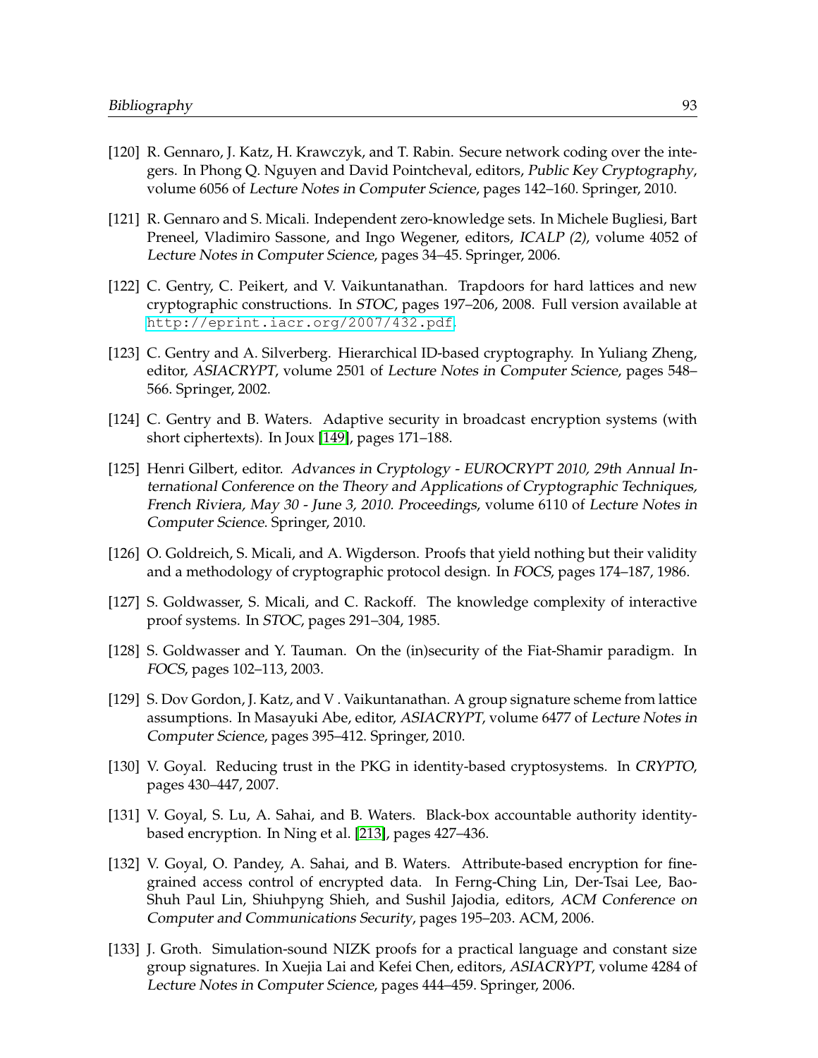[120] R. Gennaro, J. Katz, H. Krawczyk, and T. Rabin. Secure network coding over the integers. In Phong Q. Nguyen and David Pointcheval, editors, *Public Key Cryptography*, volume 6056 of *Lecture Notes in Computer Science*, pages 142–160. Springer, 2010.

[121] R. Gennaro and S. Micali. Independent zero-knowledge sets. In Michele Bugliesi, Bart Preneel, Vladimiro Sassone, and Ingo Wegener, editors, *ICALP (2)*, volume 4052 of *Lecture Notes in Computer Science*, pages 34–45. Springer, 2006.

[122] C. Gentry, C. Peikert, and V. Vaikuntanathan. Trapdoors for hard lattices and new cryptographic constructions. In *STOC*, pages 197–206, 2008. Full version available at `http://eprint.iacr.org/2007/432.pdf`.

[123] C. Gentry and A. Silverberg. Hierarchical ID-based cryptography. In Yuliang Zheng, editor, *ASIACRYPT*, volume 2501 of *Lecture Notes in Computer Science*, pages 548–566. Springer, 2002.

[124] C. Gentry and B. Waters. Adaptive security in broadcast encryption systems (with short ciphertexts). In Joux [149], pages 171–188.

[125] Henri Gilbert, editor. *Advances in Cryptology - EUROCRYPT 2010, 29th Annual International Conference on the Theory and Applications of Cryptographic Techniques, French Riviera, May 30 - June 3, 2010. Proceedings*, volume 6110 of *Lecture Notes in Computer Science*. Springer, 2010.

[126] O. Goldreich, S. Micali, and A. Wigderson. Proofs that yield nothing but their validity and a methodology of cryptographic protocol design. In *FOCS*, pages 174–187, 1986.

[127] S. Goldwasser, S. Micali, and C. Rackoff. The knowledge complexity of interactive proof systems. In *STOC*, pages 291–304, 1985.

[128] S. Goldwasser and Y. Tauman. On the (in)security of the Fiat-Shamir paradigm. In *FOCS*, pages 102–113, 2003.

[129] S. Dov Gordon, J. Katz, and V . Vaikuntanathan. A group signature scheme from lattice assumptions. In Masayuki Abe, editor, *ASIACRYPT*, volume 6477 of *Lecture Notes in Computer Science*, pages 395–412. Springer, 2010.

[130] V. Goyal. Reducing trust in the PKG in identity-based cryptosystems. In *CRYPTO*, pages 430–447, 2007.

[131] V. Goyal, S. Lu, A. Sahai, and B. Waters. Black-box accountable authority identity-based encryption. In Ning et al. [213], pages 427–436.

[132] V. Goyal, O. Pandey, A. Sahai, and B. Waters. Attribute-based encryption for fine-grained access control of encrypted data. In Ferng-Ching Lin, Der-Tsai Lee, Bao-Shuh Paul Lin, Shiuhpyng Shieh, and Sushil Jajodia, editors, *ACM Conference on Computer and Communications Security*, pages 195–203. ACM, 2006.

[133] J. Groth. Simulation-sound NIZK proofs for a practical language and constant size group signatures. In Xuejia Lai and Kefei Chen, editors, *ASIACRYPT*, volume 4284 of *Lecture Notes in Computer Science*, pages 444–459. Springer, 2006.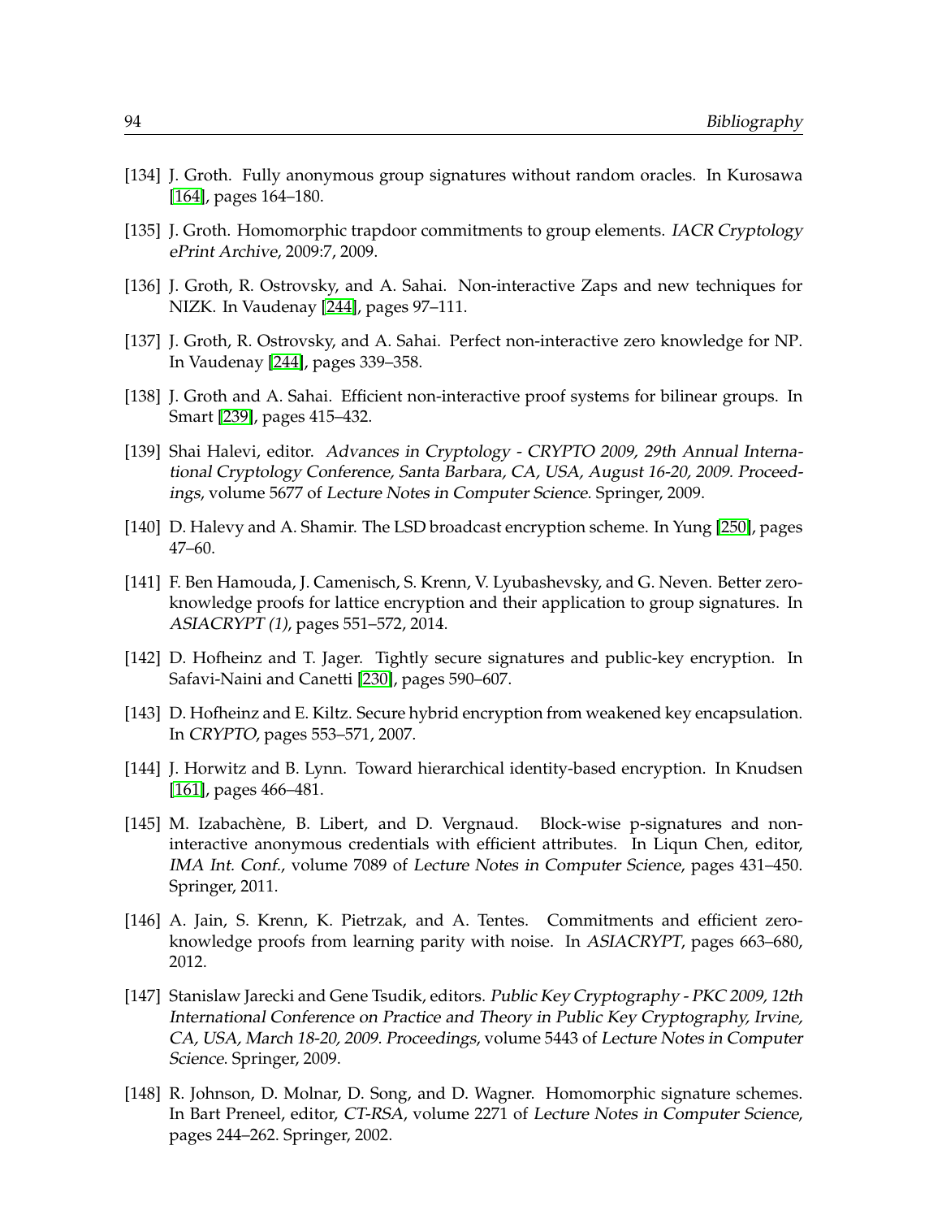[134] J. Groth. Fully anonymous group signatures without random oracles. In Kurosawa [164], pages 164–180.

[135] J. Groth. Homomorphic trapdoor commitments to group elements. *IACR Cryptology ePrint Archive*, 2009:7, 2009.

[136] J. Groth, R. Ostrovsky, and A. Sahai. Non-interactive Zaps and new techniques for NIZK. In Vaudenay [244], pages 97–111.

[137] J. Groth, R. Ostrovsky, and A. Sahai. Perfect non-interactive zero knowledge for NP. In Vaudenay [244], pages 339–358.

[138] J. Groth and A. Sahai. Efficient non-interactive proof systems for bilinear groups. In Smart [239], pages 415–432.

[139] Shai Halevi, editor. *Advances in Cryptology - CRYPTO 2009, 29th Annual International Cryptology Conference, Santa Barbara, CA, USA, August 16-20, 2009. Proceedings*, volume 5677 of *Lecture Notes in Computer Science*. Springer, 2009.

[140] D. Halevy and A. Shamir. The LSD broadcast encryption scheme. In Yung [250], pages 47–60.

[141] F. Ben Hamouda, J. Camenisch, S. Krenn, V. Lyubashevsky, and G. Neven. Better zero-knowledge proofs for lattice encryption and their application to group signatures. In *ASIACRYPT (1)*, pages 551–572, 2014.

[142] D. Hofheinz and T. Jager. Tightly secure signatures and public-key encryption. In Safavi-Naini and Canetti [230], pages 590–607.

[143] D. Hofheinz and E. Kiltz. Secure hybrid encryption from weakened key encapsulation. In *CRYPTO*, pages 553–571, 2007.

[144] J. Horwitz and B. Lynn. Toward hierarchical identity-based encryption. In Knudsen [161], pages 466–481.

[145] M. Izabachène, B. Libert, and D. Vergnaud. Block-wise p-signatures and non-interactive anonymous credentials with efficient attributes. In Liqun Chen, editor, *IMA Int. Conf.*, volume 7089 of *Lecture Notes in Computer Science*, pages 431–450. Springer, 2011.

[146] A. Jain, S. Krenn, K. Pietrzak, and A. Tentes. Commitments and efficient zero-knowledge proofs from learning parity with noise. In *ASIACRYPT*, pages 663–680, 2012.

[147] Stanislaw Jarecki and Gene Tsudik, editors. *Public Key Cryptography - PKC 2009, 12th International Conference on Practice and Theory in Public Key Cryptography, Irvine, CA, USA, March 18-20, 2009. Proceedings*, volume 5443 of *Lecture Notes in Computer Science*. Springer, 2009.

[148] R. Johnson, D. Molnar, D. Song, and D. Wagner. Homomorphic signature schemes. In Bart Preneel, editor, *CT-RSA*, volume 2271 of *Lecture Notes in Computer Science*, pages 244–262. Springer, 2002.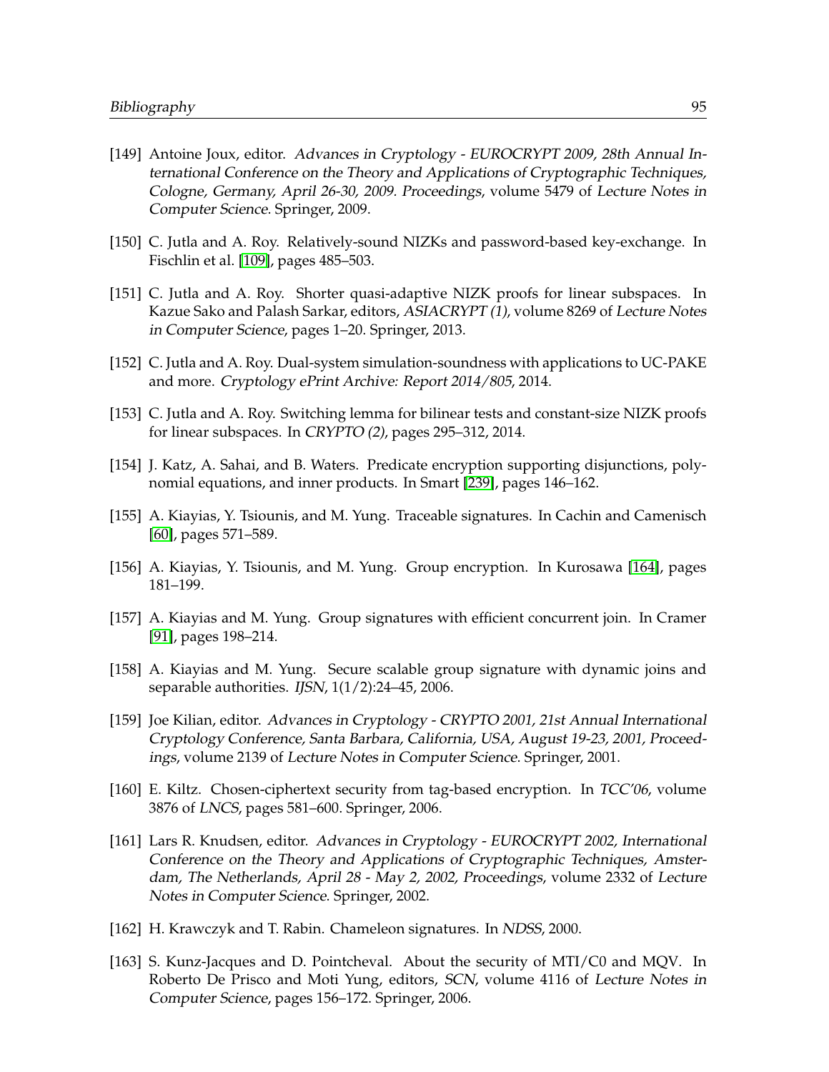[149] Antoine Joux, editor. *Advances in Cryptology - EUROCRYPT 2009, 28th Annual International Conference on the Theory and Applications of Cryptographic Techniques, Cologne, Germany, April 26-30, 2009. Proceedings*, volume 5479 of *Lecture Notes in Computer Science*. Springer, 2009.

[150] C. Jutla and A. Roy. Relatively-sound NIZKs and password-based key-exchange. In Fischlin et al. [109], pages 485–503.

[151] C. Jutla and A. Roy. Shorter quasi-adaptive NIZK proofs for linear subspaces. In Kazue Sako and Palash Sarkar, editors, *ASIACRYPT (1)*, volume 8269 of *Lecture Notes in Computer Science*, pages 1–20. Springer, 2013.

[152] C. Jutla and A. Roy. Dual-system simulation-soundness with applications to UC-PAKE and more. *Cryptology ePrint Archive: Report 2014/805*, 2014.

[153] C. Jutla and A. Roy. Switching lemma for bilinear tests and constant-size NIZK proofs for linear subspaces. In *CRYPTO (2)*, pages 295–312, 2014.

[154] J. Katz, A. Sahai, and B. Waters. Predicate encryption supporting disjunctions, polynomial equations, and inner products. In Smart [239], pages 146–162.

[155] A. Kiayias, Y. Tsiounis, and M. Yung. Traceable signatures. In Cachin and Camenisch [60], pages 571–589.

[156] A. Kiayias, Y. Tsiounis, and M. Yung. Group encryption. In Kurosawa [164], pages 181–199.

[157] A. Kiayias and M. Yung. Group signatures with efficient concurrent join. In Cramer [91], pages 198–214.

[158] A. Kiayias and M. Yung. Secure scalable group signature with dynamic joins and separable authorities. *IJSN*, 1(1/2):24–45, 2006.

[159] Joe Kilian, editor. *Advances in Cryptology - CRYPTO 2001, 21st Annual International Cryptology Conference, Santa Barbara, California, USA, August 19-23, 2001, Proceedings*, volume 2139 of *Lecture Notes in Computer Science*. Springer, 2001.

[160] E. Kiltz. Chosen-ciphertext security from tag-based encryption. In *TCC'06*, volume 3876 of *LNCS*, pages 581–600. Springer, 2006.

[161] Lars R. Knudsen, editor. *Advances in Cryptology - EUROCRYPT 2002, International Conference on the Theory and Applications of Cryptographic Techniques, Amsterdam, The Netherlands, April 28 - May 2, 2002, Proceedings*, volume 2332 of *Lecture Notes in Computer Science*. Springer, 2002.

[162] H. Krawczyk and T. Rabin. Chameleon signatures. In *NDSS*, 2000.

[163] S. Kunz-Jacques and D. Pointcheval. About the security of MTI/C0 and MQV. In Roberto De Prisco and Moti Yung, editors, *SCN*, volume 4116 of *Lecture Notes in Computer Science*, pages 156–172. Springer, 2006.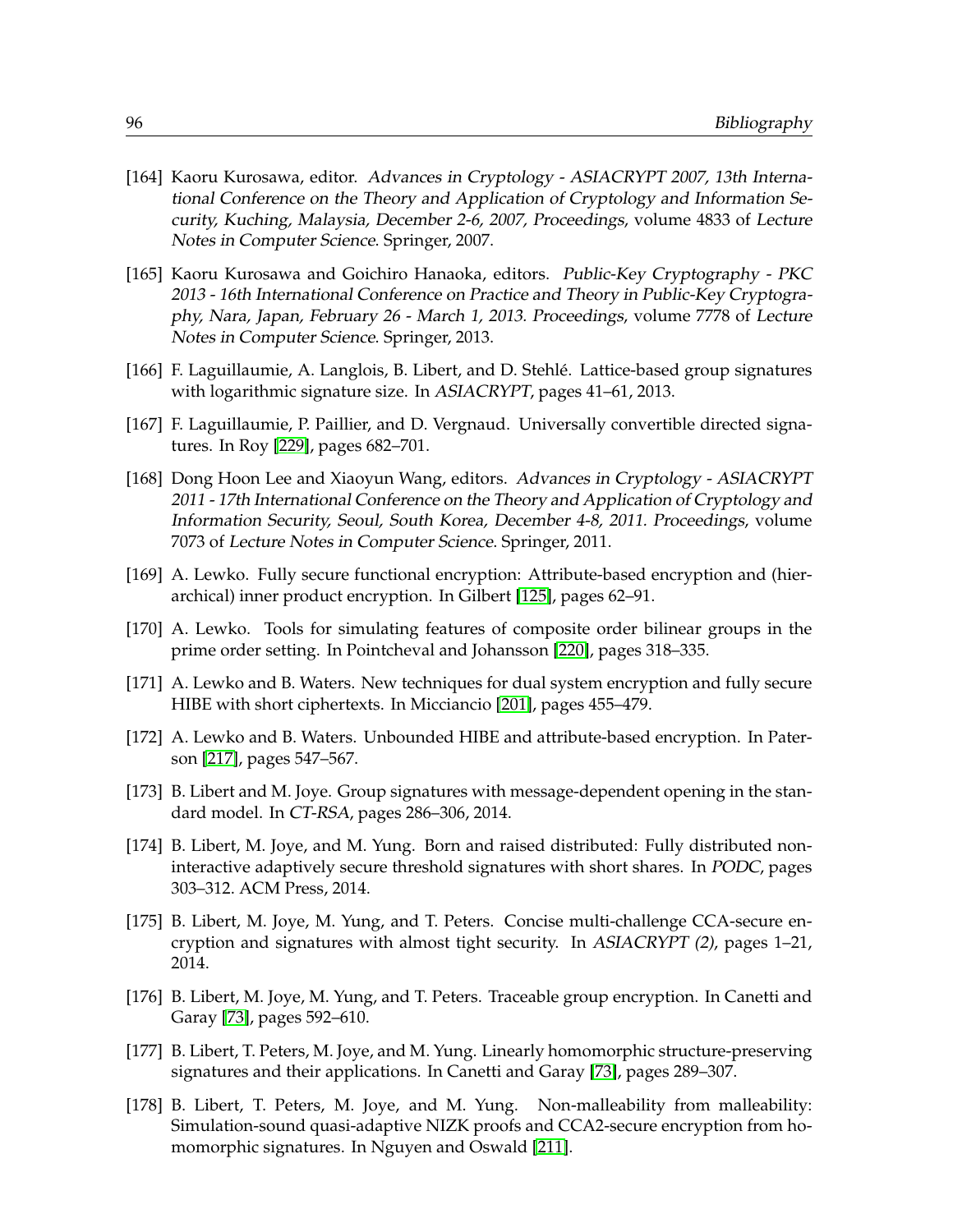[164] Kaoru Kurosawa, editor. *Advances in Cryptology - ASIACRYPT 2007, 13th International Conference on the Theory and Application of Cryptology and Information Security, Kuching, Malaysia, December 2-6, 2007, Proceedings*, volume 4833 of *Lecture Notes in Computer Science*. Springer, 2007.

[165] Kaoru Kurosawa and Goichiro Hanaoka, editors. *Public-Key Cryptography - PKC 2013 - 16th International Conference on Practice and Theory in Public-Key Cryptography, Nara, Japan, February 26 - March 1, 2013. Proceedings*, volume 7778 of *Lecture Notes in Computer Science*. Springer, 2013.

[166] F. Laguillaumie, A. Langlois, B. Libert, and D. Stehlé. Lattice-based group signatures with logarithmic signature size. In *ASIACRYPT*, pages 41–61, 2013.

[167] F. Laguillaumie, P. Paillier, and D. Vergnaud. Universally convertible directed signatures. In Roy [229], pages 682–701.

[168] Dong Hoon Lee and Xiaoyun Wang, editors. *Advances in Cryptology - ASIACRYPT 2011 - 17th International Conference on the Theory and Application of Cryptology and Information Security, Seoul, South Korea, December 4-8, 2011. Proceedings*, volume 7073 of *Lecture Notes in Computer Science*. Springer, 2011.

[169] A. Lewko. Fully secure functional encryption: Attribute-based encryption and (hierarchical) inner product encryption. In Gilbert [125], pages 62–91.

[170] A. Lewko. Tools for simulating features of composite order bilinear groups in the prime order setting. In Pointcheval and Johansson [220], pages 318–335.

[171] A. Lewko and B. Waters. New techniques for dual system encryption and fully secure HIBE with short ciphertexts. In Micciancio [201], pages 455–479.

[172] A. Lewko and B. Waters. Unbounded HIBE and attribute-based encryption. In Paterson [217], pages 547–567.

[173] B. Libert and M. Joye. Group signatures with message-dependent opening in the standard model. In *CT-RSA*, pages 286–306, 2014.

[174] B. Libert, M. Joye, and M. Yung. Born and raised distributed: Fully distributed non-interactive adaptively secure threshold signatures with short shares. In *PODC*, pages 303–312. ACM Press, 2014.

[175] B. Libert, M. Joye, M. Yung, and T. Peters. Concise multi-challenge CCA-secure encryption and signatures with almost tight security. In *ASIACRYPT (2)*, pages 1–21, 2014.

[176] B. Libert, M. Joye, M. Yung, and T. Peters. Traceable group encryption. In Canetti and Garay [73], pages 592–610.

[177] B. Libert, T. Peters, M. Joye, and M. Yung. Linearly homomorphic structure-preserving signatures and their applications. In Canetti and Garay [73], pages 289–307.

[178] B. Libert, T. Peters, M. Joye, and M. Yung. Non-malleability from malleability: Simulation-sound quasi-adaptive NIZK proofs and CCA2-secure encryption from homomorphic signatures. In Nguyen and Oswald [211].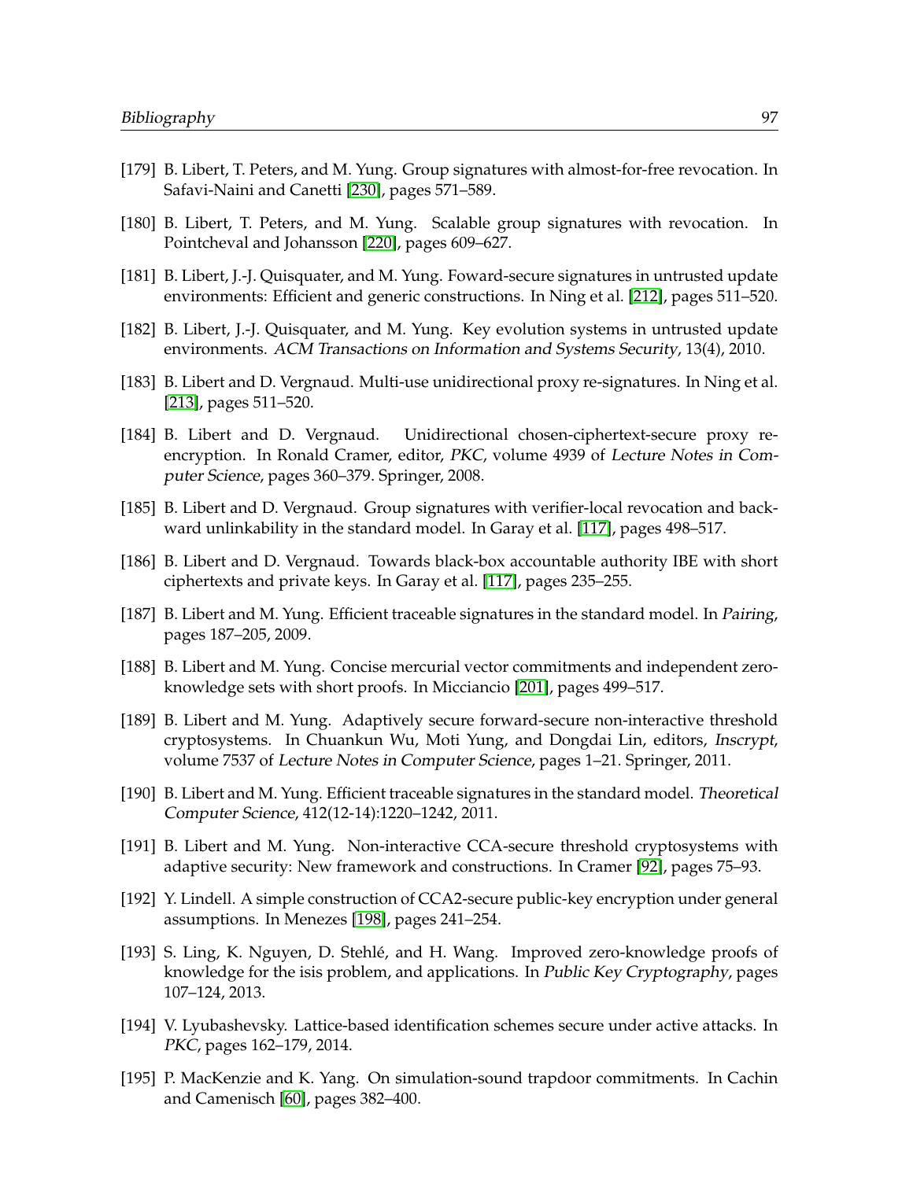[179] B. Libert, T. Peters, and M. Yung. Group signatures with almost-for-free revocation. In Safavi-Naini and Canetti [230], pages 571–589.

[180] B. Libert, T. Peters, and M. Yung. Scalable group signatures with revocation. In Pointcheval and Johansson [220], pages 609–627.

[181] B. Libert, J.-J. Quisquater, and M. Yung. Foward-secure signatures in untrusted update environments: Efficient and generic constructions. In Ning et al. [212], pages 511–520.

[182] B. Libert, J.-J. Quisquater, and M. Yung. Key evolution systems in untrusted update environments. *ACM Transactions on Information and Systems Security*, 13(4), 2010.

[183] B. Libert and D. Vergnaud. Multi-use unidirectional proxy re-signatures. In Ning et al. [213], pages 511–520.

[184] B. Libert and D. Vergnaud. Unidirectional chosen-ciphertext-secure proxy re-encryption. In Ronald Cramer, editor, *PKC*, volume 4939 of *Lecture Notes in Computer Science*, pages 360–379. Springer, 2008.

[185] B. Libert and D. Vergnaud. Group signatures with verifier-local revocation and backward unlinkability in the standard model. In Garay et al. [117], pages 498–517.

[186] B. Libert and D. Vergnaud. Towards black-box accountable authority IBE with short ciphertexts and private keys. In Garay et al. [117], pages 235–255.

[187] B. Libert and M. Yung. Efficient traceable signatures in the standard model. In *Pairing*, pages 187–205, 2009.

[188] B. Libert and M. Yung. Concise mercurial vector commitments and independent zero-knowledge sets with short proofs. In Micciancio [201], pages 499–517.

[189] B. Libert and M. Yung. Adaptively secure forward-secure non-interactive threshold cryptosystems. In Chuankun Wu, Moti Yung, and Dongdai Lin, editors, *Inscrypt*, volume 7537 of *Lecture Notes in Computer Science*, pages 1–21. Springer, 2011.

[190] B. Libert and M. Yung. Efficient traceable signatures in the standard model. *Theoretical Computer Science*, 412(12-14):1220–1242, 2011.

[191] B. Libert and M. Yung. Non-interactive CCA-secure threshold cryptosystems with adaptive security: New framework and constructions. In Cramer [92], pages 75–93.

[192] Y. Lindell. A simple construction of CCA2-secure public-key encryption under general assumptions. In Menezes [198], pages 241–254.

[193] S. Ling, K. Nguyen, D. Stehlé, and H. Wang. Improved zero-knowledge proofs of knowledge for the isis problem, and applications. In *Public Key Cryptography*, pages 107–124, 2013.

[194] V. Lyubashevsky. Lattice-based identification schemes secure under active attacks. In *PKC*, pages 162–179, 2014.

[195] P. MacKenzie and K. Yang. On simulation-sound trapdoor commitments. In Cachin and Camenisch [60], pages 382–400.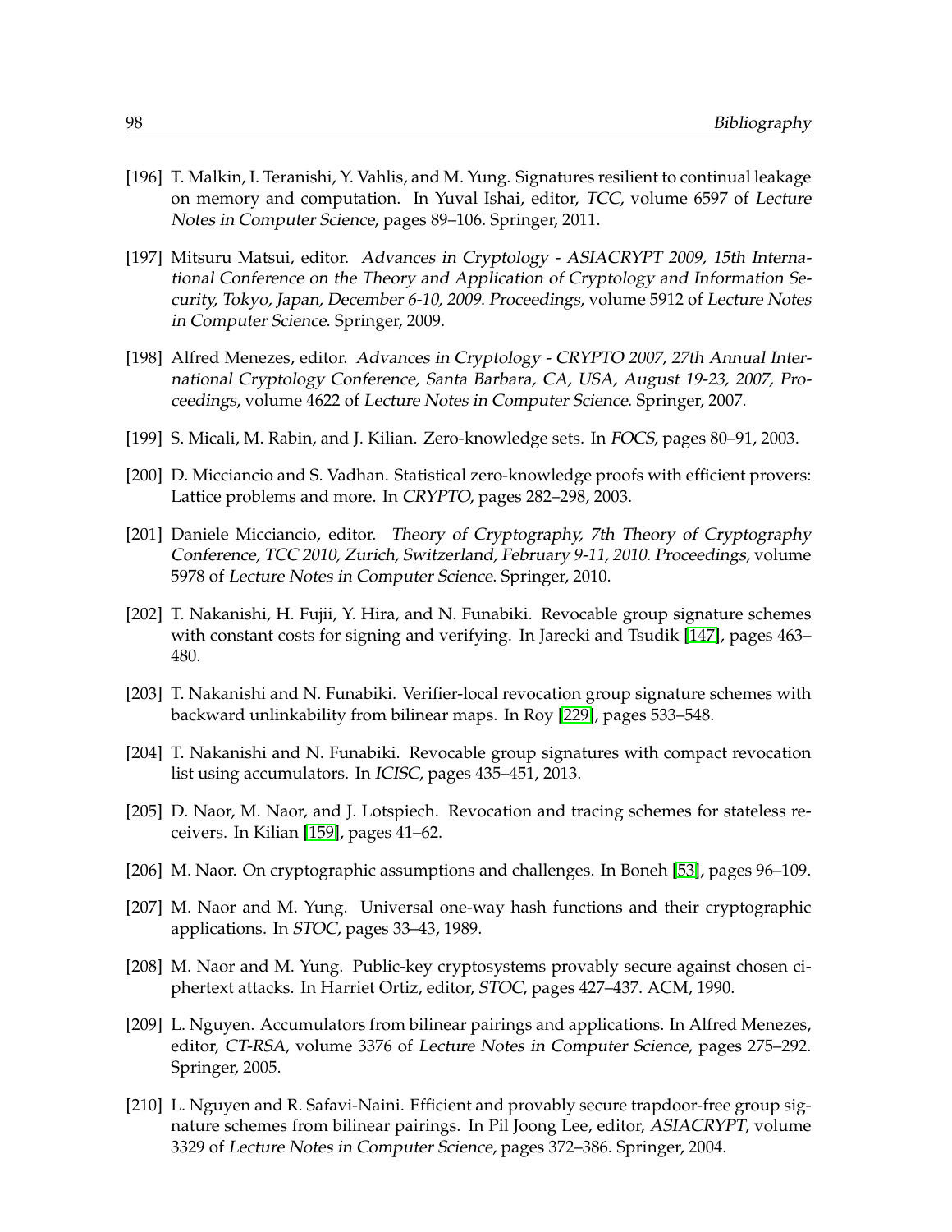[196] T. Malkin, I. Teranishi, Y. Vahlis, and M. Yung. Signatures resilient to continual leakage on memory and computation. In Yuval Ishai, editor, *TCC*, volume 6597 of *Lecture Notes in Computer Science*, pages 89–106. Springer, 2011.

[197] Mitsuru Matsui, editor. *Advances in Cryptology - ASIACRYPT 2009, 15th International Conference on the Theory and Application of Cryptology and Information Security, Tokyo, Japan, December 6-10, 2009. Proceedings*, volume 5912 of *Lecture Notes in Computer Science*. Springer, 2009.

[198] Alfred Menezes, editor. *Advances in Cryptology - CRYPTO 2007, 27th Annual International Cryptology Conference, Santa Barbara, CA, USA, August 19-23, 2007, Proceedings*, volume 4622 of *Lecture Notes in Computer Science*. Springer, 2007.

[199] S. Micali, M. Rabin, and J. Kilian. Zero-knowledge sets. In *FOCS*, pages 80–91, 2003.

[200] D. Micciancio and S. Vadhan. Statistical zero-knowledge proofs with efficient provers: Lattice problems and more. In *CRYPTO*, pages 282–298, 2003.

[201] Daniele Micciancio, editor. *Theory of Cryptography, 7th Theory of Cryptography Conference, TCC 2010, Zurich, Switzerland, February 9-11, 2010. Proceedings*, volume 5978 of *Lecture Notes in Computer Science*. Springer, 2010.

[202] T. Nakanishi, H. Fujii, Y. Hira, and N. Funabiki. Revocable group signature schemes with constant costs for signing and verifying. In Jarecki and Tsudik [147], pages 463–480.

[203] T. Nakanishi and N. Funabiki. Verifier-local revocation group signature schemes with backward unlinkability from bilinear maps. In Roy [229], pages 533–548.

[204] T. Nakanishi and N. Funabiki. Revocable group signatures with compact revocation list using accumulators. In *ICISC*, pages 435–451, 2013.

[205] D. Naor, M. Naor, and J. Lotspiech. Revocation and tracing schemes for stateless receivers. In Kilian [159], pages 41–62.

[206] M. Naor. On cryptographic assumptions and challenges. In Boneh [53], pages 96–109.

[207] M. Naor and M. Yung. Universal one-way hash functions and their cryptographic applications. In *STOC*, pages 33–43, 1989.

[208] M. Naor and M. Yung. Public-key cryptosystems provably secure against chosen ciphertext attacks. In Harriet Ortiz, editor, *STOC*, pages 427–437. ACM, 1990.

[209] L. Nguyen. Accumulators from bilinear pairings and applications. In Alfred Menezes, editor, *CT-RSA*, volume 3376 of *Lecture Notes in Computer Science*, pages 275–292. Springer, 2005.

[210] L. Nguyen and R. Safavi-Naini. Efficient and provably secure trapdoor-free group signature schemes from bilinear pairings. In Pil Joong Lee, editor, *ASIACRYPT*, volume 3329 of *Lecture Notes in Computer Science*, pages 372–386. Springer, 2004.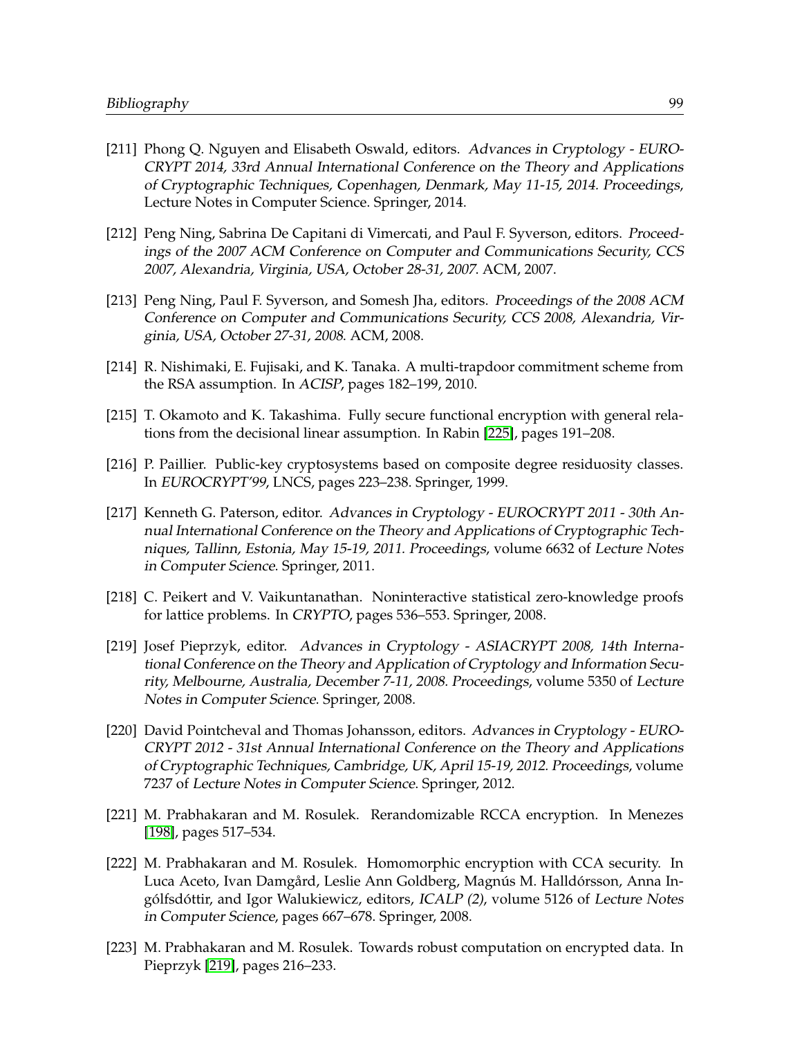[211] Phong Q. Nguyen and Elisabeth Oswald, editors. *Advances in Cryptology - EUROCRYPT 2014, 33rd Annual International Conference on the Theory and Applications of Cryptographic Techniques, Copenhagen, Denmark, May 11-15, 2014. Proceedings*, Lecture Notes in Computer Science. Springer, 2014.

[212] Peng Ning, Sabrina De Capitani di Vimercati, and Paul F. Syverson, editors. *Proceedings of the 2007 ACM Conference on Computer and Communications Security, CCS 2007, Alexandria, Virginia, USA, October 28-31, 2007*. ACM, 2007.

[213] Peng Ning, Paul F. Syverson, and Somesh Jha, editors. *Proceedings of the 2008 ACM Conference on Computer and Communications Security, CCS 2008, Alexandria, Virginia, USA, October 27-31, 2008*. ACM, 2008.

[214] R. Nishimaki, E. Fujisaki, and K. Tanaka. A multi-trapdoor commitment scheme from the RSA assumption. In *ACISP*, pages 182–199, 2010.

[215] T. Okamoto and K. Takashima. Fully secure functional encryption with general relations from the decisional linear assumption. In Rabin [225], pages 191–208.

[216] P. Paillier. Public-key cryptosystems based on composite degree residuosity classes. In *EUROCRYPT'99*, LNCS, pages 223–238. Springer, 1999.

[217] Kenneth G. Paterson, editor. *Advances in Cryptology - EUROCRYPT 2011 - 30th Annual International Conference on the Theory and Applications of Cryptographic Techniques, Tallinn, Estonia, May 15-19, 2011. Proceedings*, volume 6632 of *Lecture Notes in Computer Science*. Springer, 2011.

[218] C. Peikert and V. Vaikuntanathan. Noninteractive statistical zero-knowledge proofs for lattice problems. In *CRYPTO*, pages 536–553. Springer, 2008.

[219] Josef Pieprzyk, editor. *Advances in Cryptology - ASIACRYPT 2008, 14th International Conference on the Theory and Application of Cryptology and Information Security, Melbourne, Australia, December 7-11, 2008. Proceedings*, volume 5350 of *Lecture Notes in Computer Science*. Springer, 2008.

[220] David Pointcheval and Thomas Johansson, editors. *Advances in Cryptology - EUROCRYPT 2012 - 31st Annual International Conference on the Theory and Applications of Cryptographic Techniques, Cambridge, UK, April 15-19, 2012. Proceedings*, volume 7237 of *Lecture Notes in Computer Science*. Springer, 2012.

[221] M. Prabhakaran and M. Rosulek. Rerandomizable RCCA encryption. In Menezes [198], pages 517–534.

[222] M. Prabhakaran and M. Rosulek. Homomorphic encryption with CCA security. In Luca Aceto, Ivan Damgård, Leslie Ann Goldberg, Magnús M. Halldórsson, Anna Ingólfsdóttir, and Igor Walukiewicz, editors, *ICALP (2)*, volume 5126 of *Lecture Notes in Computer Science*, pages 667–678. Springer, 2008.

[223] M. Prabhakaran and M. Rosulek. Towards robust computation on encrypted data. In Pieprzyk [219], pages 216–233.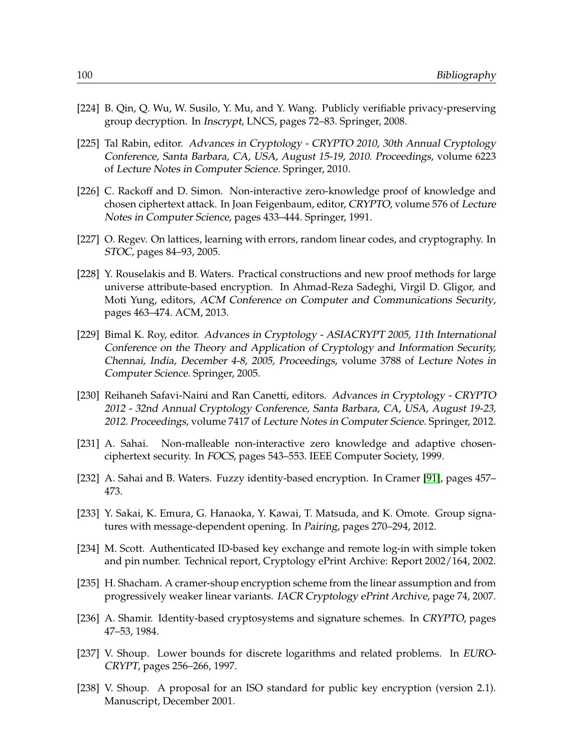[224] B. Qin, Q. Wu, W. Susilo, Y. Mu, and Y. Wang. Publicly verifiable privacy-preserving group decryption. In *Inscrypt*, LNCS, pages 72–83. Springer, 2008.

[225] Tal Rabin, editor. *Advances in Cryptology - CRYPTO 2010, 30th Annual Cryptology Conference, Santa Barbara, CA, USA, August 15-19, 2010. Proceedings*, volume 6223 of *Lecture Notes in Computer Science*. Springer, 2010.

[226] C. Rackoff and D. Simon. Non-interactive zero-knowledge proof of knowledge and chosen ciphertext attack. In Joan Feigenbaum, editor, *CRYPTO*, volume 576 of *Lecture Notes in Computer Science*, pages 433–444. Springer, 1991.

[227] O. Regev. On lattices, learning with errors, random linear codes, and cryptography. In *STOC*, pages 84–93, 2005.

[228] Y. Rouselakis and B. Waters. Practical constructions and new proof methods for large universe attribute-based encryption. In Ahmad-Reza Sadeghi, Virgil D. Gligor, and Moti Yung, editors, *ACM Conference on Computer and Communications Security*, pages 463–474. ACM, 2013.

[229] Bimal K. Roy, editor. *Advances in Cryptology - ASIACRYPT 2005, 11th International Conference on the Theory and Application of Cryptology and Information Security, Chennai, India, December 4-8, 2005, Proceedings*, volume 3788 of *Lecture Notes in Computer Science*. Springer, 2005.

[230] Reihaneh Safavi-Naini and Ran Canetti, editors. *Advances in Cryptology - CRYPTO 2012 - 32nd Annual Cryptology Conference, Santa Barbara, CA, USA, August 19-23, 2012. Proceedings*, volume 7417 of *Lecture Notes in Computer Science*. Springer, 2012.

[231] A. Sahai. Non-malleable non-interactive zero knowledge and adaptive chosen-ciphertext security. In *FOCS*, pages 543–553. IEEE Computer Society, 1999.

[232] A. Sahai and B. Waters. Fuzzy identity-based encryption. In Cramer [91], pages 457–473.

[233] Y. Sakai, K. Emura, G. Hanaoka, Y. Kawai, T. Matsuda, and K. Omote. Group signatures with message-dependent opening. In *Pairing*, pages 270–294, 2012.

[234] M. Scott. Authenticated ID-based key exchange and remote log-in with simple token and pin number. Technical report, Cryptology ePrint Archive: Report 2002/164, 2002.

[235] H. Shacham. A cramer-shoup encryption scheme from the linear assumption and from progressively weaker linear variants. *IACR Cryptology ePrint Archive*, page 74, 2007.

[236] A. Shamir. Identity-based cryptosystems and signature schemes. In *CRYPTO*, pages 47–53, 1984.

[237] V. Shoup. Lower bounds for discrete logarithms and related problems. In *EUROCRYPT*, pages 256–266, 1997.

[238] V. Shoup. A proposal for an ISO standard for public key encryption (version 2.1). Manuscript, December 2001.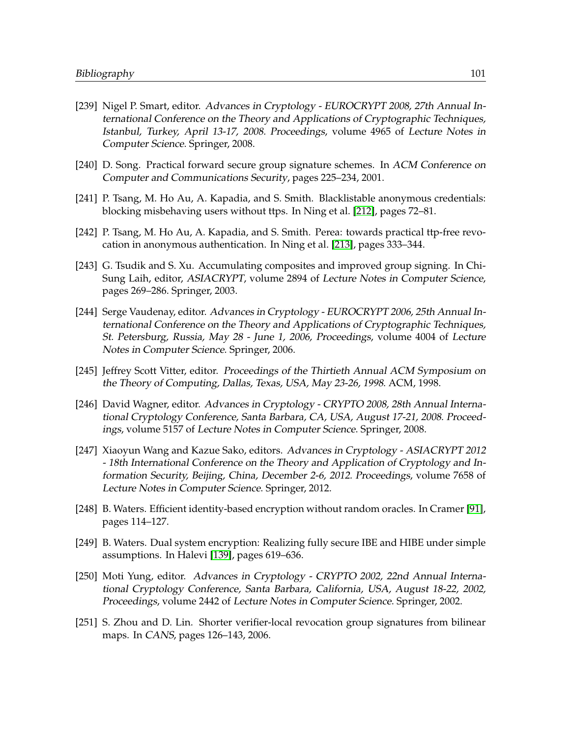[239] Nigel P. Smart, editor. *Advances in Cryptology - EUROCRYPT 2008, 27th Annual International Conference on the Theory and Applications of Cryptographic Techniques, Istanbul, Turkey, April 13-17, 2008. Proceedings*, volume 4965 of *Lecture Notes in Computer Science*. Springer, 2008.

[240] D. Song. Practical forward secure group signature schemes. In *ACM Conference on Computer and Communications Security*, pages 225–234, 2001.

[241] P. Tsang, M. Ho Au, A. Kapadia, and S. Smith. Blacklistable anonymous credentials: blocking misbehaving users without ttps. In Ning et al. [212], pages 72–81.

[242] P. Tsang, M. Ho Au, A. Kapadia, and S. Smith. Perea: towards practical ttp-free revocation in anonymous authentication. In Ning et al. [213], pages 333–344.

[243] G. Tsudik and S. Xu. Accumulating composites and improved group signing. In Chi-Sung Laih, editor, *ASIACRYPT*, volume 2894 of *Lecture Notes in Computer Science*, pages 269–286. Springer, 2003.

[244] Serge Vaudenay, editor. *Advances in Cryptology - EUROCRYPT 2006, 25th Annual International Conference on the Theory and Applications of Cryptographic Techniques, St. Petersburg, Russia, May 28 - June 1, 2006, Proceedings*, volume 4004 of *Lecture Notes in Computer Science*. Springer, 2006.

[245] Jeffrey Scott Vitter, editor. *Proceedings of the Thirtieth Annual ACM Symposium on the Theory of Computing, Dallas, Texas, USA, May 23-26, 1998*. ACM, 1998.

[246] David Wagner, editor. *Advances in Cryptology - CRYPTO 2008, 28th Annual International Cryptology Conference, Santa Barbara, CA, USA, August 17-21, 2008. Proceedings*, volume 5157 of *Lecture Notes in Computer Science*. Springer, 2008.

[247] Xiaoyun Wang and Kazue Sako, editors. *Advances in Cryptology - ASIACRYPT 2012 - 18th International Conference on the Theory and Application of Cryptology and Information Security, Beijing, China, December 2-6, 2012. Proceedings*, volume 7658 of *Lecture Notes in Computer Science*. Springer, 2012.

[248] B. Waters. Efficient identity-based encryption without random oracles. In Cramer [91], pages 114–127.

[249] B. Waters. Dual system encryption: Realizing fully secure IBE and HIBE under simple assumptions. In Halevi [139], pages 619–636.

[250] Moti Yung, editor. *Advances in Cryptology - CRYPTO 2002, 22nd Annual International Cryptology Conference, Santa Barbara, California, USA, August 18-22, 2002, Proceedings*, volume 2442 of *Lecture Notes in Computer Science*. Springer, 2002.

[251] S. Zhou and D. Lin. Shorter verifier-local revocation group signatures from bilinear maps. In *CANS*, pages 126–143, 2006.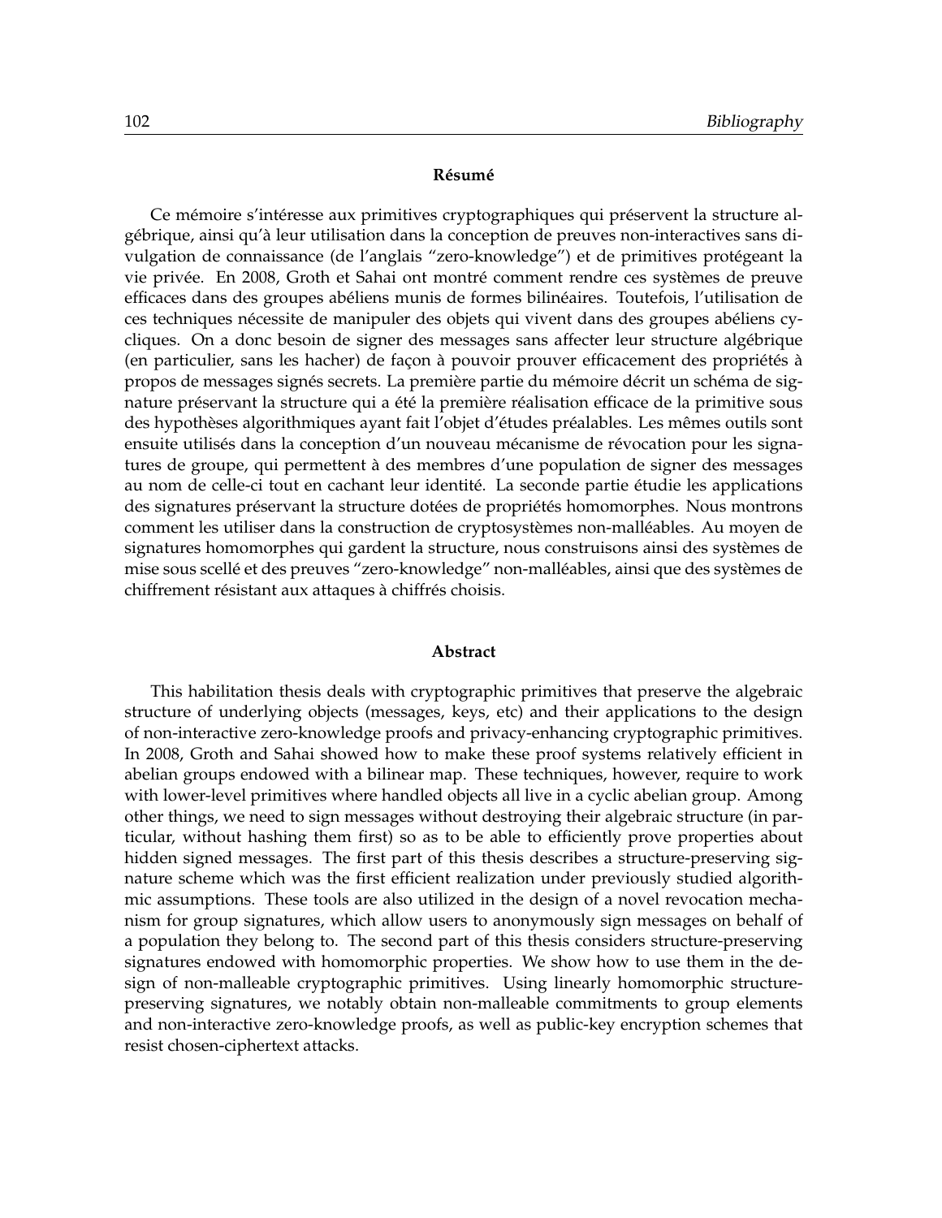**Résumé**

Ce mémoire s'intéresse aux primitives cryptographiques qui préservent la structure algébrique, ainsi qu'à leur utilisation dans la conception de preuves non-interactives sans divulgation de connaissance (de l'anglais "zero-knowledge") et de primitives protégeant la vie privée. En 2008, Groth et Sahai ont montré comment rendre ces systèmes de preuve efficaces dans des groupes abéliens munis de formes bilinéaires. Toutefois, l'utilisation de ces techniques nécessite de manipuler des objets qui vivent dans des groupes abéliens cycliques. On a donc besoin de signer des messages sans affecter leur structure algébrique (en particulier, sans les hacher) de façon à pouvoir prouver efficacement des propriétés à propos de messages signés secrets. La première partie du mémoire décrit un schéma de signature préservant la structure qui a été la première réalisation efficace de la primitive sous des hypothèses algorithmiques ayant fait l'objet d'études préalables. Les mêmes outils sont ensuite utilisés dans la conception d'un nouveau mécanisme de révocation pour les signatures de groupe, qui permettent à des membres d'une population de signer des messages au nom de celle-ci tout en cachant leur identité. La seconde partie étudie les applications des signatures préservant la structure dotées de propriétés homomorphes. Nous montrons comment les utiliser dans la construction de cryptosystèmes non-malléables. Au moyen de signatures homomorphes qui gardent la structure, nous construisons ainsi des systèmes de mise sous scellé et des preuves "zero-knowledge" non-malléables, ainsi que des systèmes de chiffrement résistant aux attaques à chiffrés choisis.

**Abstract**

This habilitation thesis deals with cryptographic primitives that preserve the algebraic structure of underlying objects (messages, keys, etc) and their applications to the design of non-interactive zero-knowledge proofs and privacy-enhancing cryptographic primitives. In 2008, Groth and Sahai showed how to make these proof systems relatively efficient in abelian groups endowed with a bilinear map. These techniques, however, require to work with lower-level primitives where handled objects all live in a cyclic abelian group. Among other things, we need to sign messages without destroying their algebraic structure (in particular, without hashing them first) so as to be able to efficiently prove properties about hidden signed messages. The first part of this thesis describes a structure-preserving signature scheme which was the first efficient realization under previously studied algorithmic assumptions. These tools are also utilized in the design of a novel revocation mechanism for group signatures, which allow users to anonymously sign messages on behalf of a population they belong to. The second part of this thesis considers structure-preserving signatures endowed with homomorphic properties. We show how to use them in the design of non-malleable cryptographic primitives. Using linearly homomorphic structure-preserving signatures, we notably obtain non-malleable commitments to group elements and non-interactive zero-knowledge proofs, as well as public-key encryption schemes that resist chosen-ciphertext attacks.